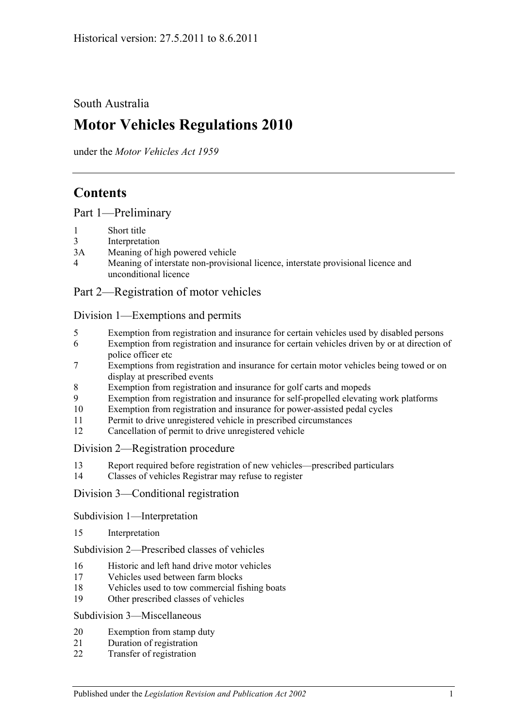Historical version: 27.5.2011 to 8.6.2011

South Australia

# Motor Vehicles Regulations 2010

under the *Motor Vehicles Act 1959*

## Contents

### Part 1—Preliminary

1 Short title
3 Interpretation
3A Meaning of high powered vehicle
4 Meaning of interstate non-provisional licence, interstate provisional licence and unconditional licence

### Part 2—Registration of motor vehicles

#### Division 1—Exemptions and permits

5 Exemption from registration and insurance for certain vehicles used by disabled persons
6 Exemption from registration and insurance for certain vehicles driven by or at direction of police officer etc
7 Exemptions from registration and insurance for certain motor vehicles being towed or on display at prescribed events
8 Exemption from registration and insurance for golf carts and mopeds
9 Exemption from registration and insurance for self-propelled elevating work platforms
10 Exemption from registration and insurance for power-assisted pedal cycles
11 Permit to drive unregistered vehicle in prescribed circumstances
12 Cancellation of permit to drive unregistered vehicle

#### Division 2—Registration procedure

13 Report required before registration of new vehicles—prescribed particulars
14 Classes of vehicles Registrar may refuse to register

#### Division 3—Conditional registration

##### Subdivision 1—Interpretation

15 Interpretation

##### Subdivision 2—Prescribed classes of vehicles

16 Historic and left hand drive motor vehicles
17 Vehicles used between farm blocks
18 Vehicles used to tow commercial fishing boats
19 Other prescribed classes of vehicles

##### Subdivision 3—Miscellaneous

20 Exemption from stamp duty
21 Duration of registration
22 Transfer of registration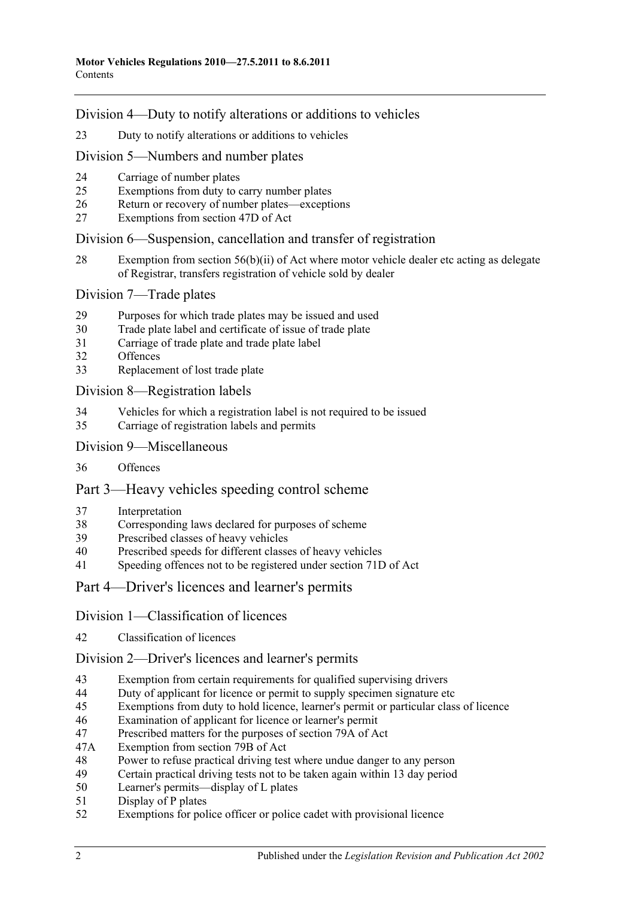## Division 4—Duty to notify alterations or additions to vehicles

23 Duty to notify alterations or additions to vehicles

## Division 5—Numbers and number plates

24 Carriage of number plates
25 Exemptions from duty to carry number plates
26 Return or recovery of number plates—exceptions
27 Exemptions from section 47D of Act

## Division 6—Suspension, cancellation and transfer of registration

28 Exemption from section 56(b)(ii) of Act where motor vehicle dealer etc acting as delegate of Registrar, transfers registration of vehicle sold by dealer

## Division 7—Trade plates

29 Purposes for which trade plates may be issued and used
30 Trade plate label and certificate of issue of trade plate
31 Carriage of trade plate and trade plate label
32 Offences
33 Replacement of lost trade plate

## Division 8—Registration labels

34 Vehicles for which a registration label is not required to be issued
35 Carriage of registration labels and permits

## Division 9—Miscellaneous

36 Offences

# Part 3—Heavy vehicles speeding control scheme

37 Interpretation
38 Corresponding laws declared for purposes of scheme
39 Prescribed classes of heavy vehicles
40 Prescribed speeds for different classes of heavy vehicles
41 Speeding offences not to be registered under section 71D of Act

# Part 4—Driver's licences and learner's permits

## Division 1—Classification of licences

42 Classification of licences

## Division 2—Driver's licences and learner's permits

43 Exemption from certain requirements for qualified supervising drivers
44 Duty of applicant for licence or permit to supply specimen signature etc
45 Exemptions from duty to hold licence, learner's permit or particular class of licence
46 Examination of applicant for licence or learner's permit
47 Prescribed matters for the purposes of section 79A of Act
47A Exemption from section 79B of Act
48 Power to refuse practical driving test where undue danger to any person
49 Certain practical driving tests not to be taken again within 13 day period
50 Learner's permits—display of L plates
51 Display of P plates
52 Exemptions for police officer or police cadet with provisional licence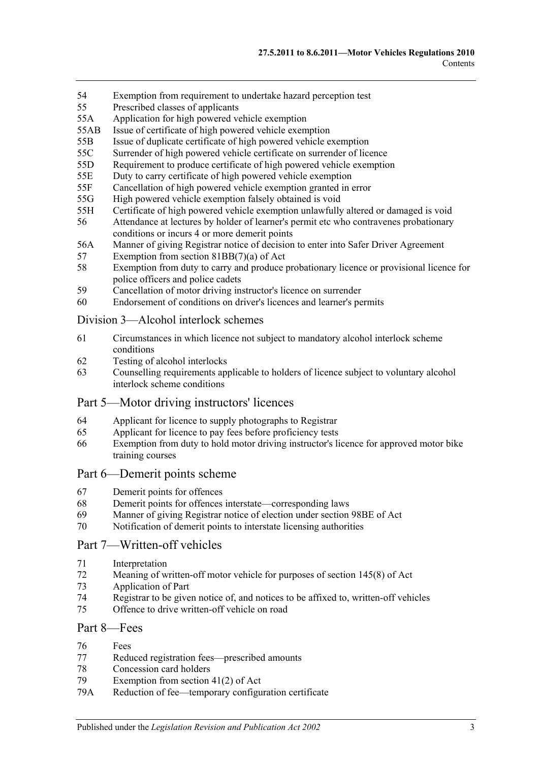54 Exemption from requirement to undertake hazard perception test
55 Prescribed classes of applicants
55A Application for high powered vehicle exemption
55AB Issue of certificate of high powered vehicle exemption
55B Issue of duplicate certificate of high powered vehicle exemption
55C Surrender of high powered vehicle certificate on surrender of licence
55D Requirement to produce certificate of high powered vehicle exemption
55E Duty to carry certificate of high powered vehicle exemption
55F Cancellation of high powered vehicle exemption granted in error
55G High powered vehicle exemption falsely obtained is void
55H Certificate of high powered vehicle exemption unlawfully altered or damaged is void
56 Attendance at lectures by holder of learner's permit etc who contravenes probationary conditions or incurs 4 or more demerit points
56A Manner of giving Registrar notice of decision to enter into Safer Driver Agreement
57 Exemption from section 81BB(7)(a) of Act
58 Exemption from duty to carry and produce probationary licence or provisional licence for police officers and police cadets
59 Cancellation of motor driving instructor's licence on surrender
60 Endorsement of conditions on driver's licences and learner's permits

## Division 3—Alcohol interlock schemes

61 Circumstances in which licence not subject to mandatory alcohol interlock scheme conditions
62 Testing of alcohol interlocks
63 Counselling requirements applicable to holders of licence subject to voluntary alcohol interlock scheme conditions

## Part 5—Motor driving instructors' licences

64 Applicant for licence to supply photographs to Registrar
65 Applicant for licence to pay fees before proficiency tests
66 Exemption from duty to hold motor driving instructor's licence for approved motor bike training courses

## Part 6—Demerit points scheme

67 Demerit points for offences
68 Demerit points for offences interstate—corresponding laws
69 Manner of giving Registrar notice of election under section 98BE of Act
70 Notification of demerit points to interstate licensing authorities

## Part 7—Written-off vehicles

71 Interpretation
72 Meaning of written-off motor vehicle for purposes of section 145(8) of Act
73 Application of Part
74 Registrar to be given notice of, and notices to be affixed to, written-off vehicles
75 Offence to drive written-off vehicle on road

## Part 8—Fees

76 Fees
77 Reduced registration fees—prescribed amounts
78 Concession card holders
79 Exemption from section 41(2) of Act
79A Reduction of fee—temporary configuration certificate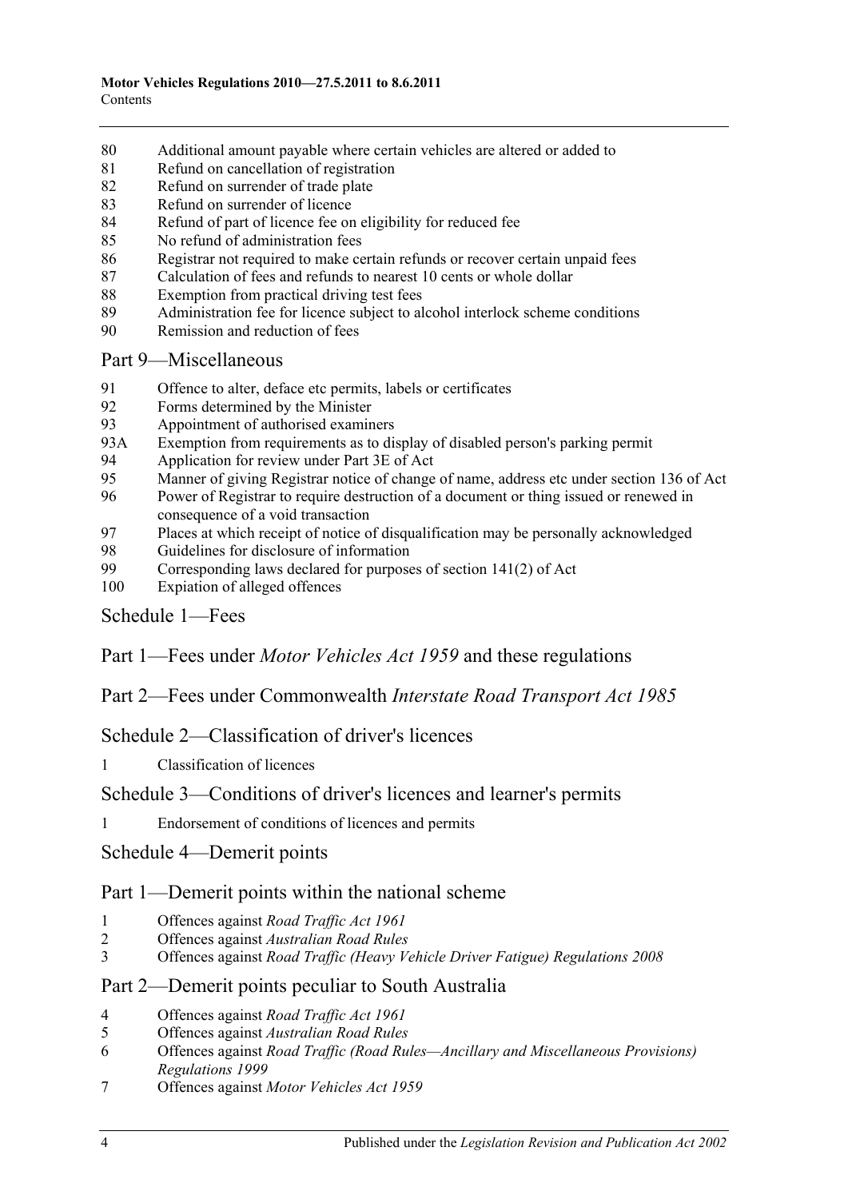80 Additional amount payable where certain vehicles are altered or added to
81 Refund on cancellation of registration
82 Refund on surrender of trade plate
83 Refund on surrender of licence
84 Refund of part of licence fee on eligibility for reduced fee
85 No refund of administration fees
86 Registrar not required to make certain refunds or recover certain unpaid fees
87 Calculation of fees and refunds to nearest 10 cents or whole dollar
88 Exemption from practical driving test fees
89 Administration fee for licence subject to alcohol interlock scheme conditions
90 Remission and reduction of fees

## Part 9—Miscellaneous

91 Offence to alter, deface etc permits, labels or certificates
92 Forms determined by the Minister
93 Appointment of authorised examiners
93A Exemption from requirements as to display of disabled person's parking permit
94 Application for review under Part 3E of Act
95 Manner of giving Registrar notice of change of name, address etc under section 136 of Act
96 Power of Registrar to require destruction of a document or thing issued or renewed in consequence of a void transaction
97 Places at which receipt of notice of disqualification may be personally acknowledged
98 Guidelines for disclosure of information
99 Corresponding laws declared for purposes of section 141(2) of Act
100 Expiation of alleged offences

## Schedule 1—Fees

## Part 1—Fees under *Motor Vehicles Act 1959* and these regulations

## Part 2—Fees under Commonwealth *Interstate Road Transport Act 1985*

## Schedule 2—Classification of driver's licences

1 Classification of licences

## Schedule 3—Conditions of driver's licences and learner's permits

1 Endorsement of conditions of licences and permits

## Schedule 4—Demerit points

## Part 1—Demerit points within the national scheme

1 Offences against *Road Traffic Act 1961*
2 Offences against *Australian Road Rules*
3 Offences against *Road Traffic (Heavy Vehicle Driver Fatigue) Regulations 2008*

## Part 2—Demerit points peculiar to South Australia

4 Offences against *Road Traffic Act 1961*
5 Offences against *Australian Road Rules*
6 Offences against *Road Traffic (Road Rules—Ancillary and Miscellaneous Provisions) Regulations 1999*
7 Offences against *Motor Vehicles Act 1959*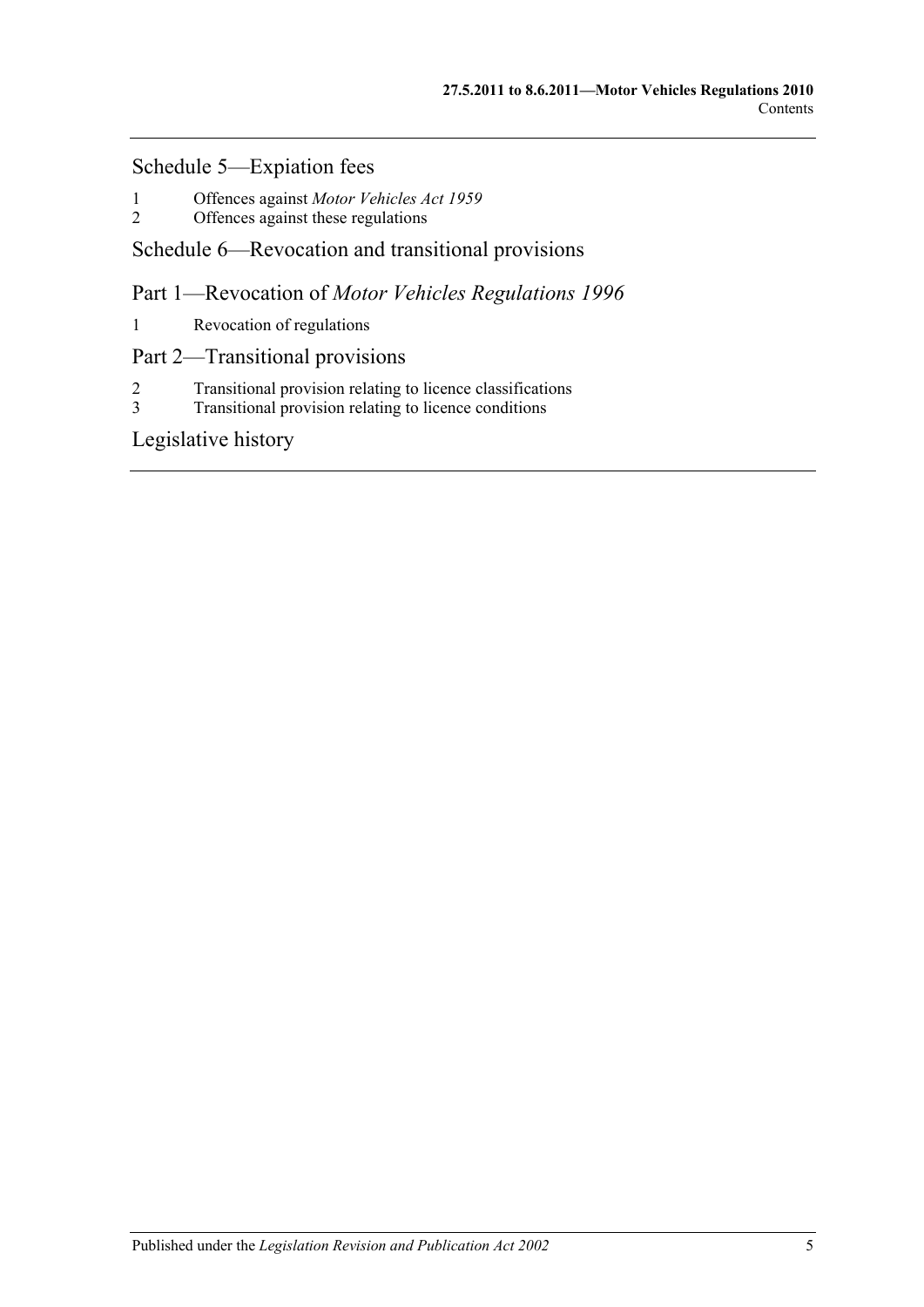## Schedule 5—Expiation fees

1 Offences against *Motor Vehicles Act 1959*
2 Offences against these regulations

## Schedule 6—Revocation and transitional provisions

## Part 1—Revocation of *Motor Vehicles Regulations 1996*

1 Revocation of regulations

## Part 2—Transitional provisions

2 Transitional provision relating to licence classifications
3 Transitional provision relating to licence conditions

## Legislative history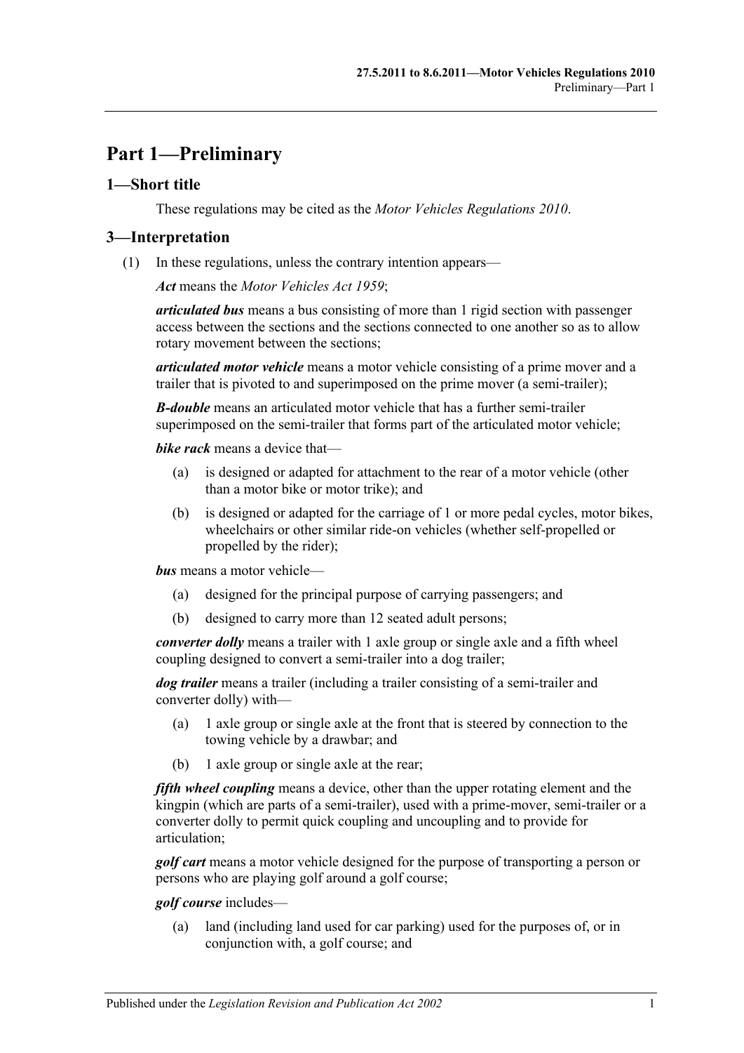# Part 1—Preliminary

## 1—Short title

These regulations may be cited as the *Motor Vehicles Regulations 2010*.

## 3—Interpretation

(1) In these regulations, unless the contrary intention appears—

***Act*** means the *Motor Vehicles Act 1959*;

***articulated bus*** means a bus consisting of more than 1 rigid section with passenger access between the sections and the sections connected to one another so as to allow rotary movement between the sections;

***articulated motor vehicle*** means a motor vehicle consisting of a prime mover and a trailer that is pivoted to and superimposed on the prime mover (a semi-trailer);

***B-double*** means an articulated motor vehicle that has a further semi-trailer superimposed on the semi-trailer that forms part of the articulated motor vehicle;

***bike rack*** means a device that—

(a) is designed or adapted for attachment to the rear of a motor vehicle (other than a motor bike or motor trike); and

(b) is designed or adapted for the carriage of 1 or more pedal cycles, motor bikes, wheelchairs or other similar ride-on vehicles (whether self-propelled or propelled by the rider);

***bus*** means a motor vehicle—

(a) designed for the principal purpose of carrying passengers; and

(b) designed to carry more than 12 seated adult persons;

***converter dolly*** means a trailer with 1 axle group or single axle and a fifth wheel coupling designed to convert a semi-trailer into a dog trailer;

***dog trailer*** means a trailer (including a trailer consisting of a semi-trailer and converter dolly) with—

(a) 1 axle group or single axle at the front that is steered by connection to the towing vehicle by a drawbar; and

(b) 1 axle group or single axle at the rear;

***fifth wheel coupling*** means a device, other than the upper rotating element and the kingpin (which are parts of a semi-trailer), used with a prime-mover, semi-trailer or a converter dolly to permit quick coupling and uncoupling and to provide for articulation;

***golf cart*** means a motor vehicle designed for the purpose of transporting a person or persons who are playing golf around a golf course;

***golf course*** includes—

(a) land (including land used for car parking) used for the purposes of, or in conjunction with, a golf course; and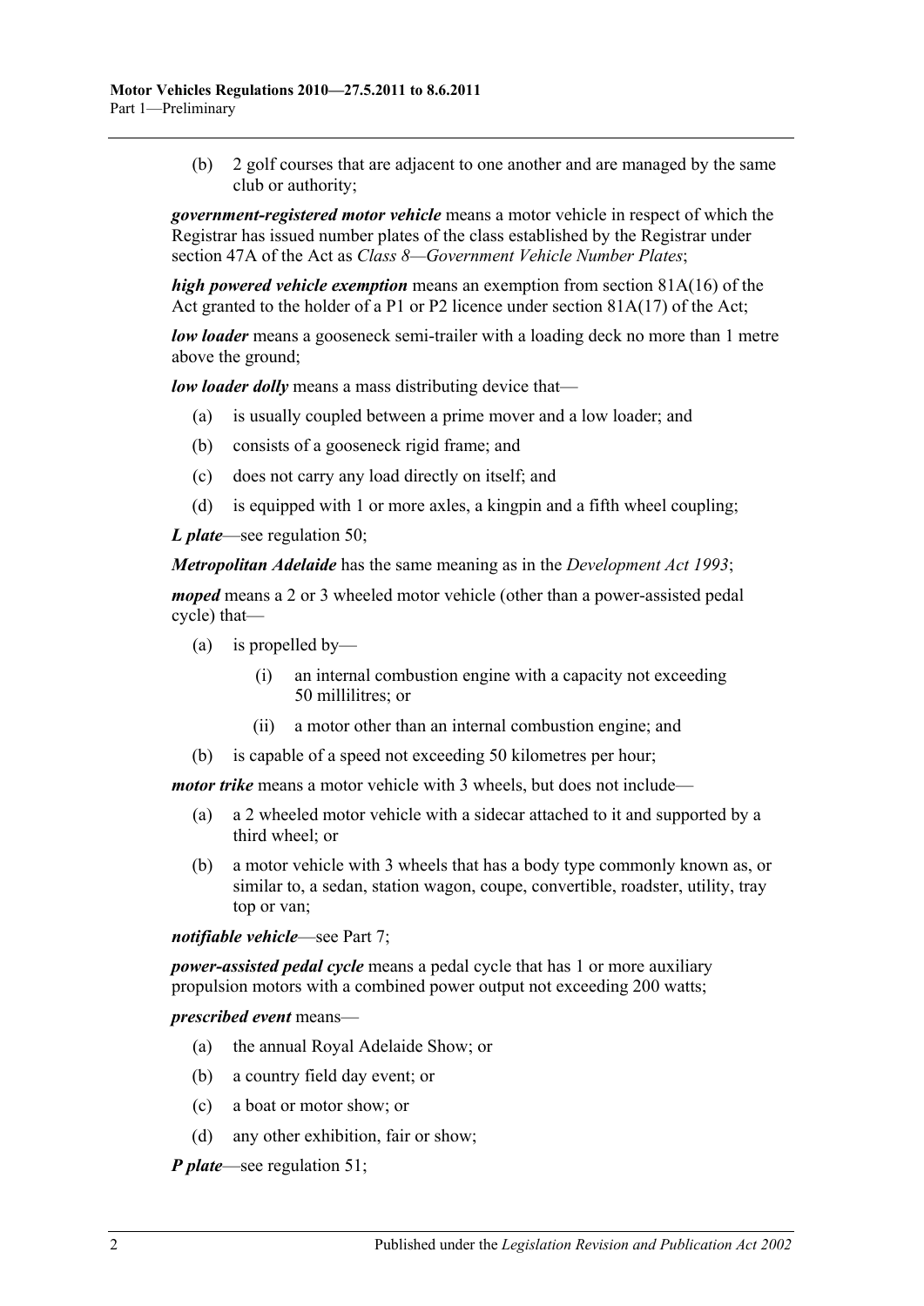(b) 2 golf courses that are adjacent to one another and are managed by the same club or authority;

***government-registered motor vehicle*** means a motor vehicle in respect of which the Registrar has issued number plates of the class established by the Registrar under section 47A of the Act as *Class 8—Government Vehicle Number Plates*;

***high powered vehicle exemption*** means an exemption from section 81A(16) of the Act granted to the holder of a P1 or P2 licence under section 81A(17) of the Act;

***low loader*** means a gooseneck semi-trailer with a loading deck no more than 1 metre above the ground;

***low loader dolly*** means a mass distributing device that—

(a) is usually coupled between a prime mover and a low loader; and

(b) consists of a gooseneck rigid frame; and

(c) does not carry any load directly on itself; and

(d) is equipped with 1 or more axles, a kingpin and a fifth wheel coupling;

***L plate***—see regulation 50;

***Metropolitan Adelaide*** has the same meaning as in the *Development Act 1993*;

***moped*** means a 2 or 3 wheeled motor vehicle (other than a power-assisted pedal cycle) that—

(a) is propelled by—

(i) an internal combustion engine with a capacity not exceeding 50 millilitres; or

(ii) a motor other than an internal combustion engine; and

(b) is capable of a speed not exceeding 50 kilometres per hour;

***motor trike*** means a motor vehicle with 3 wheels, but does not include—

(a) a 2 wheeled motor vehicle with a sidecar attached to it and supported by a third wheel; or

(b) a motor vehicle with 3 wheels that has a body type commonly known as, or similar to, a sedan, station wagon, coupe, convertible, roadster, utility, tray top or van;

***notifiable vehicle***—see Part 7;

***power-assisted pedal cycle*** means a pedal cycle that has 1 or more auxiliary propulsion motors with a combined power output not exceeding 200 watts;

***prescribed event*** means—

(a) the annual Royal Adelaide Show; or

(b) a country field day event; or

(c) a boat or motor show; or

(d) any other exhibition, fair or show;

***P plate***—see regulation 51;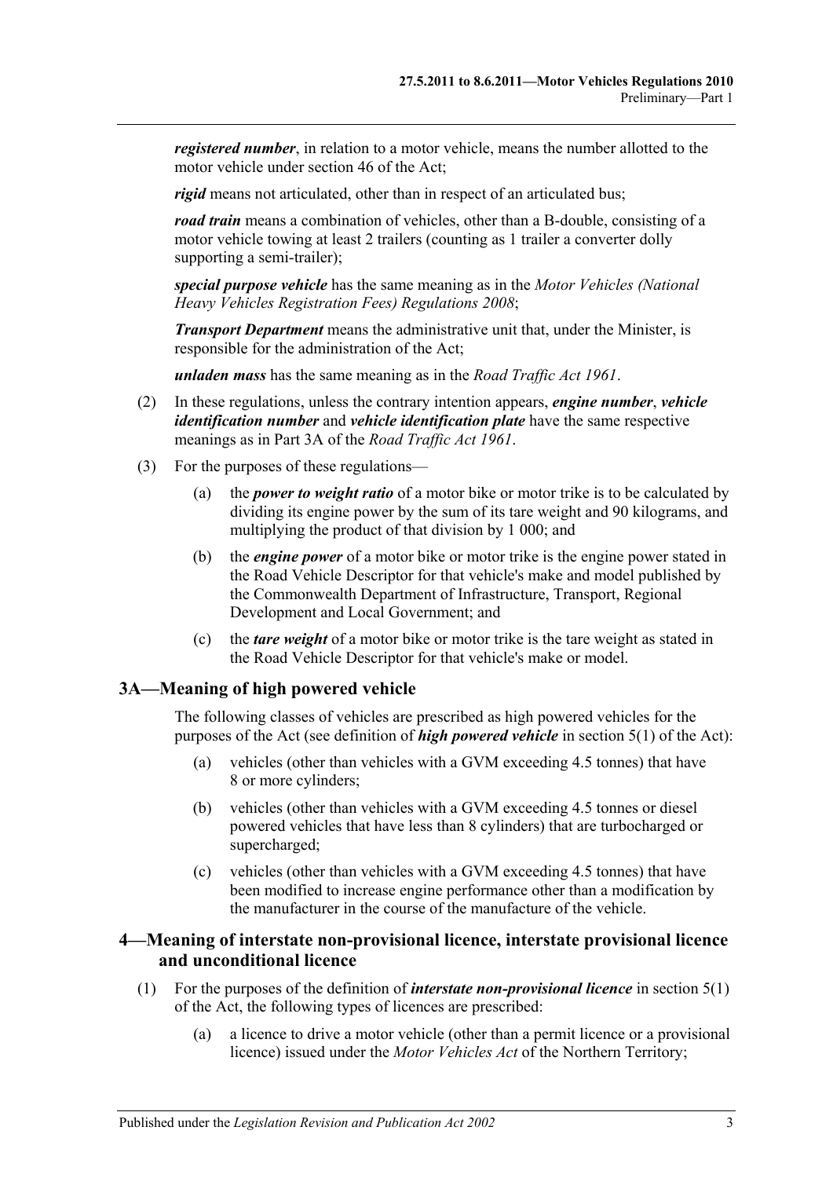***registered number***, in relation to a motor vehicle, means the number allotted to the motor vehicle under section 46 of the Act;

***rigid*** means not articulated, other than in respect of an articulated bus;

***road train*** means a combination of vehicles, other than a B-double, consisting of a motor vehicle towing at least 2 trailers (counting as 1 trailer a converter dolly supporting a semi-trailer);

***special purpose vehicle*** has the same meaning as in the *Motor Vehicles (National Heavy Vehicles Registration Fees) Regulations 2008*;

***Transport Department*** means the administrative unit that, under the Minister, is responsible for the administration of the Act;

***unladen mass*** has the same meaning as in the *Road Traffic Act 1961*.

(2) In these regulations, unless the contrary intention appears, ***engine number***, ***vehicle identification number*** and ***vehicle identification plate*** have the same respective meanings as in Part 3A of the *Road Traffic Act 1961*.

(3) For the purposes of these regulations—

(a) the ***power to weight ratio*** of a motor bike or motor trike is to be calculated by dividing its engine power by the sum of its tare weight and 90 kilograms, and multiplying the product of that division by 1 000; and

(b) the ***engine power*** of a motor bike or motor trike is the engine power stated in the Road Vehicle Descriptor for that vehicle's make and model published by the Commonwealth Department of Infrastructure, Transport, Regional Development and Local Government; and

(c) the ***tare weight*** of a motor bike or motor trike is the tare weight as stated in the Road Vehicle Descriptor for that vehicle's make or model.

## 3A—Meaning of high powered vehicle

The following classes of vehicles are prescribed as high powered vehicles for the purposes of the Act (see definition of ***high powered vehicle*** in section 5(1) of the Act):

(a) vehicles (other than vehicles with a GVM exceeding 4.5 tonnes) that have 8 or more cylinders;

(b) vehicles (other than vehicles with a GVM exceeding 4.5 tonnes or diesel powered vehicles that have less than 8 cylinders) that are turbocharged or supercharged;

(c) vehicles (other than vehicles with a GVM exceeding 4.5 tonnes) that have been modified to increase engine performance other than a modification by the manufacturer in the course of the manufacture of the vehicle.

## 4—Meaning of interstate non-provisional licence, interstate provisional licence and unconditional licence

(1) For the purposes of the definition of ***interstate non-provisional licence*** in section 5(1) of the Act, the following types of licences are prescribed:

(a) a licence to drive a motor vehicle (other than a permit licence or a provisional licence) issued under the *Motor Vehicles Act* of the Northern Territory;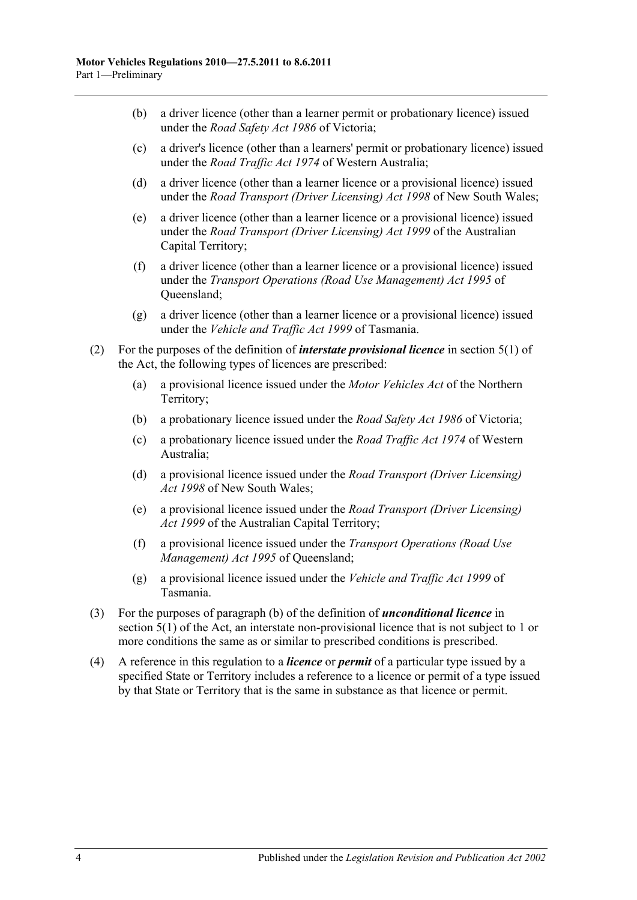(b) a driver licence (other than a learner permit or probationary licence) issued under the *Road Safety Act 1986* of Victoria;

(c) a driver's licence (other than a learners' permit or probationary licence) issued under the *Road Traffic Act 1974* of Western Australia;

(d) a driver licence (other than a learner licence or a provisional licence) issued under the *Road Transport (Driver Licensing) Act 1998* of New South Wales;

(e) a driver licence (other than a learner licence or a provisional licence) issued under the *Road Transport (Driver Licensing) Act 1999* of the Australian Capital Territory;

(f) a driver licence (other than a learner licence or a provisional licence) issued under the *Transport Operations (Road Use Management) Act 1995* of Queensland;

(g) a driver licence (other than a learner licence or a provisional licence) issued under the *Vehicle and Traffic Act 1999* of Tasmania.

(2) For the purposes of the definition of ***interstate provisional licence*** in section 5(1) of the Act, the following types of licences are prescribed:

(a) a provisional licence issued under the *Motor Vehicles Act* of the Northern Territory;

(b) a probationary licence issued under the *Road Safety Act 1986* of Victoria;

(c) a probationary licence issued under the *Road Traffic Act 1974* of Western Australia;

(d) a provisional licence issued under the *Road Transport (Driver Licensing) Act 1998* of New South Wales;

(e) a provisional licence issued under the *Road Transport (Driver Licensing) Act 1999* of the Australian Capital Territory;

(f) a provisional licence issued under the *Transport Operations (Road Use Management) Act 1995* of Queensland;

(g) a provisional licence issued under the *Vehicle and Traffic Act 1999* of Tasmania.

(3) For the purposes of paragraph (b) of the definition of ***unconditional licence*** in section 5(1) of the Act, an interstate non-provisional licence that is not subject to 1 or more conditions the same as or similar to prescribed conditions is prescribed.

(4) A reference in this regulation to a ***licence*** or ***permit*** of a particular type issued by a specified State or Territory includes a reference to a licence or permit of a type issued by that State or Territory that is the same in substance as that licence or permit.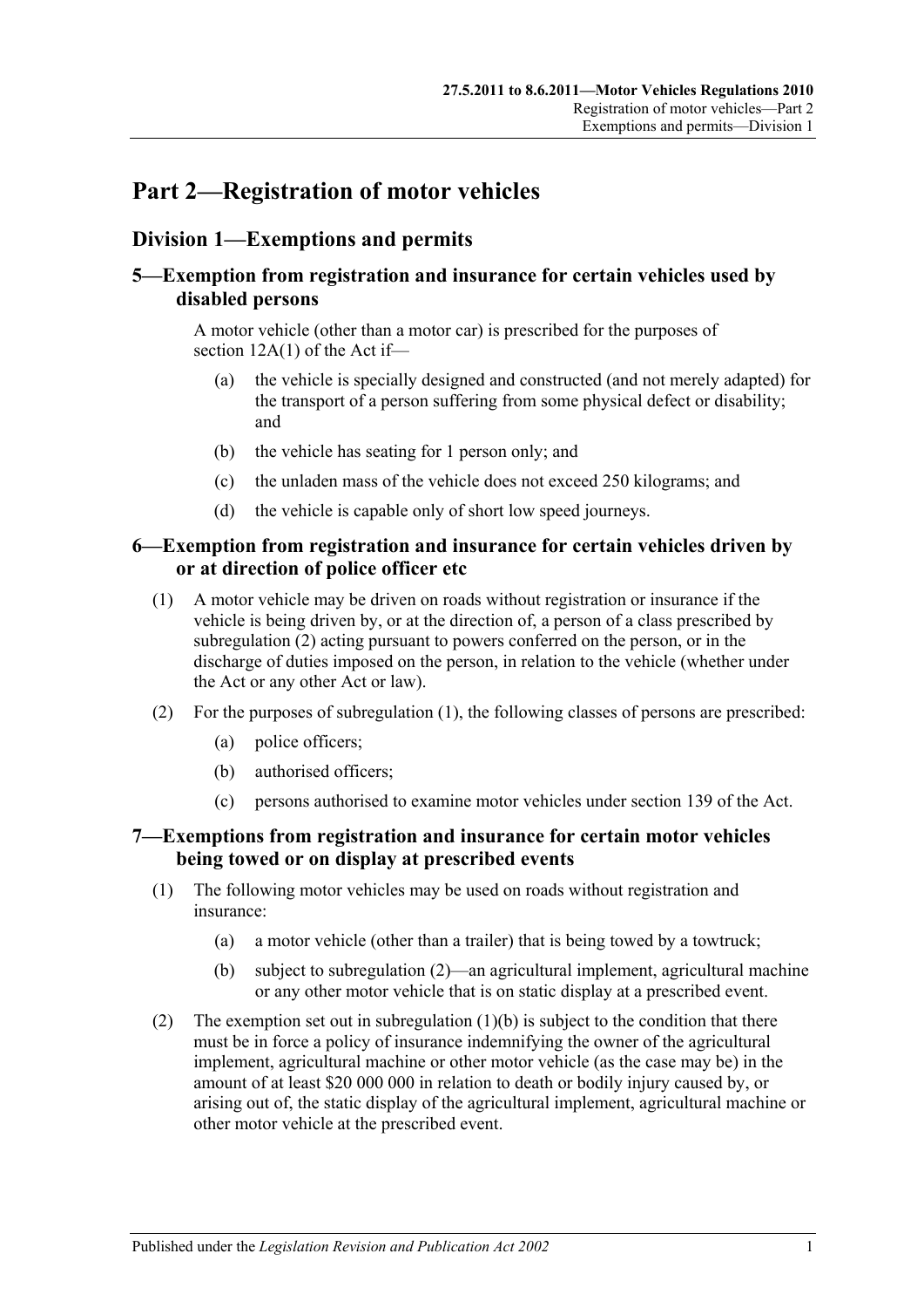# Part 2—Registration of motor vehicles

## Division 1—Exemptions and permits

### 5—Exemption from registration and insurance for certain vehicles used by disabled persons

A motor vehicle (other than a motor car) is prescribed for the purposes of section 12A(1) of the Act if—

(a) the vehicle is specially designed and constructed (and not merely adapted) for the transport of a person suffering from some physical defect or disability; and

(b) the vehicle has seating for 1 person only; and

(c) the unladen mass of the vehicle does not exceed 250 kilograms; and

(d) the vehicle is capable only of short low speed journeys.

### 6—Exemption from registration and insurance for certain vehicles driven by or at direction of police officer etc

(1) A motor vehicle may be driven on roads without registration or insurance if the vehicle is being driven by, or at the direction of, a person of a class prescribed by subregulation (2) acting pursuant to powers conferred on the person, or in the discharge of duties imposed on the person, in relation to the vehicle (whether under the Act or any other Act or law).

(2) For the purposes of subregulation (1), the following classes of persons are prescribed:

(a) police officers;

(b) authorised officers;

(c) persons authorised to examine motor vehicles under section 139 of the Act.

### 7—Exemptions from registration and insurance for certain motor vehicles being towed or on display at prescribed events

(1) The following motor vehicles may be used on roads without registration and insurance:

(a) a motor vehicle (other than a trailer) that is being towed by a towtruck;

(b) subject to subregulation (2)—an agricultural implement, agricultural machine or any other motor vehicle that is on static display at a prescribed event.

(2) The exemption set out in subregulation (1)(b) is subject to the condition that there must be in force a policy of insurance indemnifying the owner of the agricultural implement, agricultural machine or other motor vehicle (as the case may be) in the amount of at least $20 000 000 in relation to death or bodily injury caused by, or arising out of, the static display of the agricultural implement, agricultural machine or other motor vehicle at the prescribed event.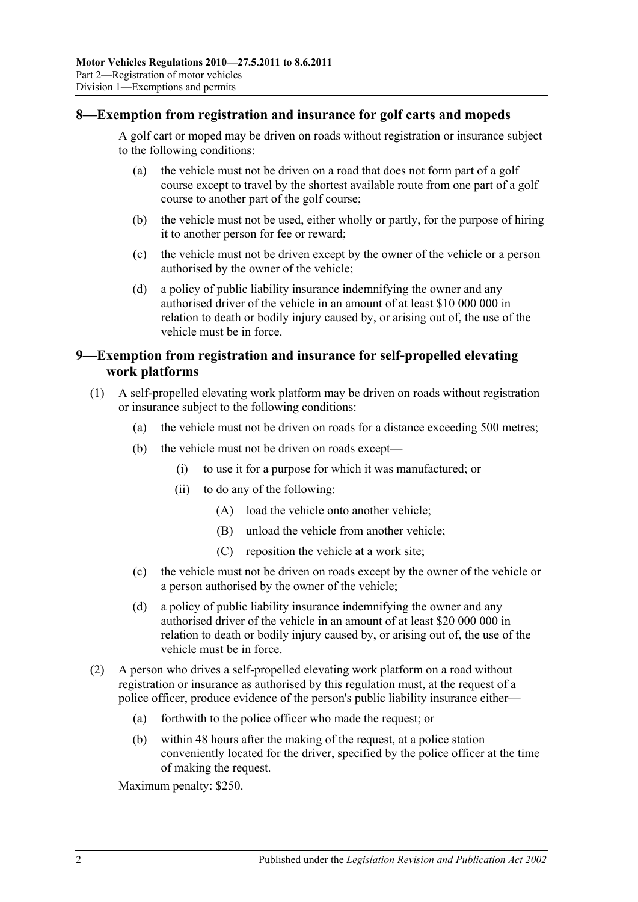## 8—Exemption from registration and insurance for golf carts and mopeds

A golf cart or moped may be driven on roads without registration or insurance subject to the following conditions:

(a) the vehicle must not be driven on a road that does not form part of a golf course except to travel by the shortest available route from one part of a golf course to another part of the golf course;

(b) the vehicle must not be used, either wholly or partly, for the purpose of hiring it to another person for fee or reward;

(c) the vehicle must not be driven except by the owner of the vehicle or a person authorised by the owner of the vehicle;

(d) a policy of public liability insurance indemnifying the owner and any authorised driver of the vehicle in an amount of at least $10 000 000 in relation to death or bodily injury caused by, or arising out of, the use of the vehicle must be in force.

## 9—Exemption from registration and insurance for self-propelled elevating work platforms

(1) A self-propelled elevating work platform may be driven on roads without registration or insurance subject to the following conditions:

(a) the vehicle must not be driven on roads for a distance exceeding 500 metres;

(b) the vehicle must not be driven on roads except—

(i) to use it for a purpose for which it was manufactured; or

(ii) to do any of the following:

(A) load the vehicle onto another vehicle;

(B) unload the vehicle from another vehicle;

(C) reposition the vehicle at a work site;

(c) the vehicle must not be driven on roads except by the owner of the vehicle or a person authorised by the owner of the vehicle;

(d) a policy of public liability insurance indemnifying the owner and any authorised driver of the vehicle in an amount of at least $20 000 000 in relation to death or bodily injury caused by, or arising out of, the use of the vehicle must be in force.

(2) A person who drives a self-propelled elevating work platform on a road without registration or insurance as authorised by this regulation must, at the request of a police officer, produce evidence of the person's public liability insurance either—

(a) forthwith to the police officer who made the request; or

(b) within 48 hours after the making of the request, at a police station conveniently located for the driver, specified by the police officer at the time of making the request.

Maximum penalty: $250.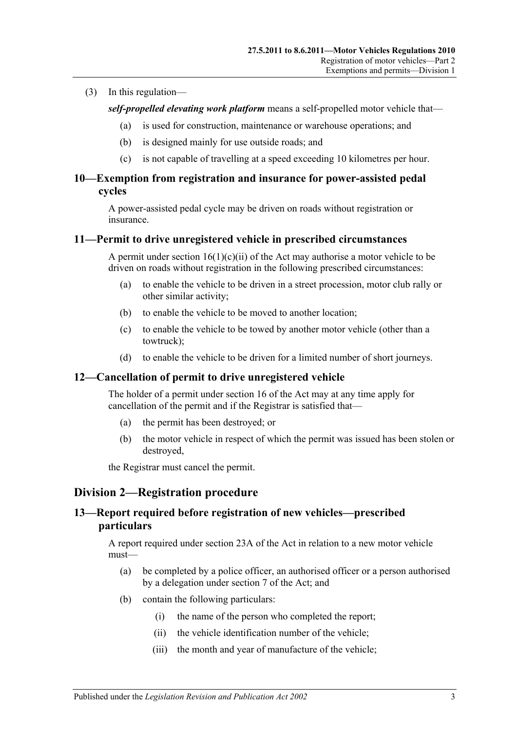(3) In this regulation—

***self-propelled elevating work platform*** means a self-propelled motor vehicle that—

(a) is used for construction, maintenance or warehouse operations; and

(b) is designed mainly for use outside roads; and

(c) is not capable of travelling at a speed exceeding 10 kilometres per hour.

## 10—Exemption from registration and insurance for power-assisted pedal cycles

A power-assisted pedal cycle may be driven on roads without registration or insurance.

## 11—Permit to drive unregistered vehicle in prescribed circumstances

A permit under section 16(1)(c)(ii) of the Act may authorise a motor vehicle to be driven on roads without registration in the following prescribed circumstances:

(a) to enable the vehicle to be driven in a street procession, motor club rally or other similar activity;

(b) to enable the vehicle to be moved to another location;

(c) to enable the vehicle to be towed by another motor vehicle (other than a towtruck);

(d) to enable the vehicle to be driven for a limited number of short journeys.

## 12—Cancellation of permit to drive unregistered vehicle

The holder of a permit under section 16 of the Act may at any time apply for cancellation of the permit and if the Registrar is satisfied that—

(a) the permit has been destroyed; or

(b) the motor vehicle in respect of which the permit was issued has been stolen or destroyed,

the Registrar must cancel the permit.

# Division 2—Registration procedure

## 13—Report required before registration of new vehicles—prescribed particulars

A report required under section 23A of the Act in relation to a new motor vehicle must—

(a) be completed by a police officer, an authorised officer or a person authorised by a delegation under section 7 of the Act; and

(b) contain the following particulars:

(i) the name of the person who completed the report;

(ii) the vehicle identification number of the vehicle;

(iii) the month and year of manufacture of the vehicle;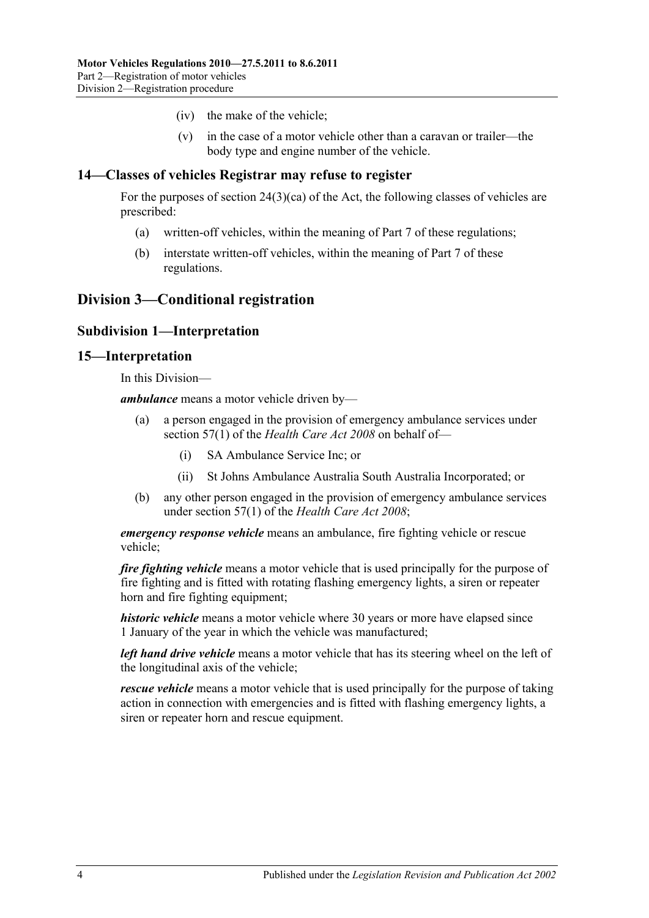(iv) the make of the vehicle;

(v) in the case of a motor vehicle other than a caravan or trailer—the body type and engine number of the vehicle.

## 14—Classes of vehicles Registrar may refuse to register

For the purposes of section 24(3)(ca) of the Act, the following classes of vehicles are prescribed:

(a) written-off vehicles, within the meaning of Part 7 of these regulations;

(b) interstate written-off vehicles, within the meaning of Part 7 of these regulations.

# Division 3—Conditional registration

## Subdivision 1—Interpretation

## 15—Interpretation

In this Division—

***ambulance*** means a motor vehicle driven by—

(a) a person engaged in the provision of emergency ambulance services under section 57(1) of the *Health Care Act 2008* on behalf of—

(i) SA Ambulance Service Inc; or

(ii) St Johns Ambulance Australia South Australia Incorporated; or

(b) any other person engaged in the provision of emergency ambulance services under section 57(1) of the *Health Care Act 2008*;

***emergency response vehicle*** means an ambulance, fire fighting vehicle or rescue vehicle;

***fire fighting vehicle*** means a motor vehicle that is used principally for the purpose of fire fighting and is fitted with rotating flashing emergency lights, a siren or repeater horn and fire fighting equipment;

***historic vehicle*** means a motor vehicle where 30 years or more have elapsed since 1 January of the year in which the vehicle was manufactured;

***left hand drive vehicle*** means a motor vehicle that has its steering wheel on the left of the longitudinal axis of the vehicle;

***rescue vehicle*** means a motor vehicle that is used principally for the purpose of taking action in connection with emergencies and is fitted with flashing emergency lights, a siren or repeater horn and rescue equipment.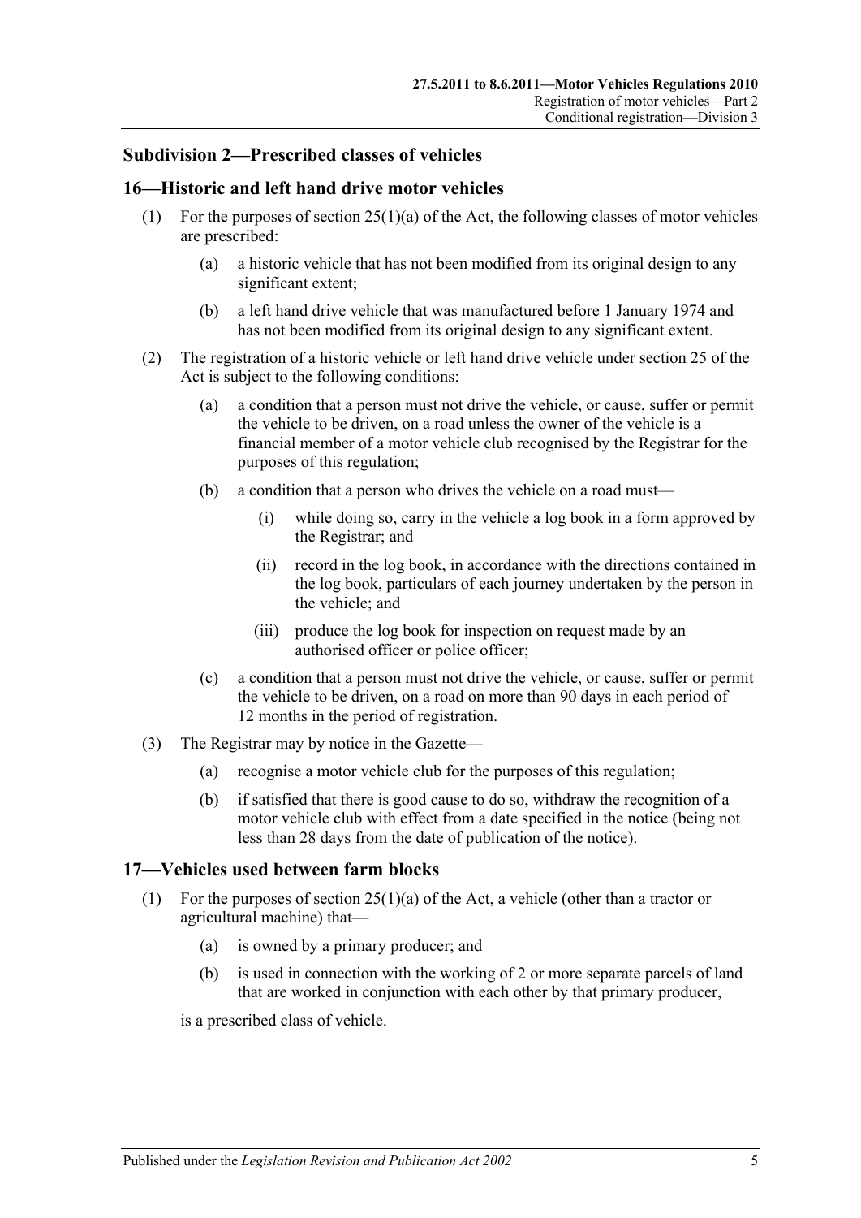## Subdivision 2—Prescribed classes of vehicles

### 16—Historic and left hand drive motor vehicles

(1) For the purposes of section 25(1)(a) of the Act, the following classes of motor vehicles are prescribed:

(a) a historic vehicle that has not been modified from its original design to any significant extent;

(b) a left hand drive vehicle that was manufactured before 1 January 1974 and has not been modified from its original design to any significant extent.

(2) The registration of a historic vehicle or left hand drive vehicle under section 25 of the Act is subject to the following conditions:

(a) a condition that a person must not drive the vehicle, or cause, suffer or permit the vehicle to be driven, on a road unless the owner of the vehicle is a financial member of a motor vehicle club recognised by the Registrar for the purposes of this regulation;

(b) a condition that a person who drives the vehicle on a road must—

(i) while doing so, carry in the vehicle a log book in a form approved by the Registrar; and

(ii) record in the log book, in accordance with the directions contained in the log book, particulars of each journey undertaken by the person in the vehicle; and

(iii) produce the log book for inspection on request made by an authorised officer or police officer;

(c) a condition that a person must not drive the vehicle, or cause, suffer or permit the vehicle to be driven, on a road on more than 90 days in each period of 12 months in the period of registration.

(3) The Registrar may by notice in the Gazette—

(a) recognise a motor vehicle club for the purposes of this regulation;

(b) if satisfied that there is good cause to do so, withdraw the recognition of a motor vehicle club with effect from a date specified in the notice (being not less than 28 days from the date of publication of the notice).

### 17—Vehicles used between farm blocks

(1) For the purposes of section 25(1)(a) of the Act, a vehicle (other than a tractor or agricultural machine) that—

(a) is owned by a primary producer; and

(b) is used in connection with the working of 2 or more separate parcels of land that are worked in conjunction with each other by that primary producer,

is a prescribed class of vehicle.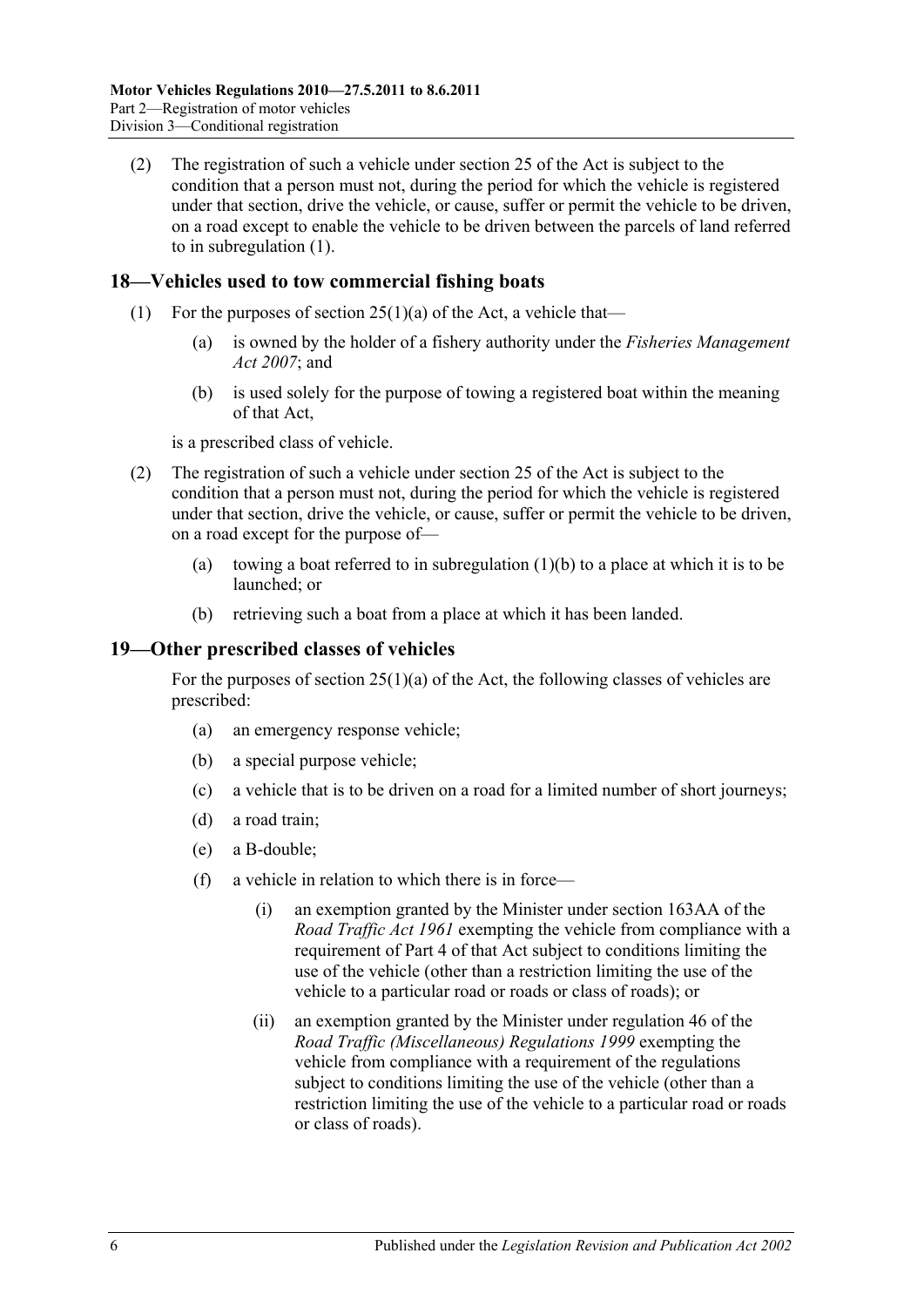(2) The registration of such a vehicle under section 25 of the Act is subject to the condition that a person must not, during the period for which the vehicle is registered under that section, drive the vehicle, or cause, suffer or permit the vehicle to be driven, on a road except to enable the vehicle to be driven between the parcels of land referred to in subregulation (1).

## 18—Vehicles used to tow commercial fishing boats

(1) For the purposes of section 25(1)(a) of the Act, a vehicle that—

(a) is owned by the holder of a fishery authority under the *Fisheries Management Act 2007*; and

(b) is used solely for the purpose of towing a registered boat within the meaning of that Act,

is a prescribed class of vehicle.

(2) The registration of such a vehicle under section 25 of the Act is subject to the condition that a person must not, during the period for which the vehicle is registered under that section, drive the vehicle, or cause, suffer or permit the vehicle to be driven, on a road except for the purpose of—

(a) towing a boat referred to in subregulation (1)(b) to a place at which it is to be launched; or

(b) retrieving such a boat from a place at which it has been landed.

## 19—Other prescribed classes of vehicles

For the purposes of section 25(1)(a) of the Act, the following classes of vehicles are prescribed:

(a) an emergency response vehicle;

(b) a special purpose vehicle;

(c) a vehicle that is to be driven on a road for a limited number of short journeys;

(d) a road train;

(e) a B-double;

(f) a vehicle in relation to which there is in force—

(i) an exemption granted by the Minister under section 163AA of the *Road Traffic Act 1961* exempting the vehicle from compliance with a requirement of Part 4 of that Act subject to conditions limiting the use of the vehicle (other than a restriction limiting the use of the vehicle to a particular road or roads or class of roads); or

(ii) an exemption granted by the Minister under regulation 46 of the *Road Traffic (Miscellaneous) Regulations 1999* exempting the vehicle from compliance with a requirement of the regulations subject to conditions limiting the use of the vehicle (other than a restriction limiting the use of the vehicle to a particular road or roads or class of roads).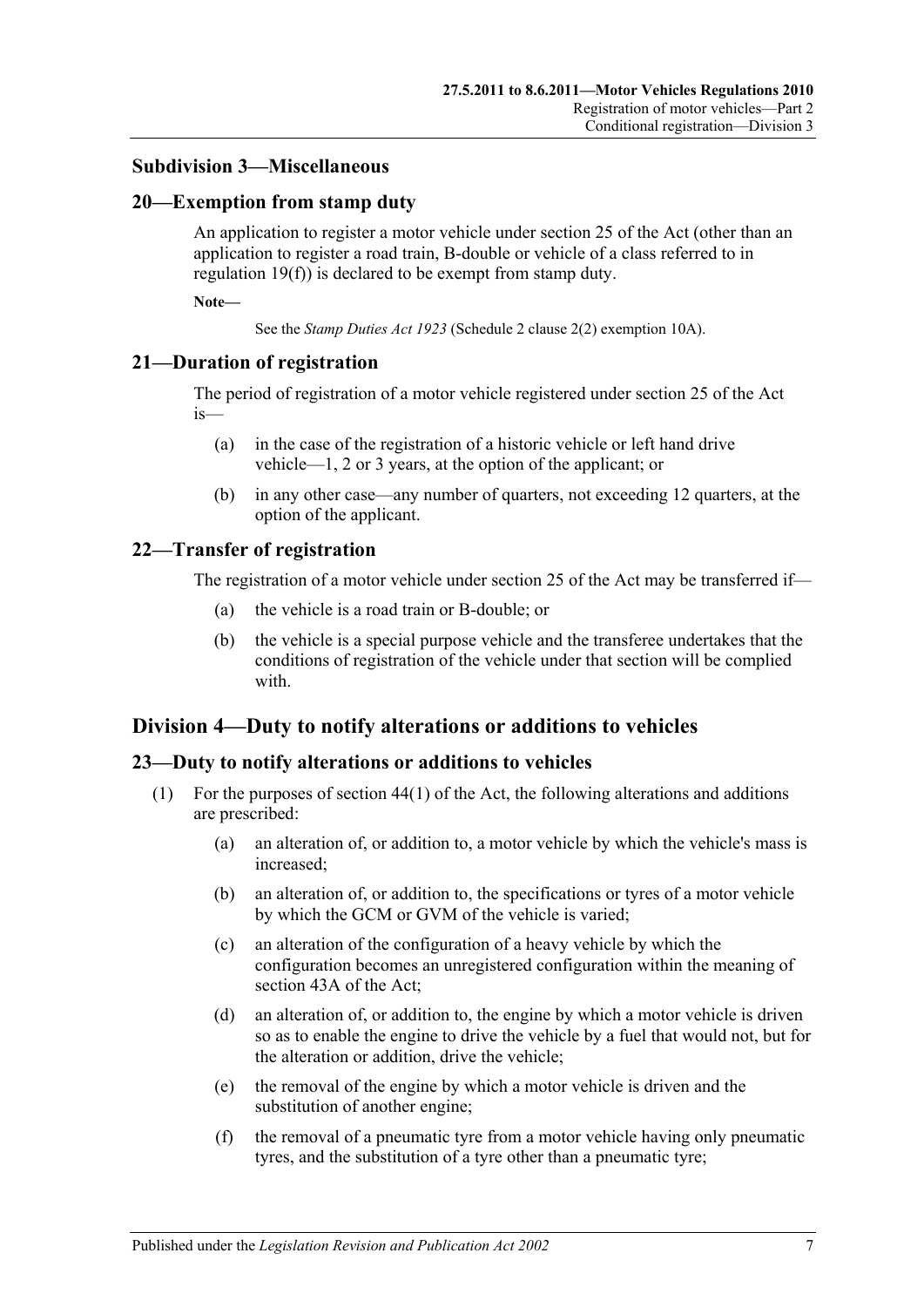### Subdivision 3—Miscellaneous

#### 20—Exemption from stamp duty

An application to register a motor vehicle under section 25 of the Act (other than an application to register a road train, B-double or vehicle of a class referred to in regulation 19(f)) is declared to be exempt from stamp duty.

**Note—**

See the *Stamp Duties Act 1923* (Schedule 2 clause 2(2) exemption 10A).

#### 21—Duration of registration

The period of registration of a motor vehicle registered under section 25 of the Act is—

- (a) in the case of the registration of a historic vehicle or left hand drive vehicle—1, 2 or 3 years, at the option of the applicant; or
- (b) in any other case—any number of quarters, not exceeding 12 quarters, at the option of the applicant.

#### 22—Transfer of registration

The registration of a motor vehicle under section 25 of the Act may be transferred if—

- (a) the vehicle is a road train or B-double; or
- (b) the vehicle is a special purpose vehicle and the transferee undertakes that the conditions of registration of the vehicle under that section will be complied with.

## Division 4—Duty to notify alterations or additions to vehicles

#### 23—Duty to notify alterations or additions to vehicles

(1) For the purposes of section 44(1) of the Act, the following alterations and additions are prescribed:

- (a) an alteration of, or addition to, a motor vehicle by which the vehicle's mass is increased;
- (b) an alteration of, or addition to, the specifications or tyres of a motor vehicle by which the GCM or GVM of the vehicle is varied;
- (c) an alteration of the configuration of a heavy vehicle by which the configuration becomes an unregistered configuration within the meaning of section 43A of the Act;
- (d) an alteration of, or addition to, the engine by which a motor vehicle is driven so as to enable the engine to drive the vehicle by a fuel that would not, but for the alteration or addition, drive the vehicle;
- (e) the removal of the engine by which a motor vehicle is driven and the substitution of another engine;
- (f) the removal of a pneumatic tyre from a motor vehicle having only pneumatic tyres, and the substitution of a tyre other than a pneumatic tyre;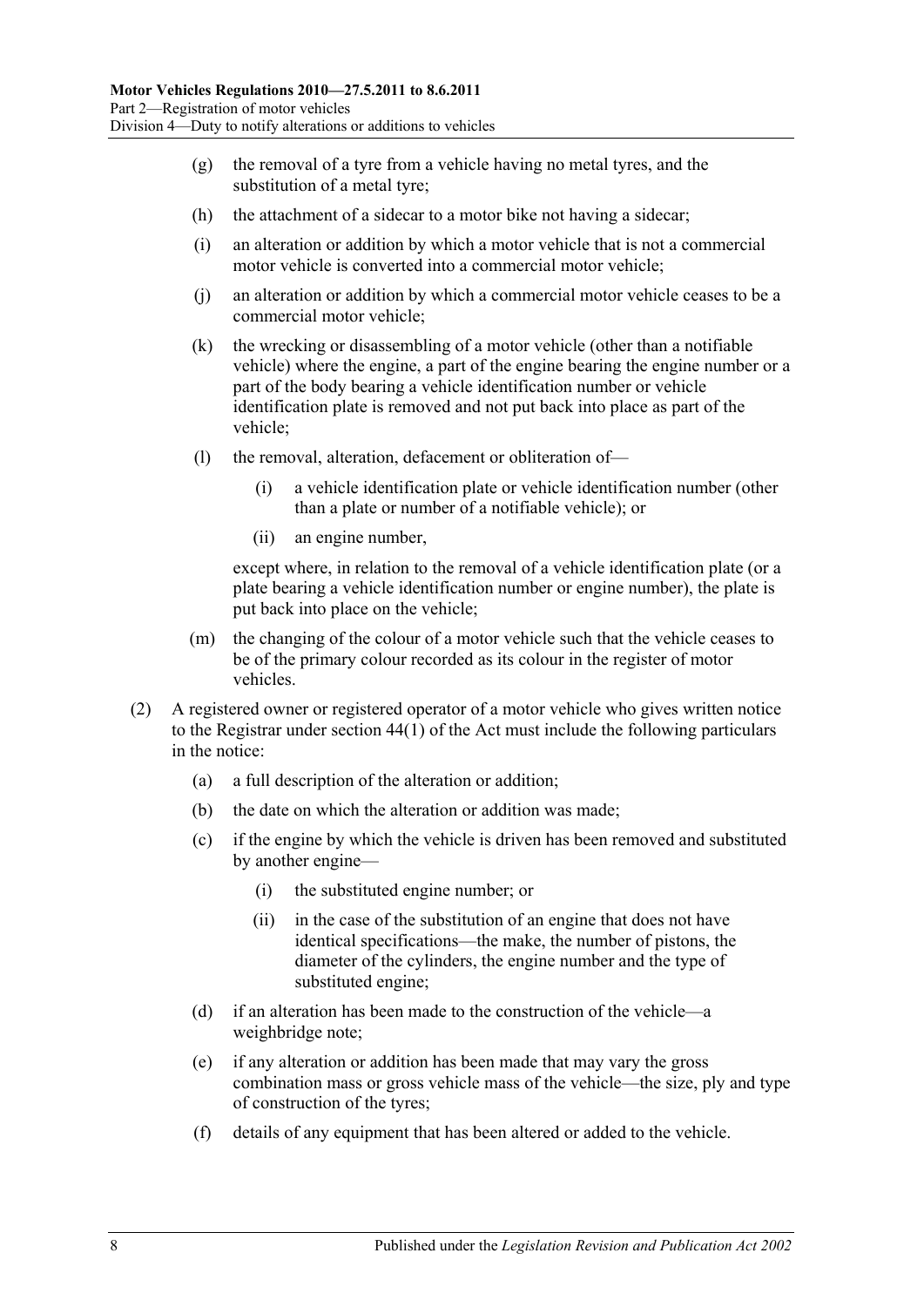(g) the removal of a tyre from a vehicle having no metal tyres, and the substitution of a metal tyre;

(h) the attachment of a sidecar to a motor bike not having a sidecar;

(i) an alteration or addition by which a motor vehicle that is not a commercial motor vehicle is converted into a commercial motor vehicle;

(j) an alteration or addition by which a commercial motor vehicle ceases to be a commercial motor vehicle;

(k) the wrecking or disassembling of a motor vehicle (other than a notifiable vehicle) where the engine, a part of the engine bearing the engine number or a part of the body bearing a vehicle identification number or vehicle identification plate is removed and not put back into place as part of the vehicle;

(l) the removal, alteration, defacement or obliteration of—

(i) a vehicle identification plate or vehicle identification number (other than a plate or number of a notifiable vehicle); or

(ii) an engine number,

except where, in relation to the removal of a vehicle identification plate (or a plate bearing a vehicle identification number or engine number), the plate is put back into place on the vehicle;

(m) the changing of the colour of a motor vehicle such that the vehicle ceases to be of the primary colour recorded as its colour in the register of motor vehicles.

(2) A registered owner or registered operator of a motor vehicle who gives written notice to the Registrar under section 44(1) of the Act must include the following particulars in the notice:

(a) a full description of the alteration or addition;

(b) the date on which the alteration or addition was made;

(c) if the engine by which the vehicle is driven has been removed and substituted by another engine—

(i) the substituted engine number; or

(ii) in the case of the substitution of an engine that does not have identical specifications—the make, the number of pistons, the diameter of the cylinders, the engine number and the type of substituted engine;

(d) if an alteration has been made to the construction of the vehicle—a weighbridge note;

(e) if any alteration or addition has been made that may vary the gross combination mass or gross vehicle mass of the vehicle—the size, ply and type of construction of the tyres;

(f) details of any equipment that has been altered or added to the vehicle.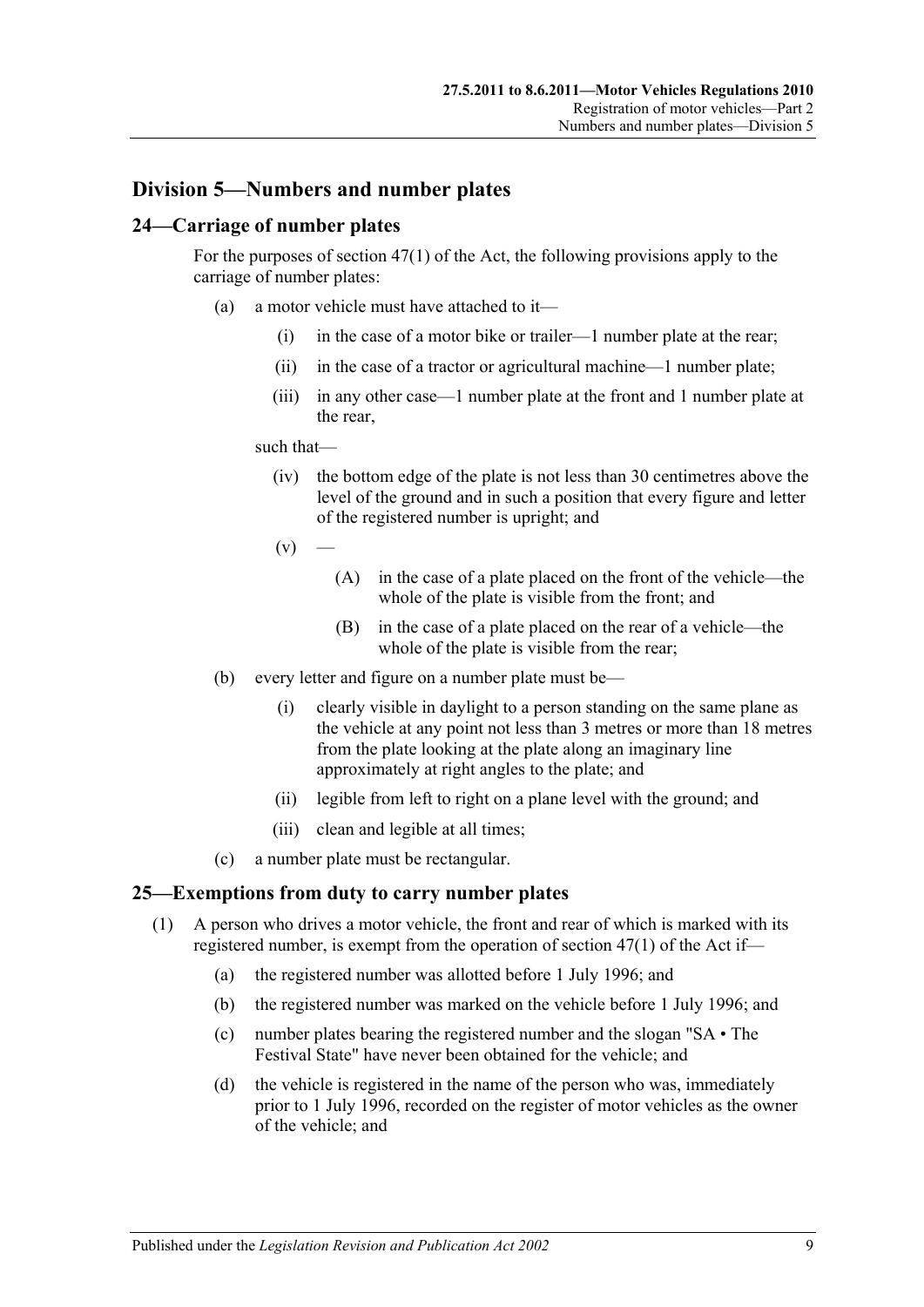## Division 5—Numbers and number plates

### 24—Carriage of number plates

For the purposes of section 47(1) of the Act, the following provisions apply to the carriage of number plates:

(a) a motor vehicle must have attached to it—

  (i) in the case of a motor bike or trailer—1 number plate at the rear;

  (ii) in the case of a tractor or agricultural machine—1 number plate;

  (iii) in any other case—1 number plate at the front and 1 number plate at the rear,

  such that—

  (iv) the bottom edge of the plate is not less than 30 centimetres above the level of the ground and in such a position that every figure and letter of the registered number is upright; and

  (v) —

    (A) in the case of a plate placed on the front of the vehicle—the whole of the plate is visible from the front; and

    (B) in the case of a plate placed on the rear of a vehicle—the whole of the plate is visible from the rear;

(b) every letter and figure on a number plate must be—

  (i) clearly visible in daylight to a person standing on the same plane as the vehicle at any point not less than 3 metres or more than 18 metres from the plate looking at the plate along an imaginary line approximately at right angles to the plate; and

  (ii) legible from left to right on a plane level with the ground; and

  (iii) clean and legible at all times;

(c) a number plate must be rectangular.

### 25—Exemptions from duty to carry number plates

(1) A person who drives a motor vehicle, the front and rear of which is marked with its registered number, is exempt from the operation of section 47(1) of the Act if—

  (a) the registered number was allotted before 1 July 1996; and

  (b) the registered number was marked on the vehicle before 1 July 1996; and

  (c) number plates bearing the registered number and the slogan "SA • The Festival State" have never been obtained for the vehicle; and

  (d) the vehicle is registered in the name of the person who was, immediately prior to 1 July 1996, recorded on the register of motor vehicles as the owner of the vehicle; and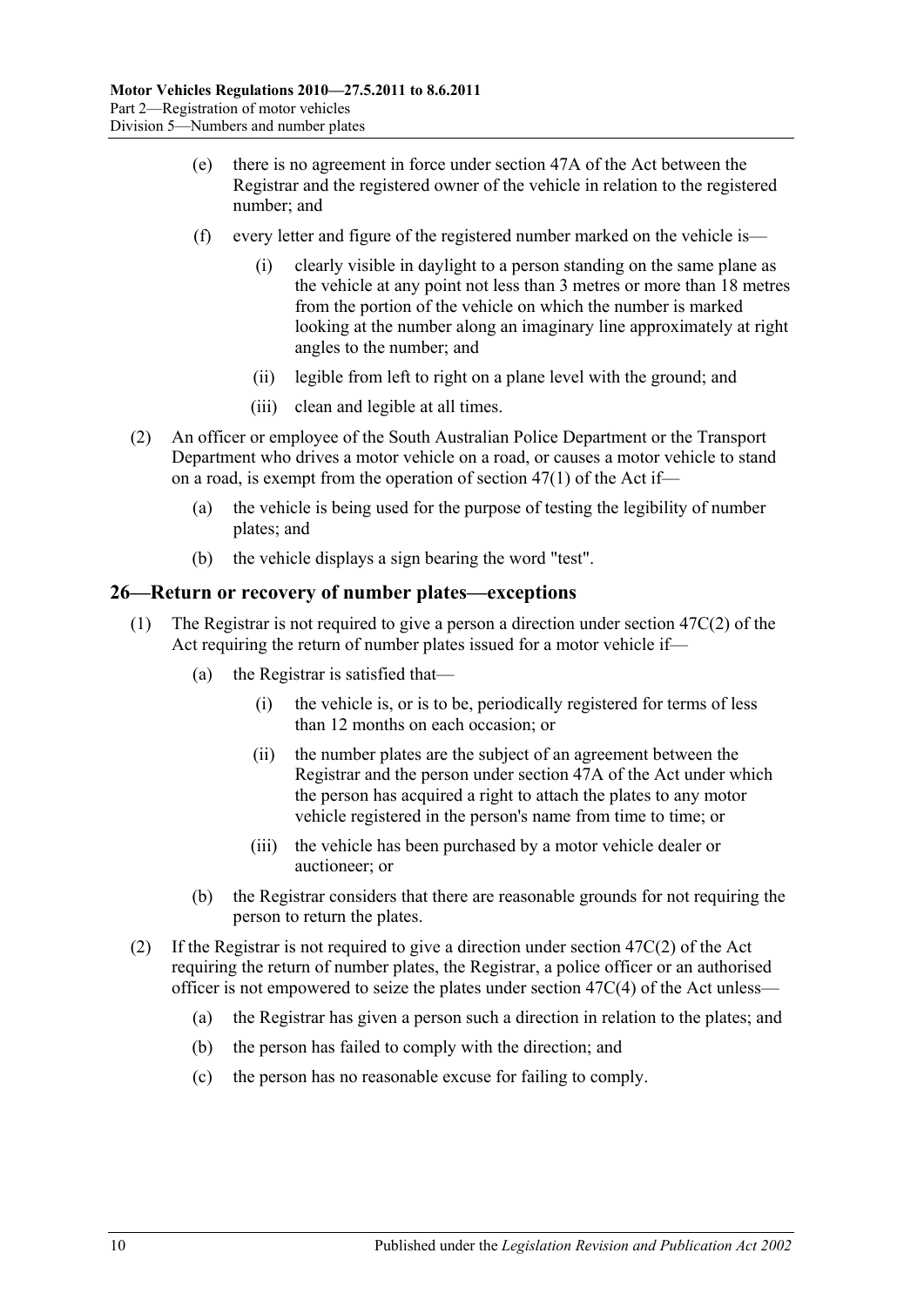(e) there is no agreement in force under section 47A of the Act between the Registrar and the registered owner of the vehicle in relation to the registered number; and

(f) every letter and figure of the registered number marked on the vehicle is—

(i) clearly visible in daylight to a person standing on the same plane as the vehicle at any point not less than 3 metres or more than 18 metres from the portion of the vehicle on which the number is marked looking at the number along an imaginary line approximately at right angles to the number; and

(ii) legible from left to right on a plane level with the ground; and

(iii) clean and legible at all times.

(2) An officer or employee of the South Australian Police Department or the Transport Department who drives a motor vehicle on a road, or causes a motor vehicle to stand on a road, is exempt from the operation of section 47(1) of the Act if—

(a) the vehicle is being used for the purpose of testing the legibility of number plates; and

(b) the vehicle displays a sign bearing the word "test".

## 26—Return or recovery of number plates—exceptions

(1) The Registrar is not required to give a person a direction under section 47C(2) of the Act requiring the return of number plates issued for a motor vehicle if—

(a) the Registrar is satisfied that—

(i) the vehicle is, or is to be, periodically registered for terms of less than 12 months on each occasion; or

(ii) the number plates are the subject of an agreement between the Registrar and the person under section 47A of the Act under which the person has acquired a right to attach the plates to any motor vehicle registered in the person's name from time to time; or

(iii) the vehicle has been purchased by a motor vehicle dealer or auctioneer; or

(b) the Registrar considers that there are reasonable grounds for not requiring the person to return the plates.

(2) If the Registrar is not required to give a direction under section 47C(2) of the Act requiring the return of number plates, the Registrar, a police officer or an authorised officer is not empowered to seize the plates under section 47C(4) of the Act unless—

(a) the Registrar has given a person such a direction in relation to the plates; and

(b) the person has failed to comply with the direction; and

(c) the person has no reasonable excuse for failing to comply.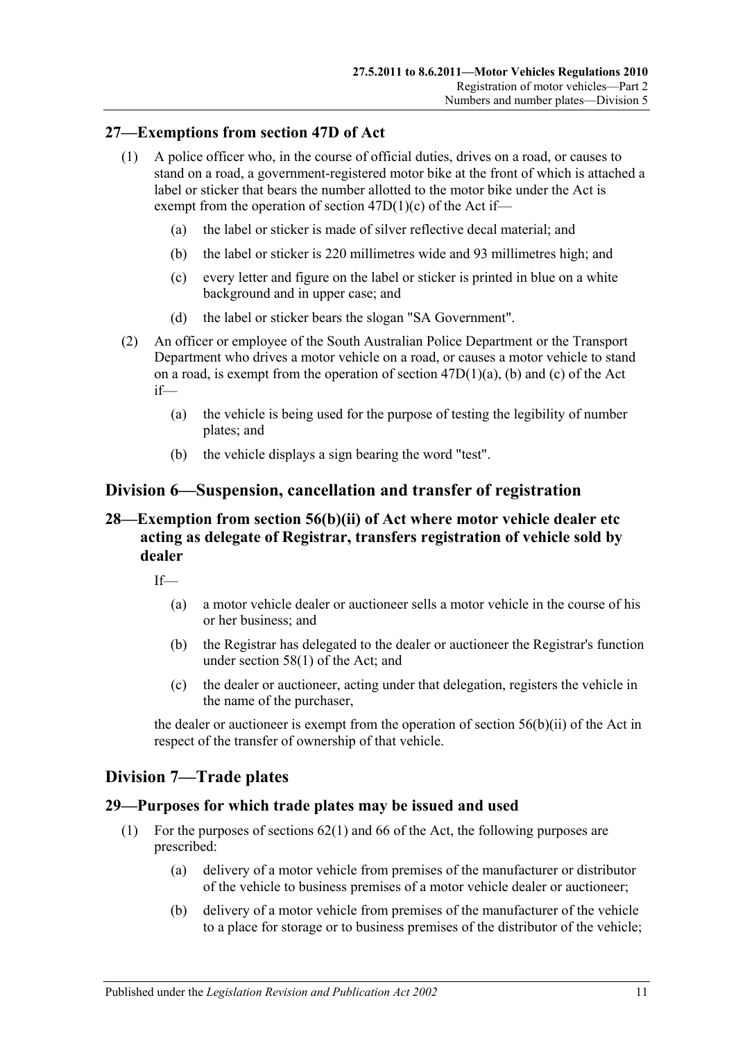## 27—Exemptions from section 47D of Act

(1) A police officer who, in the course of official duties, drives on a road, or causes to stand on a road, a government-registered motor bike at the front of which is attached a label or sticker that bears the number allotted to the motor bike under the Act is exempt from the operation of section 47D(1)(c) of the Act if—

(a) the label or sticker is made of silver reflective decal material; and

(b) the label or sticker is 220 millimetres wide and 93 millimetres high; and

(c) every letter and figure on the label or sticker is printed in blue on a white background and in upper case; and

(d) the label or sticker bears the slogan "SA Government".

(2) An officer or employee of the South Australian Police Department or the Transport Department who drives a motor vehicle on a road, or causes a motor vehicle to stand on a road, is exempt from the operation of section 47D(1)(a), (b) and (c) of the Act if—

(a) the vehicle is being used for the purpose of testing the legibility of number plates; and

(b) the vehicle displays a sign bearing the word "test".

# Division 6—Suspension, cancellation and transfer of registration

## 28—Exemption from section 56(b)(ii) of Act where motor vehicle dealer etc acting as delegate of Registrar, transfers registration of vehicle sold by dealer

If—

(a) a motor vehicle dealer or auctioneer sells a motor vehicle in the course of his or her business; and

(b) the Registrar has delegated to the dealer or auctioneer the Registrar's function under section 58(1) of the Act; and

(c) the dealer or auctioneer, acting under that delegation, registers the vehicle in the name of the purchaser,

the dealer or auctioneer is exempt from the operation of section 56(b)(ii) of the Act in respect of the transfer of ownership of that vehicle.

# Division 7—Trade plates

## 29—Purposes for which trade plates may be issued and used

(1) For the purposes of sections 62(1) and 66 of the Act, the following purposes are prescribed:

(a) delivery of a motor vehicle from premises of the manufacturer or distributor of the vehicle to business premises of a motor vehicle dealer or auctioneer;

(b) delivery of a motor vehicle from premises of the manufacturer of the vehicle to a place for storage or to business premises of the distributor of the vehicle;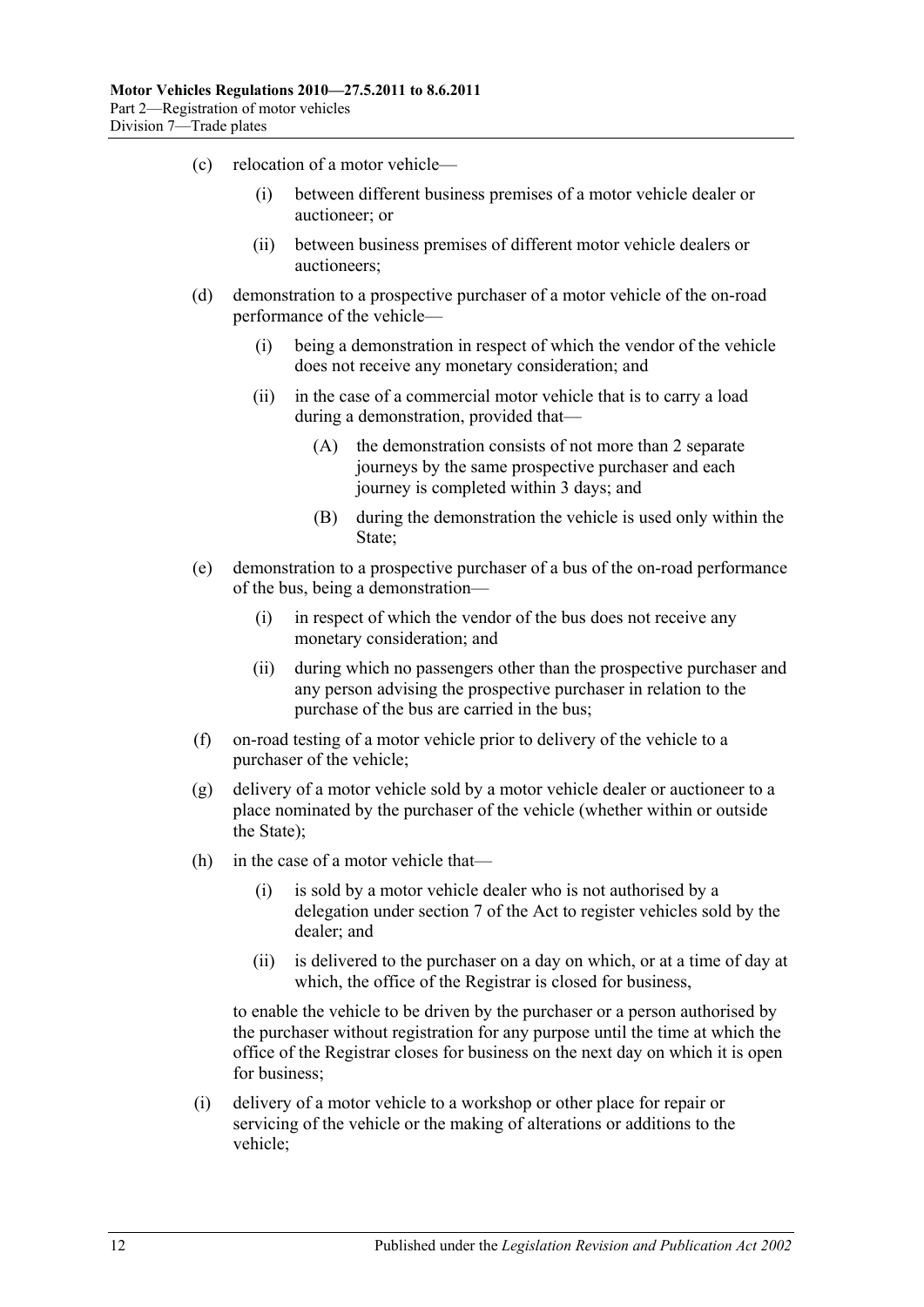(c) relocation of a motor vehicle—

(i) between different business premises of a motor vehicle dealer or auctioneer; or

(ii) between business premises of different motor vehicle dealers or auctioneers;

(d) demonstration to a prospective purchaser of a motor vehicle of the on-road performance of the vehicle—

(i) being a demonstration in respect of which the vendor of the vehicle does not receive any monetary consideration; and

(ii) in the case of a commercial motor vehicle that is to carry a load during a demonstration, provided that—

(A) the demonstration consists of not more than 2 separate journeys by the same prospective purchaser and each journey is completed within 3 days; and

(B) during the demonstration the vehicle is used only within the State;

(e) demonstration to a prospective purchaser of a bus of the on-road performance of the bus, being a demonstration—

(i) in respect of which the vendor of the bus does not receive any monetary consideration; and

(ii) during which no passengers other than the prospective purchaser and any person advising the prospective purchaser in relation to the purchase of the bus are carried in the bus;

(f) on-road testing of a motor vehicle prior to delivery of the vehicle to a purchaser of the vehicle;

(g) delivery of a motor vehicle sold by a motor vehicle dealer or auctioneer to a place nominated by the purchaser of the vehicle (whether within or outside the State);

(h) in the case of a motor vehicle that—

(i) is sold by a motor vehicle dealer who is not authorised by a delegation under section 7 of the Act to register vehicles sold by the dealer; and

(ii) is delivered to the purchaser on a day on which, or at a time of day at which, the office of the Registrar is closed for business,

to enable the vehicle to be driven by the purchaser or a person authorised by the purchaser without registration for any purpose until the time at which the office of the Registrar closes for business on the next day on which it is open for business;

(i) delivery of a motor vehicle to a workshop or other place for repair or servicing of the vehicle or the making of alterations or additions to the vehicle;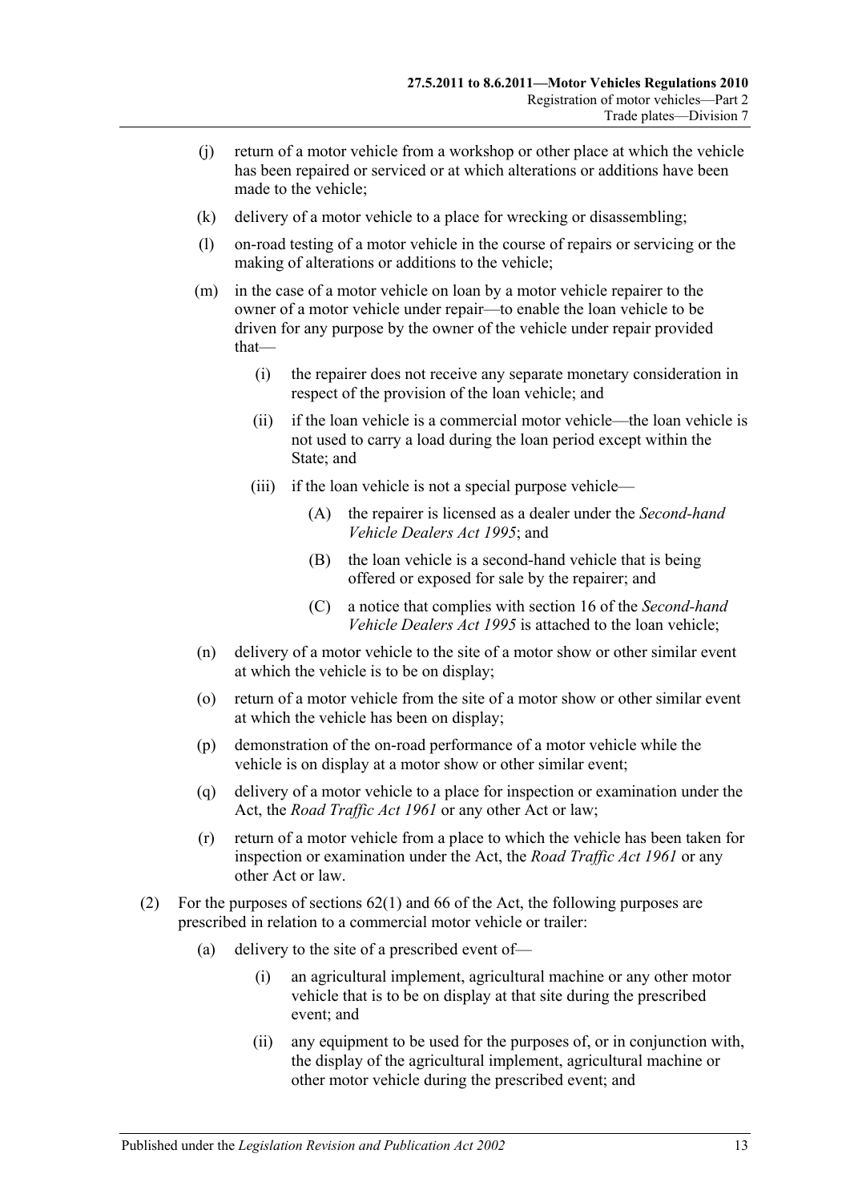(j) return of a motor vehicle from a workshop or other place at which the vehicle has been repaired or serviced or at which alterations or additions have been made to the vehicle;

(k) delivery of a motor vehicle to a place for wrecking or disassembling;

(l) on-road testing of a motor vehicle in the course of repairs or servicing or the making of alterations or additions to the vehicle;

(m) in the case of a motor vehicle on loan by a motor vehicle repairer to the owner of a motor vehicle under repair—to enable the loan vehicle to be driven for any purpose by the owner of the vehicle under repair provided that—

   (i) the repairer does not receive any separate monetary consideration in respect of the provision of the loan vehicle; and

   (ii) if the loan vehicle is a commercial motor vehicle—the loan vehicle is not used to carry a load during the loan period except within the State; and

   (iii) if the loan vehicle is not a special purpose vehicle—

      (A) the repairer is licensed as a dealer under the *Second-hand Vehicle Dealers Act 1995*; and

      (B) the loan vehicle is a second-hand vehicle that is being offered or exposed for sale by the repairer; and

      (C) a notice that complies with section 16 of the *Second-hand Vehicle Dealers Act 1995* is attached to the loan vehicle;

(n) delivery of a motor vehicle to the site of a motor show or other similar event at which the vehicle is to be on display;

(o) return of a motor vehicle from the site of a motor show or other similar event at which the vehicle has been on display;

(p) demonstration of the on-road performance of a motor vehicle while the vehicle is on display at a motor show or other similar event;

(q) delivery of a motor vehicle to a place for inspection or examination under the Act, the *Road Traffic Act 1961* or any other Act or law;

(r) return of a motor vehicle from a place to which the vehicle has been taken for inspection or examination under the Act, the *Road Traffic Act 1961* or any other Act or law.

(2) For the purposes of sections 62(1) and 66 of the Act, the following purposes are prescribed in relation to a commercial motor vehicle or trailer:

   (a) delivery to the site of a prescribed event of—

      (i) an agricultural implement, agricultural machine or any other motor vehicle that is to be on display at that site during the prescribed event; and

      (ii) any equipment to be used for the purposes of, or in conjunction with, the display of the agricultural implement, agricultural machine or other motor vehicle during the prescribed event; and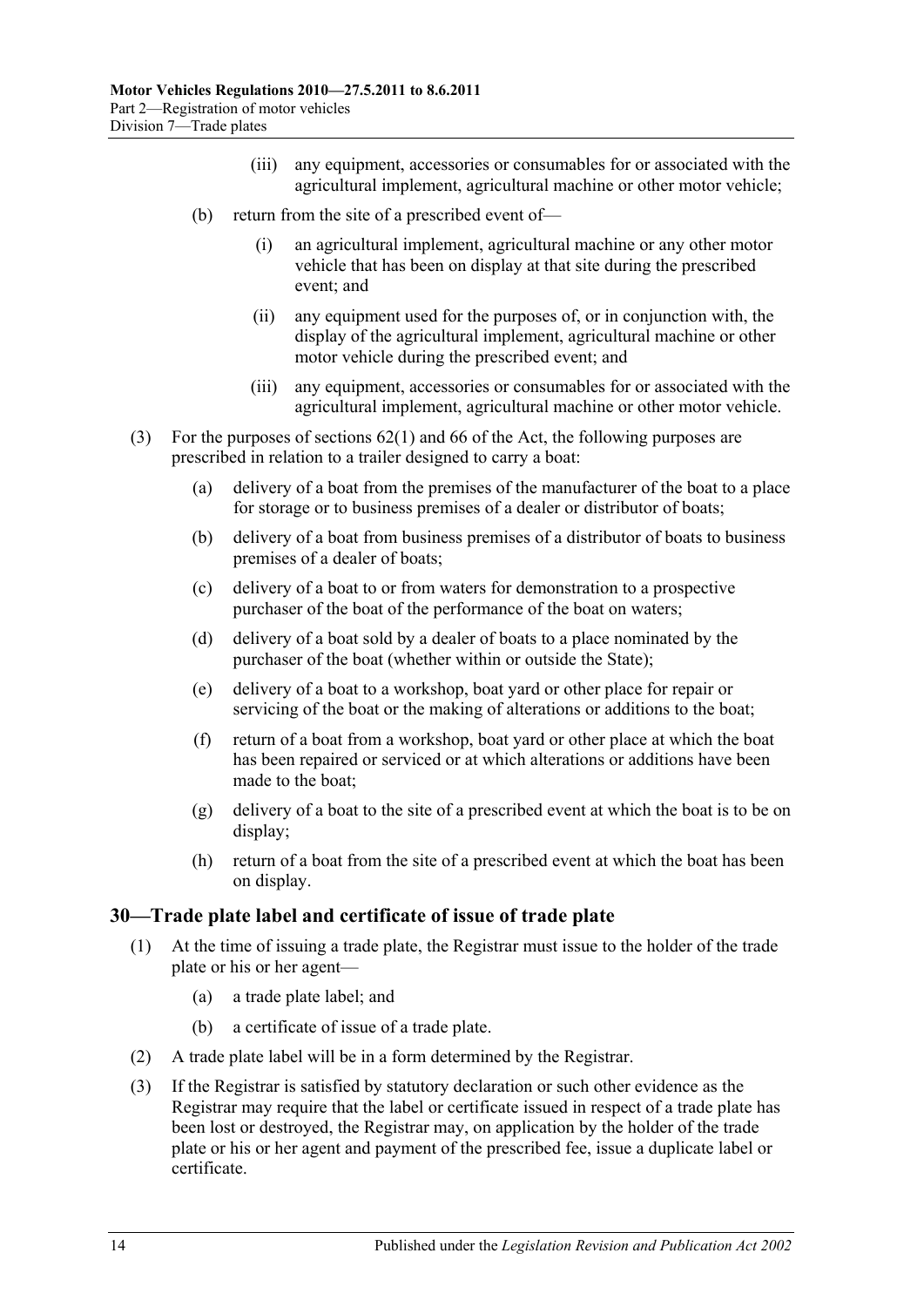(iii) any equipment, accessories or consumables for or associated with the agricultural implement, agricultural machine or other motor vehicle;

(b) return from the site of a prescribed event of—

(i) an agricultural implement, agricultural machine or any other motor vehicle that has been on display at that site during the prescribed event; and

(ii) any equipment used for the purposes of, or in conjunction with, the display of the agricultural implement, agricultural machine or other motor vehicle during the prescribed event; and

(iii) any equipment, accessories or consumables for or associated with the agricultural implement, agricultural machine or other motor vehicle.

(3) For the purposes of sections 62(1) and 66 of the Act, the following purposes are prescribed in relation to a trailer designed to carry a boat:

(a) delivery of a boat from the premises of the manufacturer of the boat to a place for storage or to business premises of a dealer or distributor of boats;

(b) delivery of a boat from business premises of a distributor of boats to business premises of a dealer of boats;

(c) delivery of a boat to or from waters for demonstration to a prospective purchaser of the boat of the performance of the boat on waters;

(d) delivery of a boat sold by a dealer of boats to a place nominated by the purchaser of the boat (whether within or outside the State);

(e) delivery of a boat to a workshop, boat yard or other place for repair or servicing of the boat or the making of alterations or additions to the boat;

(f) return of a boat from a workshop, boat yard or other place at which the boat has been repaired or serviced or at which alterations or additions have been made to the boat;

(g) delivery of a boat to the site of a prescribed event at which the boat is to be on display;

(h) return of a boat from the site of a prescribed event at which the boat has been on display.

## 30—Trade plate label and certificate of issue of trade plate

(1) At the time of issuing a trade plate, the Registrar must issue to the holder of the trade plate or his or her agent—

(a) a trade plate label; and

(b) a certificate of issue of a trade plate.

(2) A trade plate label will be in a form determined by the Registrar.

(3) If the Registrar is satisfied by statutory declaration or such other evidence as the Registrar may require that the label or certificate issued in respect of a trade plate has been lost or destroyed, the Registrar may, on application by the holder of the trade plate or his or her agent and payment of the prescribed fee, issue a duplicate label or certificate.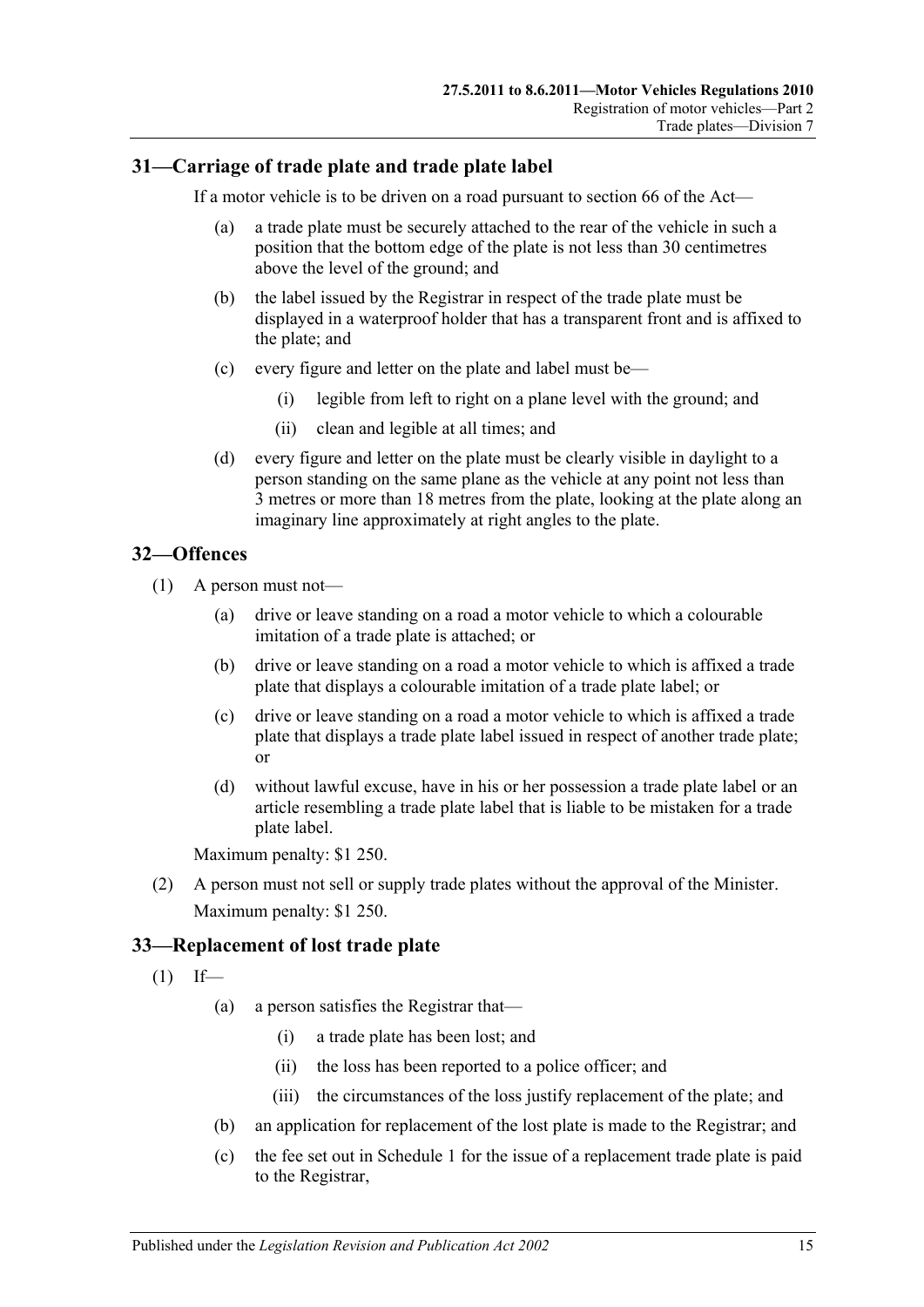## 31—Carriage of trade plate and trade plate label

If a motor vehicle is to be driven on a road pursuant to section 66 of the Act—

(a) a trade plate must be securely attached to the rear of the vehicle in such a position that the bottom edge of the plate is not less than 30 centimetres above the level of the ground; and

(b) the label issued by the Registrar in respect of the trade plate must be displayed in a waterproof holder that has a transparent front and is affixed to the plate; and

(c) every figure and letter on the plate and label must be—

(i) legible from left to right on a plane level with the ground; and

(ii) clean and legible at all times; and

(d) every figure and letter on the plate must be clearly visible in daylight to a person standing on the same plane as the vehicle at any point not less than 3 metres or more than 18 metres from the plate, looking at the plate along an imaginary line approximately at right angles to the plate.

## 32—Offences

(1) A person must not—

(a) drive or leave standing on a road a motor vehicle to which a colourable imitation of a trade plate is attached; or

(b) drive or leave standing on a road a motor vehicle to which is affixed a trade plate that displays a colourable imitation of a trade plate label; or

(c) drive or leave standing on a road a motor vehicle to which is affixed a trade plate that displays a trade plate label issued in respect of another trade plate; or

(d) without lawful excuse, have in his or her possession a trade plate label or an article resembling a trade plate label that is liable to be mistaken for a trade plate label.

Maximum penalty: $1 250.

(2) A person must not sell or supply trade plates without the approval of the Minister.

Maximum penalty: $1 250.

## 33—Replacement of lost trade plate

(1) If—

(a) a person satisfies the Registrar that—

(i) a trade plate has been lost; and

(ii) the loss has been reported to a police officer; and

(iii) the circumstances of the loss justify replacement of the plate; and

(b) an application for replacement of the lost plate is made to the Registrar; and

(c) the fee set out in Schedule 1 for the issue of a replacement trade plate is paid to the Registrar,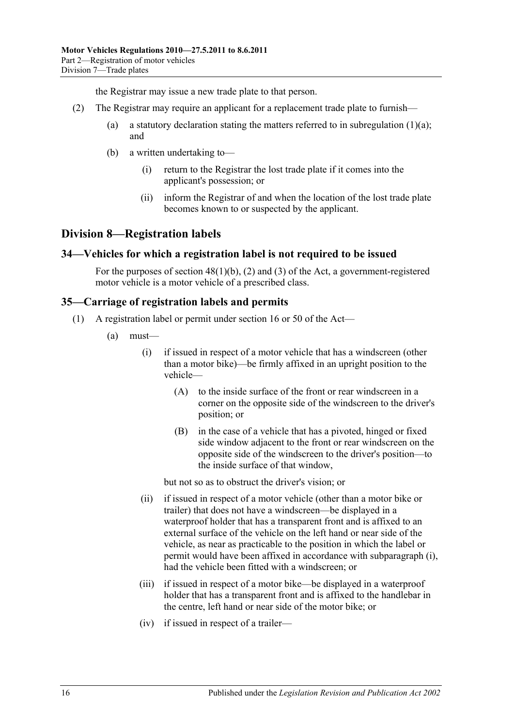the Registrar may issue a new trade plate to that person.

(2) The Registrar may require an applicant for a replacement trade plate to furnish—

(a) a statutory declaration stating the matters referred to in subregulation (1)(a); and

(b) a written undertaking to—

(i) return to the Registrar the lost trade plate if it comes into the applicant's possession; or

(ii) inform the Registrar of and when the location of the lost trade plate becomes known to or suspected by the applicant.

## Division 8—Registration labels

### 34—Vehicles for which a registration label is not required to be issued

For the purposes of section 48(1)(b), (2) and (3) of the Act, a government-registered motor vehicle is a motor vehicle of a prescribed class.

### 35—Carriage of registration labels and permits

(1) A registration label or permit under section 16 or 50 of the Act—

(a) must—

(i) if issued in respect of a motor vehicle that has a windscreen (other than a motor bike)—be firmly affixed in an upright position to the vehicle—

(A) to the inside surface of the front or rear windscreen in a corner on the opposite side of the windscreen to the driver's position; or

(B) in the case of a vehicle that has a pivoted, hinged or fixed side window adjacent to the front or rear windscreen on the opposite side of the windscreen to the driver's position—to the inside surface of that window,

but not so as to obstruct the driver's vision; or

(ii) if issued in respect of a motor vehicle (other than a motor bike or trailer) that does not have a windscreen—be displayed in a waterproof holder that has a transparent front and is affixed to an external surface of the vehicle on the left hand or near side of the vehicle, as near as practicable to the position in which the label or permit would have been affixed in accordance with subparagraph (i), had the vehicle been fitted with a windscreen; or

(iii) if issued in respect of a motor bike—be displayed in a waterproof holder that has a transparent front and is affixed to the handlebar in the centre, left hand or near side of the motor bike; or

(iv) if issued in respect of a trailer—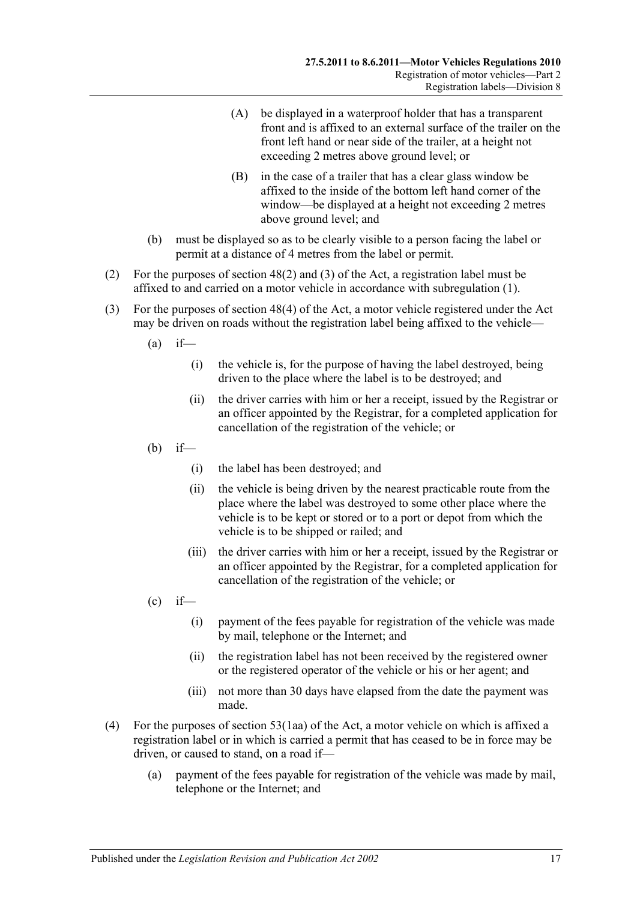(A) be displayed in a waterproof holder that has a transparent front and is affixed to an external surface of the trailer on the front left hand or near side of the trailer, at a height not exceeding 2 metres above ground level; or

(B) in the case of a trailer that has a clear glass window be affixed to the inside of the bottom left hand corner of the window—be displayed at a height not exceeding 2 metres above ground level; and

(b) must be displayed so as to be clearly visible to a person facing the label or permit at a distance of 4 metres from the label or permit.

(2) For the purposes of section 48(2) and (3) of the Act, a registration label must be affixed to and carried on a motor vehicle in accordance with subregulation (1).

(3) For the purposes of section 48(4) of the Act, a motor vehicle registered under the Act may be driven on roads without the registration label being affixed to the vehicle—

(a) if—

(i) the vehicle is, for the purpose of having the label destroyed, being driven to the place where the label is to be destroyed; and

(ii) the driver carries with him or her a receipt, issued by the Registrar or an officer appointed by the Registrar, for a completed application for cancellation of the registration of the vehicle; or

(b) if—

(i) the label has been destroyed; and

(ii) the vehicle is being driven by the nearest practicable route from the place where the label was destroyed to some other place where the vehicle is to be kept or stored or to a port or depot from which the vehicle is to be shipped or railed; and

(iii) the driver carries with him or her a receipt, issued by the Registrar or an officer appointed by the Registrar, for a completed application for cancellation of the registration of the vehicle; or

(c) if—

(i) payment of the fees payable for registration of the vehicle was made by mail, telephone or the Internet; and

(ii) the registration label has not been received by the registered owner or the registered operator of the vehicle or his or her agent; and

(iii) not more than 30 days have elapsed from the date the payment was made.

(4) For the purposes of section 53(1aa) of the Act, a motor vehicle on which is affixed a registration label or in which is carried a permit that has ceased to be in force may be driven, or caused to stand, on a road if—

(a) payment of the fees payable for registration of the vehicle was made by mail, telephone or the Internet; and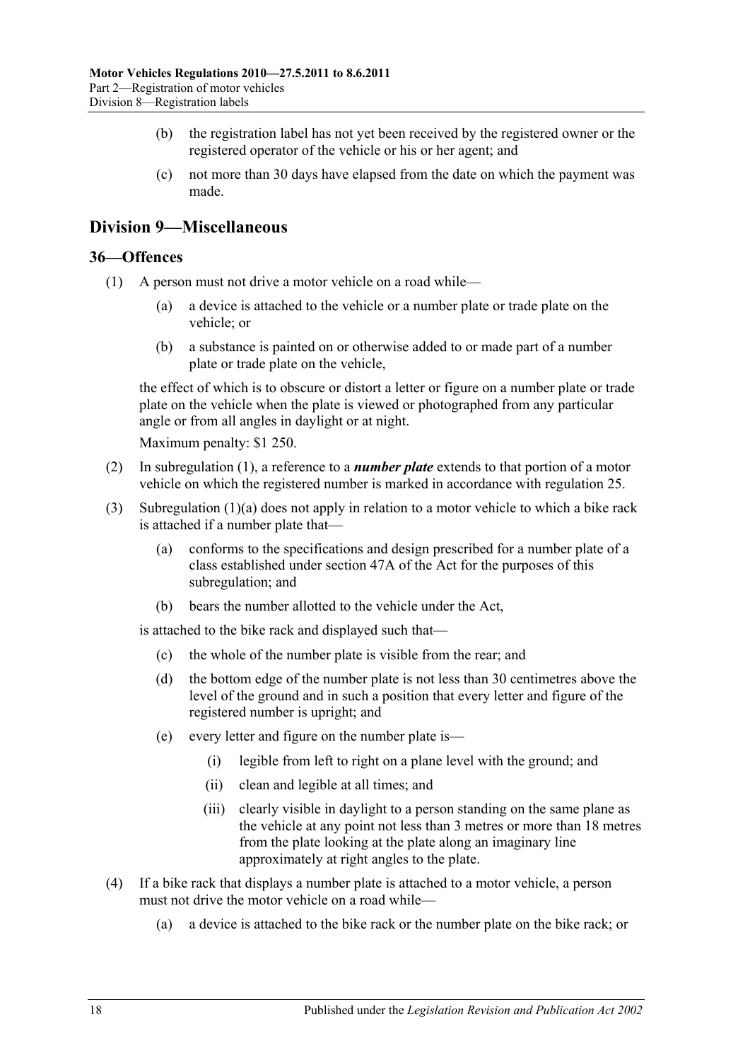(b) the registration label has not yet been received by the registered owner or the registered operator of the vehicle or his or her agent; and

(c) not more than 30 days have elapsed from the date on which the payment was made.

## Division 9—Miscellaneous

### 36—Offences

(1) A person must not drive a motor vehicle on a road while—

(a) a device is attached to the vehicle or a number plate or trade plate on the vehicle; or

(b) a substance is painted on or otherwise added to or made part of a number plate or trade plate on the vehicle,

the effect of which is to obscure or distort a letter or figure on a number plate or trade plate on the vehicle when the plate is viewed or photographed from any particular angle or from all angles in daylight or at night.

Maximum penalty: $1 250.

(2) In subregulation (1), a reference to a ***number plate*** extends to that portion of a motor vehicle on which the registered number is marked in accordance with regulation 25.

(3) Subregulation (1)(a) does not apply in relation to a motor vehicle to which a bike rack is attached if a number plate that—

(a) conforms to the specifications and design prescribed for a number plate of a class established under section 47A of the Act for the purposes of this subregulation; and

(b) bears the number allotted to the vehicle under the Act,

is attached to the bike rack and displayed such that—

(c) the whole of the number plate is visible from the rear; and

(d) the bottom edge of the number plate is not less than 30 centimetres above the level of the ground and in such a position that every letter and figure of the registered number is upright; and

(e) every letter and figure on the number plate is—

(i) legible from left to right on a plane level with the ground; and

(ii) clean and legible at all times; and

(iii) clearly visible in daylight to a person standing on the same plane as the vehicle at any point not less than 3 metres or more than 18 metres from the plate looking at the plate along an imaginary line approximately at right angles to the plate.

(4) If a bike rack that displays a number plate is attached to a motor vehicle, a person must not drive the motor vehicle on a road while—

(a) a device is attached to the bike rack or the number plate on the bike rack; or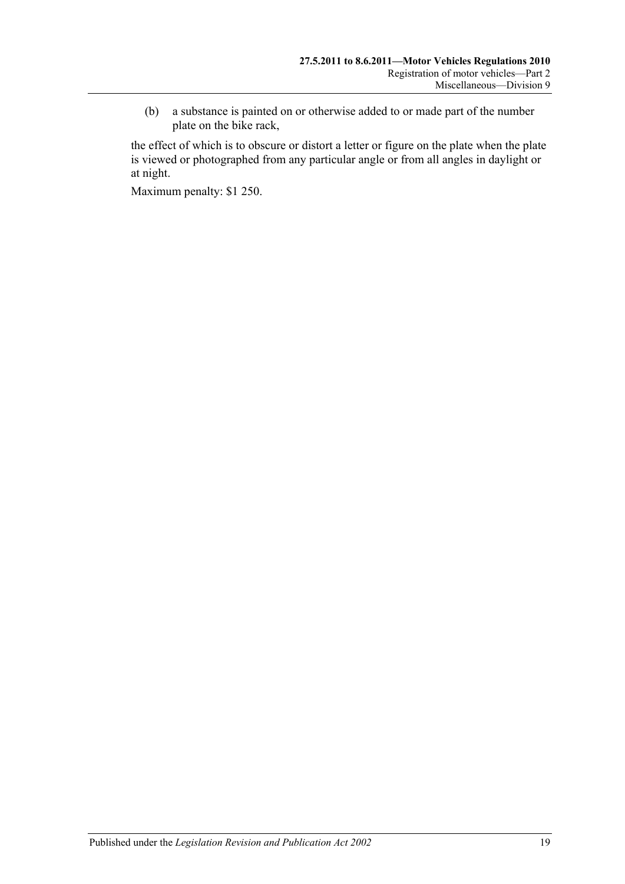(b) a substance is painted on or otherwise added to or made part of the number plate on the bike rack,

the effect of which is to obscure or distort a letter or figure on the plate when the plate is viewed or photographed from any particular angle or from all angles in daylight or at night.

Maximum penalty: $1 250.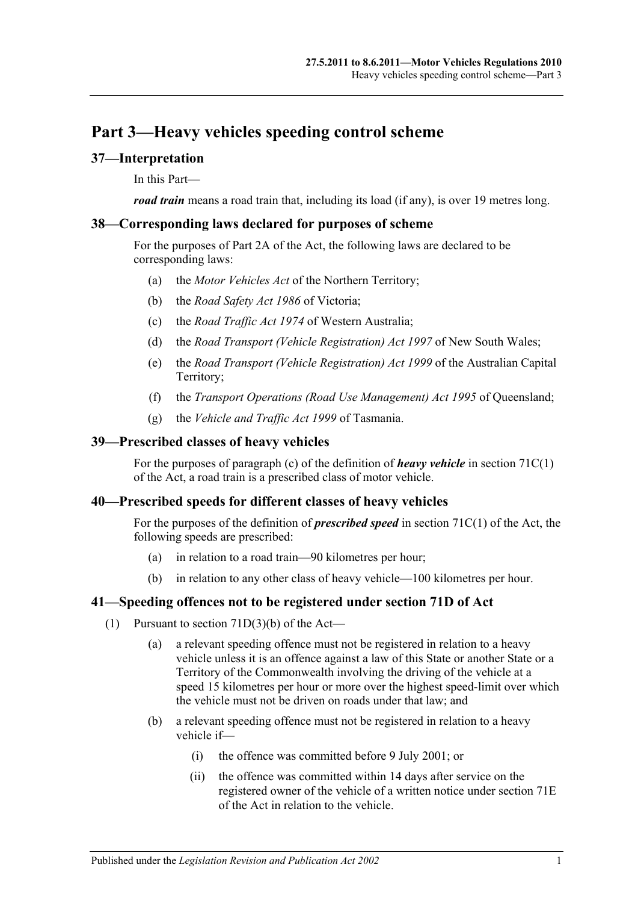# Part 3—Heavy vehicles speeding control scheme

## 37—Interpretation

In this Part—

***road train*** means a road train that, including its load (if any), is over 19 metres long.

## 38—Corresponding laws declared for purposes of scheme

For the purposes of Part 2A of the Act, the following laws are declared to be corresponding laws:

- (a) the *Motor Vehicles Act* of the Northern Territory;
- (b) the *Road Safety Act 1986* of Victoria;
- (c) the *Road Traffic Act 1974* of Western Australia;
- (d) the *Road Transport (Vehicle Registration) Act 1997* of New South Wales;
- (e) the *Road Transport (Vehicle Registration) Act 1999* of the Australian Capital Territory;
- (f) the *Transport Operations (Road Use Management) Act 1995* of Queensland;
- (g) the *Vehicle and Traffic Act 1999* of Tasmania.

## 39—Prescribed classes of heavy vehicles

For the purposes of paragraph (c) of the definition of ***heavy vehicle*** in section 71C(1) of the Act, a road train is a prescribed class of motor vehicle.

## 40—Prescribed speeds for different classes of heavy vehicles

For the purposes of the definition of ***prescribed speed*** in section 71C(1) of the Act, the following speeds are prescribed:

- (a) in relation to a road train—90 kilometres per hour;
- (b) in relation to any other class of heavy vehicle—100 kilometres per hour.

## 41—Speeding offences not to be registered under section 71D of Act

(1) Pursuant to section 71D(3)(b) of the Act—

- (a) a relevant speeding offence must not be registered in relation to a heavy vehicle unless it is an offence against a law of this State or another State or a Territory of the Commonwealth involving the driving of the vehicle at a speed 15 kilometres per hour or more over the highest speed-limit over which the vehicle must not be driven on roads under that law; and
- (b) a relevant speeding offence must not be registered in relation to a heavy vehicle if—
  - (i) the offence was committed before 9 July 2001; or
  - (ii) the offence was committed within 14 days after service on the registered owner of the vehicle of a written notice under section 71E of the Act in relation to the vehicle.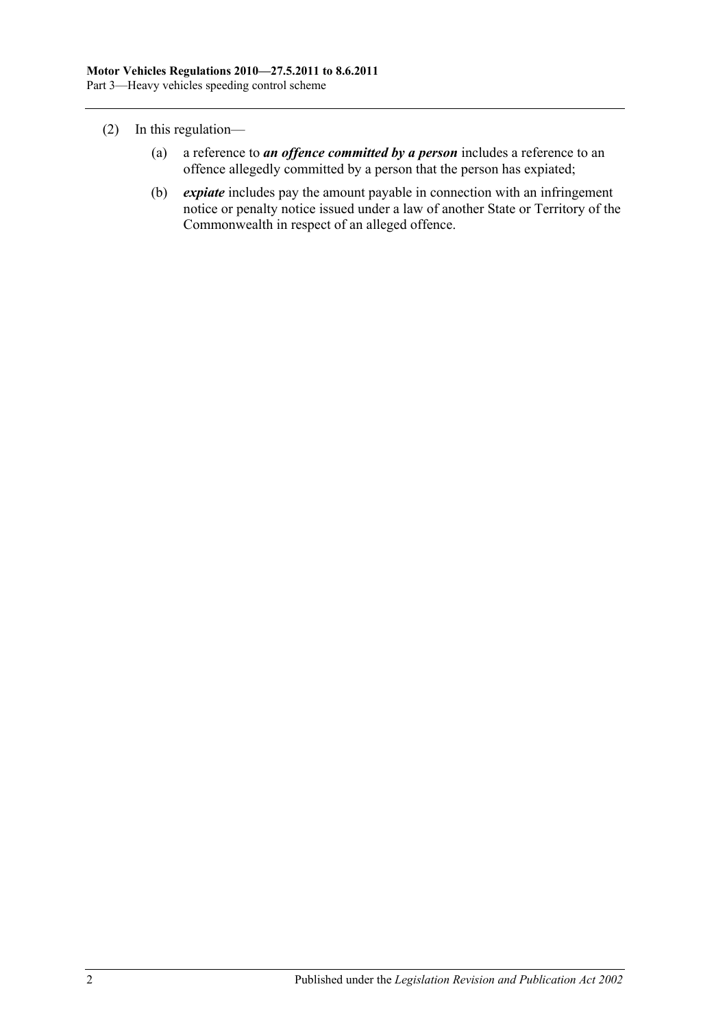(2) In this regulation—

(a) a reference to ***an offence committed by a person*** includes a reference to an offence allegedly committed by a person that the person has expiated;

(b) ***expiate*** includes pay the amount payable in connection with an infringement notice or penalty notice issued under a law of another State or Territory of the Commonwealth in respect of an alleged offence.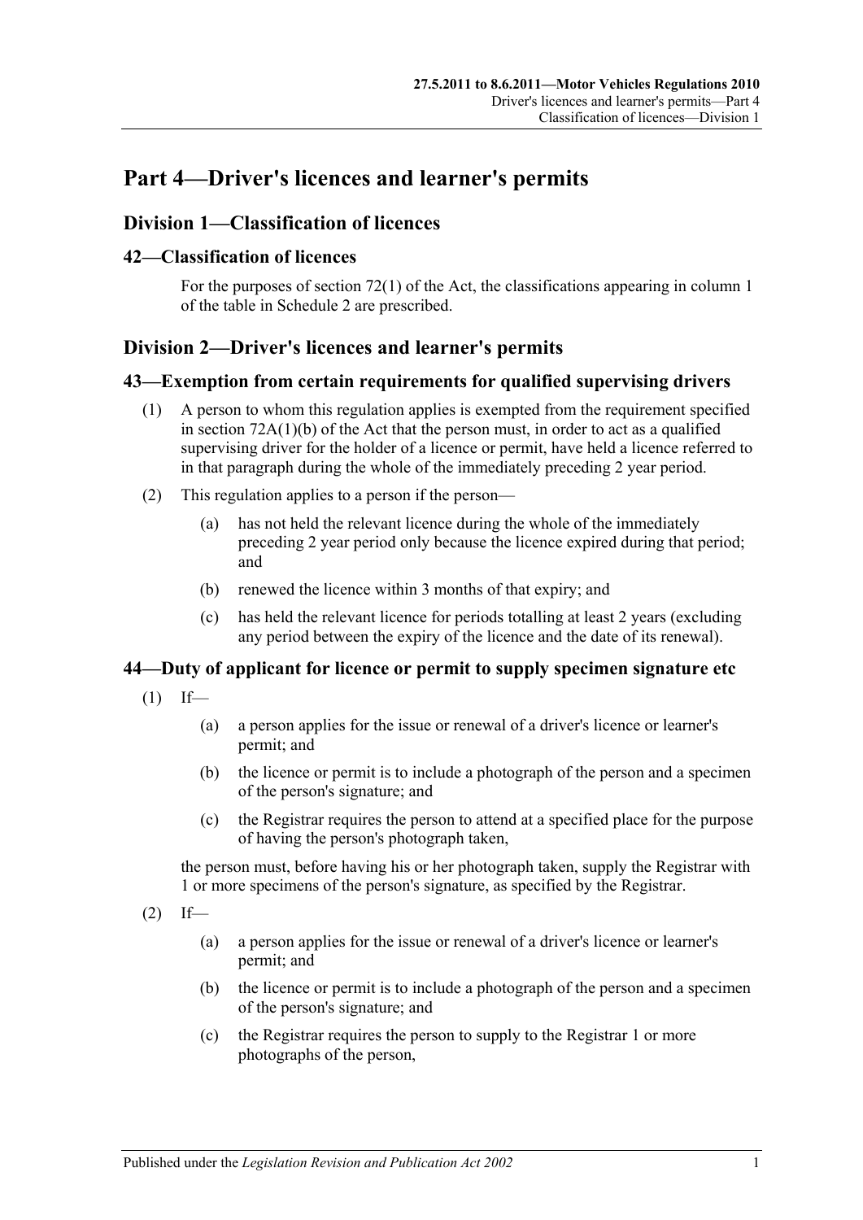# Part 4—Driver's licences and learner's permits

## Division 1—Classification of licences

### 42—Classification of licences

For the purposes of section 72(1) of the Act, the classifications appearing in column 1 of the table in Schedule 2 are prescribed.

## Division 2—Driver's licences and learner's permits

### 43—Exemption from certain requirements for qualified supervising drivers

(1) A person to whom this regulation applies is exempted from the requirement specified in section 72A(1)(b) of the Act that the person must, in order to act as a qualified supervising driver for the holder of a licence or permit, have held a licence referred to in that paragraph during the whole of the immediately preceding 2 year period.

(2) This regulation applies to a person if the person—

- (a) has not held the relevant licence during the whole of the immediately preceding 2 year period only because the licence expired during that period; and
- (b) renewed the licence within 3 months of that expiry; and
- (c) has held the relevant licence for periods totalling at least 2 years (excluding any period between the expiry of the licence and the date of its renewal).

### 44—Duty of applicant for licence or permit to supply specimen signature etc

(1) If—

- (a) a person applies for the issue or renewal of a driver's licence or learner's permit; and
- (b) the licence or permit is to include a photograph of the person and a specimen of the person's signature; and
- (c) the Registrar requires the person to attend at a specified place for the purpose of having the person's photograph taken,

the person must, before having his or her photograph taken, supply the Registrar with 1 or more specimens of the person's signature, as specified by the Registrar.

(2) If—

- (a) a person applies for the issue or renewal of a driver's licence or learner's permit; and
- (b) the licence or permit is to include a photograph of the person and a specimen of the person's signature; and
- (c) the Registrar requires the person to supply to the Registrar 1 or more photographs of the person,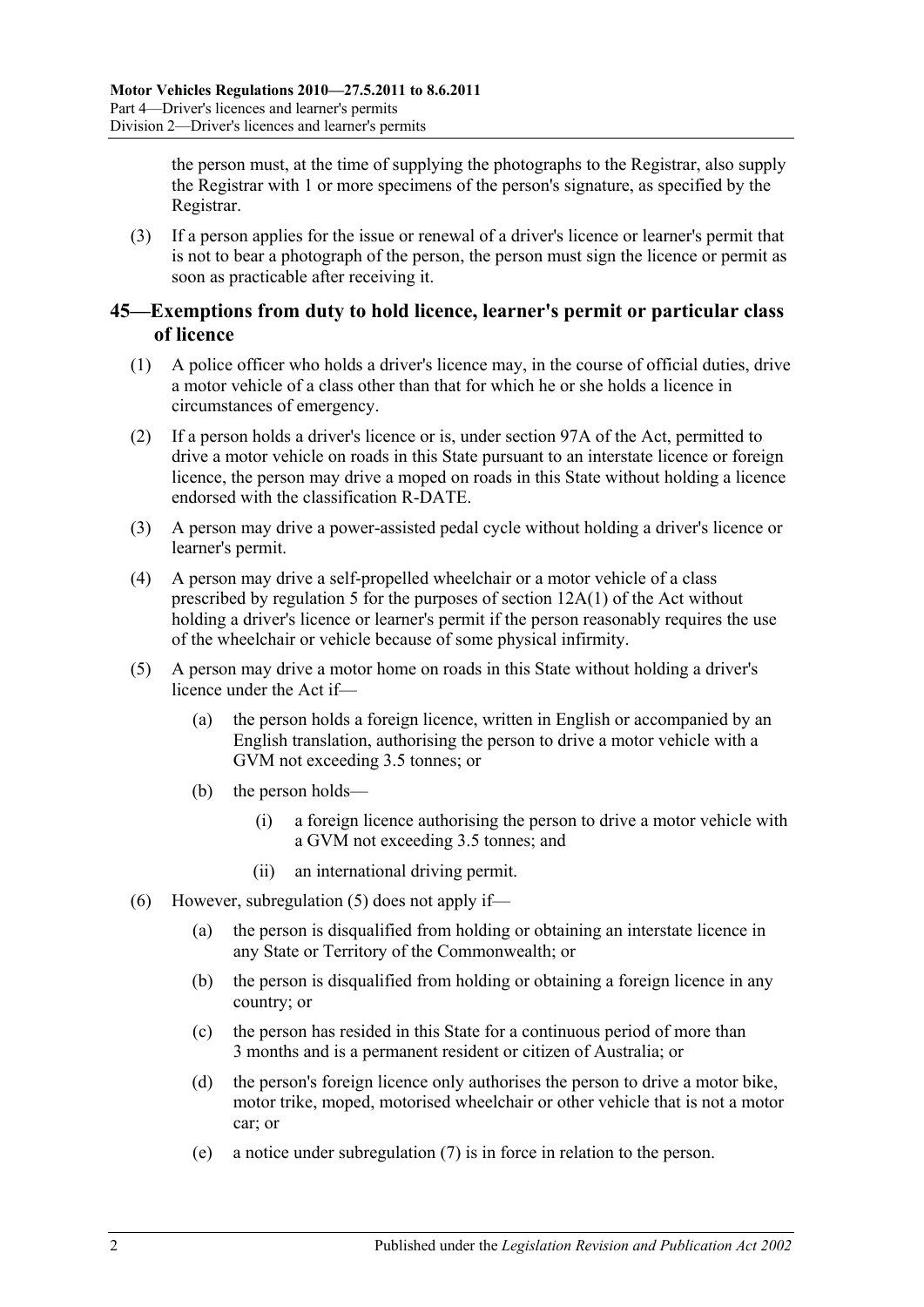the person must, at the time of supplying the photographs to the Registrar, also supply the Registrar with 1 or more specimens of the person's signature, as specified by the Registrar.

(3) If a person applies for the issue or renewal of a driver's licence or learner's permit that is not to bear a photograph of the person, the person must sign the licence or permit as soon as practicable after receiving it.

## 45—Exemptions from duty to hold licence, learner's permit or particular class of licence

(1) A police officer who holds a driver's licence may, in the course of official duties, drive a motor vehicle of a class other than that for which he or she holds a licence in circumstances of emergency.

(2) If a person holds a driver's licence or is, under section 97A of the Act, permitted to drive a motor vehicle on roads in this State pursuant to an interstate licence or foreign licence, the person may drive a moped on roads in this State without holding a licence endorsed with the classification R-DATE.

(3) A person may drive a power-assisted pedal cycle without holding a driver's licence or learner's permit.

(4) A person may drive a self-propelled wheelchair or a motor vehicle of a class prescribed by regulation 5 for the purposes of section 12A(1) of the Act without holding a driver's licence or learner's permit if the person reasonably requires the use of the wheelchair or vehicle because of some physical infirmity.

(5) A person may drive a motor home on roads in this State without holding a driver's licence under the Act if—

(a) the person holds a foreign licence, written in English or accompanied by an English translation, authorising the person to drive a motor vehicle with a GVM not exceeding 3.5 tonnes; or

(b) the person holds—

(i) a foreign licence authorising the person to drive a motor vehicle with a GVM not exceeding 3.5 tonnes; and

(ii) an international driving permit.

(6) However, subregulation (5) does not apply if—

(a) the person is disqualified from holding or obtaining an interstate licence in any State or Territory of the Commonwealth; or

(b) the person is disqualified from holding or obtaining a foreign licence in any country; or

(c) the person has resided in this State for a continuous period of more than 3 months and is a permanent resident or citizen of Australia; or

(d) the person's foreign licence only authorises the person to drive a motor bike, motor trike, moped, motorised wheelchair or other vehicle that is not a motor car; or

(e) a notice under subregulation (7) is in force in relation to the person.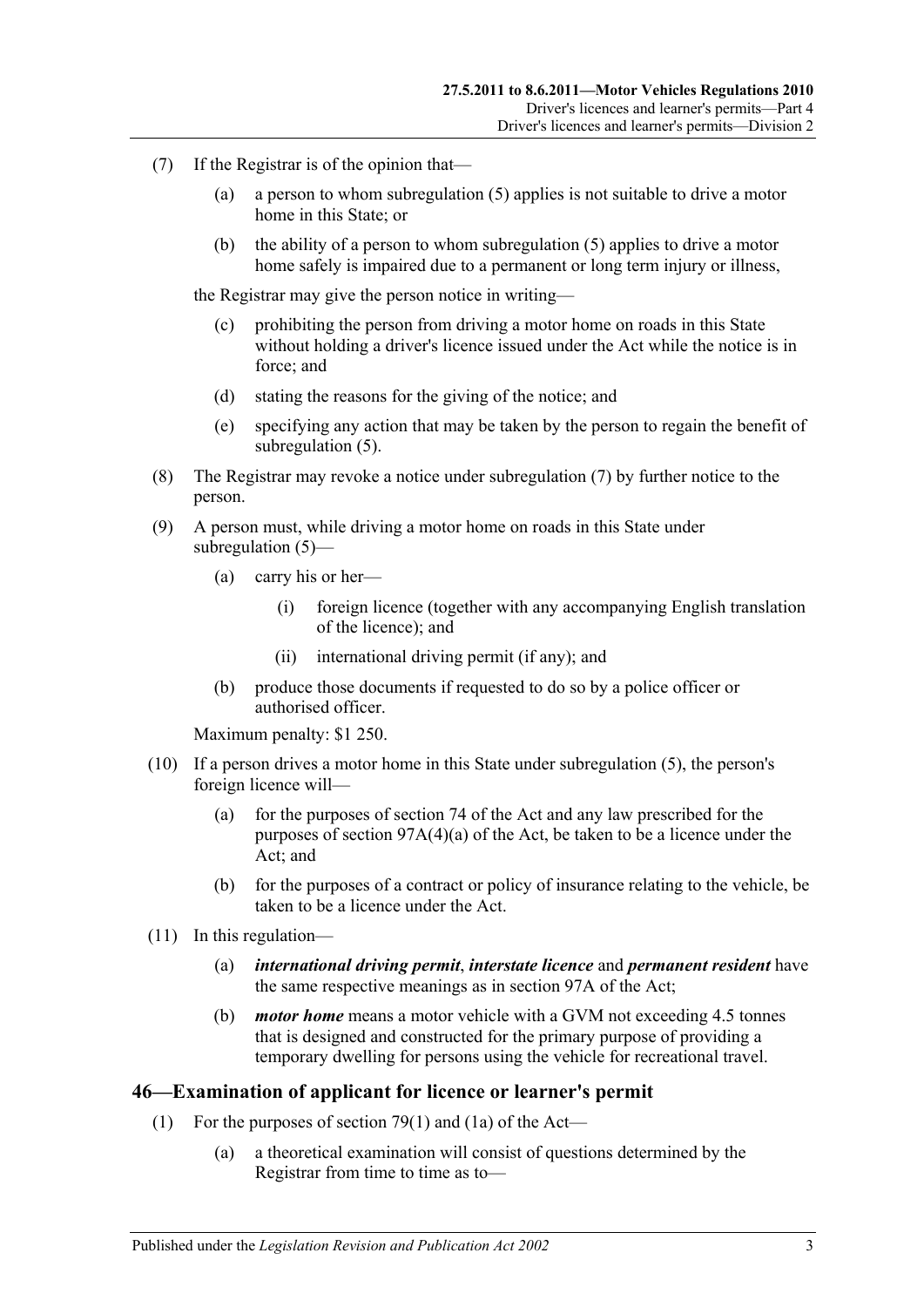(7) If the Registrar is of the opinion that—

(a) a person to whom subregulation (5) applies is not suitable to drive a motor home in this State; or

(b) the ability of a person to whom subregulation (5) applies to drive a motor home safely is impaired due to a permanent or long term injury or illness,

the Registrar may give the person notice in writing—

(c) prohibiting the person from driving a motor home on roads in this State without holding a driver's licence issued under the Act while the notice is in force; and

(d) stating the reasons for the giving of the notice; and

(e) specifying any action that may be taken by the person to regain the benefit of subregulation (5).

(8) The Registrar may revoke a notice under subregulation (7) by further notice to the person.

(9) A person must, while driving a motor home on roads in this State under subregulation (5)—

(a) carry his or her—

(i) foreign licence (together with any accompanying English translation of the licence); and

(ii) international driving permit (if any); and

(b) produce those documents if requested to do so by a police officer or authorised officer.

Maximum penalty: $1 250.

(10) If a person drives a motor home in this State under subregulation (5), the person's foreign licence will—

(a) for the purposes of section 74 of the Act and any law prescribed for the purposes of section 97A(4)(a) of the Act, be taken to be a licence under the Act; and

(b) for the purposes of a contract or policy of insurance relating to the vehicle, be taken to be a licence under the Act.

(11) In this regulation—

(a) ***international driving permit***, ***interstate licence*** and ***permanent resident*** have the same respective meanings as in section 97A of the Act;

(b) ***motor home*** means a motor vehicle with a GVM not exceeding 4.5 tonnes that is designed and constructed for the primary purpose of providing a temporary dwelling for persons using the vehicle for recreational travel.

## 46—Examination of applicant for licence or learner's permit

(1) For the purposes of section 79(1) and (1a) of the Act—

(a) a theoretical examination will consist of questions determined by the Registrar from time to time as to—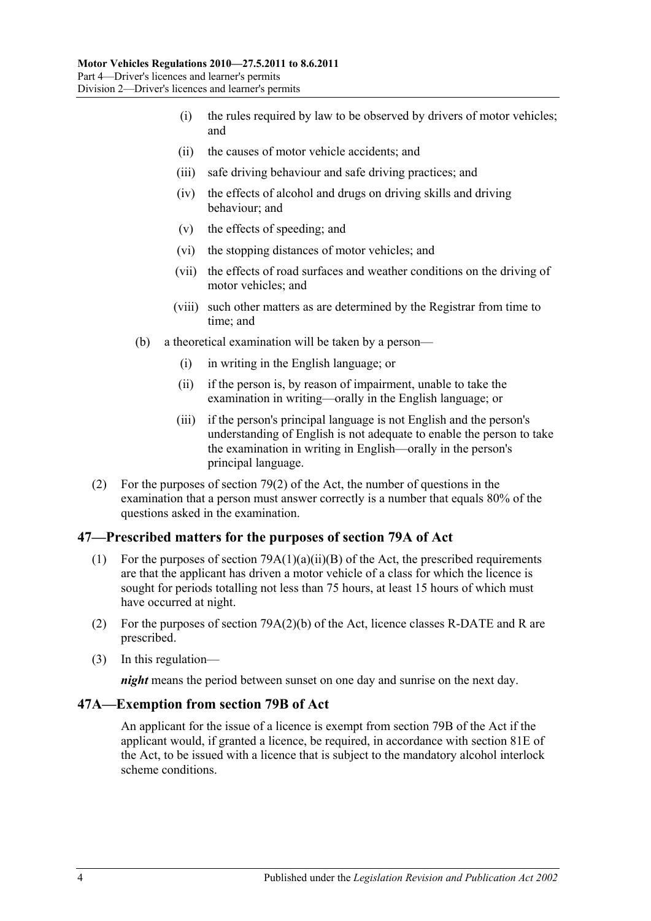(i) the rules required by law to be observed by drivers of motor vehicles; and

(ii) the causes of motor vehicle accidents; and

(iii) safe driving behaviour and safe driving practices; and

(iv) the effects of alcohol and drugs on driving skills and driving behaviour; and

(v) the effects of speeding; and

(vi) the stopping distances of motor vehicles; and

(vii) the effects of road surfaces and weather conditions on the driving of motor vehicles; and

(viii) such other matters as are determined by the Registrar from time to time; and

(b) a theoretical examination will be taken by a person—

(i) in writing in the English language; or

(ii) if the person is, by reason of impairment, unable to take the examination in writing—orally in the English language; or

(iii) if the person's principal language is not English and the person's understanding of English is not adequate to enable the person to take the examination in writing in English—orally in the person's principal language.

(2) For the purposes of section 79(2) of the Act, the number of questions in the examination that a person must answer correctly is a number that equals 80% of the questions asked in the examination.

## 47—Prescribed matters for the purposes of section 79A of Act

(1) For the purposes of section 79A(1)(a)(ii)(B) of the Act, the prescribed requirements are that the applicant has driven a motor vehicle of a class for which the licence is sought for periods totalling not less than 75 hours, at least 15 hours of which must have occurred at night.

(2) For the purposes of section 79A(2)(b) of the Act, licence classes R-DATE and R are prescribed.

(3) In this regulation—

***night*** means the period between sunset on one day and sunrise on the next day.

## 47A—Exemption from section 79B of Act

An applicant for the issue of a licence is exempt from section 79B of the Act if the applicant would, if granted a licence, be required, in accordance with section 81E of the Act, to be issued with a licence that is subject to the mandatory alcohol interlock scheme conditions.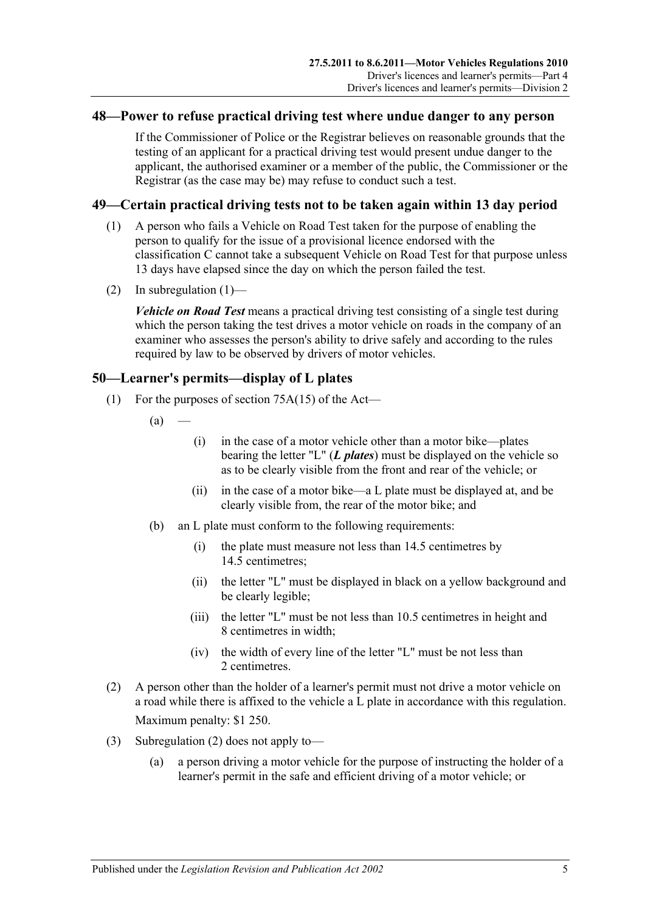## 48—Power to refuse practical driving test where undue danger to any person

If the Commissioner of Police or the Registrar believes on reasonable grounds that the testing of an applicant for a practical driving test would present undue danger to the applicant, the authorised examiner or a member of the public, the Commissioner or the Registrar (as the case may be) may refuse to conduct such a test.

## 49—Certain practical driving tests not to be taken again within 13 day period

(1) A person who fails a Vehicle on Road Test taken for the purpose of enabling the person to qualify for the issue of a provisional licence endorsed with the classification C cannot take a subsequent Vehicle on Road Test for that purpose unless 13 days have elapsed since the day on which the person failed the test.

(2) In subregulation (1)—

***Vehicle on Road Test*** means a practical driving test consisting of a single test during which the person taking the test drives a motor vehicle on roads in the company of an examiner who assesses the person's ability to drive safely and according to the rules required by law to be observed by drivers of motor vehicles.

## 50—Learner's permits—display of L plates

(1) For the purposes of section 75A(15) of the Act—

(a) —

(i) in the case of a motor vehicle other than a motor bike—plates bearing the letter "L" (***L plates***) must be displayed on the vehicle so as to be clearly visible from the front and rear of the vehicle; or

(ii) in the case of a motor bike—a L plate must be displayed at, and be clearly visible from, the rear of the motor bike; and

(b) an L plate must conform to the following requirements:

(i) the plate must measure not less than 14.5 centimetres by 14.5 centimetres;

(ii) the letter "L" must be displayed in black on a yellow background and be clearly legible;

(iii) the letter "L" must be not less than 10.5 centimetres in height and 8 centimetres in width;

(iv) the width of every line of the letter "L" must be not less than 2 centimetres.

(2) A person other than the holder of a learner's permit must not drive a motor vehicle on a road while there is affixed to the vehicle a L plate in accordance with this regulation.

Maximum penalty: $1 250.

(3) Subregulation (2) does not apply to—

(a) a person driving a motor vehicle for the purpose of instructing the holder of a learner's permit in the safe and efficient driving of a motor vehicle; or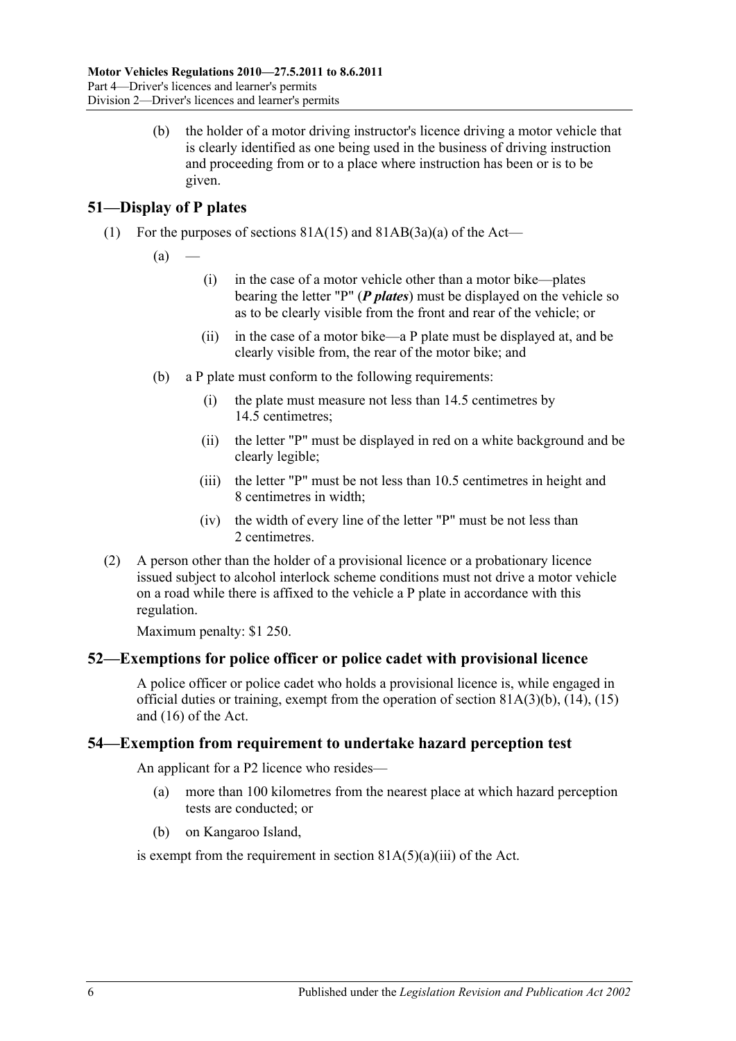(b) the holder of a motor driving instructor's licence driving a motor vehicle that is clearly identified as one being used in the business of driving instruction and proceeding from or to a place where instruction has been or is to be given.

## 51—Display of P plates

(1) For the purposes of sections 81A(15) and 81AB(3a)(a) of the Act—

(a) —

(i) in the case of a motor vehicle other than a motor bike—plates bearing the letter "P" (***P plates***) must be displayed on the vehicle so as to be clearly visible from the front and rear of the vehicle; or

(ii) in the case of a motor bike—a P plate must be displayed at, and be clearly visible from, the rear of the motor bike; and

(b) a P plate must conform to the following requirements:

(i) the plate must measure not less than 14.5 centimetres by 14.5 centimetres;

(ii) the letter "P" must be displayed in red on a white background and be clearly legible;

(iii) the letter "P" must be not less than 10.5 centimetres in height and 8 centimetres in width;

(iv) the width of every line of the letter "P" must be not less than 2 centimetres.

(2) A person other than the holder of a provisional licence or a probationary licence issued subject to alcohol interlock scheme conditions must not drive a motor vehicle on a road while there is affixed to the vehicle a P plate in accordance with this regulation.

Maximum penalty: $1 250.

## 52—Exemptions for police officer or police cadet with provisional licence

A police officer or police cadet who holds a provisional licence is, while engaged in official duties or training, exempt from the operation of section 81A(3)(b), (14), (15) and (16) of the Act.

## 54—Exemption from requirement to undertake hazard perception test

An applicant for a P2 licence who resides—

(a) more than 100 kilometres from the nearest place at which hazard perception tests are conducted; or

(b) on Kangaroo Island,

is exempt from the requirement in section 81A(5)(a)(iii) of the Act.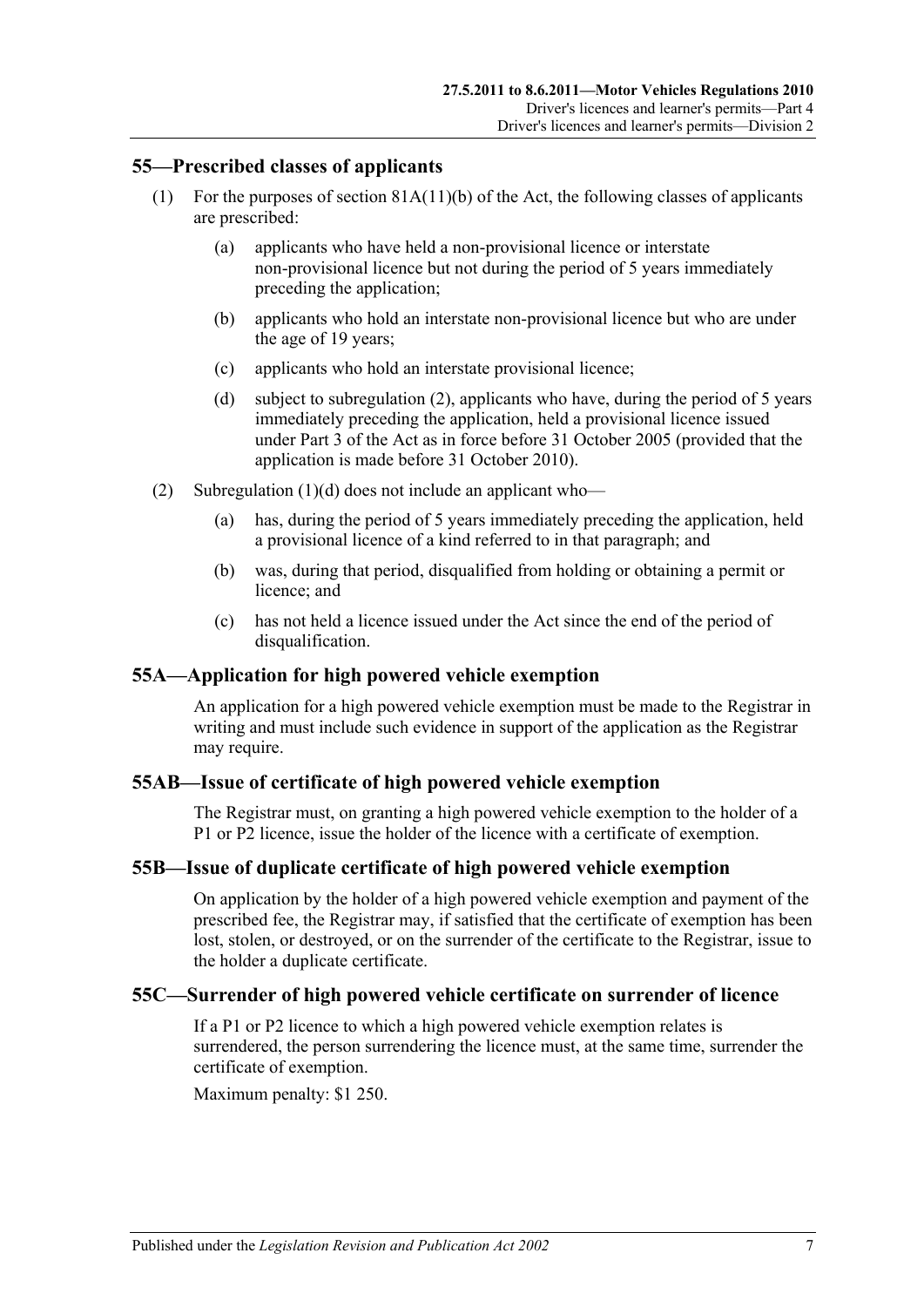## 55—Prescribed classes of applicants

(1) For the purposes of section 81A(11)(b) of the Act, the following classes of applicants are prescribed:

(a) applicants who have held a non-provisional licence or interstate non-provisional licence but not during the period of 5 years immediately preceding the application;

(b) applicants who hold an interstate non-provisional licence but who are under the age of 19 years;

(c) applicants who hold an interstate provisional licence;

(d) subject to subregulation (2), applicants who have, during the period of 5 years immediately preceding the application, held a provisional licence issued under Part 3 of the Act as in force before 31 October 2005 (provided that the application is made before 31 October 2010).

(2) Subregulation (1)(d) does not include an applicant who—

(a) has, during the period of 5 years immediately preceding the application, held a provisional licence of a kind referred to in that paragraph; and

(b) was, during that period, disqualified from holding or obtaining a permit or licence; and

(c) has not held a licence issued under the Act since the end of the period of disqualification.

## 55A—Application for high powered vehicle exemption

An application for a high powered vehicle exemption must be made to the Registrar in writing and must include such evidence in support of the application as the Registrar may require.

## 55AB—Issue of certificate of high powered vehicle exemption

The Registrar must, on granting a high powered vehicle exemption to the holder of a P1 or P2 licence, issue the holder of the licence with a certificate of exemption.

## 55B—Issue of duplicate certificate of high powered vehicle exemption

On application by the holder of a high powered vehicle exemption and payment of the prescribed fee, the Registrar may, if satisfied that the certificate of exemption has been lost, stolen, or destroyed, or on the surrender of the certificate to the Registrar, issue to the holder a duplicate certificate.

## 55C—Surrender of high powered vehicle certificate on surrender of licence

If a P1 or P2 licence to which a high powered vehicle exemption relates is surrendered, the person surrendering the licence must, at the same time, surrender the certificate of exemption.

Maximum penalty: $1 250.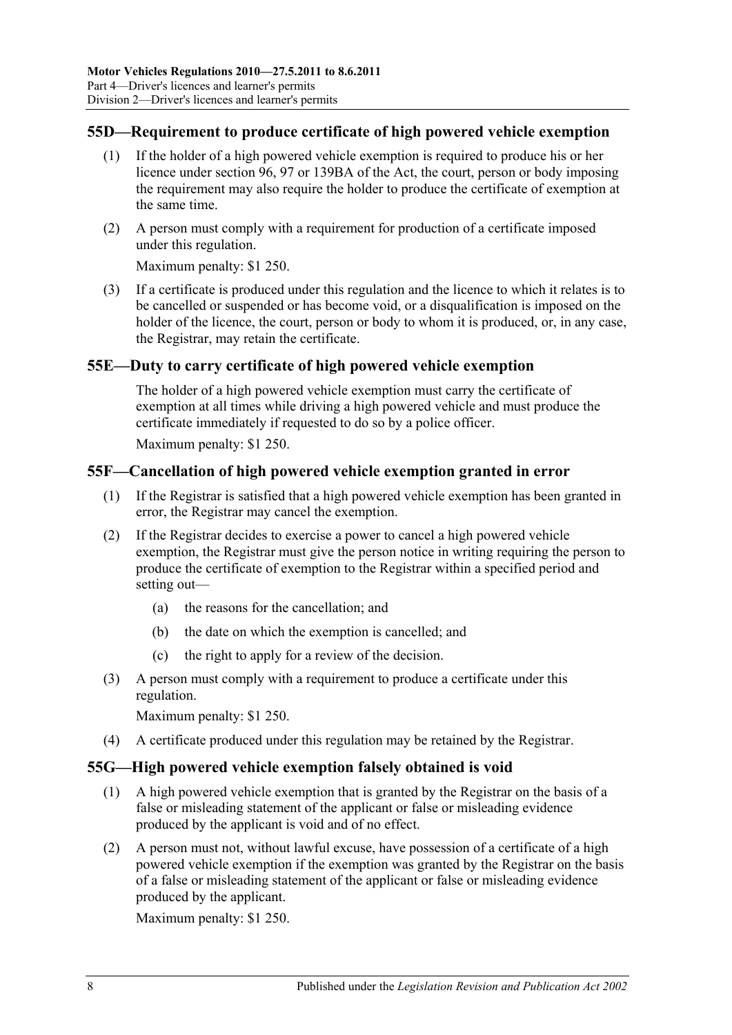## 55D—Requirement to produce certificate of high powered vehicle exemption

(1) If the holder of a high powered vehicle exemption is required to produce his or her licence under section 96, 97 or 139BA of the Act, the court, person or body imposing the requirement may also require the holder to produce the certificate of exemption at the same time.

(2) A person must comply with a requirement for production of a certificate imposed under this regulation.

Maximum penalty: $1 250.

(3) If a certificate is produced under this regulation and the licence to which it relates is to be cancelled or suspended or has become void, or a disqualification is imposed on the holder of the licence, the court, person or body to whom it is produced, or, in any case, the Registrar, may retain the certificate.

## 55E—Duty to carry certificate of high powered vehicle exemption

The holder of a high powered vehicle exemption must carry the certificate of exemption at all times while driving a high powered vehicle and must produce the certificate immediately if requested to do so by a police officer.

Maximum penalty: $1 250.

## 55F—Cancellation of high powered vehicle exemption granted in error

(1) If the Registrar is satisfied that a high powered vehicle exemption has been granted in error, the Registrar may cancel the exemption.

(2) If the Registrar decides to exercise a power to cancel a high powered vehicle exemption, the Registrar must give the person notice in writing requiring the person to produce the certificate of exemption to the Registrar within a specified period and setting out—

(a) the reasons for the cancellation; and

(b) the date on which the exemption is cancelled; and

(c) the right to apply for a review of the decision.

(3) A person must comply with a requirement to produce a certificate under this regulation.

Maximum penalty: $1 250.

(4) A certificate produced under this regulation may be retained by the Registrar.

## 55G—High powered vehicle exemption falsely obtained is void

(1) A high powered vehicle exemption that is granted by the Registrar on the basis of a false or misleading statement of the applicant or false or misleading evidence produced by the applicant is void and of no effect.

(2) A person must not, without lawful excuse, have possession of a certificate of a high powered vehicle exemption if the exemption was granted by the Registrar on the basis of a false or misleading statement of the applicant or false or misleading evidence produced by the applicant.

Maximum penalty: $1 250.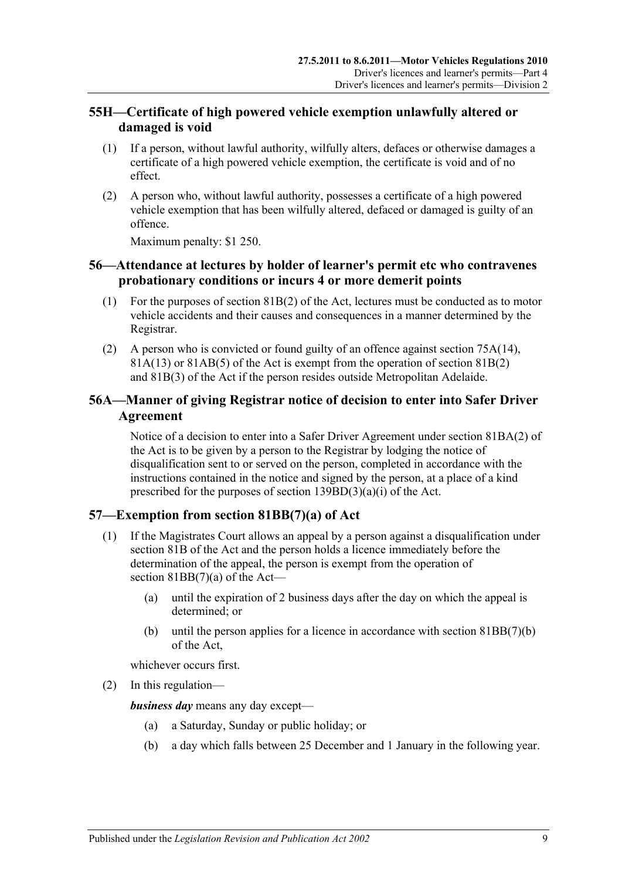## 55H—Certificate of high powered vehicle exemption unlawfully altered or damaged is void

(1) If a person, without lawful authority, wilfully alters, defaces or otherwise damages a certificate of a high powered vehicle exemption, the certificate is void and of no effect.

(2) A person who, without lawful authority, possesses a certificate of a high powered vehicle exemption that has been wilfully altered, defaced or damaged is guilty of an offence.

Maximum penalty: $1 250.

## 56—Attendance at lectures by holder of learner's permit etc who contravenes probationary conditions or incurs 4 or more demerit points

(1) For the purposes of section 81B(2) of the Act, lectures must be conducted as to motor vehicle accidents and their causes and consequences in a manner determined by the Registrar.

(2) A person who is convicted or found guilty of an offence against section 75A(14), 81A(13) or 81AB(5) of the Act is exempt from the operation of section 81B(2) and 81B(3) of the Act if the person resides outside Metropolitan Adelaide.

## 56A—Manner of giving Registrar notice of decision to enter into Safer Driver Agreement

Notice of a decision to enter into a Safer Driver Agreement under section 81BA(2) of the Act is to be given by a person to the Registrar by lodging the notice of disqualification sent to or served on the person, completed in accordance with the instructions contained in the notice and signed by the person, at a place of a kind prescribed for the purposes of section 139BD(3)(a)(i) of the Act.

## 57—Exemption from section 81BB(7)(a) of Act

(1) If the Magistrates Court allows an appeal by a person against a disqualification under section 81B of the Act and the person holds a licence immediately before the determination of the appeal, the person is exempt from the operation of section 81BB(7)(a) of the Act—

(a) until the expiration of 2 business days after the day on which the appeal is determined; or

(b) until the person applies for a licence in accordance with section 81BB(7)(b) of the Act,

whichever occurs first.

(2) In this regulation—

***business day*** means any day except—

(a) a Saturday, Sunday or public holiday; or

(b) a day which falls between 25 December and 1 January in the following year.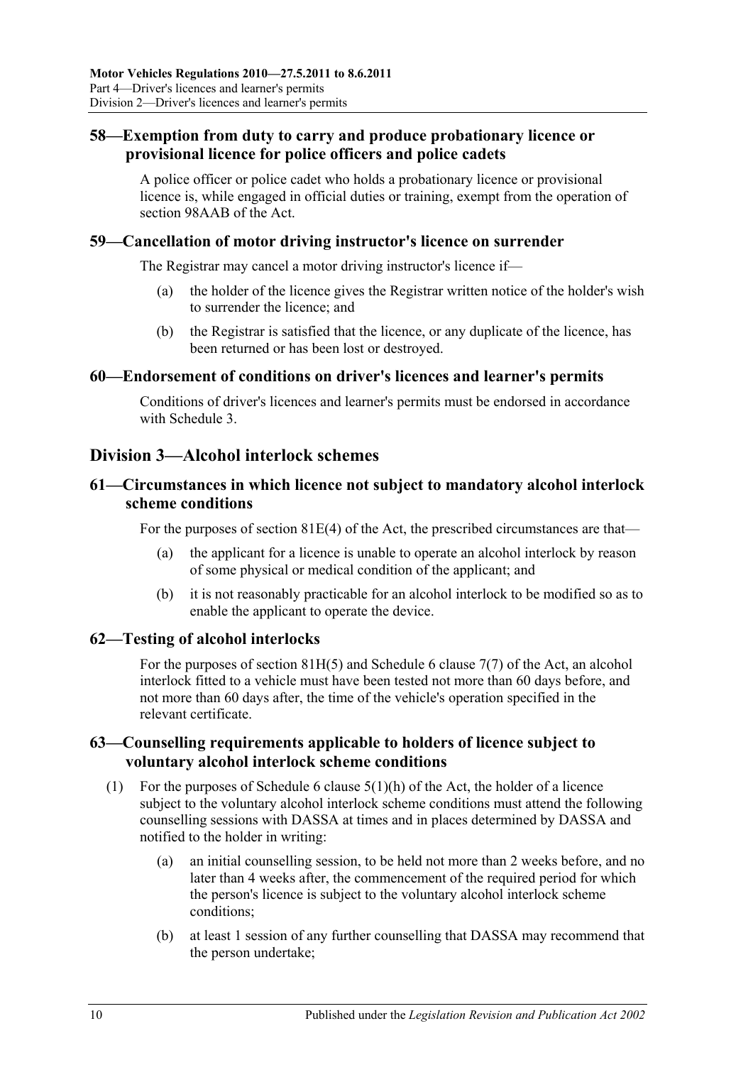## 58—Exemption from duty to carry and produce probationary licence or provisional licence for police officers and police cadets

A police officer or police cadet who holds a probationary licence or provisional licence is, while engaged in official duties or training, exempt from the operation of section 98AAB of the Act.

## 59—Cancellation of motor driving instructor's licence on surrender

The Registrar may cancel a motor driving instructor's licence if—

- (a) the holder of the licence gives the Registrar written notice of the holder's wish to surrender the licence; and
- (b) the Registrar is satisfied that the licence, or any duplicate of the licence, has been returned or has been lost or destroyed.

## 60—Endorsement of conditions on driver's licences and learner's permits

Conditions of driver's licences and learner's permits must be endorsed in accordance with Schedule 3.

# Division 3—Alcohol interlock schemes

## 61—Circumstances in which licence not subject to mandatory alcohol interlock scheme conditions

For the purposes of section 81E(4) of the Act, the prescribed circumstances are that—

- (a) the applicant for a licence is unable to operate an alcohol interlock by reason of some physical or medical condition of the applicant; and
- (b) it is not reasonably practicable for an alcohol interlock to be modified so as to enable the applicant to operate the device.

## 62—Testing of alcohol interlocks

For the purposes of section 81H(5) and Schedule 6 clause 7(7) of the Act, an alcohol interlock fitted to a vehicle must have been tested not more than 60 days before, and not more than 60 days after, the time of the vehicle's operation specified in the relevant certificate.

## 63—Counselling requirements applicable to holders of licence subject to voluntary alcohol interlock scheme conditions

(1) For the purposes of Schedule 6 clause 5(1)(h) of the Act, the holder of a licence subject to the voluntary alcohol interlock scheme conditions must attend the following counselling sessions with DASSA at times and in places determined by DASSA and notified to the holder in writing:

- (a) an initial counselling session, to be held not more than 2 weeks before, and no later than 4 weeks after, the commencement of the required period for which the person's licence is subject to the voluntary alcohol interlock scheme conditions;
- (b) at least 1 session of any further counselling that DASSA may recommend that the person undertake;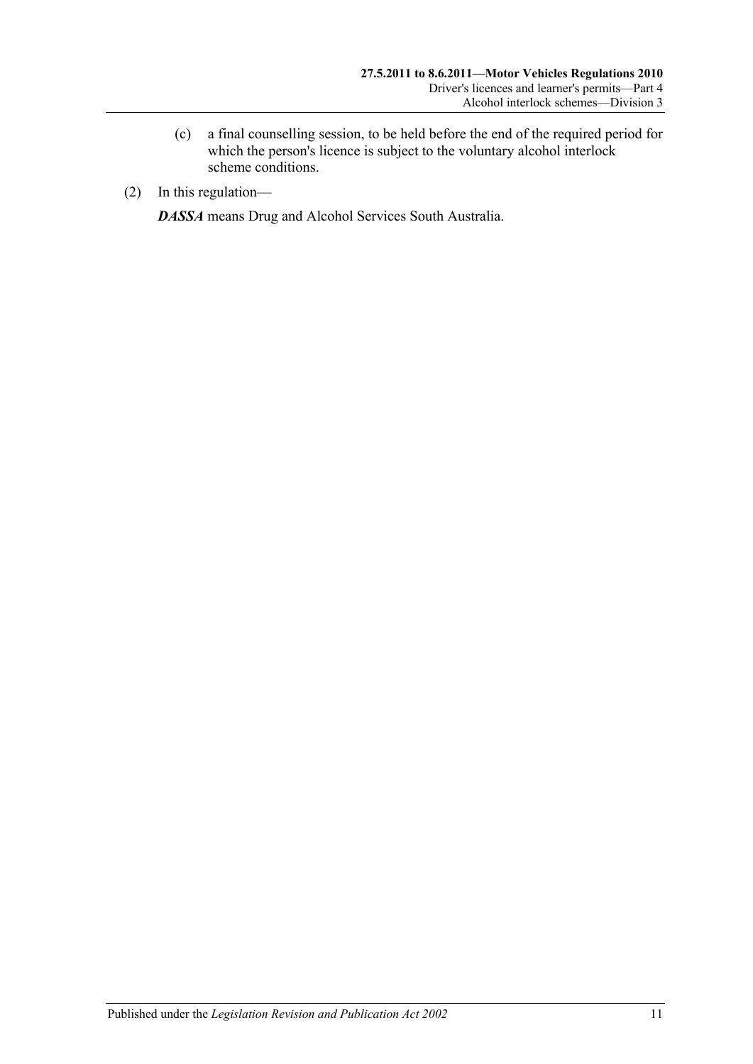(c) a final counselling session, to be held before the end of the required period for which the person's licence is subject to the voluntary alcohol interlock scheme conditions.

(2) In this regulation—

***DASSA*** means Drug and Alcohol Services South Australia.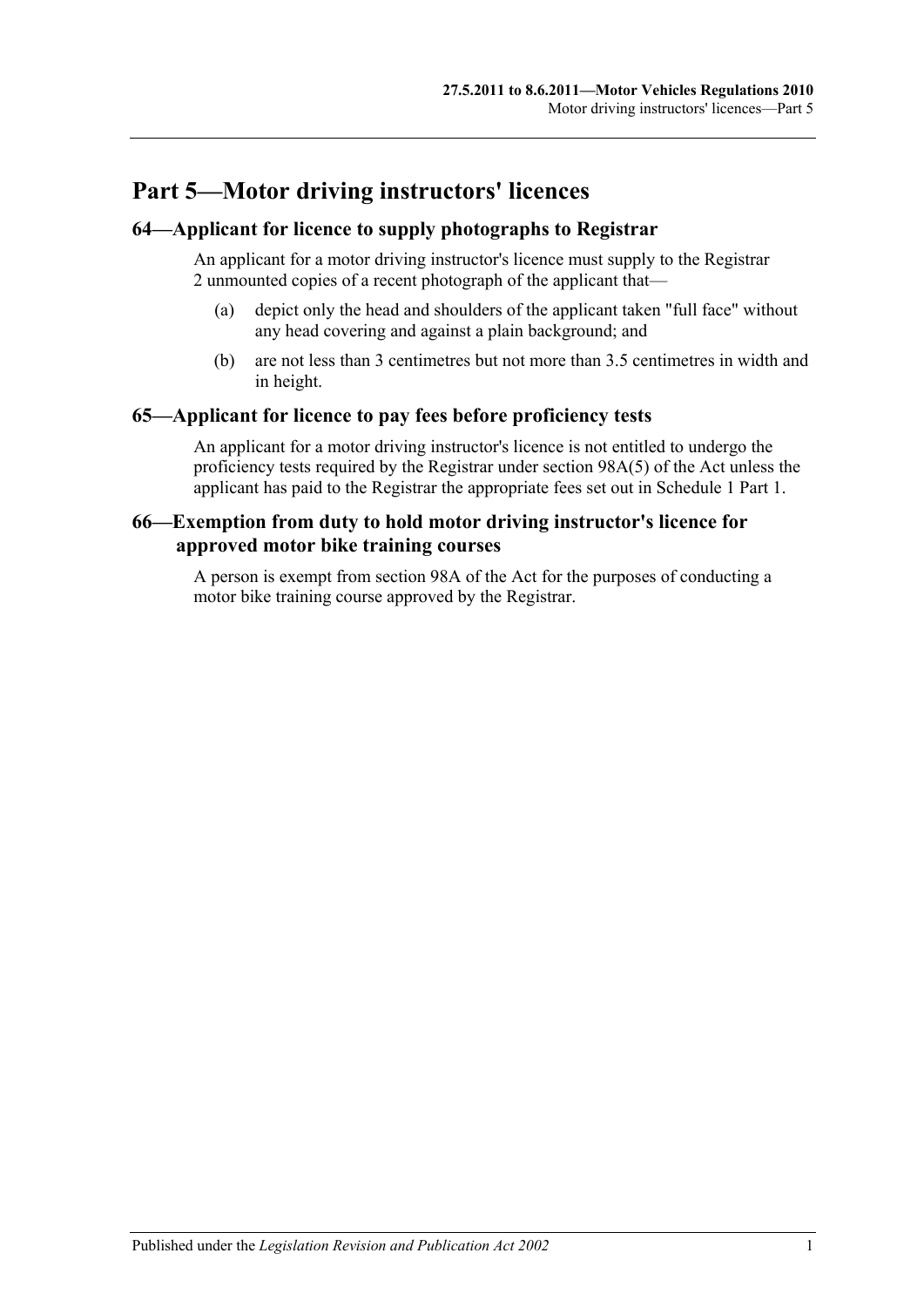# Part 5—Motor driving instructors' licences

## 64—Applicant for licence to supply photographs to Registrar

An applicant for a motor driving instructor's licence must supply to the Registrar 2 unmounted copies of a recent photograph of the applicant that—

(a) depict only the head and shoulders of the applicant taken "full face" without any head covering and against a plain background; and

(b) are not less than 3 centimetres but not more than 3.5 centimetres in width and in height.

## 65—Applicant for licence to pay fees before proficiency tests

An applicant for a motor driving instructor's licence is not entitled to undergo the proficiency tests required by the Registrar under section 98A(5) of the Act unless the applicant has paid to the Registrar the appropriate fees set out in Schedule 1 Part 1.

## 66—Exemption from duty to hold motor driving instructor's licence for approved motor bike training courses

A person is exempt from section 98A of the Act for the purposes of conducting a motor bike training course approved by the Registrar.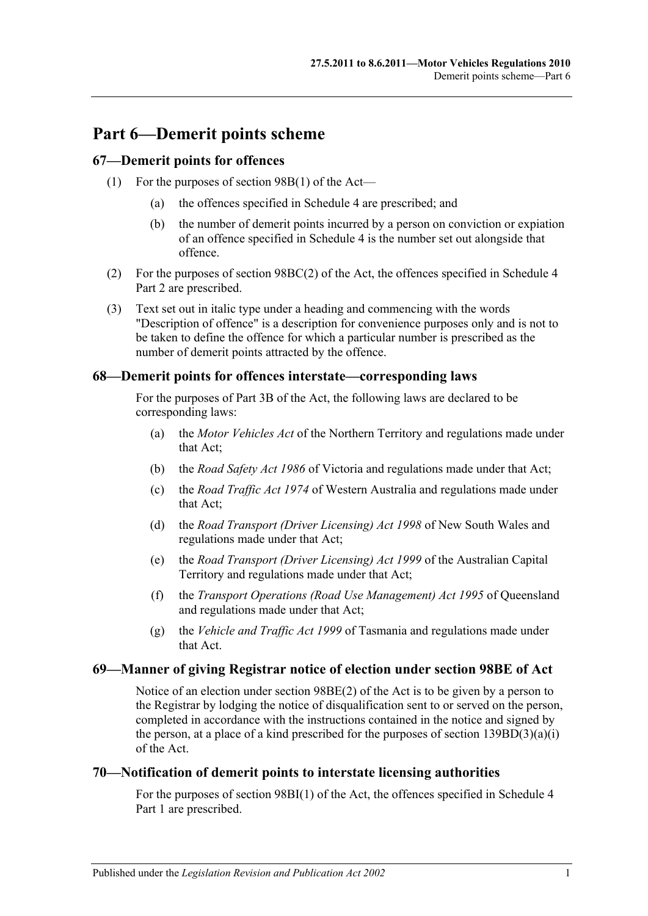# Part 6—Demerit points scheme

## 67—Demerit points for offences

(1) For the purposes of section 98B(1) of the Act—

(a) the offences specified in Schedule 4 are prescribed; and

(b) the number of demerit points incurred by a person on conviction or expiation of an offence specified in Schedule 4 is the number set out alongside that offence.

(2) For the purposes of section 98BC(2) of the Act, the offences specified in Schedule 4 Part 2 are prescribed.

(3) Text set out in italic type under a heading and commencing with the words "Description of offence" is a description for convenience purposes only and is not to be taken to define the offence for which a particular number is prescribed as the number of demerit points attracted by the offence.

## 68—Demerit points for offences interstate—corresponding laws

For the purposes of Part 3B of the Act, the following laws are declared to be corresponding laws:

(a) the *Motor Vehicles Act* of the Northern Territory and regulations made under that Act;

(b) the *Road Safety Act 1986* of Victoria and regulations made under that Act;

(c) the *Road Traffic Act 1974* of Western Australia and regulations made under that Act;

(d) the *Road Transport (Driver Licensing) Act 1998* of New South Wales and regulations made under that Act;

(e) the *Road Transport (Driver Licensing) Act 1999* of the Australian Capital Territory and regulations made under that Act;

(f) the *Transport Operations (Road Use Management) Act 1995* of Queensland and regulations made under that Act;

(g) the *Vehicle and Traffic Act 1999* of Tasmania and regulations made under that Act.

## 69—Manner of giving Registrar notice of election under section 98BE of Act

Notice of an election under section 98BE(2) of the Act is to be given by a person to the Registrar by lodging the notice of disqualification sent to or served on the person, completed in accordance with the instructions contained in the notice and signed by the person, at a place of a kind prescribed for the purposes of section 139BD(3)(a)(i) of the Act.

## 70—Notification of demerit points to interstate licensing authorities

For the purposes of section 98BI(1) of the Act, the offences specified in Schedule 4 Part 1 are prescribed.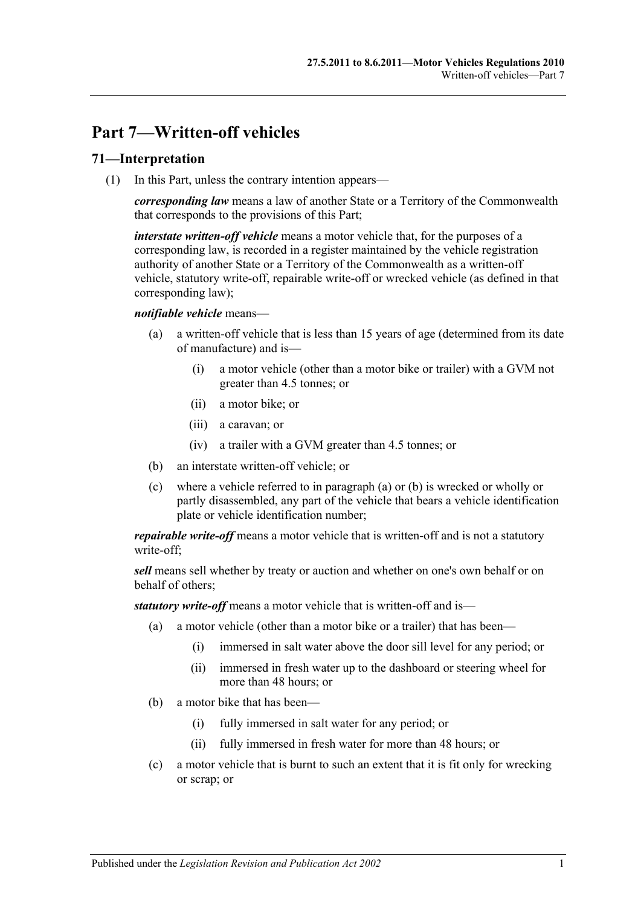# Part 7—Written-off vehicles

## 71—Interpretation

(1) In this Part, unless the contrary intention appears—

***corresponding law*** means a law of another State or a Territory of the Commonwealth that corresponds to the provisions of this Part;

***interstate written-off vehicle*** means a motor vehicle that, for the purposes of a corresponding law, is recorded in a register maintained by the vehicle registration authority of another State or a Territory of the Commonwealth as a written-off vehicle, statutory write-off, repairable write-off or wrecked vehicle (as defined in that corresponding law);

***notifiable vehicle*** means—

- (a) a written-off vehicle that is less than 15 years of age (determined from its date of manufacture) and is—
  - (i) a motor vehicle (other than a motor bike or trailer) with a GVM not greater than 4.5 tonnes; or
  - (ii) a motor bike; or
  - (iii) a caravan; or
  - (iv) a trailer with a GVM greater than 4.5 tonnes; or
- (b) an interstate written-off vehicle; or
- (c) where a vehicle referred to in paragraph (a) or (b) is wrecked or wholly or partly disassembled, any part of the vehicle that bears a vehicle identification plate or vehicle identification number;

***repairable write-off*** means a motor vehicle that is written-off and is not a statutory write-off;

***sell*** means sell whether by treaty or auction and whether on one's own behalf or on behalf of others;

***statutory write-off*** means a motor vehicle that is written-off and is—

- (a) a motor vehicle (other than a motor bike or a trailer) that has been—
  - (i) immersed in salt water above the door sill level for any period; or
  - (ii) immersed in fresh water up to the dashboard or steering wheel for more than 48 hours; or
- (b) a motor bike that has been—
  - (i) fully immersed in salt water for any period; or
  - (ii) fully immersed in fresh water for more than 48 hours; or
- (c) a motor vehicle that is burnt to such an extent that it is fit only for wrecking or scrap; or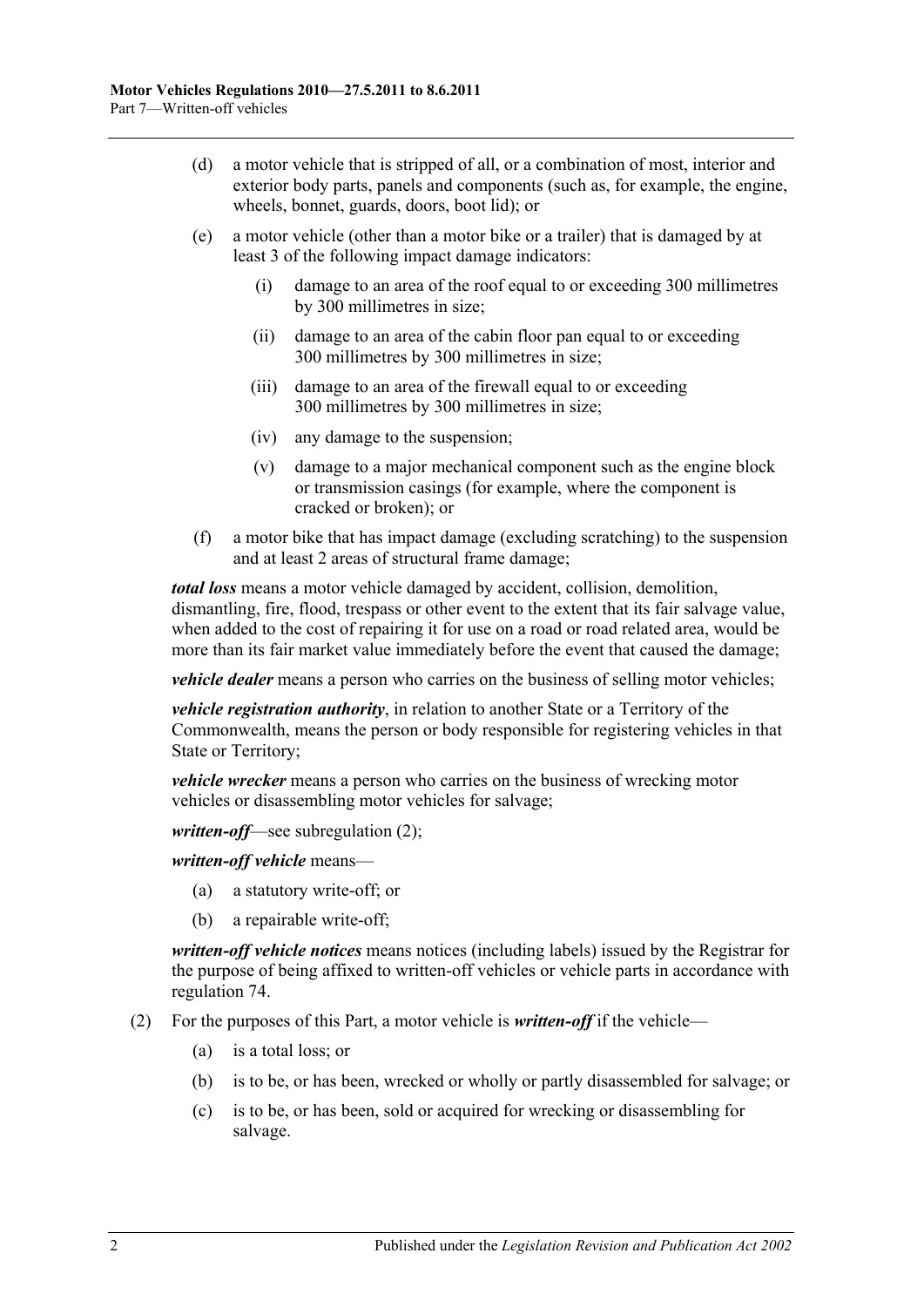(d) a motor vehicle that is stripped of all, or a combination of most, interior and exterior body parts, panels and components (such as, for example, the engine, wheels, bonnet, guards, doors, boot lid); or

(e) a motor vehicle (other than a motor bike or a trailer) that is damaged by at least 3 of the following impact damage indicators:

(i) damage to an area of the roof equal to or exceeding 300 millimetres by 300 millimetres in size;

(ii) damage to an area of the cabin floor pan equal to or exceeding 300 millimetres by 300 millimetres in size;

(iii) damage to an area of the firewall equal to or exceeding 300 millimetres by 300 millimetres in size;

(iv) any damage to the suspension;

(v) damage to a major mechanical component such as the engine block or transmission casings (for example, where the component is cracked or broken); or

(f) a motor bike that has impact damage (excluding scratching) to the suspension and at least 2 areas of structural frame damage;

***total loss*** means a motor vehicle damaged by accident, collision, demolition, dismantling, fire, flood, trespass or other event to the extent that its fair salvage value, when added to the cost of repairing it for use on a road or road related area, would be more than its fair market value immediately before the event that caused the damage;

***vehicle dealer*** means a person who carries on the business of selling motor vehicles;

***vehicle registration authority***, in relation to another State or a Territory of the Commonwealth, means the person or body responsible for registering vehicles in that State or Territory;

***vehicle wrecker*** means a person who carries on the business of wrecking motor vehicles or disassembling motor vehicles for salvage;

***written-off***—see subregulation (2);

***written-off vehicle*** means—

(a) a statutory write-off; or

(b) a repairable write-off;

***written-off vehicle notices*** means notices (including labels) issued by the Registrar for the purpose of being affixed to written-off vehicles or vehicle parts in accordance with regulation 74.

(2) For the purposes of this Part, a motor vehicle is ***written-off*** if the vehicle—

(a) is a total loss; or

(b) is to be, or has been, wrecked or wholly or partly disassembled for salvage; or

(c) is to be, or has been, sold or acquired for wrecking or disassembling for salvage.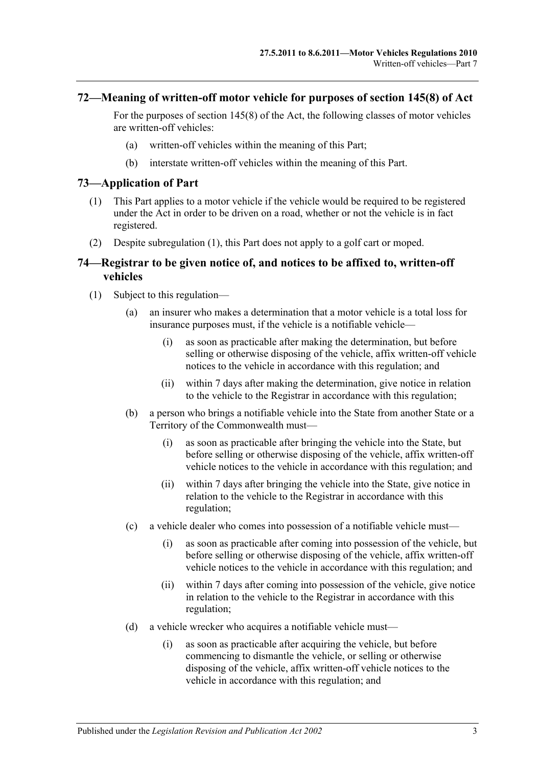## 72—Meaning of written-off motor vehicle for purposes of section 145(8) of Act

For the purposes of section 145(8) of the Act, the following classes of motor vehicles are written-off vehicles:

(a) written-off vehicles within the meaning of this Part;

(b) interstate written-off vehicles within the meaning of this Part.

## 73—Application of Part

(1) This Part applies to a motor vehicle if the vehicle would be required to be registered under the Act in order to be driven on a road, whether or not the vehicle is in fact registered.

(2) Despite subregulation (1), this Part does not apply to a golf cart or moped.

## 74—Registrar to be given notice of, and notices to be affixed to, written-off vehicles

(1) Subject to this regulation—

(a) an insurer who makes a determination that a motor vehicle is a total loss for insurance purposes must, if the vehicle is a notifiable vehicle—

(i) as soon as practicable after making the determination, but before selling or otherwise disposing of the vehicle, affix written-off vehicle notices to the vehicle in accordance with this regulation; and

(ii) within 7 days after making the determination, give notice in relation to the vehicle to the Registrar in accordance with this regulation;

(b) a person who brings a notifiable vehicle into the State from another State or a Territory of the Commonwealth must—

(i) as soon as practicable after bringing the vehicle into the State, but before selling or otherwise disposing of the vehicle, affix written-off vehicle notices to the vehicle in accordance with this regulation; and

(ii) within 7 days after bringing the vehicle into the State, give notice in relation to the vehicle to the Registrar in accordance with this regulation;

(c) a vehicle dealer who comes into possession of a notifiable vehicle must—

(i) as soon as practicable after coming into possession of the vehicle, but before selling or otherwise disposing of the vehicle, affix written-off vehicle notices to the vehicle in accordance with this regulation; and

(ii) within 7 days after coming into possession of the vehicle, give notice in relation to the vehicle to the Registrar in accordance with this regulation;

(d) a vehicle wrecker who acquires a notifiable vehicle must—

(i) as soon as practicable after acquiring the vehicle, but before commencing to dismantle the vehicle, or selling or otherwise disposing of the vehicle, affix written-off vehicle notices to the vehicle in accordance with this regulation; and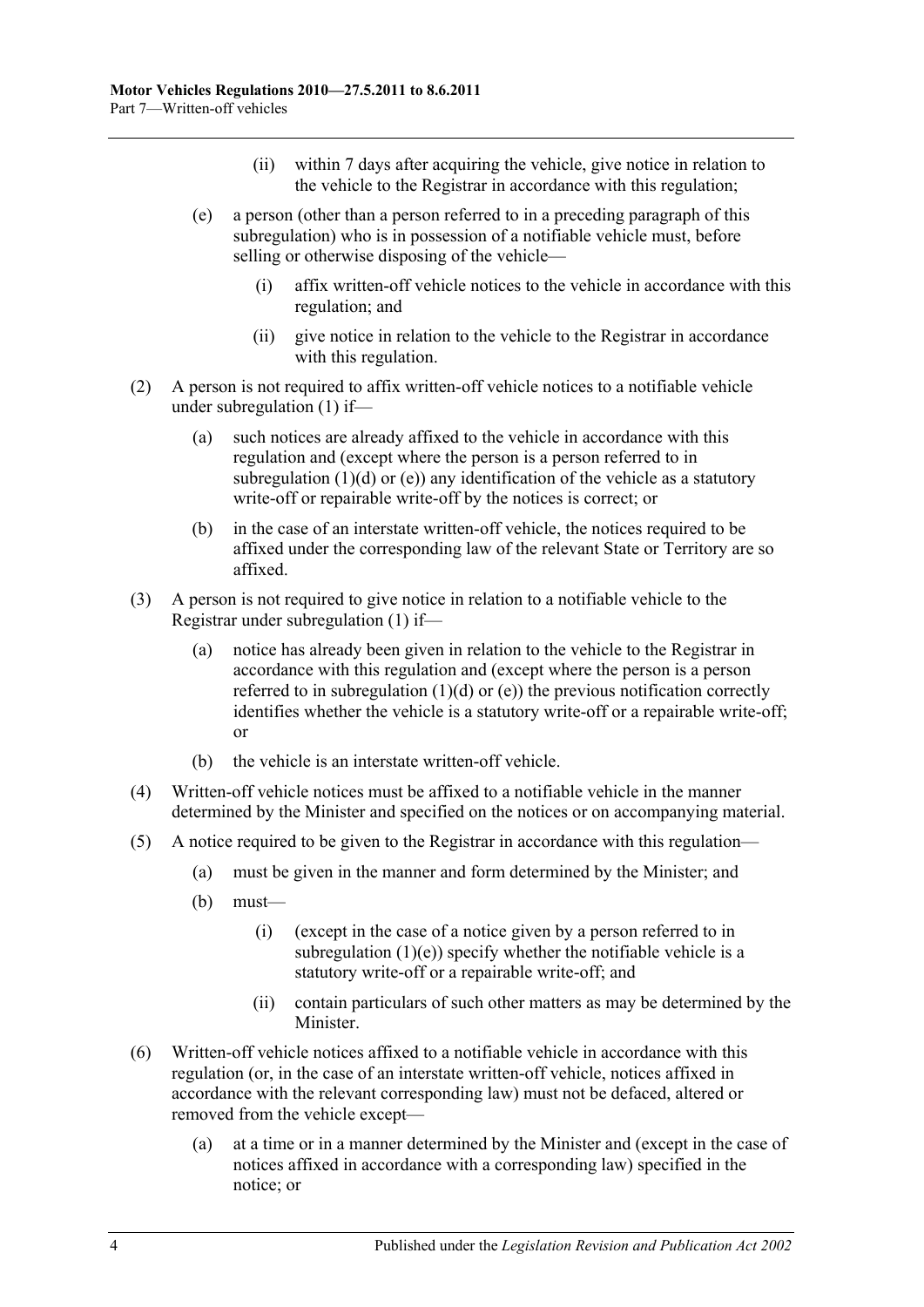(ii) within 7 days after acquiring the vehicle, give notice in relation to the vehicle to the Registrar in accordance with this regulation;

(e) a person (other than a person referred to in a preceding paragraph of this subregulation) who is in possession of a notifiable vehicle must, before selling or otherwise disposing of the vehicle—

(i) affix written-off vehicle notices to the vehicle in accordance with this regulation; and

(ii) give notice in relation to the vehicle to the Registrar in accordance with this regulation.

(2) A person is not required to affix written-off vehicle notices to a notifiable vehicle under subregulation (1) if—

(a) such notices are already affixed to the vehicle in accordance with this regulation and (except where the person is a person referred to in subregulation (1)(d) or (e)) any identification of the vehicle as a statutory write-off or repairable write-off by the notices is correct; or

(b) in the case of an interstate written-off vehicle, the notices required to be affixed under the corresponding law of the relevant State or Territory are so affixed.

(3) A person is not required to give notice in relation to a notifiable vehicle to the Registrar under subregulation (1) if—

(a) notice has already been given in relation to the vehicle to the Registrar in accordance with this regulation and (except where the person is a person referred to in subregulation (1)(d) or (e)) the previous notification correctly identifies whether the vehicle is a statutory write-off or a repairable write-off; or

(b) the vehicle is an interstate written-off vehicle.

(4) Written-off vehicle notices must be affixed to a notifiable vehicle in the manner determined by the Minister and specified on the notices or on accompanying material.

(5) A notice required to be given to the Registrar in accordance with this regulation—

(a) must be given in the manner and form determined by the Minister; and

(b) must—

(i) (except in the case of a notice given by a person referred to in subregulation (1)(e)) specify whether the notifiable vehicle is a statutory write-off or a repairable write-off; and

(ii) contain particulars of such other matters as may be determined by the Minister.

(6) Written-off vehicle notices affixed to a notifiable vehicle in accordance with this regulation (or, in the case of an interstate written-off vehicle, notices affixed in accordance with the relevant corresponding law) must not be defaced, altered or removed from the vehicle except—

(a) at a time or in a manner determined by the Minister and (except in the case of notices affixed in accordance with a corresponding law) specified in the notice; or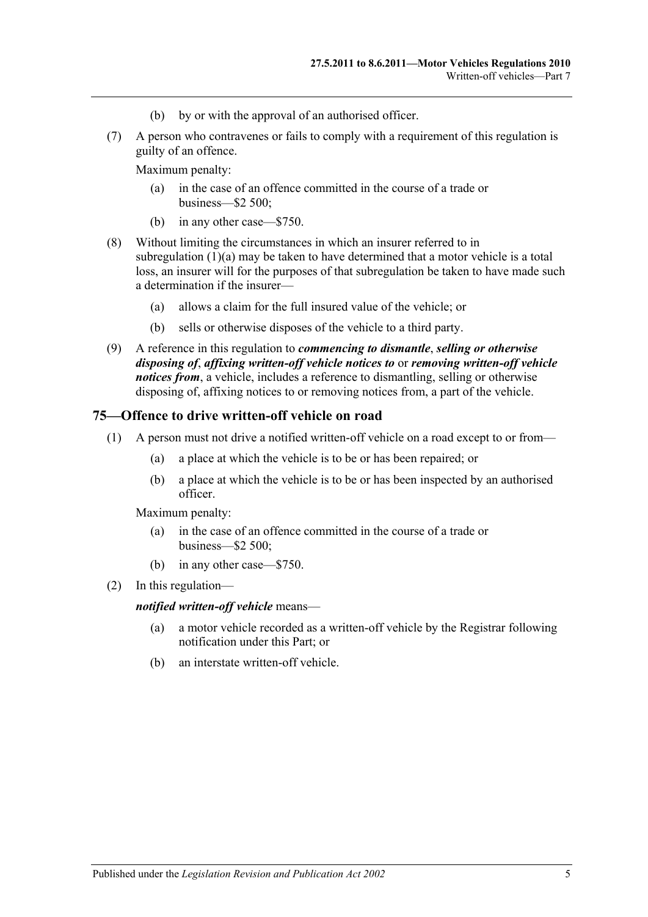(b) by or with the approval of an authorised officer.

(7) A person who contravenes or fails to comply with a requirement of this regulation is guilty of an offence.

Maximum penalty:

(a) in the case of an offence committed in the course of a trade or business—$2 500;

(b) in any other case—$750.

(8) Without limiting the circumstances in which an insurer referred to in subregulation (1)(a) may be taken to have determined that a motor vehicle is a total loss, an insurer will for the purposes of that subregulation be taken to have made such a determination if the insurer—

(a) allows a claim for the full insured value of the vehicle; or

(b) sells or otherwise disposes of the vehicle to a third party.

(9) A reference in this regulation to ***commencing to dismantle***, ***selling or otherwise disposing of***, ***affixing written-off vehicle notices to*** or ***removing written-off vehicle notices from***, a vehicle, includes a reference to dismantling, selling or otherwise disposing of, affixing notices to or removing notices from, a part of the vehicle.

## 75—Offence to drive written-off vehicle on road

(1) A person must not drive a notified written-off vehicle on a road except to or from—

(a) a place at which the vehicle is to be or has been repaired; or

(b) a place at which the vehicle is to be or has been inspected by an authorised officer.

Maximum penalty:

(a) in the case of an offence committed in the course of a trade or business—$2 500;

(b) in any other case—$750.

(2) In this regulation—

***notified written-off vehicle*** means—

(a) a motor vehicle recorded as a written-off vehicle by the Registrar following notification under this Part; or

(b) an interstate written-off vehicle.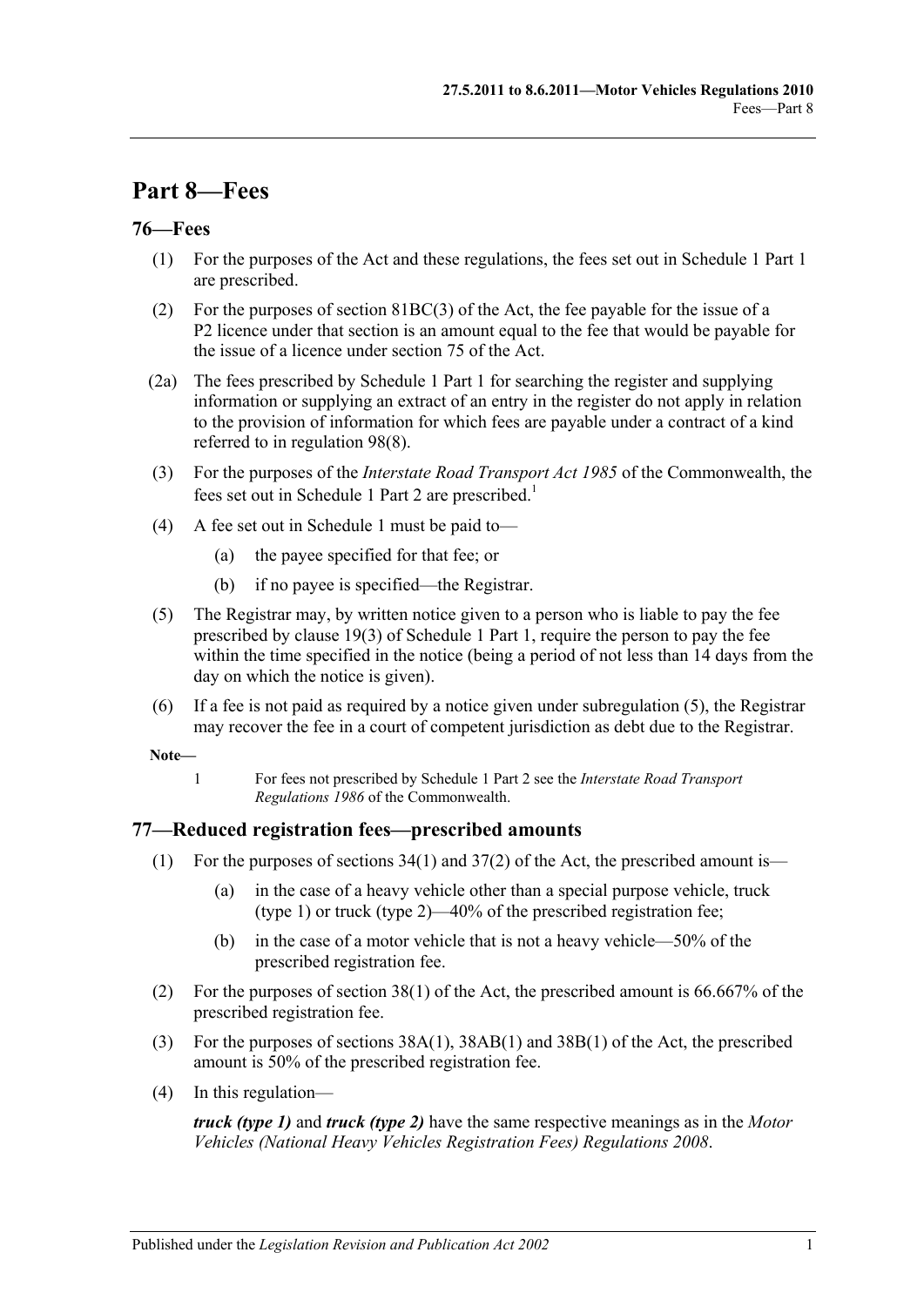# Part 8—Fees

## 76—Fees

(1) For the purposes of the Act and these regulations, the fees set out in Schedule 1 Part 1 are prescribed.

(2) For the purposes of section 81BC(3) of the Act, the fee payable for the issue of a P2 licence under that section is an amount equal to the fee that would be payable for the issue of a licence under section 75 of the Act.

(2a) The fees prescribed by Schedule 1 Part 1 for searching the register and supplying information or supplying an extract of an entry in the register do not apply in relation to the provision of information for which fees are payable under a contract of a kind referred to in regulation 98(8).

(3) For the purposes of the *Interstate Road Transport Act 1985* of the Commonwealth, the fees set out in Schedule 1 Part 2 are prescribed.[1]

(4) A fee set out in Schedule 1 must be paid to—

- (a) the payee specified for that fee; or
- (b) if no payee is specified—the Registrar.

(5) The Registrar may, by written notice given to a person who is liable to pay the fee prescribed by clause 19(3) of Schedule 1 Part 1, require the person to pay the fee within the time specified in the notice (being a period of not less than 14 days from the day on which the notice is given).

(6) If a fee is not paid as required by a notice given under subregulation (5), the Registrar may recover the fee in a court of competent jurisdiction as debt due to the Registrar.

**Note—**

1 For fees not prescribed by Schedule 1 Part 2 see the *Interstate Road Transport Regulations 1986* of the Commonwealth.

## 77—Reduced registration fees—prescribed amounts

(1) For the purposes of sections 34(1) and 37(2) of the Act, the prescribed amount is—

- (a) in the case of a heavy vehicle other than a special purpose vehicle, truck (type 1) or truck (type 2)—40% of the prescribed registration fee;
- (b) in the case of a motor vehicle that is not a heavy vehicle—50% of the prescribed registration fee.

(2) For the purposes of section 38(1) of the Act, the prescribed amount is 66.667% of the prescribed registration fee.

(3) For the purposes of sections 38A(1), 38AB(1) and 38B(1) of the Act, the prescribed amount is 50% of the prescribed registration fee.

(4) In this regulation—

***truck (type 1)*** and ***truck (type 2)*** have the same respective meanings as in the *Motor Vehicles (National Heavy Vehicles Registration Fees) Regulations 2008*.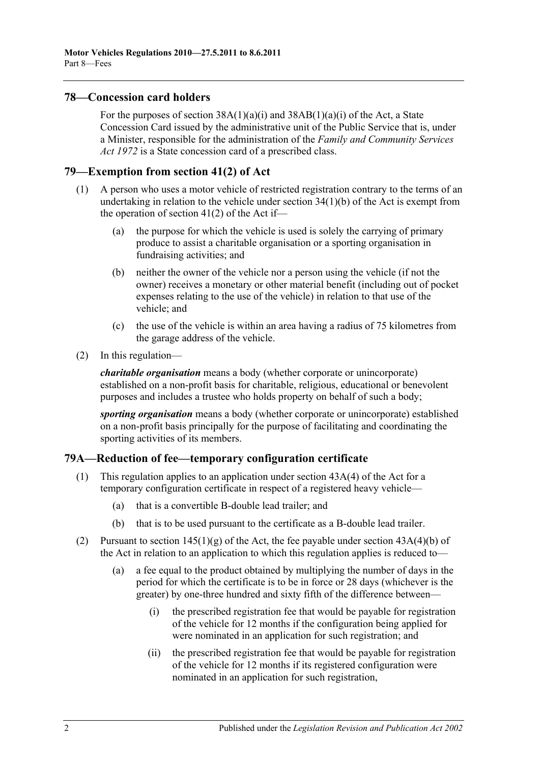## 78—Concession card holders

For the purposes of section 38A(1)(a)(i) and 38AB(1)(a)(i) of the Act, a State Concession Card issued by the administrative unit of the Public Service that is, under a Minister, responsible for the administration of the *Family and Community Services Act 1972* is a State concession card of a prescribed class.

## 79—Exemption from section 41(2) of Act

(1) A person who uses a motor vehicle of restricted registration contrary to the terms of an undertaking in relation to the vehicle under section 34(1)(b) of the Act is exempt from the operation of section 41(2) of the Act if—

(a) the purpose for which the vehicle is used is solely the carrying of primary produce to assist a charitable organisation or a sporting organisation in fundraising activities; and

(b) neither the owner of the vehicle nor a person using the vehicle (if not the owner) receives a monetary or other material benefit (including out of pocket expenses relating to the use of the vehicle) in relation to that use of the vehicle; and

(c) the use of the vehicle is within an area having a radius of 75 kilometres from the garage address of the vehicle.

(2) In this regulation—

***charitable organisation*** means a body (whether corporate or unincorporate) established on a non-profit basis for charitable, religious, educational or benevolent purposes and includes a trustee who holds property on behalf of such a body;

***sporting organisation*** means a body (whether corporate or unincorporate) established on a non-profit basis principally for the purpose of facilitating and coordinating the sporting activities of its members.

## 79A—Reduction of fee—temporary configuration certificate

(1) This regulation applies to an application under section 43A(4) of the Act for a temporary configuration certificate in respect of a registered heavy vehicle—

(a) that is a convertible B-double lead trailer; and

(b) that is to be used pursuant to the certificate as a B-double lead trailer.

(2) Pursuant to section 145(1)(g) of the Act, the fee payable under section 43A(4)(b) of the Act in relation to an application to which this regulation applies is reduced to—

(a) a fee equal to the product obtained by multiplying the number of days in the period for which the certificate is to be in force or 28 days (whichever is the greater) by one-three hundred and sixty fifth of the difference between—

(i) the prescribed registration fee that would be payable for registration of the vehicle for 12 months if the configuration being applied for were nominated in an application for such registration; and

(ii) the prescribed registration fee that would be payable for registration of the vehicle for 12 months if its registered configuration were nominated in an application for such registration,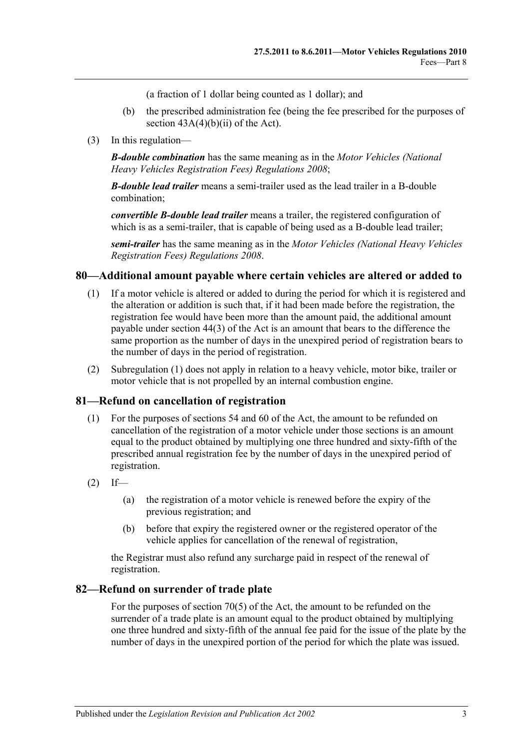(a fraction of 1 dollar being counted as 1 dollar); and

(b) the prescribed administration fee (being the fee prescribed for the purposes of section 43A(4)(b)(ii) of the Act).

(3) In this regulation—

***B-double combination*** has the same meaning as in the *Motor Vehicles (National Heavy Vehicles Registration Fees) Regulations 2008*;

***B-double lead trailer*** means a semi-trailer used as the lead trailer in a B-double combination;

***convertible B-double lead trailer*** means a trailer, the registered configuration of which is as a semi-trailer, that is capable of being used as a B-double lead trailer;

***semi-trailer*** has the same meaning as in the *Motor Vehicles (National Heavy Vehicles Registration Fees) Regulations 2008*.

## 80—Additional amount payable where certain vehicles are altered or added to

(1) If a motor vehicle is altered or added to during the period for which it is registered and the alteration or addition is such that, if it had been made before the registration, the registration fee would have been more than the amount paid, the additional amount payable under section 44(3) of the Act is an amount that bears to the difference the same proportion as the number of days in the unexpired period of registration bears to the number of days in the period of registration.

(2) Subregulation (1) does not apply in relation to a heavy vehicle, motor bike, trailer or motor vehicle that is not propelled by an internal combustion engine.

## 81—Refund on cancellation of registration

(1) For the purposes of sections 54 and 60 of the Act, the amount to be refunded on cancellation of the registration of a motor vehicle under those sections is an amount equal to the product obtained by multiplying one three hundred and sixty-fifth of the prescribed annual registration fee by the number of days in the unexpired period of registration.

(2) If—

(a) the registration of a motor vehicle is renewed before the expiry of the previous registration; and

(b) before that expiry the registered owner or the registered operator of the vehicle applies for cancellation of the renewal of registration,

the Registrar must also refund any surcharge paid in respect of the renewal of registration.

## 82—Refund on surrender of trade plate

For the purposes of section 70(5) of the Act, the amount to be refunded on the surrender of a trade plate is an amount equal to the product obtained by multiplying one three hundred and sixty-fifth of the annual fee paid for the issue of the plate by the number of days in the unexpired portion of the period for which the plate was issued.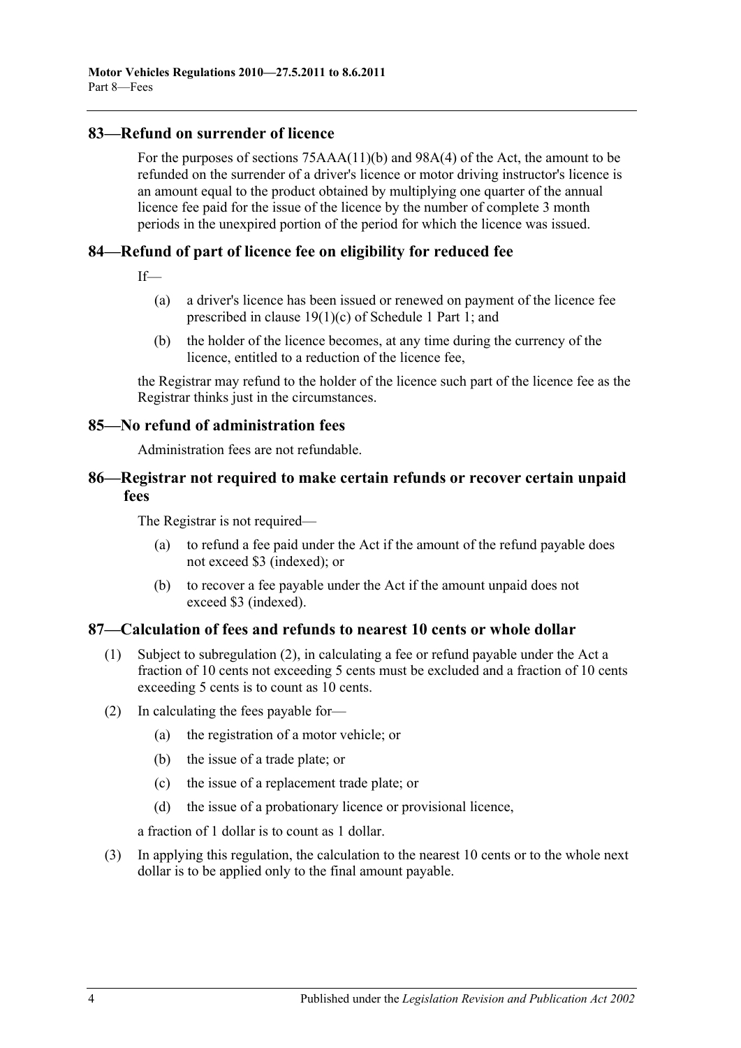## 83—Refund on surrender of licence

For the purposes of sections 75AAA(11)(b) and 98A(4) of the Act, the amount to be refunded on the surrender of a driver's licence or motor driving instructor's licence is an amount equal to the product obtained by multiplying one quarter of the annual licence fee paid for the issue of the licence by the number of complete 3 month periods in the unexpired portion of the period for which the licence was issued.

## 84—Refund of part of licence fee on eligibility for reduced fee

If—

- (a) a driver's licence has been issued or renewed on payment of the licence fee prescribed in clause 19(1)(c) of Schedule 1 Part 1; and
- (b) the holder of the licence becomes, at any time during the currency of the licence, entitled to a reduction of the licence fee,

the Registrar may refund to the holder of the licence such part of the licence fee as the Registrar thinks just in the circumstances.

## 85—No refund of administration fees

Administration fees are not refundable.

## 86—Registrar not required to make certain refunds or recover certain unpaid fees

The Registrar is not required—

- (a) to refund a fee paid under the Act if the amount of the refund payable does not exceed $3 (indexed); or
- (b) to recover a fee payable under the Act if the amount unpaid does not exceed $3 (indexed).

## 87—Calculation of fees and refunds to nearest 10 cents or whole dollar

(1) Subject to subregulation (2), in calculating a fee or refund payable under the Act a fraction of 10 cents not exceeding 5 cents must be excluded and a fraction of 10 cents exceeding 5 cents is to count as 10 cents.

(2) In calculating the fees payable for—

- (a) the registration of a motor vehicle; or
- (b) the issue of a trade plate; or
- (c) the issue of a replacement trade plate; or
- (d) the issue of a probationary licence or provisional licence,

a fraction of 1 dollar is to count as 1 dollar.

(3) In applying this regulation, the calculation to the nearest 10 cents or to the whole next dollar is to be applied only to the final amount payable.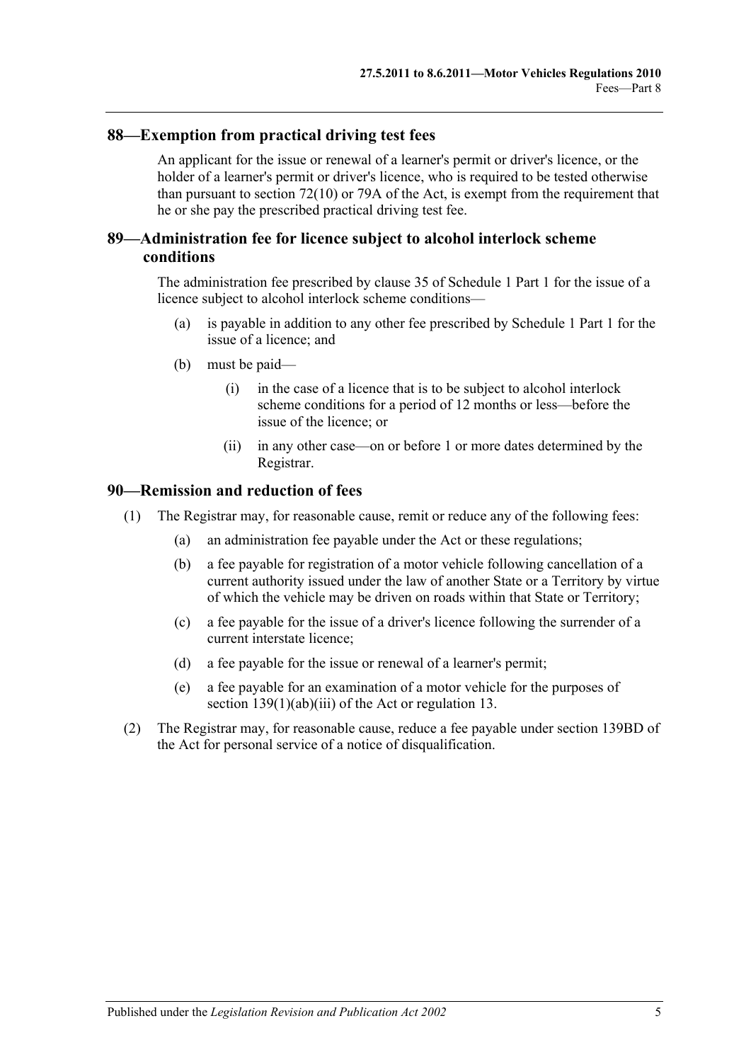## 88—Exemption from practical driving test fees

An applicant for the issue or renewal of a learner's permit or driver's licence, or the holder of a learner's permit or driver's licence, who is required to be tested otherwise than pursuant to section 72(10) or 79A of the Act, is exempt from the requirement that he or she pay the prescribed practical driving test fee.

## 89—Administration fee for licence subject to alcohol interlock scheme conditions

The administration fee prescribed by clause 35 of Schedule 1 Part 1 for the issue of a licence subject to alcohol interlock scheme conditions—

- (a) is payable in addition to any other fee prescribed by Schedule 1 Part 1 for the issue of a licence; and
- (b) must be paid—
  - (i) in the case of a licence that is to be subject to alcohol interlock scheme conditions for a period of 12 months or less—before the issue of the licence; or
  - (ii) in any other case—on or before 1 or more dates determined by the Registrar.

## 90—Remission and reduction of fees

(1) The Registrar may, for reasonable cause, remit or reduce any of the following fees:

- (a) an administration fee payable under the Act or these regulations;
- (b) a fee payable for registration of a motor vehicle following cancellation of a current authority issued under the law of another State or a Territory by virtue of which the vehicle may be driven on roads within that State or Territory;
- (c) a fee payable for the issue of a driver's licence following the surrender of a current interstate licence;
- (d) a fee payable for the issue or renewal of a learner's permit;
- (e) a fee payable for an examination of a motor vehicle for the purposes of section 139(1)(ab)(iii) of the Act or regulation 13.

(2) The Registrar may, for reasonable cause, reduce a fee payable under section 139BD of the Act for personal service of a notice of disqualification.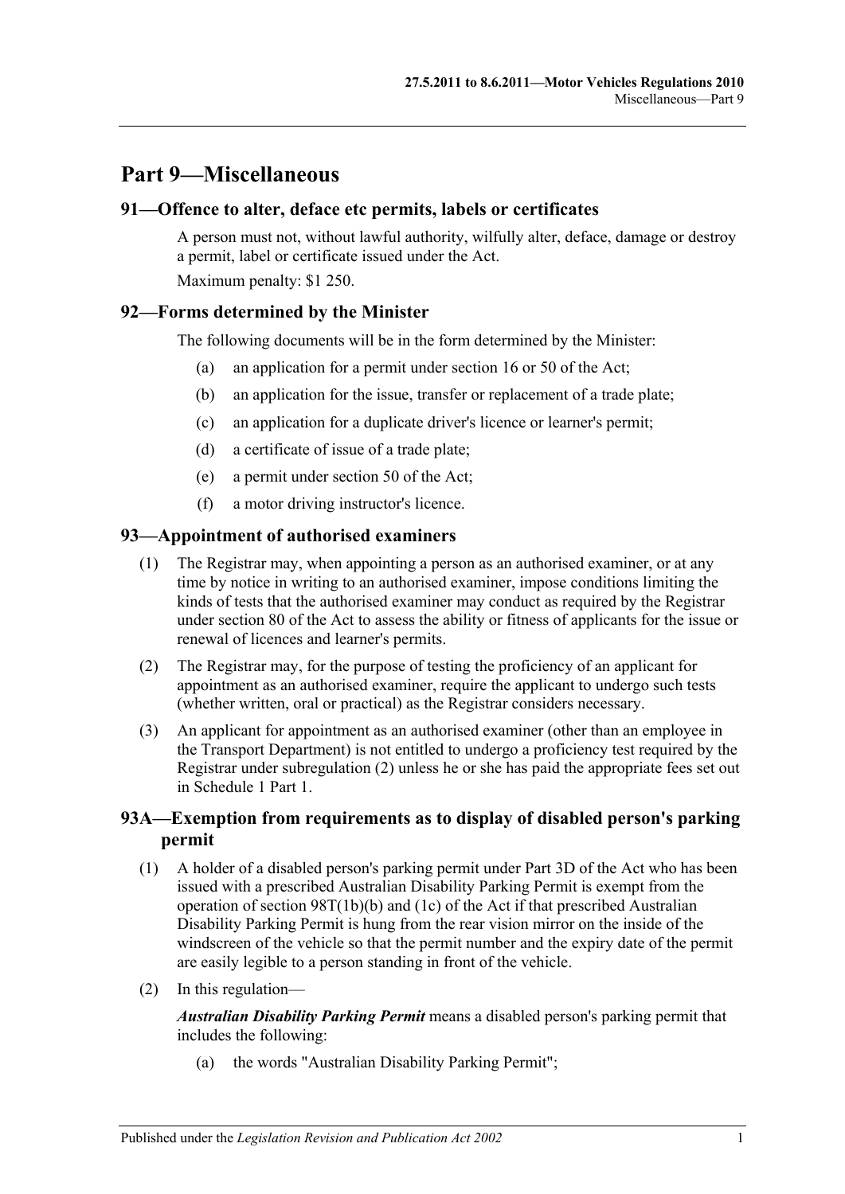# Part 9—Miscellaneous

## 91—Offence to alter, deface etc permits, labels or certificates

A person must not, without lawful authority, wilfully alter, deface, damage or destroy a permit, label or certificate issued under the Act.

Maximum penalty: $1 250.

## 92—Forms determined by the Minister

The following documents will be in the form determined by the Minister:

- (a) an application for a permit under section 16 or 50 of the Act;
- (b) an application for the issue, transfer or replacement of a trade plate;
- (c) an application for a duplicate driver's licence or learner's permit;
- (d) a certificate of issue of a trade plate;
- (e) a permit under section 50 of the Act;
- (f) a motor driving instructor's licence.

## 93—Appointment of authorised examiners

(1) The Registrar may, when appointing a person as an authorised examiner, or at any time by notice in writing to an authorised examiner, impose conditions limiting the kinds of tests that the authorised examiner may conduct as required by the Registrar under section 80 of the Act to assess the ability or fitness of applicants for the issue or renewal of licences and learner's permits.

(2) The Registrar may, for the purpose of testing the proficiency of an applicant for appointment as an authorised examiner, require the applicant to undergo such tests (whether written, oral or practical) as the Registrar considers necessary.

(3) An applicant for appointment as an authorised examiner (other than an employee in the Transport Department) is not entitled to undergo a proficiency test required by the Registrar under subregulation (2) unless he or she has paid the appropriate fees set out in Schedule 1 Part 1.

## 93A—Exemption from requirements as to display of disabled person's parking permit

(1) A holder of a disabled person's parking permit under Part 3D of the Act who has been issued with a prescribed Australian Disability Parking Permit is exempt from the operation of section 98T(1b)(b) and (1c) of the Act if that prescribed Australian Disability Parking Permit is hung from the rear vision mirror on the inside of the windscreen of the vehicle so that the permit number and the expiry date of the permit are easily legible to a person standing in front of the vehicle.

(2) In this regulation—

***Australian Disability Parking Permit*** means a disabled person's parking permit that includes the following:

- (a) the words "Australian Disability Parking Permit";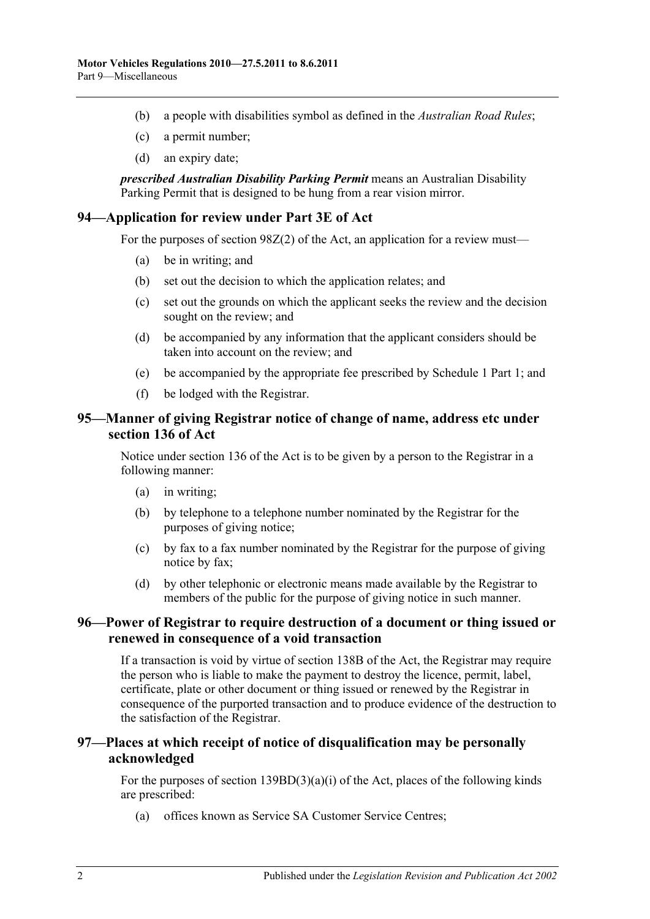(b) a people with disabilities symbol as defined in the *Australian Road Rules*;

(c) a permit number;

(d) an expiry date;

***prescribed Australian Disability Parking Permit*** means an Australian Disability Parking Permit that is designed to be hung from a rear vision mirror.

## 94—Application for review under Part 3E of Act

For the purposes of section 98Z(2) of the Act, an application for a review must—

(a) be in writing; and

(b) set out the decision to which the application relates; and

(c) set out the grounds on which the applicant seeks the review and the decision sought on the review; and

(d) be accompanied by any information that the applicant considers should be taken into account on the review; and

(e) be accompanied by the appropriate fee prescribed by Schedule 1 Part 1; and

(f) be lodged with the Registrar.

## 95—Manner of giving Registrar notice of change of name, address etc under section 136 of Act

Notice under section 136 of the Act is to be given by a person to the Registrar in a following manner:

(a) in writing;

(b) by telephone to a telephone number nominated by the Registrar for the purposes of giving notice;

(c) by fax to a fax number nominated by the Registrar for the purpose of giving notice by fax;

(d) by other telephonic or electronic means made available by the Registrar to members of the public for the purpose of giving notice in such manner.

## 96—Power of Registrar to require destruction of a document or thing issued or renewed in consequence of a void transaction

If a transaction is void by virtue of section 138B of the Act, the Registrar may require the person who is liable to make the payment to destroy the licence, permit, label, certificate, plate or other document or thing issued or renewed by the Registrar in consequence of the purported transaction and to produce evidence of the destruction to the satisfaction of the Registrar.

## 97—Places at which receipt of notice of disqualification may be personally acknowledged

For the purposes of section 139BD(3)(a)(i) of the Act, places of the following kinds are prescribed:

(a) offices known as Service SA Customer Service Centres;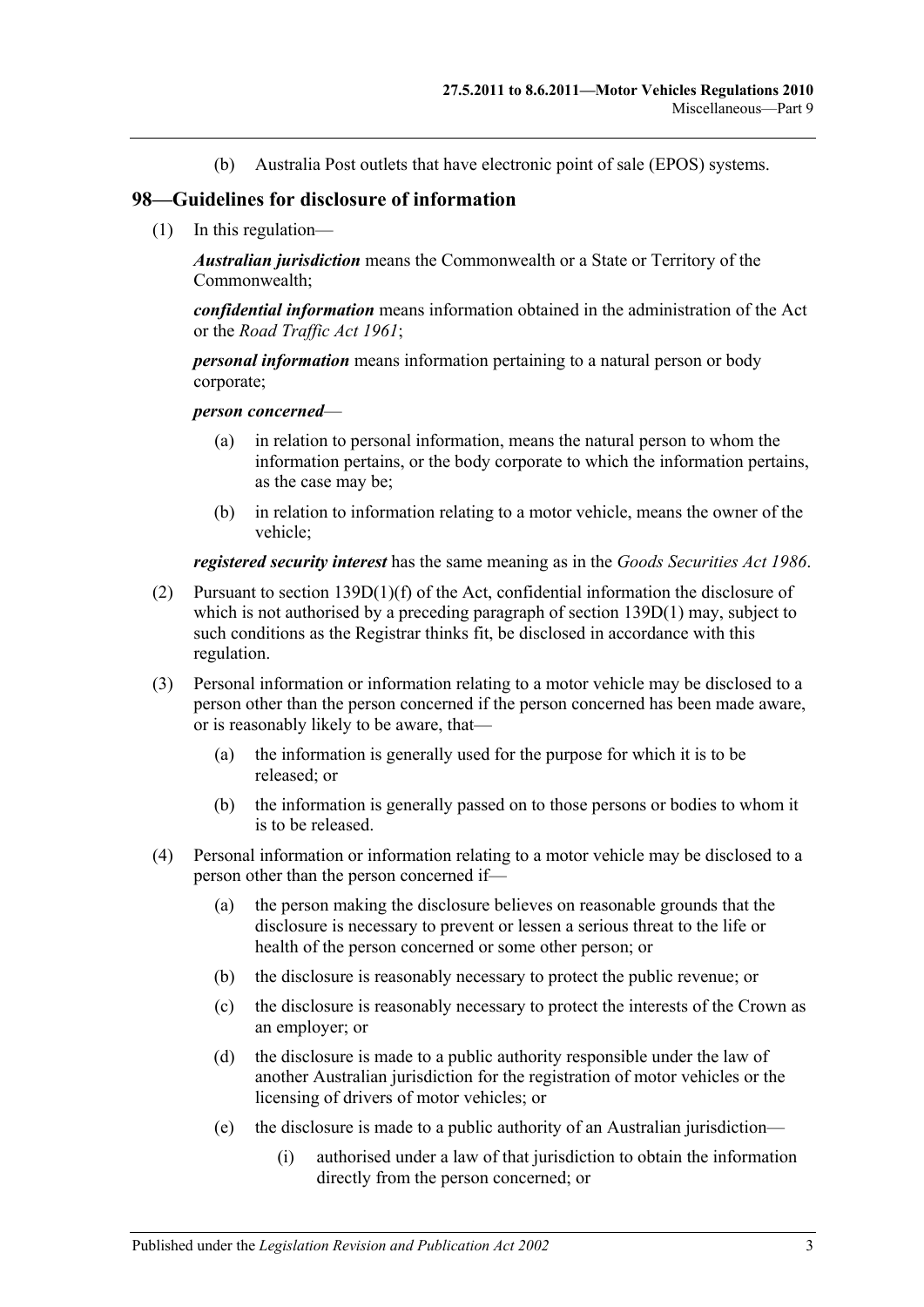(b) Australia Post outlets that have electronic point of sale (EPOS) systems.

## 98—Guidelines for disclosure of information

(1) In this regulation—

***Australian jurisdiction*** means the Commonwealth or a State or Territory of the Commonwealth;

***confidential information*** means information obtained in the administration of the Act or the *Road Traffic Act 1961*;

***personal information*** means information pertaining to a natural person or body corporate;

***person concerned***—

(a) in relation to personal information, means the natural person to whom the information pertains, or the body corporate to which the information pertains, as the case may be;

(b) in relation to information relating to a motor vehicle, means the owner of the vehicle;

***registered security interest*** has the same meaning as in the *Goods Securities Act 1986*.

(2) Pursuant to section 139D(1)(f) of the Act, confidential information the disclosure of which is not authorised by a preceding paragraph of section 139D(1) may, subject to such conditions as the Registrar thinks fit, be disclosed in accordance with this regulation.

(3) Personal information or information relating to a motor vehicle may be disclosed to a person other than the person concerned if the person concerned has been made aware, or is reasonably likely to be aware, that—

(a) the information is generally used for the purpose for which it is to be released; or

(b) the information is generally passed on to those persons or bodies to whom it is to be released.

(4) Personal information or information relating to a motor vehicle may be disclosed to a person other than the person concerned if—

(a) the person making the disclosure believes on reasonable grounds that the disclosure is necessary to prevent or lessen a serious threat to the life or health of the person concerned or some other person; or

(b) the disclosure is reasonably necessary to protect the public revenue; or

(c) the disclosure is reasonably necessary to protect the interests of the Crown as an employer; or

(d) the disclosure is made to a public authority responsible under the law of another Australian jurisdiction for the registration of motor vehicles or the licensing of drivers of motor vehicles; or

(e) the disclosure is made to a public authority of an Australian jurisdiction—

(i) authorised under a law of that jurisdiction to obtain the information directly from the person concerned; or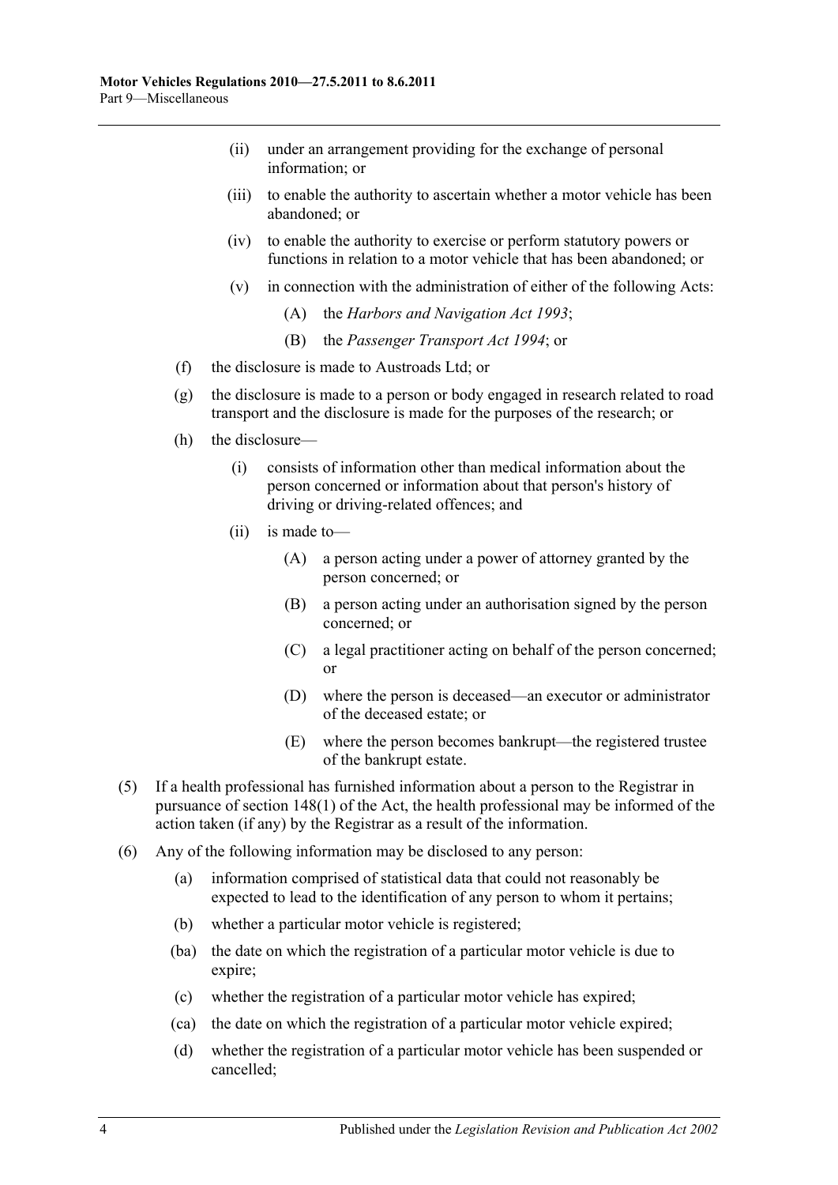(ii) under an arrangement providing for the exchange of personal information; or

(iii) to enable the authority to ascertain whether a motor vehicle has been abandoned; or

(iv) to enable the authority to exercise or perform statutory powers or functions in relation to a motor vehicle that has been abandoned; or

(v) in connection with the administration of either of the following Acts:

(A) the *Harbors and Navigation Act 1993*;

(B) the *Passenger Transport Act 1994*; or

(f) the disclosure is made to Austroads Ltd; or

(g) the disclosure is made to a person or body engaged in research related to road transport and the disclosure is made for the purposes of the research; or

(h) the disclosure—

(i) consists of information other than medical information about the person concerned or information about that person's history of driving or driving-related offences; and

(ii) is made to—

(A) a person acting under a power of attorney granted by the person concerned; or

(B) a person acting under an authorisation signed by the person concerned; or

(C) a legal practitioner acting on behalf of the person concerned; or

(D) where the person is deceased—an executor or administrator of the deceased estate; or

(E) where the person becomes bankrupt—the registered trustee of the bankrupt estate.

(5) If a health professional has furnished information about a person to the Registrar in pursuance of section 148(1) of the Act, the health professional may be informed of the action taken (if any) by the Registrar as a result of the information.

(6) Any of the following information may be disclosed to any person:

(a) information comprised of statistical data that could not reasonably be expected to lead to the identification of any person to whom it pertains;

(b) whether a particular motor vehicle is registered;

(ba) the date on which the registration of a particular motor vehicle is due to expire;

(c) whether the registration of a particular motor vehicle has expired;

(ca) the date on which the registration of a particular motor vehicle expired;

(d) whether the registration of a particular motor vehicle has been suspended or cancelled;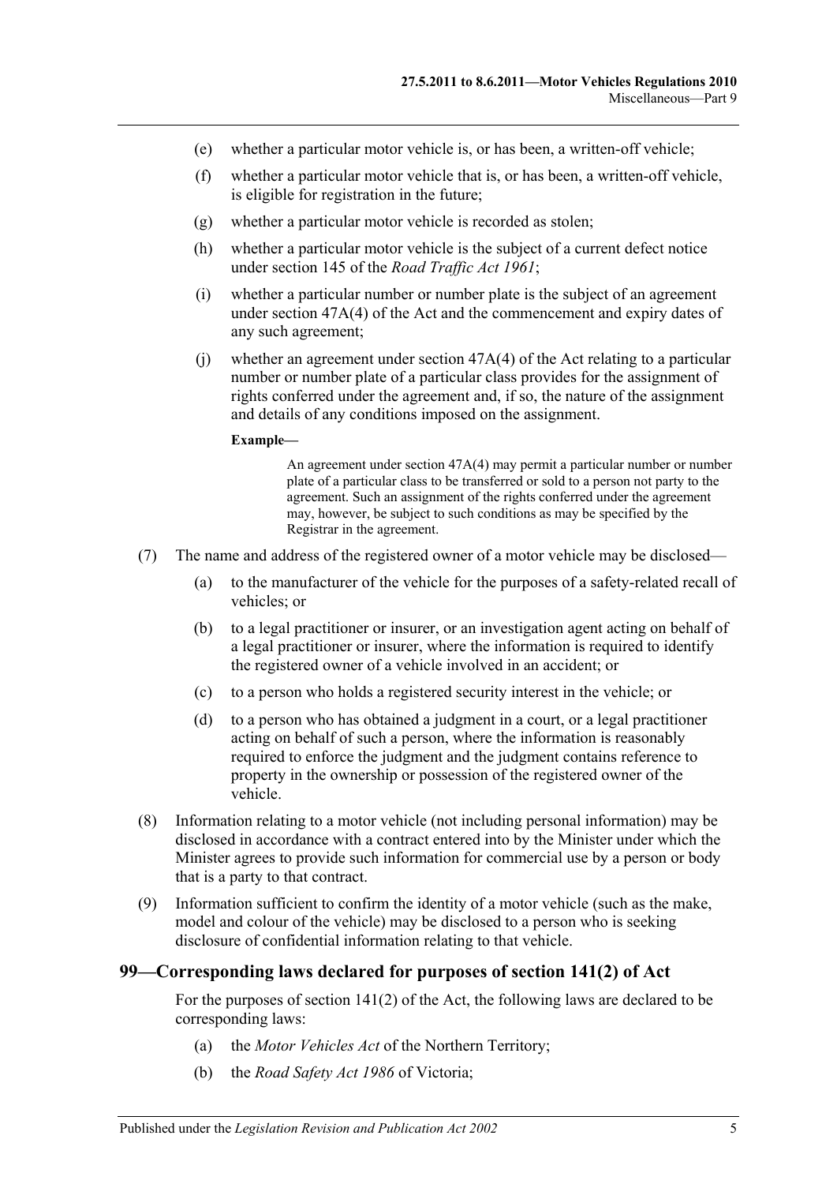(e) whether a particular motor vehicle is, or has been, a written-off vehicle;

(f) whether a particular motor vehicle that is, or has been, a written-off vehicle, is eligible for registration in the future;

(g) whether a particular motor vehicle is recorded as stolen;

(h) whether a particular motor vehicle is the subject of a current defect notice under section 145 of the *Road Traffic Act 1961*;

(i) whether a particular number or number plate is the subject of an agreement under section 47A(4) of the Act and the commencement and expiry dates of any such agreement;

(j) whether an agreement under section 47A(4) of the Act relating to a particular number or number plate of a particular class provides for the assignment of rights conferred under the agreement and, if so, the nature of the assignment and details of any conditions imposed on the assignment.

**Example—**

An agreement under section 47A(4) may permit a particular number or number plate of a particular class to be transferred or sold to a person not party to the agreement. Such an assignment of the rights conferred under the agreement may, however, be subject to such conditions as may be specified by the Registrar in the agreement.

(7) The name and address of the registered owner of a motor vehicle may be disclosed—

(a) to the manufacturer of the vehicle for the purposes of a safety-related recall of vehicles; or

(b) to a legal practitioner or insurer, or an investigation agent acting on behalf of a legal practitioner or insurer, where the information is required to identify the registered owner of a vehicle involved in an accident; or

(c) to a person who holds a registered security interest in the vehicle; or

(d) to a person who has obtained a judgment in a court, or a legal practitioner acting on behalf of such a person, where the information is reasonably required to enforce the judgment and the judgment contains reference to property in the ownership or possession of the registered owner of the vehicle.

(8) Information relating to a motor vehicle (not including personal information) may be disclosed in accordance with a contract entered into by the Minister under which the Minister agrees to provide such information for commercial use by a person or body that is a party to that contract.

(9) Information sufficient to confirm the identity of a motor vehicle (such as the make, model and colour of the vehicle) may be disclosed to a person who is seeking disclosure of confidential information relating to that vehicle.

## 99—Corresponding laws declared for purposes of section 141(2) of Act

For the purposes of section 141(2) of the Act, the following laws are declared to be corresponding laws:

(a) the *Motor Vehicles Act* of the Northern Territory;

(b) the *Road Safety Act 1986* of Victoria;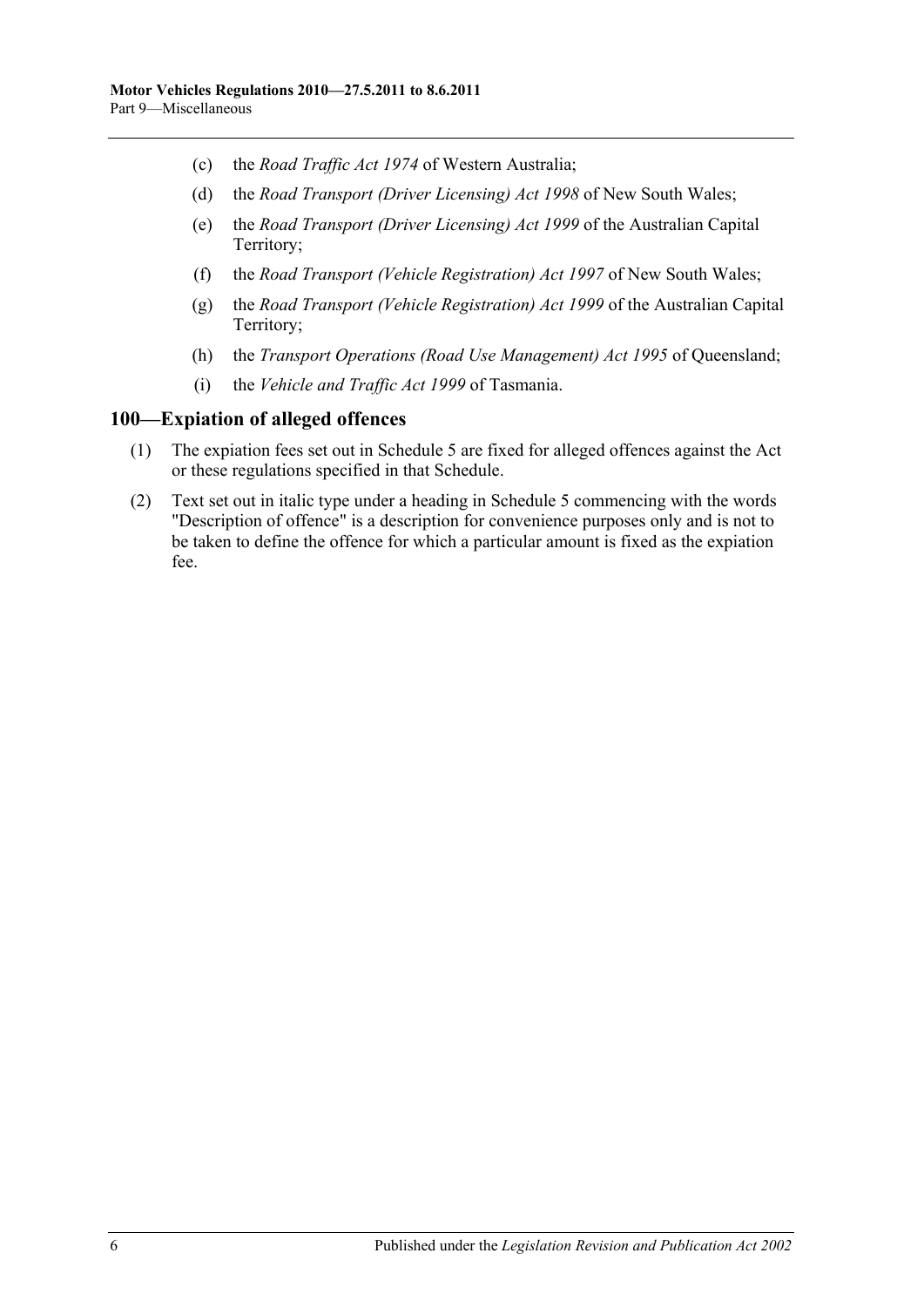(c) the *Road Traffic Act 1974* of Western Australia;

(d) the *Road Transport (Driver Licensing) Act 1998* of New South Wales;

(e) the *Road Transport (Driver Licensing) Act 1999* of the Australian Capital Territory;

(f) the *Road Transport (Vehicle Registration) Act 1997* of New South Wales;

(g) the *Road Transport (Vehicle Registration) Act 1999* of the Australian Capital Territory;

(h) the *Transport Operations (Road Use Management) Act 1995* of Queensland;

(i) the *Vehicle and Traffic Act 1999* of Tasmania.

## 100—Expiation of alleged offences

(1) The expiation fees set out in Schedule 5 are fixed for alleged offences against the Act or these regulations specified in that Schedule.

(2) Text set out in italic type under a heading in Schedule 5 commencing with the words "Description of offence" is a description for convenience purposes only and is not to be taken to define the offence for which a particular amount is fixed as the expiation fee.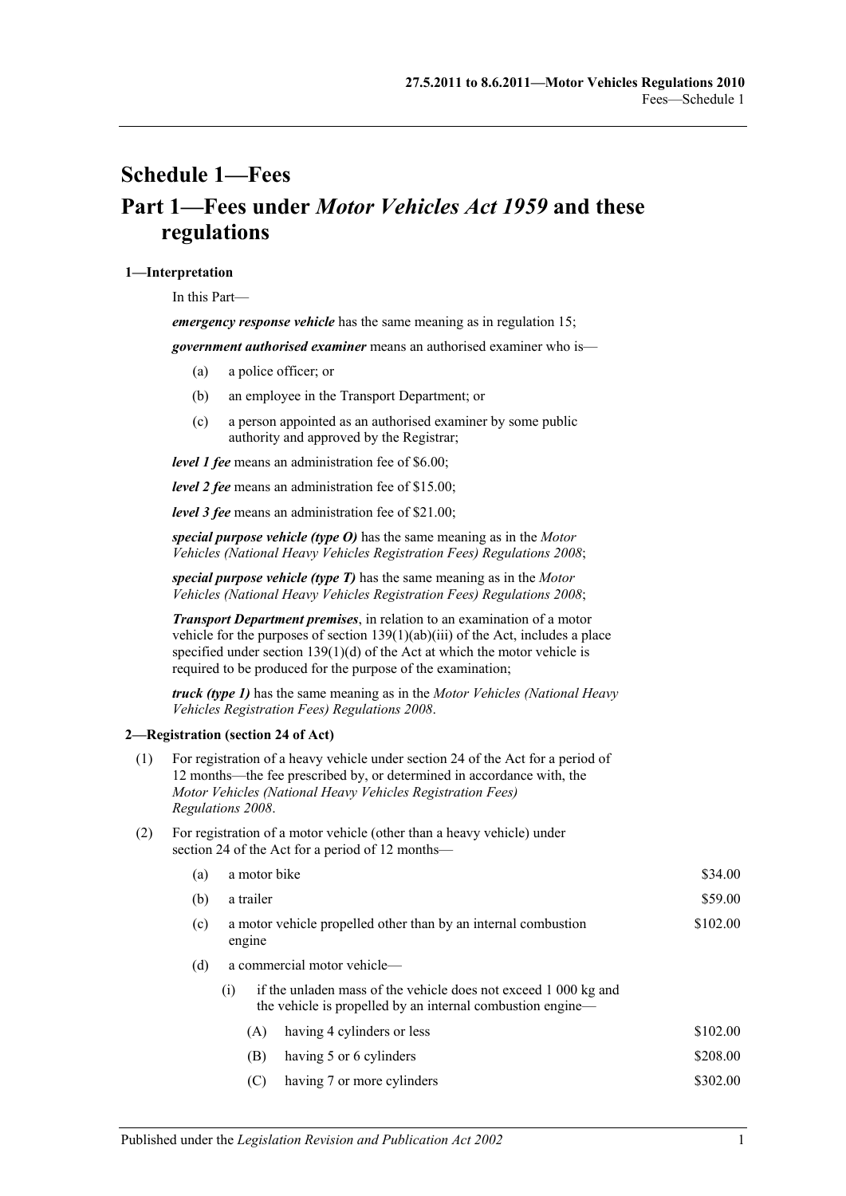# Schedule 1—Fees

## Part 1—Fees under *Motor Vehicles Act 1959* and these regulations

### 1—Interpretation

In this Part—

***emergency response vehicle*** has the same meaning as in regulation 15;

***government authorised examiner*** means an authorised examiner who is—

(a) a police officer; or

(b) an employee in the Transport Department; or

(c) a person appointed as an authorised examiner by some public authority and approved by the Registrar;

***level 1 fee*** means an administration fee of $6.00;

***level 2 fee*** means an administration fee of $15.00;

***level 3 fee*** means an administration fee of $21.00;

***special purpose vehicle (type O)*** has the same meaning as in the *Motor Vehicles (National Heavy Vehicles Registration Fees) Regulations 2008*;

***special purpose vehicle (type T)*** has the same meaning as in the *Motor Vehicles (National Heavy Vehicles Registration Fees) Regulations 2008*;

***Transport Department premises***, in relation to an examination of a motor vehicle for the purposes of section 139(1)(ab)(iii) of the Act, includes a place specified under section 139(1)(d) of the Act at which the motor vehicle is required to be produced for the purpose of the examination;

***truck (type 1)*** has the same meaning as in the *Motor Vehicles (National Heavy Vehicles Registration Fees) Regulations 2008*.

### 2—Registration (section 24 of Act)

(1) For registration of a heavy vehicle under section 24 of the Act for a period of 12 months—the fee prescribed by, or determined in accordance with, the *Motor Vehicles (National Heavy Vehicles Registration Fees) Regulations 2008*.

(2) For registration of a motor vehicle (other than a heavy vehicle) under section 24 of the Act for a period of 12 months—

| | | |
|---|---|---|
| (a) | a motor bike | $34.00 |
| (b) | a trailer | $59.00 |
| (c) | a motor vehicle propelled other than by an internal combustion engine | $102.00 |
| (d) | a commercial motor vehicle— | |
| | (i) if the unladen mass of the vehicle does not exceed 1 000 kg and the vehicle is propelled by an internal combustion engine— | |
| | (A) having 4 cylinders or less | $102.00 |
| | (B) having 5 or 6 cylinders | $208.00 |
| | (C) having 7 or more cylinders | $302.00 |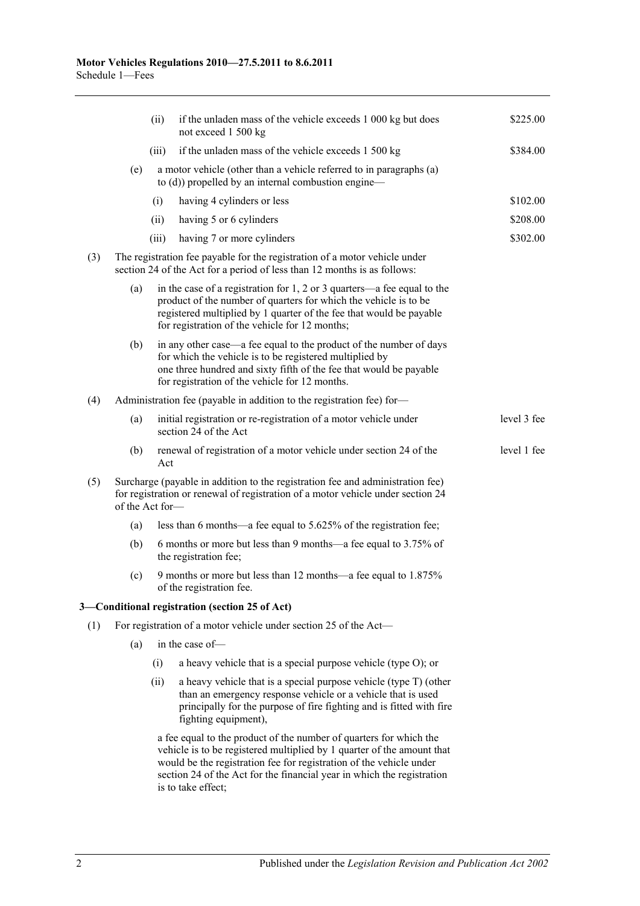(ii) if the unladen mass of the vehicle exceeds 1 000 kg but does not exceed 1 500 kg — $225.00

(iii) if the unladen mass of the vehicle exceeds 1 500 kg — $384.00

(e) a motor vehicle (other than a vehicle referred to in paragraphs (a) to (d)) propelled by an internal combustion engine—

(i) having 4 cylinders or less — $102.00

(ii) having 5 or 6 cylinders — $208.00

(iii) having 7 or more cylinders — $302.00

(3) The registration fee payable for the registration of a motor vehicle under section 24 of the Act for a period of less than 12 months is as follows:

(a) in the case of a registration for 1, 2 or 3 quarters—a fee equal to the product of the number of quarters for which the vehicle is to be registered multiplied by 1 quarter of the fee that would be payable for registration of the vehicle for 12 months;

(b) in any other case—a fee equal to the product of the number of days for which the vehicle is to be registered multiplied by one three hundred and sixty fifth of the fee that would be payable for registration of the vehicle for 12 months.

(4) Administration fee (payable in addition to the registration fee) for—

(a) initial registration or re-registration of a motor vehicle under section 24 of the Act — level 3 fee

(b) renewal of registration of a motor vehicle under section 24 of the Act — level 1 fee

(5) Surcharge (payable in addition to the registration fee and administration fee) for registration or renewal of registration of a motor vehicle under section 24 of the Act for—

(a) less than 6 months—a fee equal to 5.625% of the registration fee;

(b) 6 months or more but less than 9 months—a fee equal to 3.75% of the registration fee;

(c) 9 months or more but less than 12 months—a fee equal to 1.875% of the registration fee.

### 3—Conditional registration (section 25 of Act)

(1) For registration of a motor vehicle under section 25 of the Act—

(a) in the case of—

(i) a heavy vehicle that is a special purpose vehicle (type O); or

(ii) a heavy vehicle that is a special purpose vehicle (type T) (other than an emergency response vehicle or a vehicle that is used principally for the purpose of fire fighting and is fitted with fire fighting equipment),

a fee equal to the product of the number of quarters for which the vehicle is to be registered multiplied by 1 quarter of the amount that would be the registration fee for registration of the vehicle under section 24 of the Act for the financial year in which the registration is to take effect;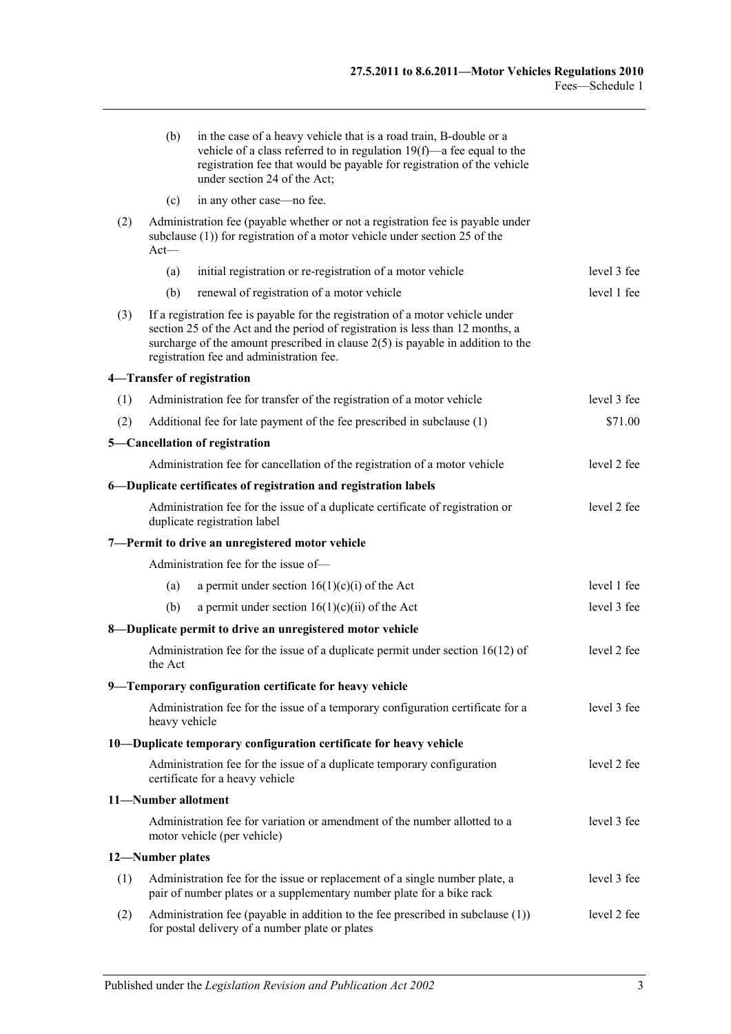(b) in the case of a heavy vehicle that is a road train, B-double or a vehicle of a class referred to in regulation 19(f)—a fee equal to the registration fee that would be payable for registration of the vehicle under section 24 of the Act;

(c) in any other case—no fee.

(2) Administration fee (payable whether or not a registration fee is payable under subclause (1)) for registration of a motor vehicle under section 25 of the Act—

| | |
|---|---|
| (a) initial registration or re-registration of a motor vehicle | level 3 fee |
| (b) renewal of registration of a motor vehicle | level 1 fee |

(3) If a registration fee is payable for the registration of a motor vehicle under section 25 of the Act and the period of registration is less than 12 months, a surcharge of the amount prescribed in clause 2(5) is payable in addition to the registration fee and administration fee.

**4—Transfer of registration**

| | |
|---|---|
| (1) Administration fee for transfer of the registration of a motor vehicle | level 3 fee |
| (2) Additional fee for late payment of the fee prescribed in subclause (1) | $71.00 |

**5—Cancellation of registration**

| | |
|---|---|
| Administration fee for cancellation of the registration of a motor vehicle | level 2 fee |

**6—Duplicate certificates of registration and registration labels**

| | |
|---|---|
| Administration fee for the issue of a duplicate certificate of registration or duplicate registration label | level 2 fee |

**7—Permit to drive an unregistered motor vehicle**

Administration fee for the issue of—

| | |
|---|---|
| (a) a permit under section 16(1)(c)(i) of the Act | level 1 fee |
| (b) a permit under section 16(1)(c)(ii) of the Act | level 3 fee |

**8—Duplicate permit to drive an unregistered motor vehicle**

| | |
|---|---|
| Administration fee for the issue of a duplicate permit under section 16(12) of the Act | level 2 fee |

**9—Temporary configuration certificate for heavy vehicle**

| | |
|---|---|
| Administration fee for the issue of a temporary configuration certificate for a heavy vehicle | level 3 fee |

**10—Duplicate temporary configuration certificate for heavy vehicle**

| | |
|---|---|
| Administration fee for the issue of a duplicate temporary configuration certificate for a heavy vehicle | level 2 fee |

**11—Number allotment**

| | |
|---|---|
| Administration fee for variation or amendment of the number allotted to a motor vehicle (per vehicle) | level 3 fee |

**12—Number plates**

| | |
|---|---|
| (1) Administration fee for the issue or replacement of a single number plate, a pair of number plates or a supplementary number plate for a bike rack | level 3 fee |
| (2) Administration fee (payable in addition to the fee prescribed in subclause (1)) for postal delivery of a number plate or plates | level 2 fee |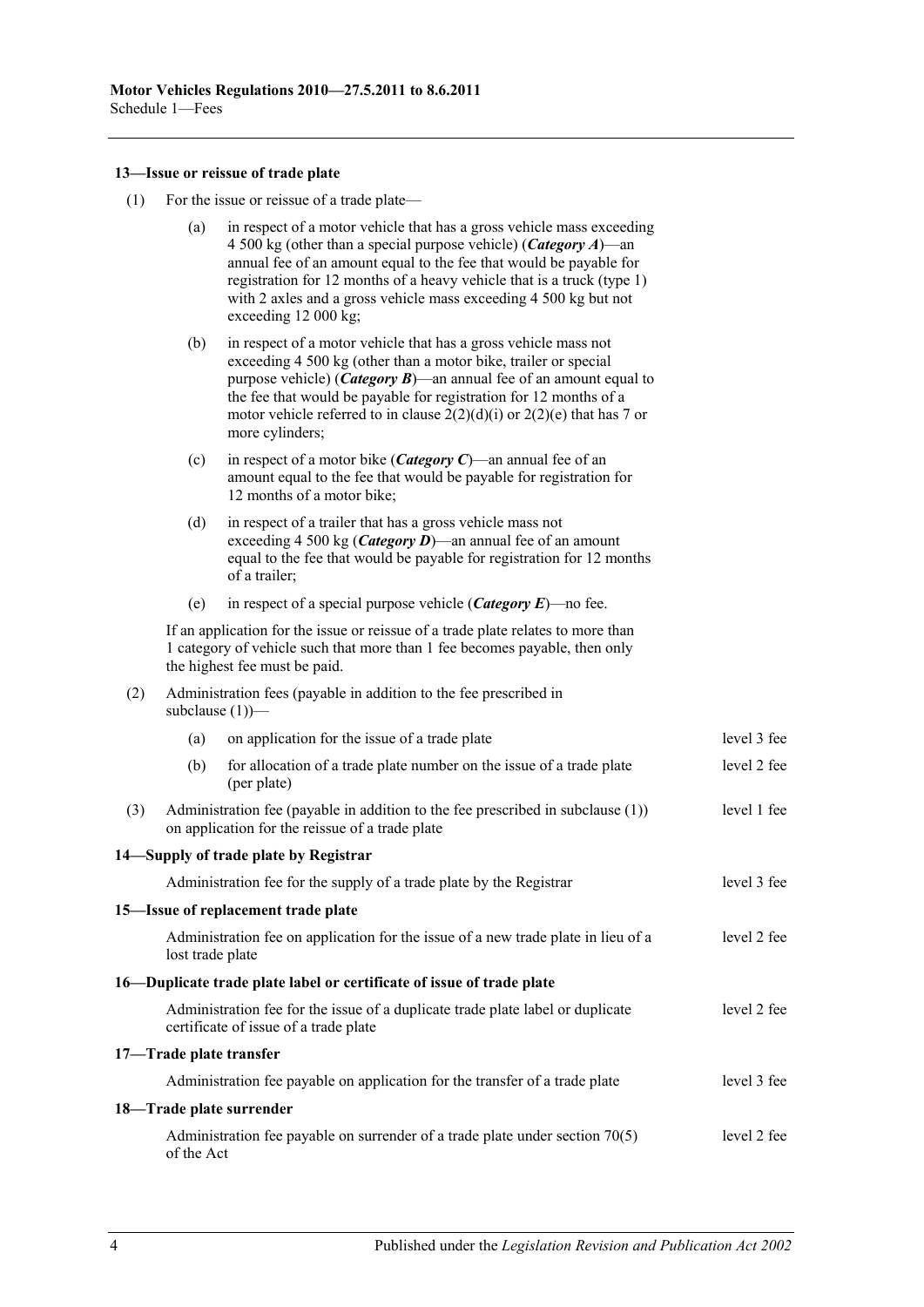#### 13—Issue or reissue of trade plate

(1) For the issue or reissue of a trade plate—

(a) in respect of a motor vehicle that has a gross vehicle mass exceeding 4 500 kg (other than a special purpose vehicle) (***Category A***)—an annual fee of an amount equal to the fee that would be payable for registration for 12 months of a heavy vehicle that is a truck (type 1) with 2 axles and a gross vehicle mass exceeding 4 500 kg but not exceeding 12 000 kg;

(b) in respect of a motor vehicle that has a gross vehicle mass not exceeding 4 500 kg (other than a motor bike, trailer or special purpose vehicle) (***Category B***)—an annual fee of an amount equal to the fee that would be payable for registration for 12 months of a motor vehicle referred to in clause 2(2)(d)(i) or 2(2)(e) that has 7 or more cylinders;

(c) in respect of a motor bike (***Category C***)—an annual fee of an amount equal to the fee that would be payable for registration for 12 months of a motor bike;

(d) in respect of a trailer that has a gross vehicle mass not exceeding 4 500 kg (***Category D***)—an annual fee of an amount equal to the fee that would be payable for registration for 12 months of a trailer;

(e) in respect of a special purpose vehicle (***Category E***)—no fee.

If an application for the issue or reissue of a trade plate relates to more than 1 category of vehicle such that more than 1 fee becomes payable, then only the highest fee must be paid.

(2) Administration fees (payable in addition to the fee prescribed in subclause (1))—

| | | |
|---|---|---|
| (a) | on application for the issue of a trade plate | level 3 fee |
| (b) | for allocation of a trade plate number on the issue of a trade plate (per plate) | level 2 fee |

(3) Administration fee (payable in addition to the fee prescribed in subclause (1)) on application for the reissue of a trade plate — level 1 fee

#### 14—Supply of trade plate by Registrar

Administration fee for the supply of a trade plate by the Registrar — level 3 fee

#### 15—Issue of replacement trade plate

Administration fee on application for the issue of a new trade plate in lieu of a lost trade plate — level 2 fee

#### 16—Duplicate trade plate label or certificate of issue of trade plate

Administration fee for the issue of a duplicate trade plate label or duplicate certificate of issue of a trade plate — level 2 fee

#### 17—Trade plate transfer

Administration fee payable on application for the transfer of a trade plate — level 3 fee

#### 18—Trade plate surrender

Administration fee payable on surrender of a trade plate under section 70(5) of the Act — level 2 fee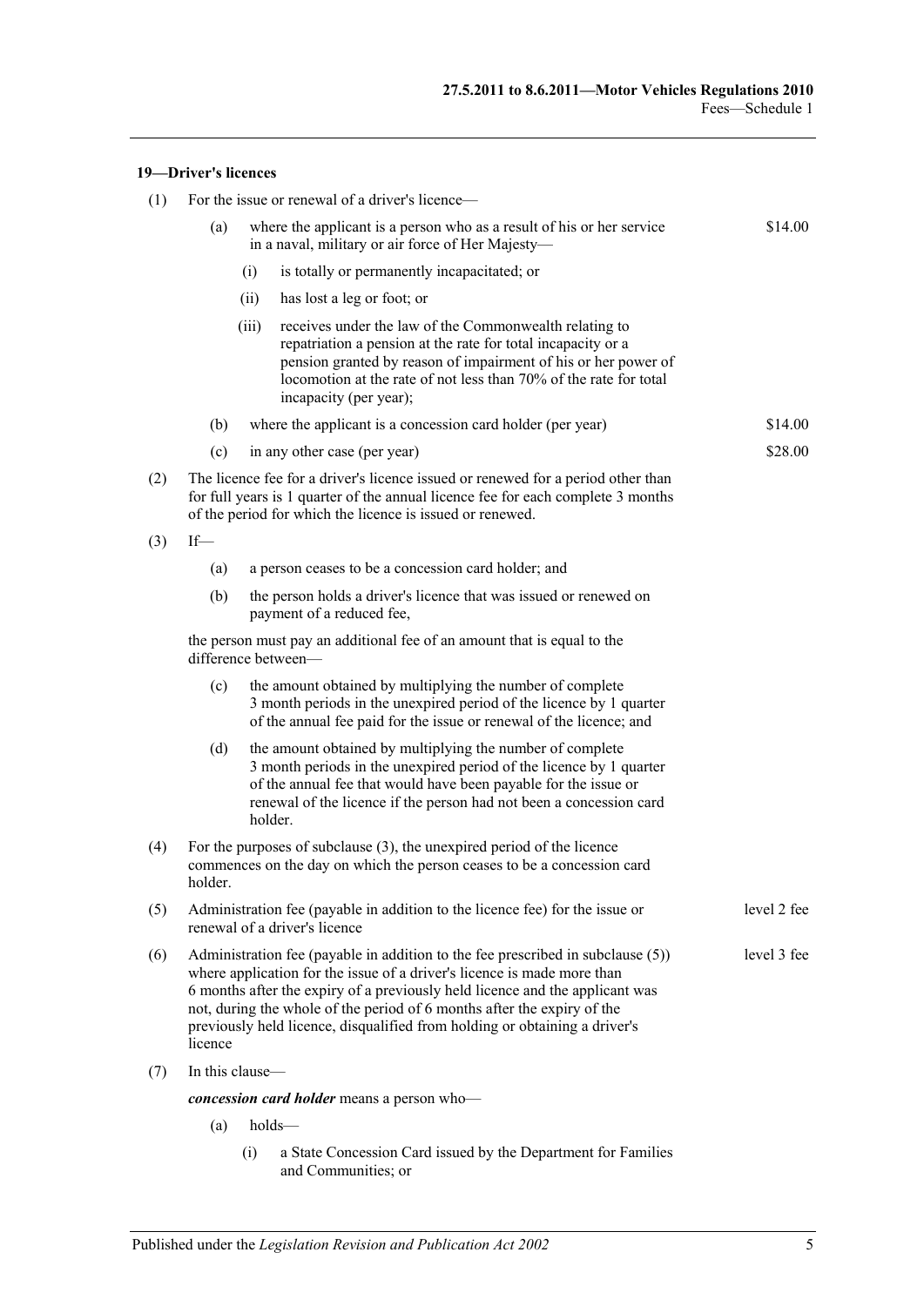#### 19—Driver's licences

(1) For the issue or renewal of a driver's licence—

(a) where the applicant is a person who as a result of his or her service in a naval, military or air force of Her Majesty— $14.00

(i) is totally or permanently incapacitated; or

(ii) has lost a leg or foot; or

(iii) receives under the law of the Commonwealth relating to repatriation a pension at the rate for total incapacity or a pension granted by reason of impairment of his or her power of locomotion at the rate of not less than 70% of the rate for total incapacity (per year);

(b) where the applicant is a concession card holder (per year) $14.00

(c) in any other case (per year) $28.00

(2) The licence fee for a driver's licence issued or renewed for a period other than for full years is 1 quarter of the annual licence fee for each complete 3 months of the period for which the licence is issued or renewed.

(3) If—

(a) a person ceases to be a concession card holder; and

(b) the person holds a driver's licence that was issued or renewed on payment of a reduced fee,

the person must pay an additional fee of an amount that is equal to the difference between—

(c) the amount obtained by multiplying the number of complete 3 month periods in the unexpired period of the licence by 1 quarter of the annual fee paid for the issue or renewal of the licence; and

(d) the amount obtained by multiplying the number of complete 3 month periods in the unexpired period of the licence by 1 quarter of the annual fee that would have been payable for the issue or renewal of the licence if the person had not been a concession card holder.

(4) For the purposes of subclause (3), the unexpired period of the licence commences on the day on which the person ceases to be a concession card holder.

(5) Administration fee (payable in addition to the licence fee) for the issue or renewal of a driver's licence — level 2 fee

(6) Administration fee (payable in addition to the fee prescribed in subclause (5)) where application for the issue of a driver's licence is made more than 6 months after the expiry of a previously held licence and the applicant was not, during the whole of the period of 6 months after the expiry of the previously held licence, disqualified from holding or obtaining a driver's licence — level 3 fee

(7) In this clause—

***concession card holder*** means a person who—

(a) holds—

(i) a State Concession Card issued by the Department for Families and Communities; or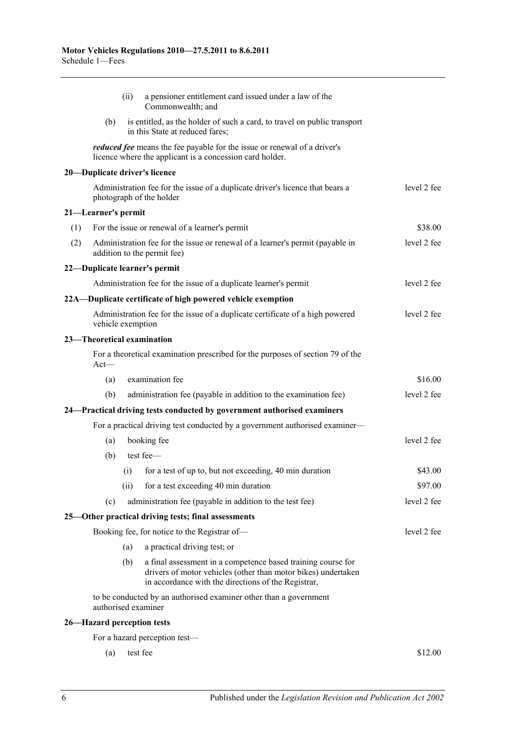(ii) a pensioner entitlement card issued under a law of the Commonwealth; and

(b) is entitled, as the holder of such a card, to travel on public transport in this State at reduced fares;

***reduced fee*** means the fee payable for the issue or renewal of a driver's licence where the applicant is a concession card holder.

**20—Duplicate driver's licence**

| | |
|---|---|
| Administration fee for the issue of a duplicate driver's licence that bears a photograph of the holder | level 2 fee |

**21—Learner's permit**

| | | |
|---|---|---|
| (1) | For the issue or renewal of a learner's permit | $38.00 |
| (2) | Administration fee for the issue or renewal of a learner's permit (payable in addition to the permit fee) | level 2 fee |

**22—Duplicate learner's permit**

| | |
|---|---|
| Administration fee for the issue of a duplicate learner's permit | level 2 fee |

**22A—Duplicate certificate of high powered vehicle exemption**

| | |
|---|---|
| Administration fee for the issue of a duplicate certificate of a high powered vehicle exemption | level 2 fee |

**23—Theoretical examination**

For a theoretical examination prescribed for the purposes of section 79 of the Act—

| | | |
|---|---|---|
| (a) | examination fee | $16.00 |
| (b) | administration fee (payable in addition to the examination fee) | level 2 fee |

**24—Practical driving tests conducted by government authorised examiners**

For a practical driving test conducted by a government authorised examiner—

| | | |
|---|---|---|
| (a) | booking fee | level 2 fee |
| (b) | test fee— | |
| | (i) for a test of up to, but not exceeding, 40 min duration | $43.00 |
| | (ii) for a test exceeding 40 min duration | $97.00 |
| (c) | administration fee (payable in addition to the test fee) | level 2 fee |

**25—Other practical driving tests; final assessments**

Booking fee, for notice to the Registrar of— level 2 fee

(a) a practical driving test; or

(b) a final assessment in a competence based training course for drivers of motor vehicles (other than motor bikes) undertaken in accordance with the directions of the Registrar,

to be conducted by an authorised examiner other than a government authorised examiner

**26—Hazard perception tests**

For a hazard perception test—

| | | |
|---|---|---|
| (a) | test fee | $12.00 |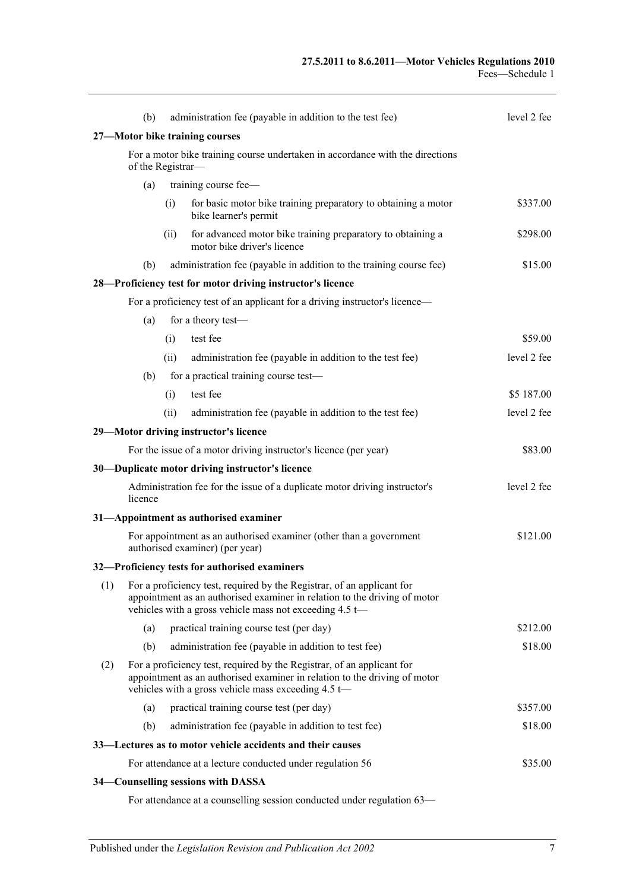| | | |
|---|---|---|
| (b) | administration fee (payable in addition to the test fee) | level 2 fee |

**27—Motor bike training courses**

For a motor bike training course undertaken in accordance with the directions of the Registrar—

| | | | |
|---|---|---|---|
| (a) | training course fee— | | |
| | (i) | for basic motor bike training preparatory to obtaining a motor bike learner's permit | \$337.00 |
| | (ii) | for advanced motor bike training preparatory to obtaining a motor bike driver's licence | \$298.00 |
| (b) | administration fee (payable in addition to the training course fee) | | \$15.00 |

**28—Proficiency test for motor driving instructor's licence**

For a proficiency test of an applicant for a driving instructor's licence—

| | | | |
|---|---|---|---|
| (a) | for a theory test— | | |
| | (i) | test fee | \$59.00 |
| | (ii) | administration fee (payable in addition to the test fee) | level 2 fee |
| (b) | for a practical training course test— | | |
| | (i) | test fee | \$5 187.00 |
| | (ii) | administration fee (payable in addition to the test fee) | level 2 fee |

**29—Motor driving instructor's licence**

| | |
|---|---|
| For the issue of a motor driving instructor's licence (per year) | \$83.00 |

**30—Duplicate motor driving instructor's licence**

| | |
|---|---|
| Administration fee for the issue of a duplicate motor driving instructor's licence | level 2 fee |

**31—Appointment as authorised examiner**

| | |
|---|---|
| For appointment as an authorised examiner (other than a government authorised examiner) (per year) | \$121.00 |

**32—Proficiency tests for authorised examiners**

(1) For a proficiency test, required by the Registrar, of an applicant for appointment as an authorised examiner in relation to the driving of motor vehicles with a gross vehicle mass not exceeding 4.5 t—

| | | |
|---|---|---|
| (a) | practical training course test (per day) | \$212.00 |
| (b) | administration fee (payable in addition to test fee) | \$18.00 |

(2) For a proficiency test, required by the Registrar, of an applicant for appointment as an authorised examiner in relation to the driving of motor vehicles with a gross vehicle mass exceeding 4.5 t—

| | | |
|---|---|---|
| (a) | practical training course test (per day) | \$357.00 |
| (b) | administration fee (payable in addition to test fee) | \$18.00 |

**33—Lectures as to motor vehicle accidents and their causes**

| | |
|---|---|
| For attendance at a lecture conducted under regulation 56 | \$35.00 |

**34—Counselling sessions with DASSA**

For attendance at a counselling session conducted under regulation 63—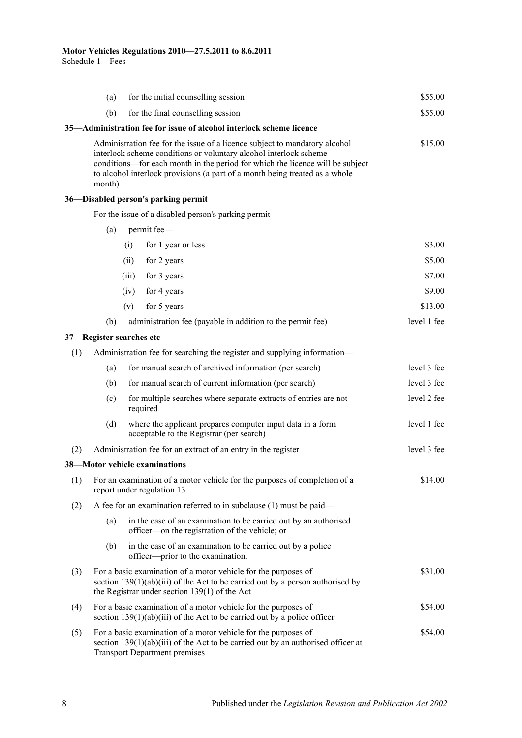| | | |
|---|---|---|
| (a) | for the initial counselling session | $55.00 |
| (b) | for the final counselling session | $55.00 |

**35—Administration fee for issue of alcohol interlock scheme licence**

| | |
|---|---|
| Administration fee for the issue of a licence subject to mandatory alcohol interlock scheme conditions or voluntary alcohol interlock scheme conditions—for each month in the period for which the licence will be subject to alcohol interlock provisions (a part of a month being treated as a whole month) | $15.00 |

**36—Disabled person's parking permit**

For the issue of a disabled person's parking permit—

| | | |
|---|---|---|
| (a) | permit fee— | |
| | (i) for 1 year or less | $3.00 |
| | (ii) for 2 years | $5.00 |
| | (iii) for 3 years | $7.00 |
| | (iv) for 4 years | $9.00 |
| | (v) for 5 years | $13.00 |
| (b) | administration fee (payable in addition to the permit fee) | level 1 fee |

**37—Register searches etc**

| | | | |
|---|---|---|---|
| (1) | Administration fee for searching the register and supplying information— | | |
| | (a) | for manual search of archived information (per search) | level 3 fee |
| | (b) | for manual search of current information (per search) | level 3 fee |
| | (c) | for multiple searches where separate extracts of entries are not required | level 2 fee |
| | (d) | where the applicant prepares computer input data in a form acceptable to the Registrar (per search) | level 1 fee |
| (2) | Administration fee for an extract of an entry in the register | | level 3 fee |

**38—Motor vehicle examinations**

| | | |
|---|---|---|
| (1) | For an examination of a motor vehicle for the purposes of completion of a report under regulation 13 | $14.00 |
| (2) | A fee for an examination referred to in subclause (1) must be paid—<br>(a) in the case of an examination to be carried out by an authorised officer—on the registration of the vehicle; or<br>(b) in the case of an examination to be carried out by a police officer—prior to the examination. | |
| (3) | For a basic examination of a motor vehicle for the purposes of section 139(1)(ab)(iii) of the Act to be carried out by a person authorised by the Registrar under section 139(1) of the Act | $31.00 |
| (4) | For a basic examination of a motor vehicle for the purposes of section 139(1)(ab)(iii) of the Act to be carried out by a police officer | $54.00 |
| (5) | For a basic examination of a motor vehicle for the purposes of section 139(1)(ab)(iii) of the Act to be carried out by an authorised officer at Transport Department premises | $54.00 |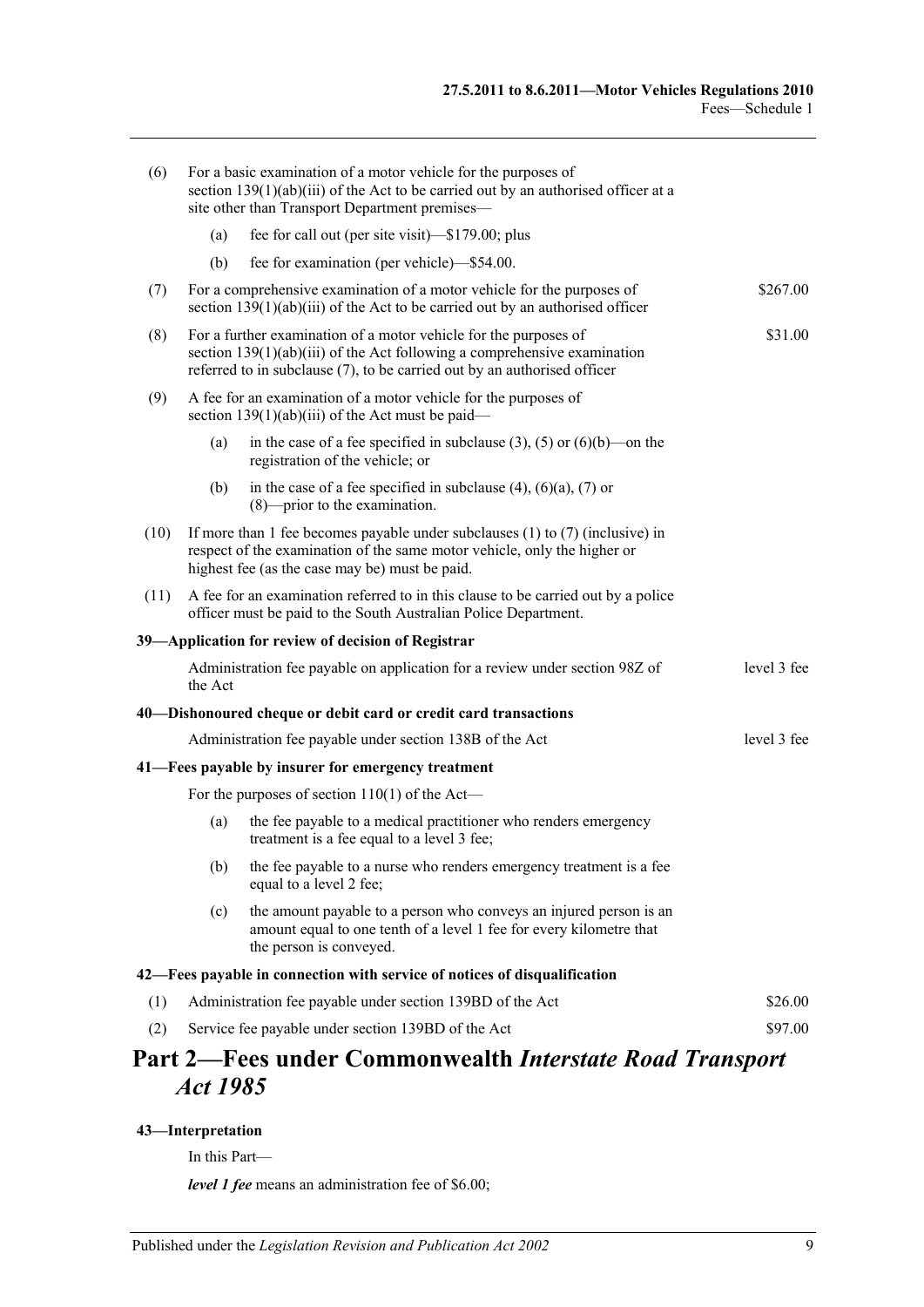(6) For a basic examination of a motor vehicle for the purposes of section 139(1)(ab)(iii) of the Act to be carried out by an authorised officer at a site other than Transport Department premises—

(a) fee for call out (per site visit)—$179.00; plus

(b) fee for examination (per vehicle)—$54.00.

(7) For a comprehensive examination of a motor vehicle for the purposes of section 139(1)(ab)(iii) of the Act to be carried out by an authorised officer — $267.00

(8) For a further examination of a motor vehicle for the purposes of section 139(1)(ab)(iii) of the Act following a comprehensive examination referred to in subclause (7), to be carried out by an authorised officer — $31.00

(9) A fee for an examination of a motor vehicle for the purposes of section 139(1)(ab)(iii) of the Act must be paid—

(a) in the case of a fee specified in subclause (3), (5) or (6)(b)—on the registration of the vehicle; or

(b) in the case of a fee specified in subclause (4), (6)(a), (7) or (8)—prior to the examination.

(10) If more than 1 fee becomes payable under subclauses (1) to (7) (inclusive) in respect of the examination of the same motor vehicle, only the higher or highest fee (as the case may be) must be paid.

(11) A fee for an examination referred to in this clause to be carried out by a police officer must be paid to the South Australian Police Department.

**39—Application for review of decision of Registrar**

Administration fee payable on application for a review under section 98Z of the Act — level 3 fee

**40—Dishonoured cheque or debit card or credit card transactions**

Administration fee payable under section 138B of the Act — level 3 fee

**41—Fees payable by insurer for emergency treatment**

For the purposes of section 110(1) of the Act—

(a) the fee payable to a medical practitioner who renders emergency treatment is a fee equal to a level 3 fee;

(b) the fee payable to a nurse who renders emergency treatment is a fee equal to a level 2 fee;

(c) the amount payable to a person who conveys an injured person is an amount equal to one tenth of a level 1 fee for every kilometre that the person is conveyed.

**42—Fees payable in connection with service of notices of disqualification**

(1) Administration fee payable under section 139BD of the Act — $26.00

(2) Service fee payable under section 139BD of the Act — $97.00

# Part 2—Fees under Commonwealth *Interstate Road Transport Act 1985*

**43—Interpretation**

In this Part—

***level 1 fee*** means an administration fee of $6.00;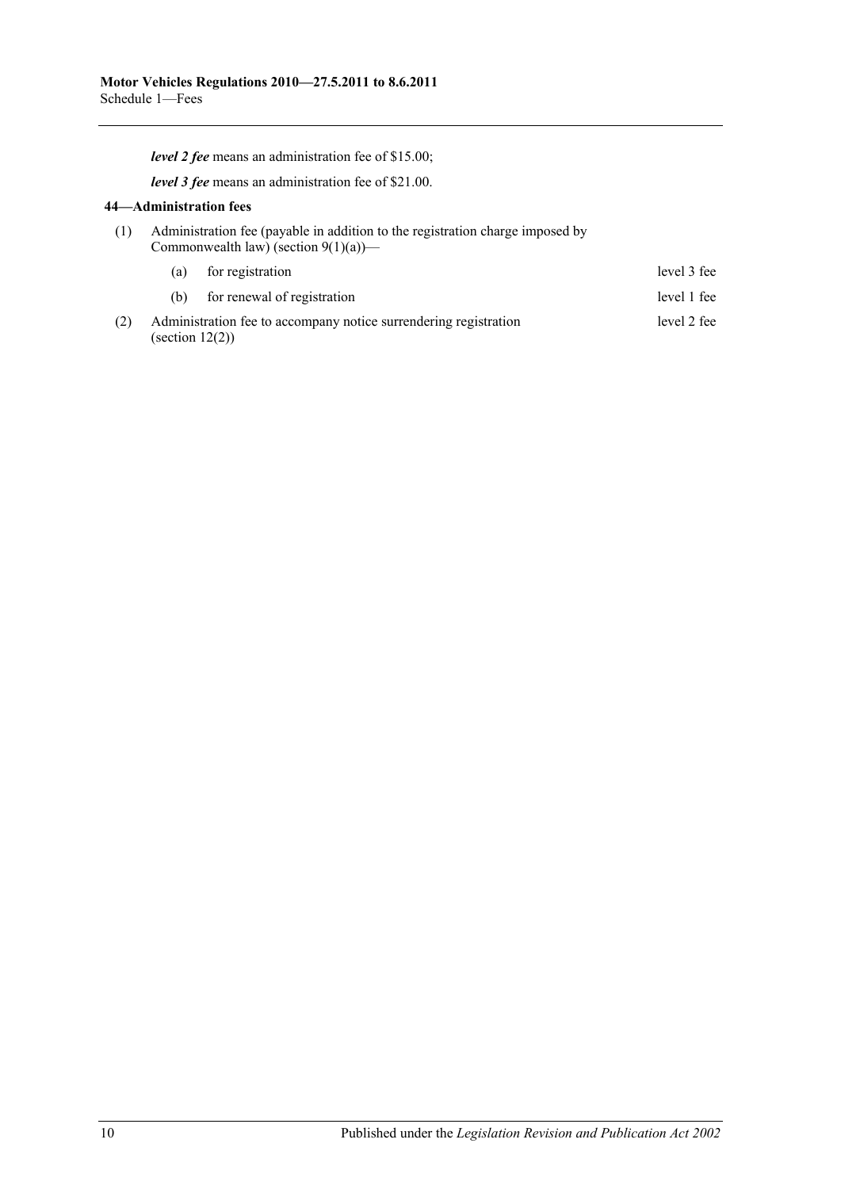***level 2 fee*** means an administration fee of $15.00;

***level 3 fee*** means an administration fee of $21.00.

**44—Administration fees**

| | | |
|---|---|---|
| (1) | Administration fee (payable in addition to the registration charge imposed by Commonwealth law) (section 9(1)(a))— | |
| | (a) for registration | level 3 fee |
| | (b) for renewal of registration | level 1 fee |
| (2) | Administration fee to accompany notice surrendering registration (section 12(2)) | level 2 fee |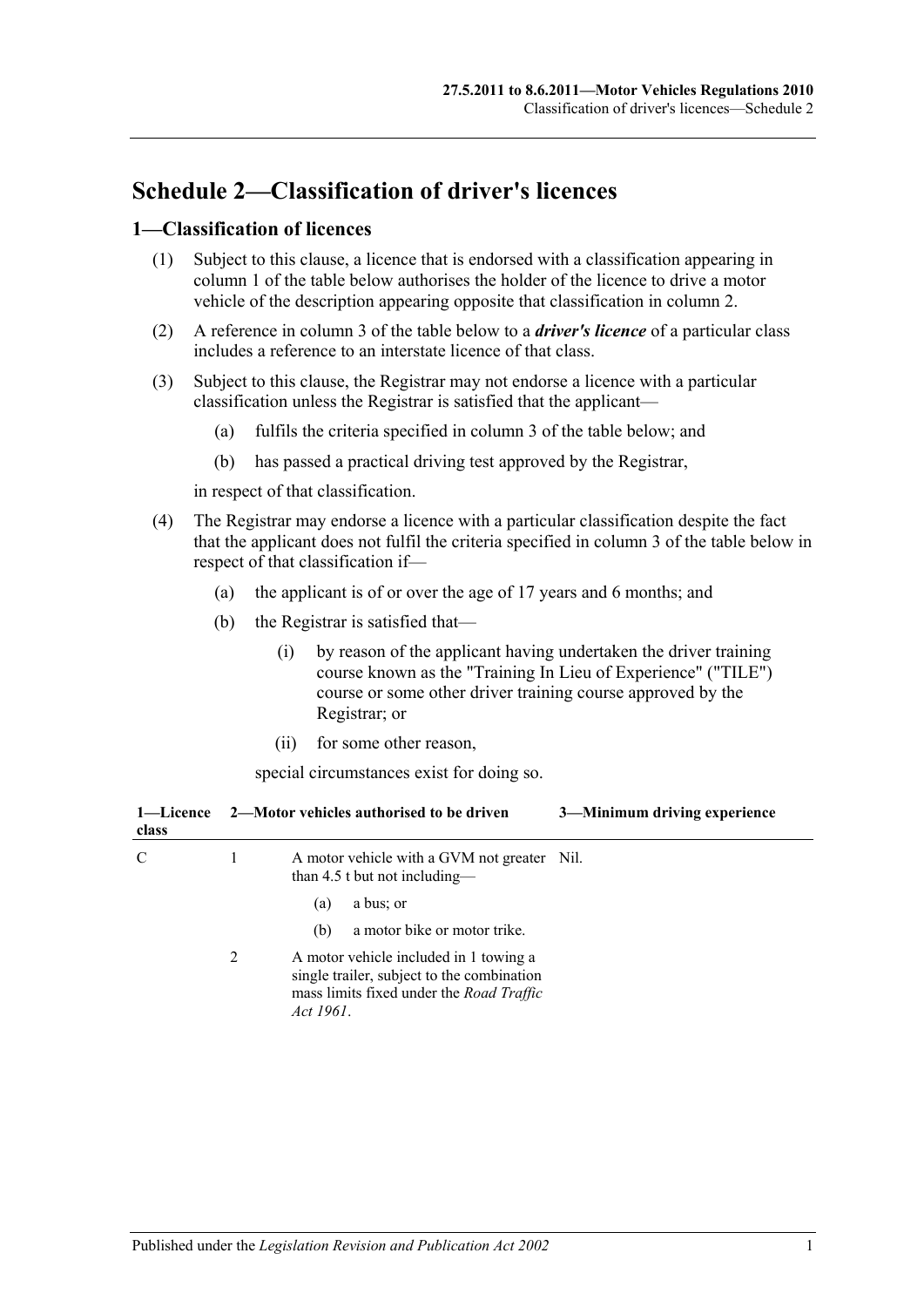# Schedule 2—Classification of driver's licences

## 1—Classification of licences

(1) Subject to this clause, a licence that is endorsed with a classification appearing in column 1 of the table below authorises the holder of the licence to drive a motor vehicle of the description appearing opposite that classification in column 2.

(2) A reference in column 3 of the table below to a ***driver's licence*** of a particular class includes a reference to an interstate licence of that class.

(3) Subject to this clause, the Registrar may not endorse a licence with a particular classification unless the Registrar is satisfied that the applicant—

(a) fulfils the criteria specified in column 3 of the table below; and

(b) has passed a practical driving test approved by the Registrar,

in respect of that classification.

(4) The Registrar may endorse a licence with a particular classification despite the fact that the applicant does not fulfil the criteria specified in column 3 of the table below in respect of that classification if—

(a) the applicant is of or over the age of 17 years and 6 months; and

(b) the Registrar is satisfied that—

(i) by reason of the applicant having undertaken the driver training course known as the "Training In Lieu of Experience" ("TILE") course or some other driver training course approved by the Registrar; or

(ii) for some other reason,

special circumstances exist for doing so.

| 1—Licence class | 2—Motor vehicles authorised to be driven | | 3—Minimum driving experience |
|---|---|---|---|
| C | 1 | A motor vehicle with a GVM not greater than 4.5 t but not including—<br>(a) a bus; or<br>(b) a motor bike or motor trike. | Nil. |
| | 2 | A motor vehicle included in 1 towing a single trailer, subject to the combination mass limits fixed under the *Road Traffic Act 1961*. | |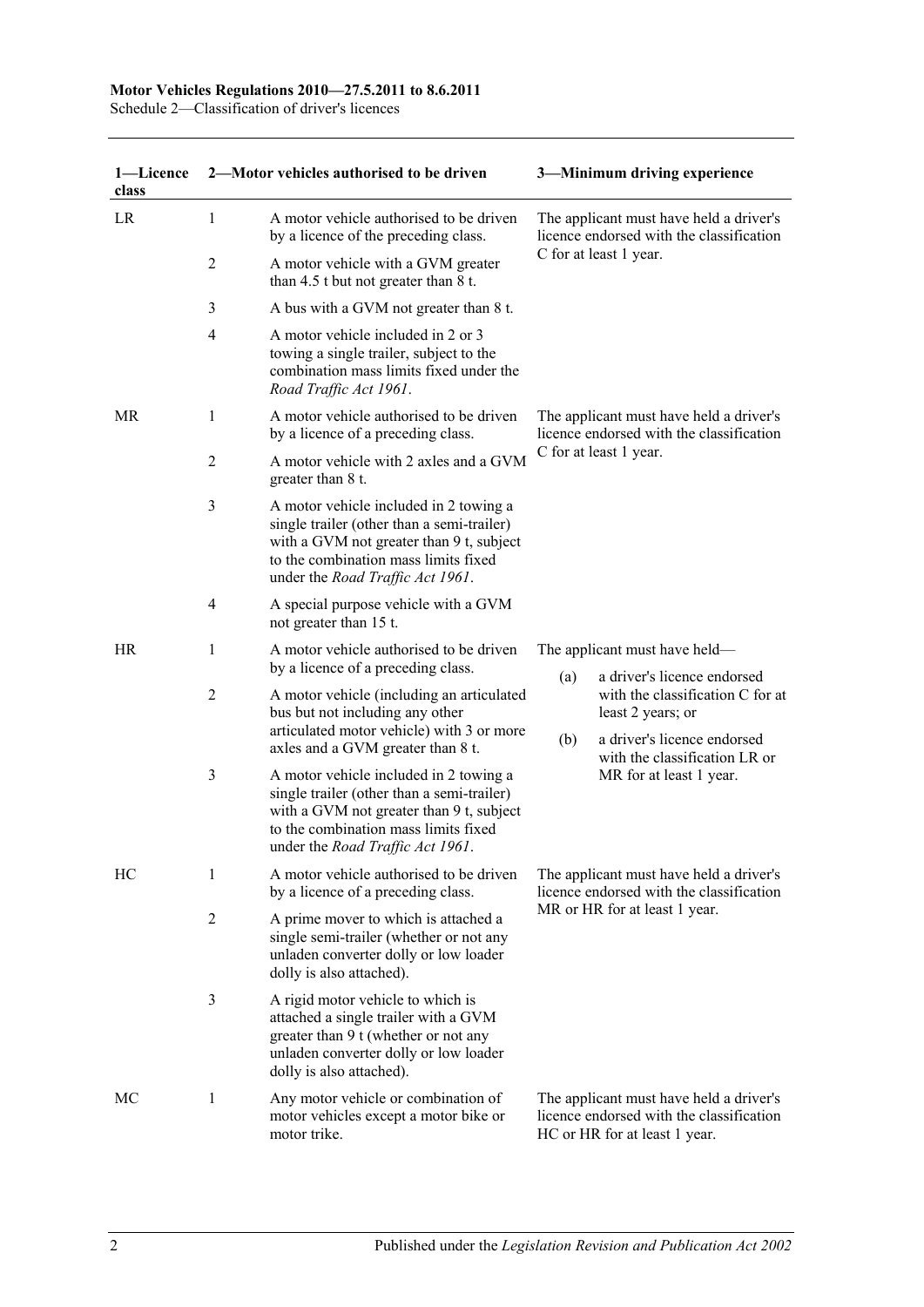| 1—Licence class | 2—Motor vehicles authorised to be driven | | 3—Minimum driving experience |
|---|---|---|---|
| LR | 1 | A motor vehicle authorised to be driven by a licence of the preceding class. | The applicant must have held a driver's licence endorsed with the classification C for at least 1 year. |
| | 2 | A motor vehicle with a GVM greater than 4.5 t but not greater than 8 t. | |
| | 3 | A bus with a GVM not greater than 8 t. | |
| | 4 | A motor vehicle included in 2 or 3 towing a single trailer, subject to the combination mass limits fixed under the *Road Traffic Act 1961*. | |
| MR | 1 | A motor vehicle authorised to be driven by a licence of a preceding class. | The applicant must have held a driver's licence endorsed with the classification C for at least 1 year. |
| | 2 | A motor vehicle with 2 axles and a GVM greater than 8 t. | |
| | 3 | A motor vehicle included in 2 towing a single trailer (other than a semi-trailer) with a GVM not greater than 9 t, subject to the combination mass limits fixed under the *Road Traffic Act 1961*. | |
| | 4 | A special purpose vehicle with a GVM not greater than 15 t. | |
| HR | 1 | A motor vehicle authorised to be driven by a licence of a preceding class. | The applicant must have held—<br>(a) a driver's licence endorsed with the classification C for at least 2 years; or<br>(b) a driver's licence endorsed with the classification LR or MR for at least 1 year. |
| | 2 | A motor vehicle (including an articulated bus but not including any other articulated motor vehicle) with 3 or more axles and a GVM greater than 8 t. | |
| | 3 | A motor vehicle included in 2 towing a single trailer (other than a semi-trailer) with a GVM not greater than 9 t, subject to the combination mass limits fixed under the *Road Traffic Act 1961*. | |
| HC | 1 | A motor vehicle authorised to be driven by a licence of a preceding class. | The applicant must have held a driver's licence endorsed with the classification MR or HR for at least 1 year. |
| | 2 | A prime mover to which is attached a single semi-trailer (whether or not any unladen converter dolly or low loader dolly is also attached). | |
| | 3 | A rigid motor vehicle to which is attached a single trailer with a GVM greater than 9 t (whether or not any unladen converter dolly or low loader dolly is also attached). | |
| MC | 1 | Any motor vehicle or combination of motor vehicles except a motor bike or motor trike. | The applicant must have held a driver's licence endorsed with the classification HC or HR for at least 1 year. |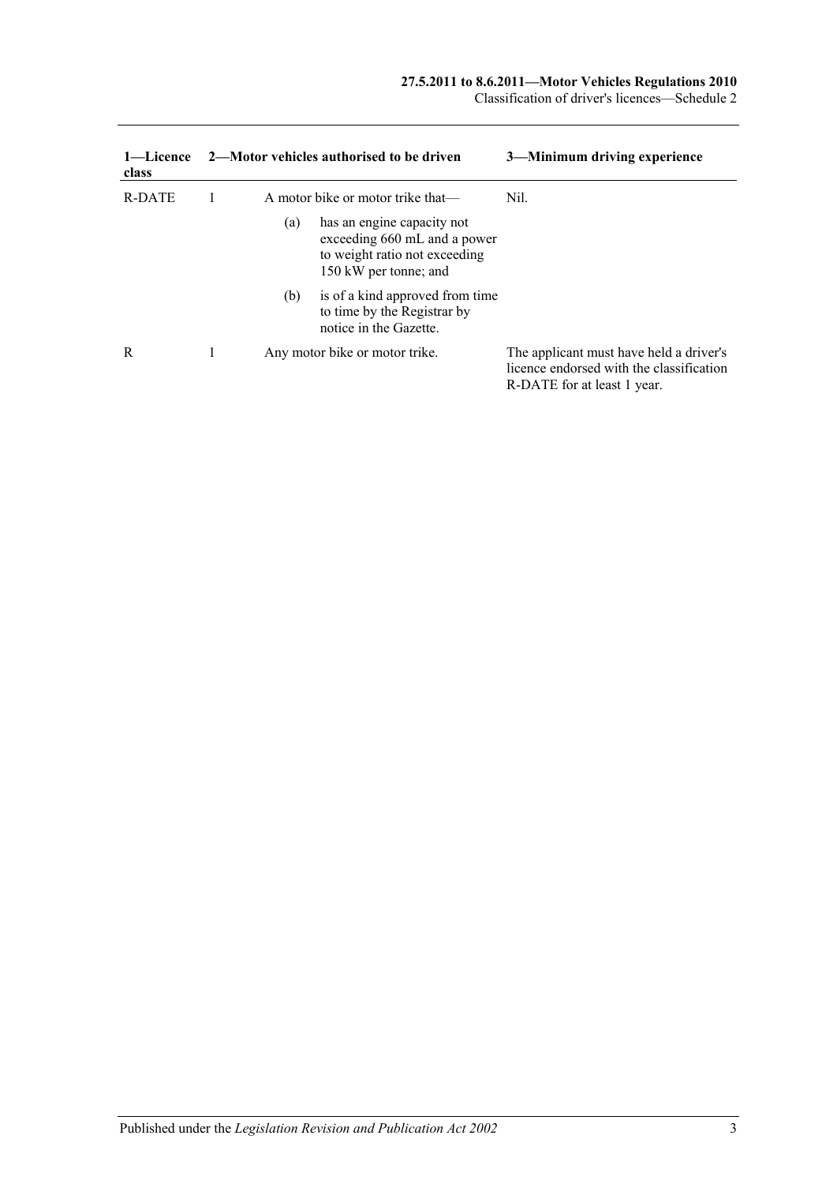| 1—Licence class | 2—Motor vehicles authorised to be driven | | | 3—Minimum driving experience |
|---|---|---|---|---|
| R-DATE | 1 | A motor bike or motor trike that— | | Nil. |
| | | (a) | has an engine capacity not exceeding 660 mL and a power to weight ratio not exceeding 150 kW per tonne; and | |
| | | (b) | is of a kind approved from time to time by the Registrar by notice in the Gazette. | |
| R | 1 | Any motor bike or motor trike. | | The applicant must have held a driver's licence endorsed with the classification R-DATE for at least 1 year. |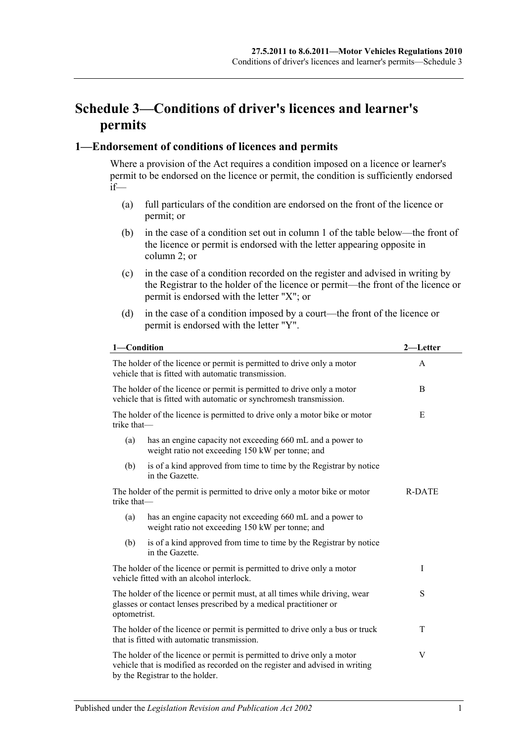# Schedule 3—Conditions of driver's licences and learner's permits

## 1—Endorsement of conditions of licences and permits

Where a provision of the Act requires a condition imposed on a licence or learner's permit to be endorsed on the licence or permit, the condition is sufficiently endorsed if—

(a) full particulars of the condition are endorsed on the front of the licence or permit; or

(b) in the case of a condition set out in column 1 of the table below—the front of the licence or permit is endorsed with the letter appearing opposite in column 2; or

(c) in the case of a condition recorded on the register and advised in writing by the Registrar to the holder of the licence or permit—the front of the licence or permit is endorsed with the letter "X"; or

(d) in the case of a condition imposed by a court—the front of the licence or permit is endorsed with the letter "Y".

| 1—Condition | 2—Letter |
|---|---|
| The holder of the licence or permit is permitted to drive only a motor vehicle that is fitted with automatic transmission. | A |
| The holder of the licence or permit is permitted to drive only a motor vehicle that is fitted with automatic or synchromesh transmission. | B |
| The holder of the licence is permitted to drive only a motor bike or motor trike that—<br>(a) has an engine capacity not exceeding 660 mL and a power to weight ratio not exceeding 150 kW per tonne; and<br>(b) is of a kind approved from time to time by the Registrar by notice in the Gazette. | E |
| The holder of the permit is permitted to drive only a motor bike or motor trike that—<br>(a) has an engine capacity not exceeding 660 mL and a power to weight ratio not exceeding 150 kW per tonne; and<br>(b) is of a kind approved from time to time by the Registrar by notice in the Gazette. | R-DATE |
| The holder of the licence or permit is permitted to drive only a motor vehicle fitted with an alcohol interlock. | I |
| The holder of the licence or permit must, at all times while driving, wear glasses or contact lenses prescribed by a medical practitioner or optometrist. | S |
| The holder of the licence or permit is permitted to drive only a bus or truck that is fitted with automatic transmission. | T |
| The holder of the licence or permit is permitted to drive only a motor vehicle that is modified as recorded on the register and advised in writing by the Registrar to the holder. | V |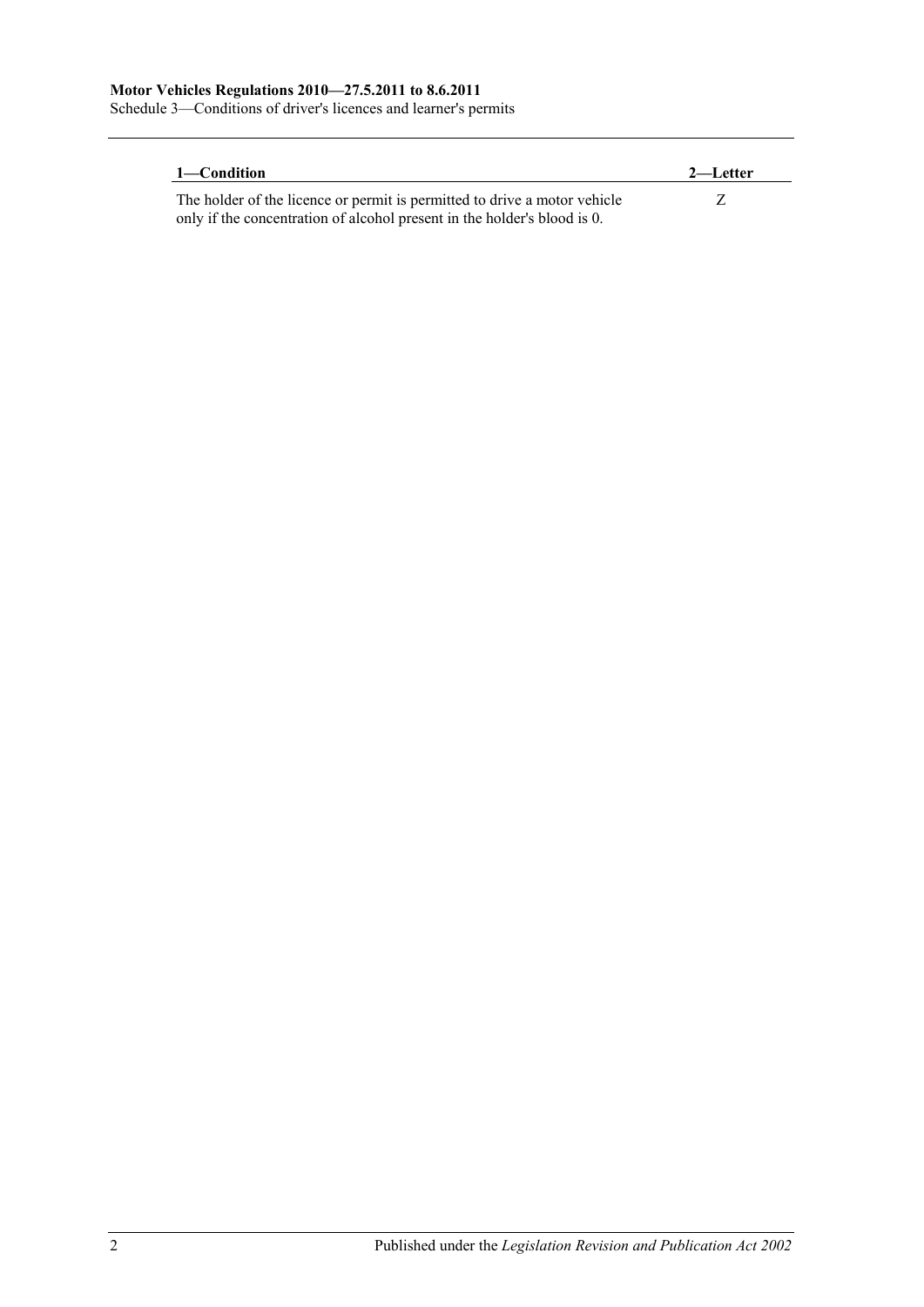| 1—Condition | 2—Letter |
| --- | --- |
| The holder of the licence or permit is permitted to drive a motor vehicle only if the concentration of alcohol present in the holder's blood is 0. | Z |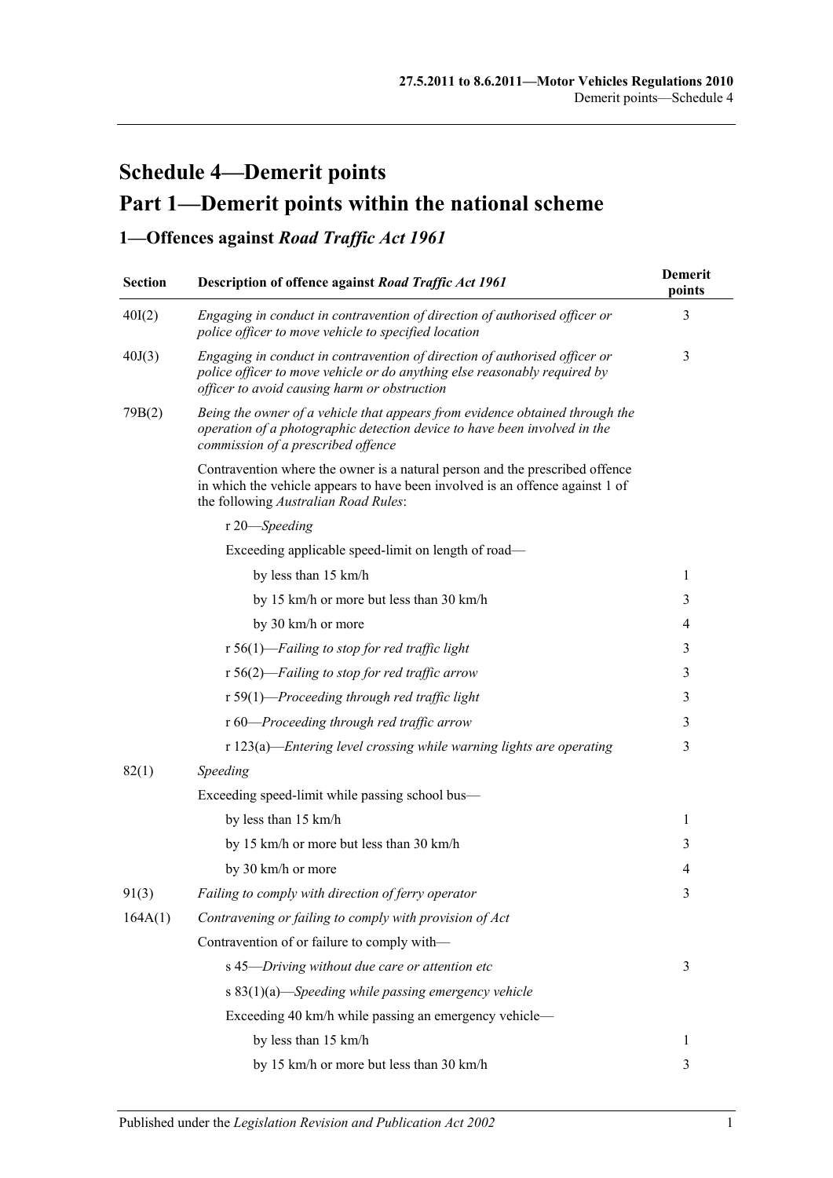# Schedule 4—Demerit points

## Part 1—Demerit points within the national scheme

### 1—Offences against *Road Traffic Act 1961*

| Section | Description of offence against *Road Traffic Act 1961* | Demerit points |
|---|---|---|
| 40I(2) | *Engaging in conduct in contravention of direction of authorised officer or police officer to move vehicle to specified location* | 3 |
| 40J(3) | *Engaging in conduct in contravention of direction of authorised officer or police officer to move vehicle or do anything else reasonably required by officer to avoid causing harm or obstruction* | 3 |
| 79B(2) | *Being the owner of a vehicle that appears from evidence obtained through the operation of a photographic detection device to have been involved in the commission of a prescribed offence* | |
| | Contravention where the owner is a natural person and the prescribed offence in which the vehicle appears to have been involved is an offence against 1 of the following *Australian Road Rules*: | |
| | r 20—*Speeding* | |
| | Exceeding applicable speed-limit on length of road— | |
| | by less than 15 km/h | 1 |
| | by 15 km/h or more but less than 30 km/h | 3 |
| | by 30 km/h or more | 4 |
| | r 56(1)—*Failing to stop for red traffic light* | 3 |
| | r 56(2)—*Failing to stop for red traffic arrow* | 3 |
| | r 59(1)—*Proceeding through red traffic light* | 3 |
| | r 60—*Proceeding through red traffic arrow* | 3 |
| | r 123(a)—*Entering level crossing while warning lights are operating* | 3 |
| 82(1) | *Speeding* | |
| | Exceeding speed-limit while passing school bus— | |
| | by less than 15 km/h | 1 |
| | by 15 km/h or more but less than 30 km/h | 3 |
| | by 30 km/h or more | 4 |
| 91(3) | *Failing to comply with direction of ferry operator* | 3 |
| 164A(1) | *Contravening or failing to comply with provision of Act* | |
| | Contravention of or failure to comply with— | |
| | s 45—*Driving without due care or attention etc* | 3 |
| | s 83(1)(a)—*Speeding while passing emergency vehicle* | |
| | Exceeding 40 km/h while passing an emergency vehicle— | |
| | by less than 15 km/h | 1 |
| | by 15 km/h or more but less than 30 km/h | 3 |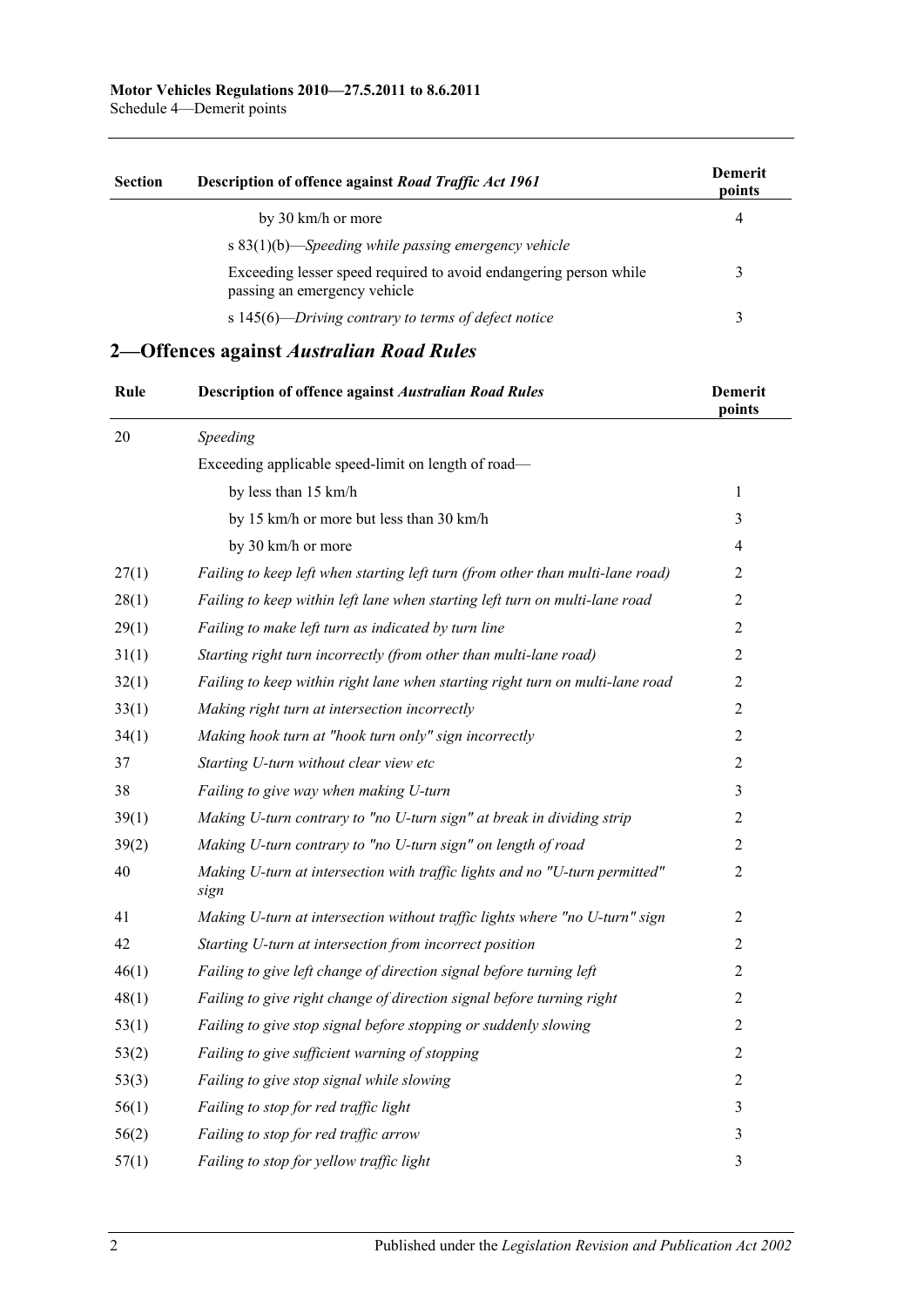| Section | Description of offence against *Road Traffic Act 1961* | Demerit points |
|---|---|---|
| | by 30 km/h or more | 4 |
| | s 83(1)(b)—*Speeding while passing emergency vehicle* | |
| | Exceeding lesser speed required to avoid endangering person while passing an emergency vehicle | 3 |
| | s 145(6)—*Driving contrary to terms of defect notice* | 3 |

## 2—Offences against *Australian Road Rules*

| Rule | Description of offence against *Australian Road Rules* | Demerit points |
|---|---|---|
| 20 | *Speeding* | |
| | Exceeding applicable speed-limit on length of road— | |
| | by less than 15 km/h | 1 |
| | by 15 km/h or more but less than 30 km/h | 3 |
| | by 30 km/h or more | 4 |
| 27(1) | *Failing to keep left when starting left turn (from other than multi-lane road)* | 2 |
| 28(1) | *Failing to keep within left lane when starting left turn on multi-lane road* | 2 |
| 29(1) | *Failing to make left turn as indicated by turn line* | 2 |
| 31(1) | *Starting right turn incorrectly (from other than multi-lane road)* | 2 |
| 32(1) | *Failing to keep within right lane when starting right turn on multi-lane road* | 2 |
| 33(1) | *Making right turn at intersection incorrectly* | 2 |
| 34(1) | *Making hook turn at "hook turn only" sign incorrectly* | 2 |
| 37 | *Starting U-turn without clear view etc* | 2 |
| 38 | *Failing to give way when making U-turn* | 3 |
| 39(1) | *Making U-turn contrary to "no U-turn sign" at break in dividing strip* | 2 |
| 39(2) | *Making U-turn contrary to "no U-turn sign" on length of road* | 2 |
| 40 | *Making U-turn at intersection with traffic lights and no "U-turn permitted" sign* | 2 |
| 41 | *Making U-turn at intersection without traffic lights where "no U-turn" sign* | 2 |
| 42 | *Starting U-turn at intersection from incorrect position* | 2 |
| 46(1) | *Failing to give left change of direction signal before turning left* | 2 |
| 48(1) | *Failing to give right change of direction signal before turning right* | 2 |
| 53(1) | *Failing to give stop signal before stopping or suddenly slowing* | 2 |
| 53(2) | *Failing to give sufficient warning of stopping* | 2 |
| 53(3) | *Failing to give stop signal while slowing* | 2 |
| 56(1) | *Failing to stop for red traffic light* | 3 |
| 56(2) | *Failing to stop for red traffic arrow* | 3 |
| 57(1) | *Failing to stop for yellow traffic light* | 3 |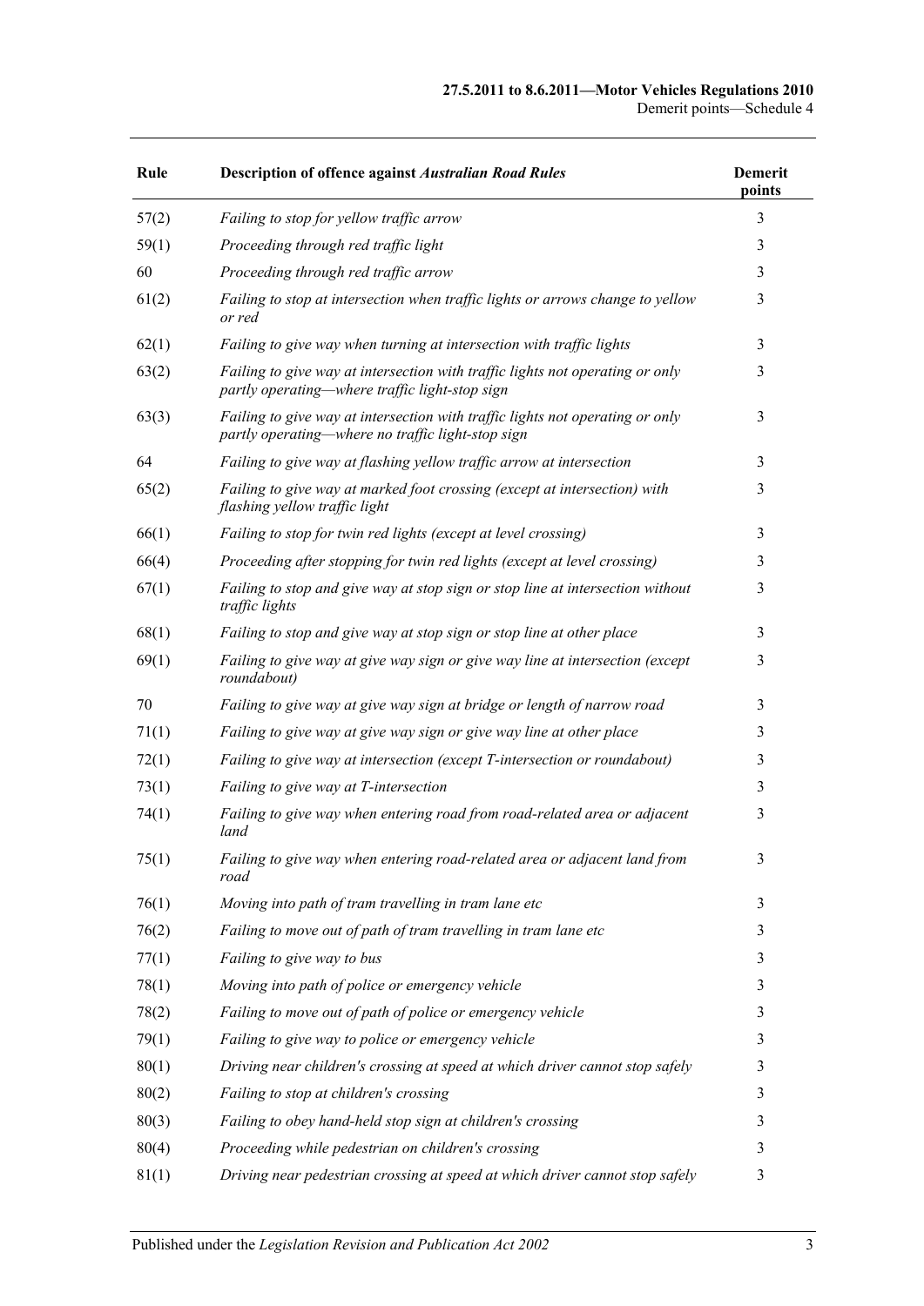| Rule | Description of offence against *Australian Road Rules* | Demerit points |
|---|---|---|
| 57(2) | *Failing to stop for yellow traffic arrow* | 3 |
| 59(1) | *Proceeding through red traffic light* | 3 |
| 60 | *Proceeding through red traffic arrow* | 3 |
| 61(2) | *Failing to stop at intersection when traffic lights or arrows change to yellow or red* | 3 |
| 62(1) | *Failing to give way when turning at intersection with traffic lights* | 3 |
| 63(2) | *Failing to give way at intersection with traffic lights not operating or only partly operating—where traffic light-stop sign* | 3 |
| 63(3) | *Failing to give way at intersection with traffic lights not operating or only partly operating—where no traffic light-stop sign* | 3 |
| 64 | *Failing to give way at flashing yellow traffic arrow at intersection* | 3 |
| 65(2) | *Failing to give way at marked foot crossing (except at intersection) with flashing yellow traffic light* | 3 |
| 66(1) | *Failing to stop for twin red lights (except at level crossing)* | 3 |
| 66(4) | *Proceeding after stopping for twin red lights (except at level crossing)* | 3 |
| 67(1) | *Failing to stop and give way at stop sign or stop line at intersection without traffic lights* | 3 |
| 68(1) | *Failing to stop and give way at stop sign or stop line at other place* | 3 |
| 69(1) | *Failing to give way at give way sign or give way line at intersection (except roundabout)* | 3 |
| 70 | *Failing to give way at give way sign at bridge or length of narrow road* | 3 |
| 71(1) | *Failing to give way at give way sign or give way line at other place* | 3 |
| 72(1) | *Failing to give way at intersection (except T-intersection or roundabout)* | 3 |
| 73(1) | *Failing to give way at T-intersection* | 3 |
| 74(1) | *Failing to give way when entering road from road-related area or adjacent land* | 3 |
| 75(1) | *Failing to give way when entering road-related area or adjacent land from road* | 3 |
| 76(1) | *Moving into path of tram travelling in tram lane etc* | 3 |
| 76(2) | *Failing to move out of path of tram travelling in tram lane etc* | 3 |
| 77(1) | *Failing to give way to bus* | 3 |
| 78(1) | *Moving into path of police or emergency vehicle* | 3 |
| 78(2) | *Failing to move out of path of police or emergency vehicle* | 3 |
| 79(1) | *Failing to give way to police or emergency vehicle* | 3 |
| 80(1) | *Driving near children's crossing at speed at which driver cannot stop safely* | 3 |
| 80(2) | *Failing to stop at children's crossing* | 3 |
| 80(3) | *Failing to obey hand-held stop sign at children's crossing* | 3 |
| 80(4) | *Proceeding while pedestrian on children's crossing* | 3 |
| 81(1) | *Driving near pedestrian crossing at speed at which driver cannot stop safely* | 3 |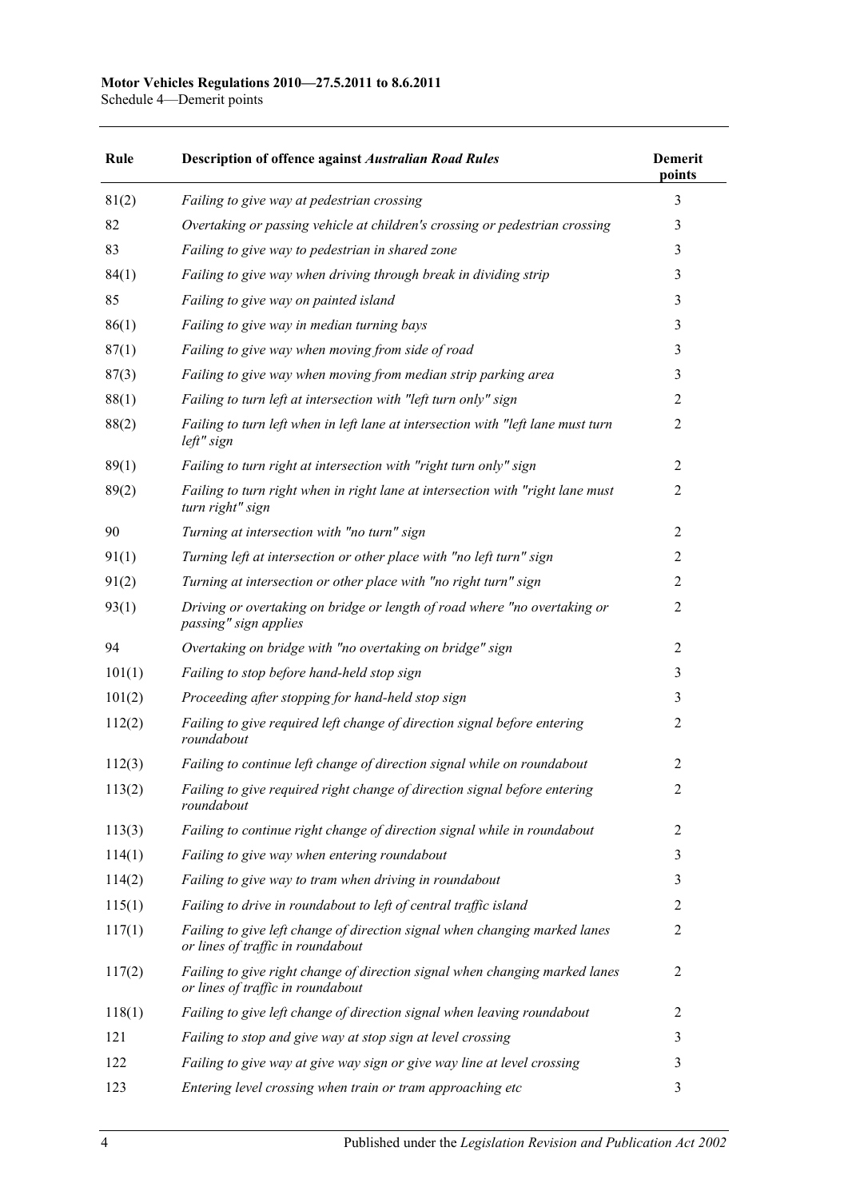| Rule | Description of offence against *Australian Road Rules* | Demerit points |
|---|---|---|
| 81(2) | *Failing to give way at pedestrian crossing* | 3 |
| 82 | *Overtaking or passing vehicle at children's crossing or pedestrian crossing* | 3 |
| 83 | *Failing to give way to pedestrian in shared zone* | 3 |
| 84(1) | *Failing to give way when driving through break in dividing strip* | 3 |
| 85 | *Failing to give way on painted island* | 3 |
| 86(1) | *Failing to give way in median turning bays* | 3 |
| 87(1) | *Failing to give way when moving from side of road* | 3 |
| 87(3) | *Failing to give way when moving from median strip parking area* | 3 |
| 88(1) | *Failing to turn left at intersection with "left turn only" sign* | 2 |
| 88(2) | *Failing to turn left when in left lane at intersection with "left lane must turn left" sign* | 2 |
| 89(1) | *Failing to turn right at intersection with "right turn only" sign* | 2 |
| 89(2) | *Failing to turn right when in right lane at intersection with "right lane must turn right" sign* | 2 |
| 90 | *Turning at intersection with "no turn" sign* | 2 |
| 91(1) | *Turning left at intersection or other place with "no left turn" sign* | 2 |
| 91(2) | *Turning at intersection or other place with "no right turn" sign* | 2 |
| 93(1) | *Driving or overtaking on bridge or length of road where "no overtaking or passing" sign applies* | 2 |
| 94 | *Overtaking on bridge with "no overtaking on bridge" sign* | 2 |
| 101(1) | *Failing to stop before hand-held stop sign* | 3 |
| 101(2) | *Proceeding after stopping for hand-held stop sign* | 3 |
| 112(2) | *Failing to give required left change of direction signal before entering roundabout* | 2 |
| 112(3) | *Failing to continue left change of direction signal while on roundabout* | 2 |
| 113(2) | *Failing to give required right change of direction signal before entering roundabout* | 2 |
| 113(3) | *Failing to continue right change of direction signal while in roundabout* | 2 |
| 114(1) | *Failing to give way when entering roundabout* | 3 |
| 114(2) | *Failing to give way to tram when driving in roundabout* | 3 |
| 115(1) | *Failing to drive in roundabout to left of central traffic island* | 2 |
| 117(1) | *Failing to give left change of direction signal when changing marked lanes or lines of traffic in roundabout* | 2 |
| 117(2) | *Failing to give right change of direction signal when changing marked lanes or lines of traffic in roundabout* | 2 |
| 118(1) | *Failing to give left change of direction signal when leaving roundabout* | 2 |
| 121 | *Failing to stop and give way at stop sign at level crossing* | 3 |
| 122 | *Failing to give way at give way sign or give way line at level crossing* | 3 |
| 123 | *Entering level crossing when train or tram approaching etc* | 3 |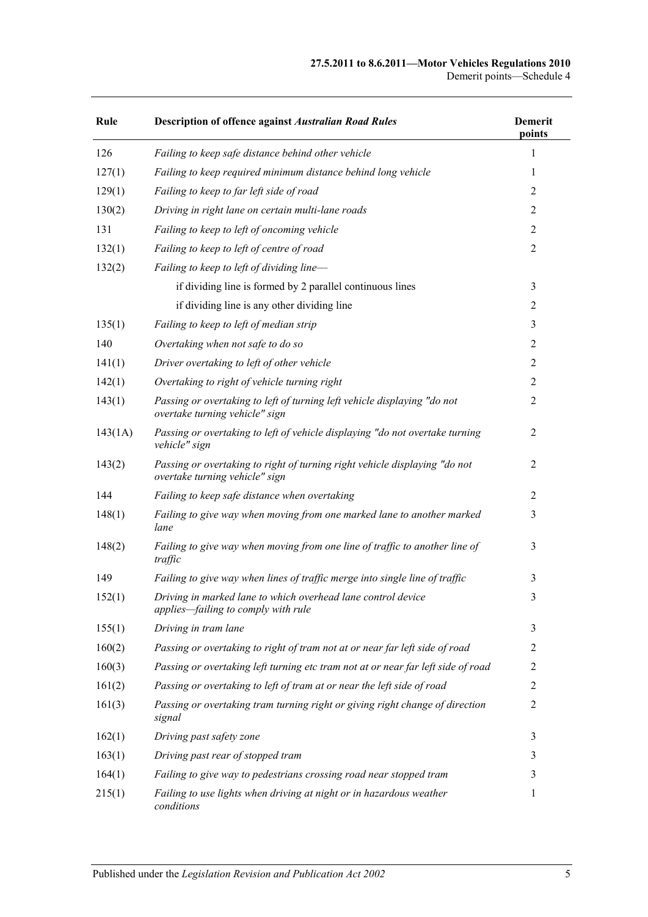| Rule | Description of offence against *Australian Road Rules* | Demerit points |
| --- | --- | --- |
| 126 | *Failing to keep safe distance behind other vehicle* | 1 |
| 127(1) | *Failing to keep required minimum distance behind long vehicle* | 1 |
| 129(1) | *Failing to keep to far left side of road* | 2 |
| 130(2) | *Driving in right lane on certain multi-lane roads* | 2 |
| 131 | *Failing to keep to left of oncoming vehicle* | 2 |
| 132(1) | *Failing to keep to left of centre of road* | 2 |
| 132(2) | *Failing to keep to left of dividing line—* | |
| | if dividing line is formed by 2 parallel continuous lines | 3 |
| | if dividing line is any other dividing line | 2 |
| 135(1) | *Failing to keep to left of median strip* | 3 |
| 140 | *Overtaking when not safe to do so* | 2 |
| 141(1) | *Driver overtaking to left of other vehicle* | 2 |
| 142(1) | *Overtaking to right of vehicle turning right* | 2 |
| 143(1) | *Passing or overtaking to left of turning left vehicle displaying "do not overtake turning vehicle" sign* | 2 |
| 143(1A) | *Passing or overtaking to left of vehicle displaying "do not overtake turning vehicle" sign* | 2 |
| 143(2) | *Passing or overtaking to right of turning right vehicle displaying "do not overtake turning vehicle" sign* | 2 |
| 144 | *Failing to keep safe distance when overtaking* | 2 |
| 148(1) | *Failing to give way when moving from one marked lane to another marked lane* | 3 |
| 148(2) | *Failing to give way when moving from one line of traffic to another line of traffic* | 3 |
| 149 | *Failing to give way when lines of traffic merge into single line of traffic* | 3 |
| 152(1) | *Driving in marked lane to which overhead lane control device applies—failing to comply with rule* | 3 |
| 155(1) | *Driving in tram lane* | 3 |
| 160(2) | *Passing or overtaking to right of tram not at or near far left side of road* | 2 |
| 160(3) | *Passing or overtaking left turning etc tram not at or near far left side of road* | 2 |
| 161(2) | *Passing or overtaking to left of tram at or near the left side of road* | 2 |
| 161(3) | *Passing or overtaking tram turning right or giving right change of direction signal* | 2 |
| 162(1) | *Driving past safety zone* | 3 |
| 163(1) | *Driving past rear of stopped tram* | 3 |
| 164(1) | *Failing to give way to pedestrians crossing road near stopped tram* | 3 |
| 215(1) | *Failing to use lights when driving at night or in hazardous weather conditions* | 1 |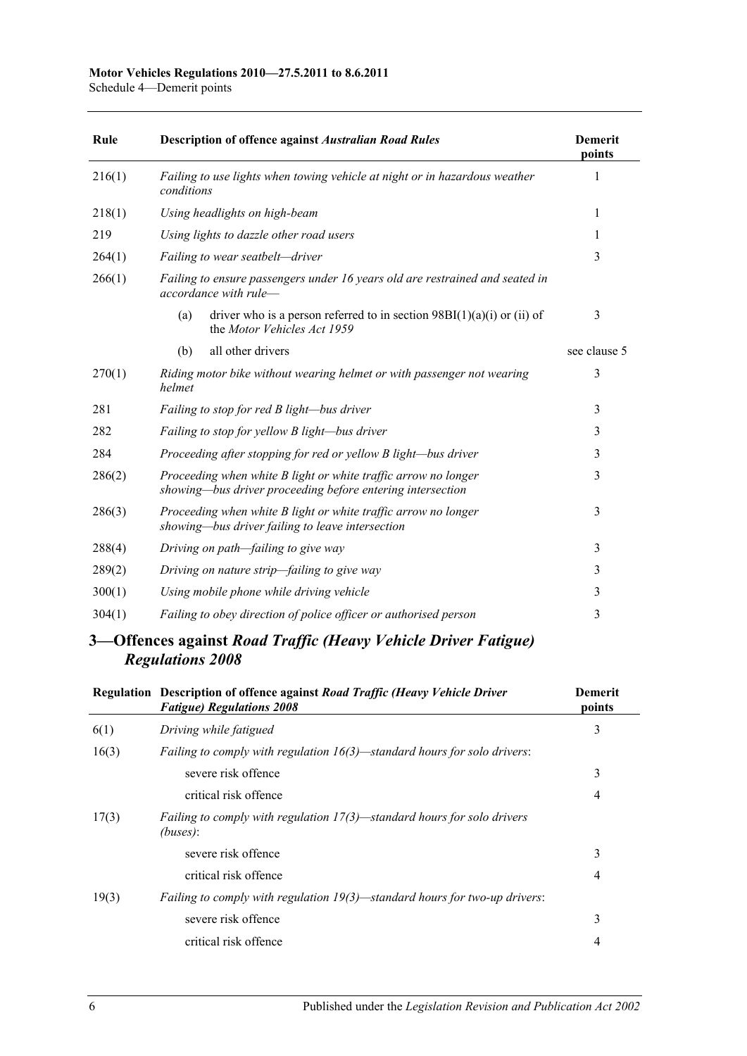| Rule | Description of offence against *Australian Road Rules* | Demerit points |
|---|---|---|
| 216(1) | *Failing to use lights when towing vehicle at night or in hazardous weather conditions* | 1 |
| 218(1) | *Using headlights on high-beam* | 1 |
| 219 | *Using lights to dazzle other road users* | 1 |
| 264(1) | *Failing to wear seatbelt—driver* | 3 |
| 266(1) | *Failing to ensure passengers under 16 years old are restrained and seated in accordance with rule—* | |
| | (a) driver who is a person referred to in section 98BI(1)(a)(i) or (ii) of the *Motor Vehicles Act 1959* | 3 |
| | (b) all other drivers | see clause 5 |
| 270(1) | *Riding motor bike without wearing helmet or with passenger not wearing helmet* | 3 |
| 281 | *Failing to stop for red B light—bus driver* | 3 |
| 282 | *Failing to stop for yellow B light—bus driver* | 3 |
| 284 | *Proceeding after stopping for red or yellow B light—bus driver* | 3 |
| 286(2) | *Proceeding when white B light or white traffic arrow no longer showing—bus driver proceeding before entering intersection* | 3 |
| 286(3) | *Proceeding when white B light or white traffic arrow no longer showing—bus driver failing to leave intersection* | 3 |
| 288(4) | *Driving on path—failing to give way* | 3 |
| 289(2) | *Driving on nature strip—failing to give way* | 3 |
| 300(1) | *Using mobile phone while driving vehicle* | 3 |
| 304(1) | *Failing to obey direction of police officer or authorised person* | 3 |

## 3—Offences against *Road Traffic (Heavy Vehicle Driver Fatigue) Regulations 2008*

| Regulation | Description of offence against *Road Traffic (Heavy Vehicle Driver Fatigue) Regulations 2008* | Demerit points |
|---|---|---|
| 6(1) | *Driving while fatigued* | 3 |
| 16(3) | *Failing to comply with regulation 16(3)—standard hours for solo drivers*: | |
| | severe risk offence | 3 |
| | critical risk offence | 4 |
| 17(3) | *Failing to comply with regulation 17(3)—standard hours for solo drivers (buses)*: | |
| | severe risk offence | 3 |
| | critical risk offence | 4 |
| 19(3) | *Failing to comply with regulation 19(3)—standard hours for two-up drivers*: | |
| | severe risk offence | 3 |
| | critical risk offence | 4 |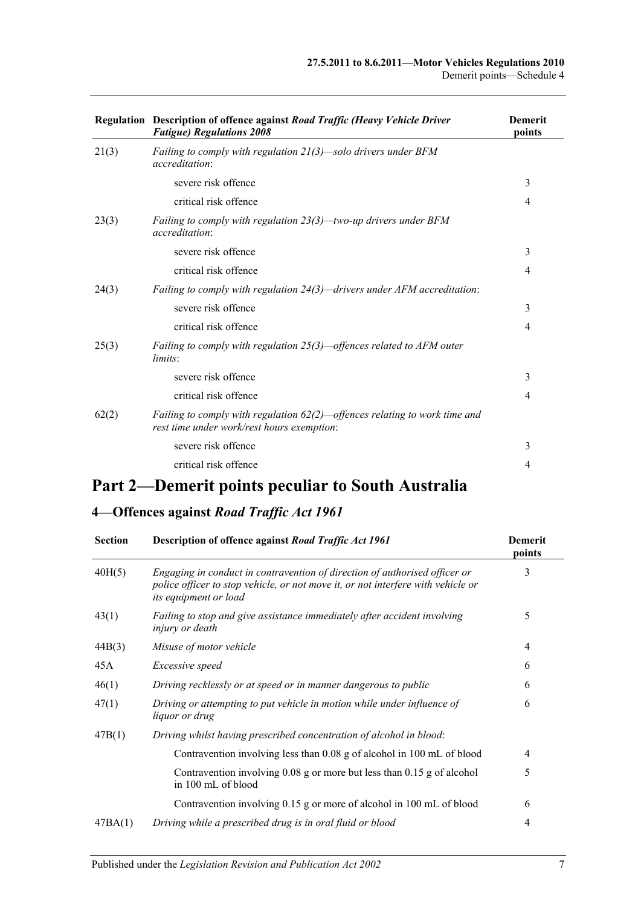| Regulation | Description of offence against *Road Traffic (Heavy Vehicle Driver Fatigue) Regulations 2008* | Demerit points |
|---|---|---|
| 21(3) | *Failing to comply with regulation 21(3)—solo drivers under BFM accreditation*: | |
| | severe risk offence | 3 |
| | critical risk offence | 4 |
| 23(3) | *Failing to comply with regulation 23(3)—two-up drivers under BFM accreditation*: | |
| | severe risk offence | 3 |
| | critical risk offence | 4 |
| 24(3) | *Failing to comply with regulation 24(3)—drivers under AFM accreditation*: | |
| | severe risk offence | 3 |
| | critical risk offence | 4 |
| 25(3) | *Failing to comply with regulation 25(3)—offences related to AFM outer limits*: | |
| | severe risk offence | 3 |
| | critical risk offence | 4 |
| 62(2) | *Failing to comply with regulation 62(2)—offences relating to work time and rest time under work/rest hours exemption*: | |
| | severe risk offence | 3 |
| | critical risk offence | 4 |

# Part 2—Demerit points peculiar to South Australia

## 4—Offences against *Road Traffic Act 1961*

| Section | Description of offence against *Road Traffic Act 1961* | Demerit points |
|---|---|---|
| 40H(5) | *Engaging in conduct in contravention of direction of authorised officer or police officer to stop vehicle, or not move it, or not interfere with vehicle or its equipment or load* | 3 |
| 43(1) | *Failing to stop and give assistance immediately after accident involving injury or death* | 5 |
| 44B(3) | *Misuse of motor vehicle* | 4 |
| 45A | *Excessive speed* | 6 |
| 46(1) | *Driving recklessly or at speed or in manner dangerous to public* | 6 |
| 47(1) | *Driving or attempting to put vehicle in motion while under influence of liquor or drug* | 6 |
| 47B(1) | *Driving whilst having prescribed concentration of alcohol in blood*: | |
| | Contravention involving less than 0.08 g of alcohol in 100 mL of blood | 4 |
| | Contravention involving 0.08 g or more but less than 0.15 g of alcohol in 100 mL of blood | 5 |
| | Contravention involving 0.15 g or more of alcohol in 100 mL of blood | 6 |
| 47BA(1) | *Driving while a prescribed drug is in oral fluid or blood* | 4 |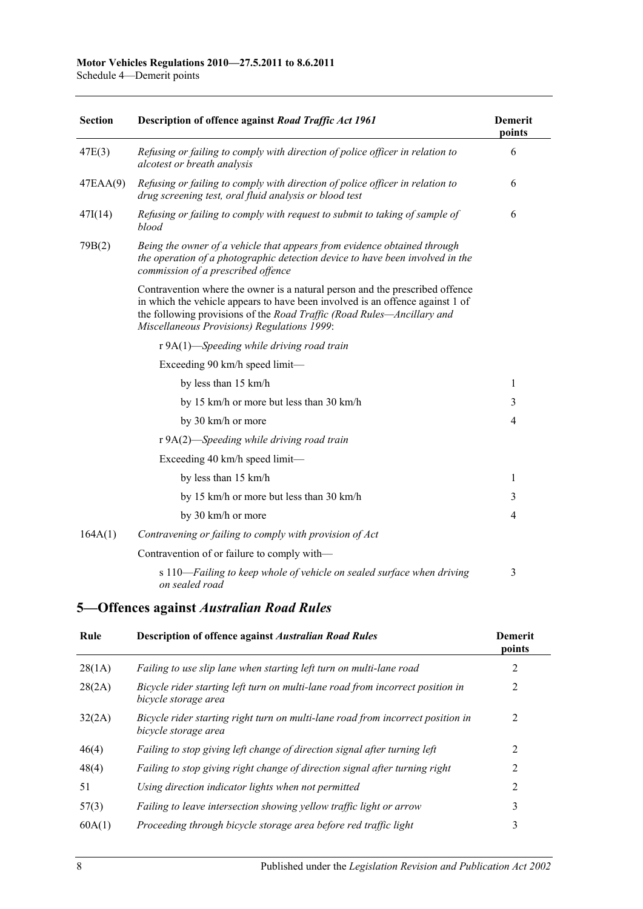| Section | Description of offence against *Road Traffic Act 1961* | Demerit points |
|---|---|---|
| 47E(3) | *Refusing or failing to comply with direction of police officer in relation to alcotest or breath analysis* | 6 |
| 47EAA(9) | *Refusing or failing to comply with direction of police officer in relation to drug screening test, oral fluid analysis or blood test* | 6 |
| 47I(14) | *Refusing or failing to comply with request to submit to taking of sample of blood* | 6 |
| 79B(2) | *Being the owner of a vehicle that appears from evidence obtained through the operation of a photographic detection device to have been involved in the commission of a prescribed offence* | |
| | Contravention where the owner is a natural person and the prescribed offence in which the vehicle appears to have been involved is an offence against 1 of the following provisions of the *Road Traffic (Road Rules—Ancillary and Miscellaneous Provisions) Regulations 1999*: | |
| | r 9A(1)—*Speeding while driving road train* | |
| | Exceeding 90 km/h speed limit— | |
| | by less than 15 km/h | 1 |
| | by 15 km/h or more but less than 30 km/h | 3 |
| | by 30 km/h or more | 4 |
| | r 9A(2)—*Speeding while driving road train* | |
| | Exceeding 40 km/h speed limit— | |
| | by less than 15 km/h | 1 |
| | by 15 km/h or more but less than 30 km/h | 3 |
| | by 30 km/h or more | 4 |
| 164A(1) | *Contravening or failing to comply with provision of Act* | |
| | Contravention of or failure to comply with— | |
| | s 110—*Failing to keep whole of vehicle on sealed surface when driving on sealed road* | 3 |

## 5—Offences against *Australian Road Rules*

| Rule | Description of offence against *Australian Road Rules* | Demerit points |
|---|---|---|
| 28(1A) | *Failing to use slip lane when starting left turn on multi-lane road* | 2 |
| 28(2A) | *Bicycle rider starting left turn on multi-lane road from incorrect position in bicycle storage area* | 2 |
| 32(2A) | *Bicycle rider starting right turn on multi-lane road from incorrect position in bicycle storage area* | 2 |
| 46(4) | *Failing to stop giving left change of direction signal after turning left* | 2 |
| 48(4) | *Failing to stop giving right change of direction signal after turning right* | 2 |
| 51 | *Using direction indicator lights when not permitted* | 2 |
| 57(3) | *Failing to leave intersection showing yellow traffic light or arrow* | 3 |
| 60A(1) | *Proceeding through bicycle storage area before red traffic light* | 3 |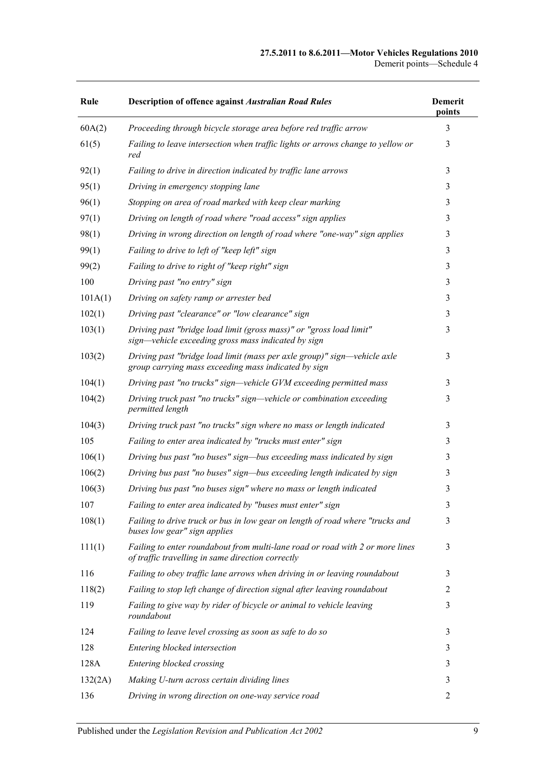| Rule | Description of offence against *Australian Road Rules* | Demerit points |
|---|---|---|
| 60A(2) | *Proceeding through bicycle storage area before red traffic arrow* | 3 |
| 61(5) | *Failing to leave intersection when traffic lights or arrows change to yellow or red* | 3 |
| 92(1) | *Failing to drive in direction indicated by traffic lane arrows* | 3 |
| 95(1) | *Driving in emergency stopping lane* | 3 |
| 96(1) | *Stopping on area of road marked with keep clear marking* | 3 |
| 97(1) | *Driving on length of road where "road access" sign applies* | 3 |
| 98(1) | *Driving in wrong direction on length of road where "one-way" sign applies* | 3 |
| 99(1) | *Failing to drive to left of "keep left" sign* | 3 |
| 99(2) | *Failing to drive to right of "keep right" sign* | 3 |
| 100 | *Driving past "no entry" sign* | 3 |
| 101A(1) | *Driving on safety ramp or arrester bed* | 3 |
| 102(1) | *Driving past "clearance" or "low clearance" sign* | 3 |
| 103(1) | *Driving past "bridge load limit (gross mass)" or "gross load limit" sign—vehicle exceeding gross mass indicated by sign* | 3 |
| 103(2) | *Driving past "bridge load limit (mass per axle group)" sign—vehicle axle group carrying mass exceeding mass indicated by sign* | 3 |
| 104(1) | *Driving past "no trucks" sign—vehicle GVM exceeding permitted mass* | 3 |
| 104(2) | *Driving truck past "no trucks" sign—vehicle or combination exceeding permitted length* | 3 |
| 104(3) | *Driving truck past "no trucks" sign where no mass or length indicated* | 3 |
| 105 | *Failing to enter area indicated by "trucks must enter" sign* | 3 |
| 106(1) | *Driving bus past "no buses" sign—bus exceeding mass indicated by sign* | 3 |
| 106(2) | *Driving bus past "no buses" sign—bus exceeding length indicated by sign* | 3 |
| 106(3) | *Driving bus past "no buses sign" where no mass or length indicated* | 3 |
| 107 | *Failing to enter area indicated by "buses must enter" sign* | 3 |
| 108(1) | *Failing to drive truck or bus in low gear on length of road where "trucks and buses low gear" sign applies* | 3 |
| 111(1) | *Failing to enter roundabout from multi-lane road or road with 2 or more lines of traffic travelling in same direction correctly* | 3 |
| 116 | *Failing to obey traffic lane arrows when driving in or leaving roundabout* | 3 |
| 118(2) | *Failing to stop left change of direction signal after leaving roundabout* | 2 |
| 119 | *Failing to give way by rider of bicycle or animal to vehicle leaving roundabout* | 3 |
| 124 | *Failing to leave level crossing as soon as safe to do so* | 3 |
| 128 | *Entering blocked intersection* | 3 |
| 128A | *Entering blocked crossing* | 3 |
| 132(2A) | *Making U-turn across certain dividing lines* | 3 |
| 136 | *Driving in wrong direction on one-way service road* | 2 |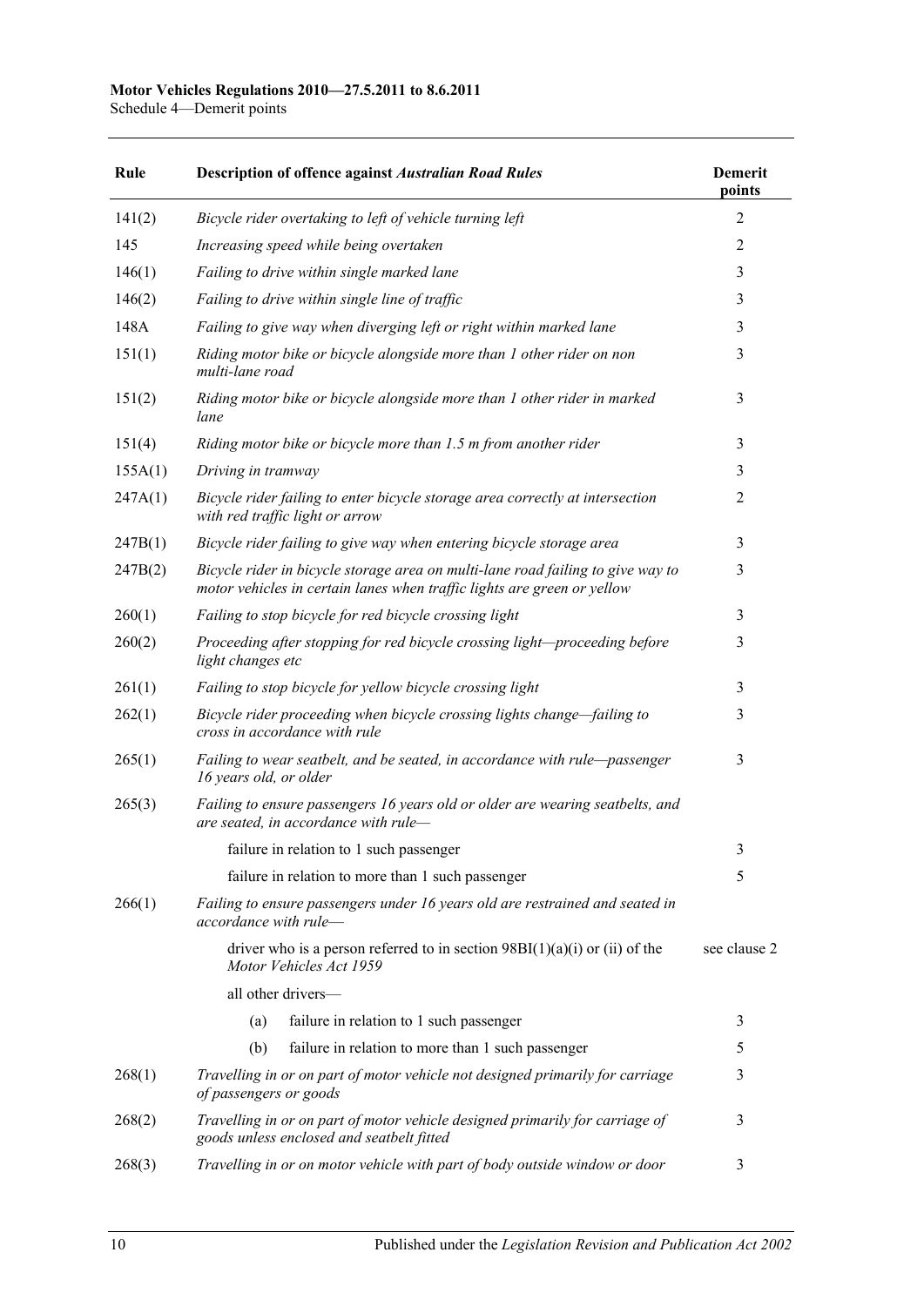| Rule | Description of offence against *Australian Road Rules* | Demerit points |
|---|---|---|
| 141(2) | *Bicycle rider overtaking to left of vehicle turning left* | 2 |
| 145 | *Increasing speed while being overtaken* | 2 |
| 146(1) | *Failing to drive within single marked lane* | 3 |
| 146(2) | *Failing to drive within single line of traffic* | 3 |
| 148A | *Failing to give way when diverging left or right within marked lane* | 3 |
| 151(1) | *Riding motor bike or bicycle alongside more than 1 other rider on non multi-lane road* | 3 |
| 151(2) | *Riding motor bike or bicycle alongside more than 1 other rider in marked lane* | 3 |
| 151(4) | *Riding motor bike or bicycle more than 1.5 m from another rider* | 3 |
| 155A(1) | *Driving in tramway* | 3 |
| 247A(1) | *Bicycle rider failing to enter bicycle storage area correctly at intersection with red traffic light or arrow* | 2 |
| 247B(1) | *Bicycle rider failing to give way when entering bicycle storage area* | 3 |
| 247B(2) | *Bicycle rider in bicycle storage area on multi-lane road failing to give way to motor vehicles in certain lanes when traffic lights are green or yellow* | 3 |
| 260(1) | *Failing to stop bicycle for red bicycle crossing light* | 3 |
| 260(2) | *Proceeding after stopping for red bicycle crossing light—proceeding before light changes etc* | 3 |
| 261(1) | *Failing to stop bicycle for yellow bicycle crossing light* | 3 |
| 262(1) | *Bicycle rider proceeding when bicycle crossing lights change—failing to cross in accordance with rule* | 3 |
| 265(1) | *Failing to wear seatbelt, and be seated, in accordance with rule—passenger 16 years old, or older* | 3 |
| 265(3) | *Failing to ensure passengers 16 years old or older are wearing seatbelts, and are seated, in accordance with rule—* | |
| | failure in relation to 1 such passenger | 3 |
| | failure in relation to more than 1 such passenger | 5 |
| 266(1) | *Failing to ensure passengers under 16 years old are restrained and seated in accordance with rule—* | |
| | driver who is a person referred to in section 98BI(1)(a)(i) or (ii) of the *Motor Vehicles Act 1959* | see clause 2 |
| | all other drivers— | |
| | (a) failure in relation to 1 such passenger | 3 |
| | (b) failure in relation to more than 1 such passenger | 5 |
| 268(1) | *Travelling in or on part of motor vehicle not designed primarily for carriage of passengers or goods* | 3 |
| 268(2) | *Travelling in or on part of motor vehicle designed primarily for carriage of goods unless enclosed and seatbelt fitted* | 3 |
| 268(3) | *Travelling in or on motor vehicle with part of body outside window or door* | 3 |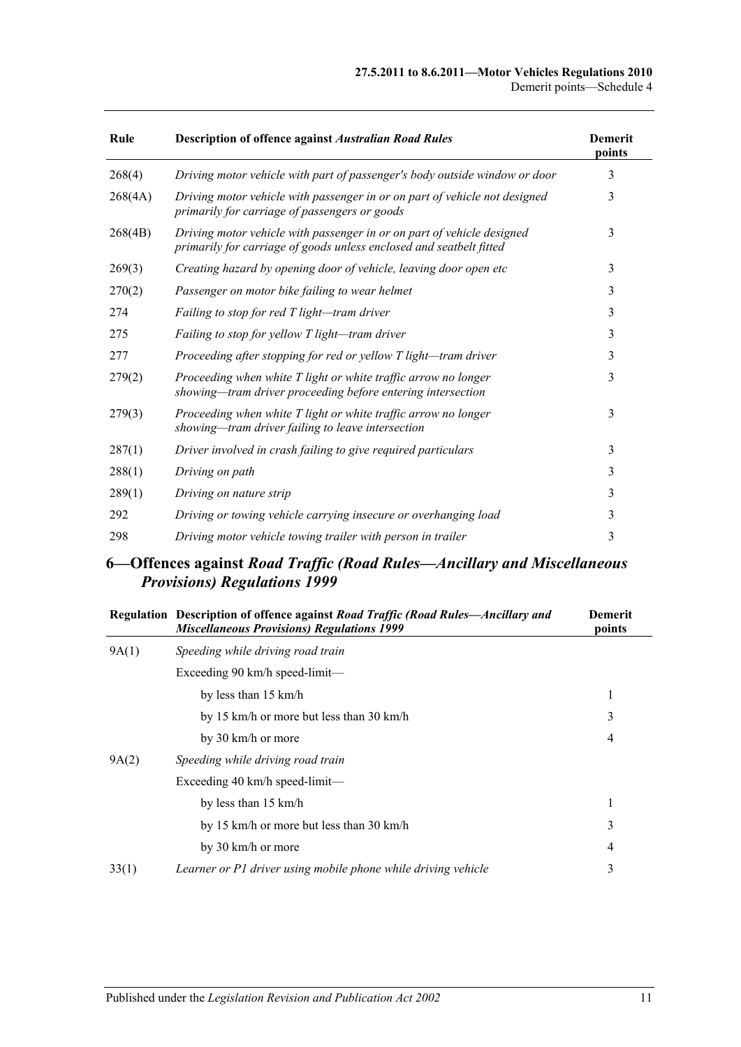| Rule | Description of offence against *Australian Road Rules* | Demerit points |
|---|---|---|
| 268(4) | *Driving motor vehicle with part of passenger's body outside window or door* | 3 |
| 268(4A) | *Driving motor vehicle with passenger in or on part of vehicle not designed primarily for carriage of passengers or goods* | 3 |
| 268(4B) | *Driving motor vehicle with passenger in or on part of vehicle designed primarily for carriage of goods unless enclosed and seatbelt fitted* | 3 |
| 269(3) | *Creating hazard by opening door of vehicle, leaving door open etc* | 3 |
| 270(2) | *Passenger on motor bike failing to wear helmet* | 3 |
| 274 | *Failing to stop for red T light—tram driver* | 3 |
| 275 | *Failing to stop for yellow T light—tram driver* | 3 |
| 277 | *Proceeding after stopping for red or yellow T light—tram driver* | 3 |
| 279(2) | *Proceeding when white T light or white traffic arrow no longer showing—tram driver proceeding before entering intersection* | 3 |
| 279(3) | *Proceeding when white T light or white traffic arrow no longer showing—tram driver failing to leave intersection* | 3 |
| 287(1) | *Driver involved in crash failing to give required particulars* | 3 |
| 288(1) | *Driving on path* | 3 |
| 289(1) | *Driving on nature strip* | 3 |
| 292 | *Driving or towing vehicle carrying insecure or overhanging load* | 3 |
| 298 | *Driving motor vehicle towing trailer with person in trailer* | 3 |

## 6—Offences against *Road Traffic (Road Rules—Ancillary and Miscellaneous Provisions) Regulations 1999*

| Regulation | Description of offence against *Road Traffic (Road Rules—Ancillary and Miscellaneous Provisions) Regulations 1999* | Demerit points |
|---|---|---|
| 9A(1) | *Speeding while driving road train* | |
| | Exceeding 90 km/h speed-limit— | |
| | by less than 15 km/h | 1 |
| | by 15 km/h or more but less than 30 km/h | 3 |
| | by 30 km/h or more | 4 |
| 9A(2) | *Speeding while driving road train* | |
| | Exceeding 40 km/h speed-limit— | |
| | by less than 15 km/h | 1 |
| | by 15 km/h or more but less than 30 km/h | 3 |
| | by 30 km/h or more | 4 |
| 33(1) | *Learner or P1 driver using mobile phone while driving vehicle* | 3 |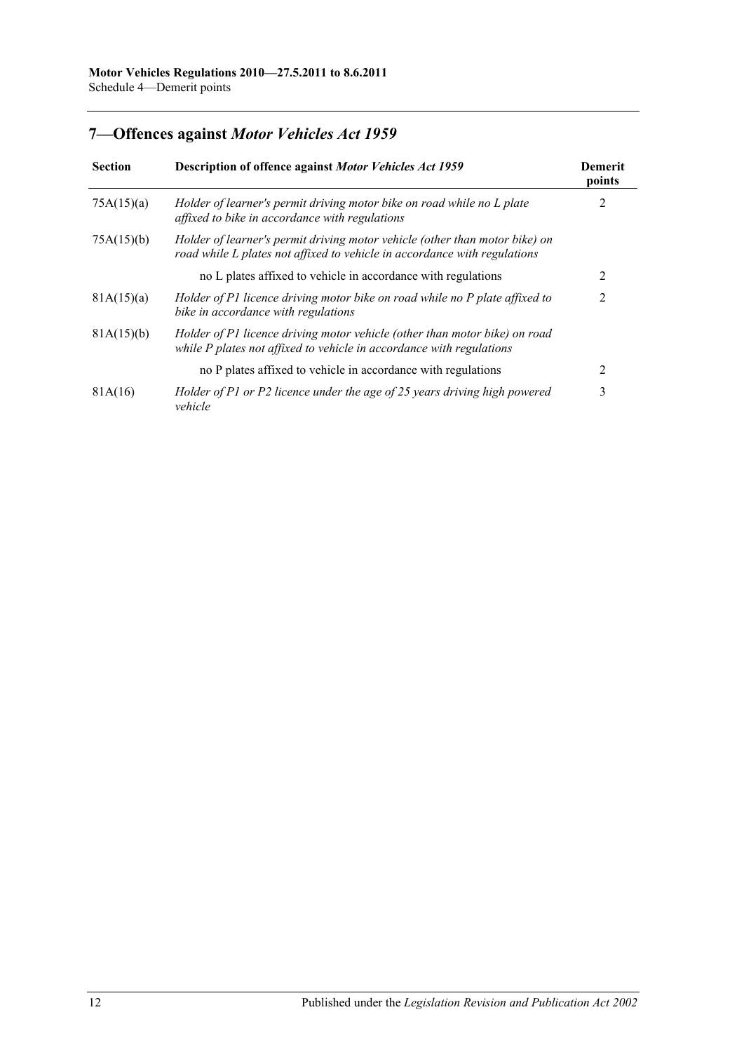## 7—Offences against *Motor Vehicles Act 1959*

| Section | Description of offence against *Motor Vehicles Act 1959* | Demerit points |
|---|---|---|
| 75A(15)(a) | *Holder of learner's permit driving motor bike on road while no L plate affixed to bike in accordance with regulations* | 2 |
| 75A(15)(b) | *Holder of learner's permit driving motor vehicle (other than motor bike) on road while L plates not affixed to vehicle in accordance with regulations* | |
| | no L plates affixed to vehicle in accordance with regulations | 2 |
| 81A(15)(a) | *Holder of P1 licence driving motor bike on road while no P plate affixed to bike in accordance with regulations* | 2 |
| 81A(15)(b) | *Holder of P1 licence driving motor vehicle (other than motor bike) on road while P plates not affixed to vehicle in accordance with regulations* | |
| | no P plates affixed to vehicle in accordance with regulations | 2 |
| 81A(16) | *Holder of P1 or P2 licence under the age of 25 years driving high powered vehicle* | 3 |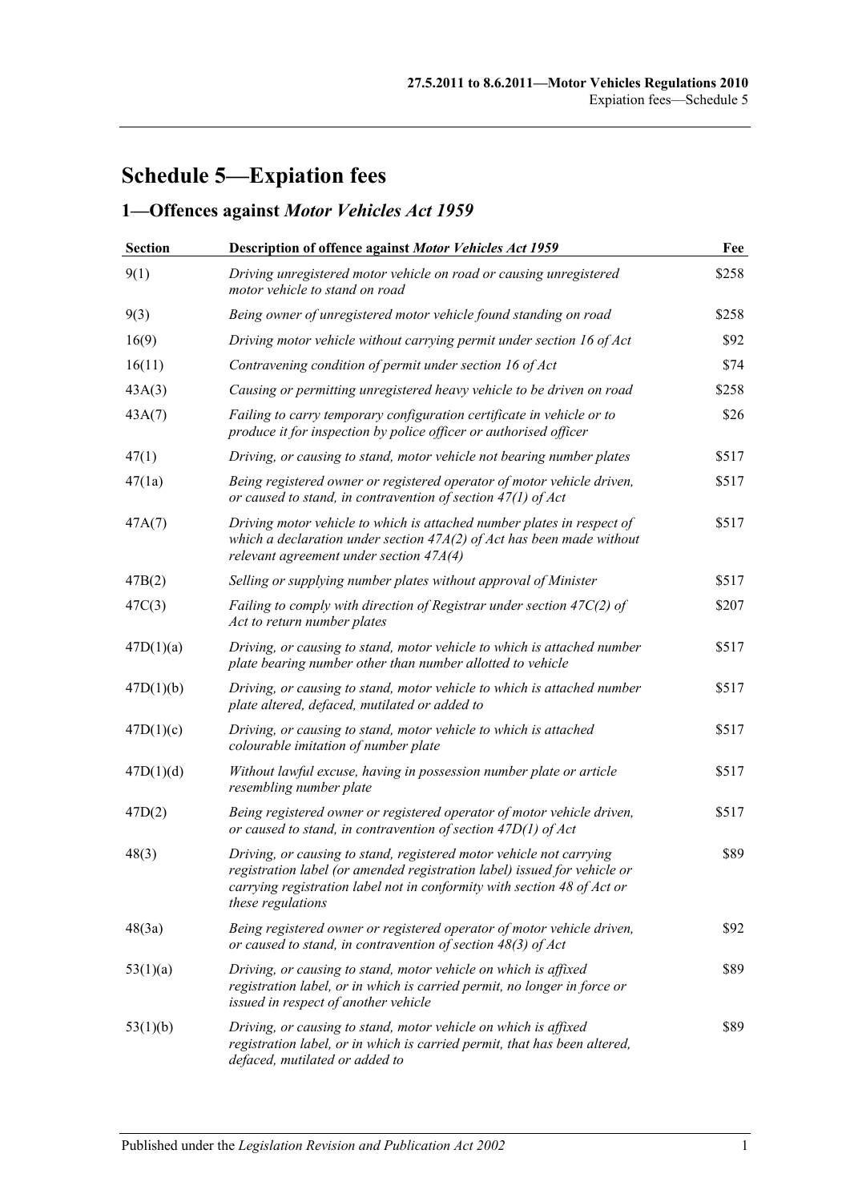# Schedule 5—Expiation fees

## 1—Offences against *Motor Vehicles Act 1959*

| Section | Description of offence against *Motor Vehicles Act 1959* | Fee |
|---|---|---|
| 9(1) | *Driving unregistered motor vehicle on road or causing unregistered motor vehicle to stand on road* | $258 |
| 9(3) | *Being owner of unregistered motor vehicle found standing on road* | $258 |
| 16(9) | *Driving motor vehicle without carrying permit under section 16 of Act* | $92 |
| 16(11) | *Contravening condition of permit under section 16 of Act* | $74 |
| 43A(3) | *Causing or permitting unregistered heavy vehicle to be driven on road* | $258 |
| 43A(7) | *Failing to carry temporary configuration certificate in vehicle or to produce it for inspection by police officer or authorised officer* | $26 |
| 47(1) | *Driving, or causing to stand, motor vehicle not bearing number plates* | $517 |
| 47(1a) | *Being registered owner or registered operator of motor vehicle driven, or caused to stand, in contravention of section 47(1) of Act* | $517 |
| 47A(7) | *Driving motor vehicle to which is attached number plates in respect of which a declaration under section 47A(2) of Act has been made without relevant agreement under section 47A(4)* | $517 |
| 47B(2) | *Selling or supplying number plates without approval of Minister* | $517 |
| 47C(3) | *Failing to comply with direction of Registrar under section 47C(2) of Act to return number plates* | $207 |
| 47D(1)(a) | *Driving, or causing to stand, motor vehicle to which is attached number plate bearing number other than number allotted to vehicle* | $517 |
| 47D(1)(b) | *Driving, or causing to stand, motor vehicle to which is attached number plate altered, defaced, mutilated or added to* | $517 |
| 47D(1)(c) | *Driving, or causing to stand, motor vehicle to which is attached colourable imitation of number plate* | $517 |
| 47D(1)(d) | *Without lawful excuse, having in possession number plate or article resembling number plate* | $517 |
| 47D(2) | *Being registered owner or registered operator of motor vehicle driven, or caused to stand, in contravention of section 47D(1) of Act* | $517 |
| 48(3) | *Driving, or causing to stand, registered motor vehicle not carrying registration label (or amended registration label) issued for vehicle or carrying registration label not in conformity with section 48 of Act or these regulations* | $89 |
| 48(3a) | *Being registered owner or registered operator of motor vehicle driven, or caused to stand, in contravention of section 48(3) of Act* | $92 |
| 53(1)(a) | *Driving, or causing to stand, motor vehicle on which is affixed registration label, or in which is carried permit, no longer in force or issued in respect of another vehicle* | $89 |
| 53(1)(b) | *Driving, or causing to stand, motor vehicle on which is affixed registration label, or in which is carried permit, that has been altered, defaced, mutilated or added to* | $89 |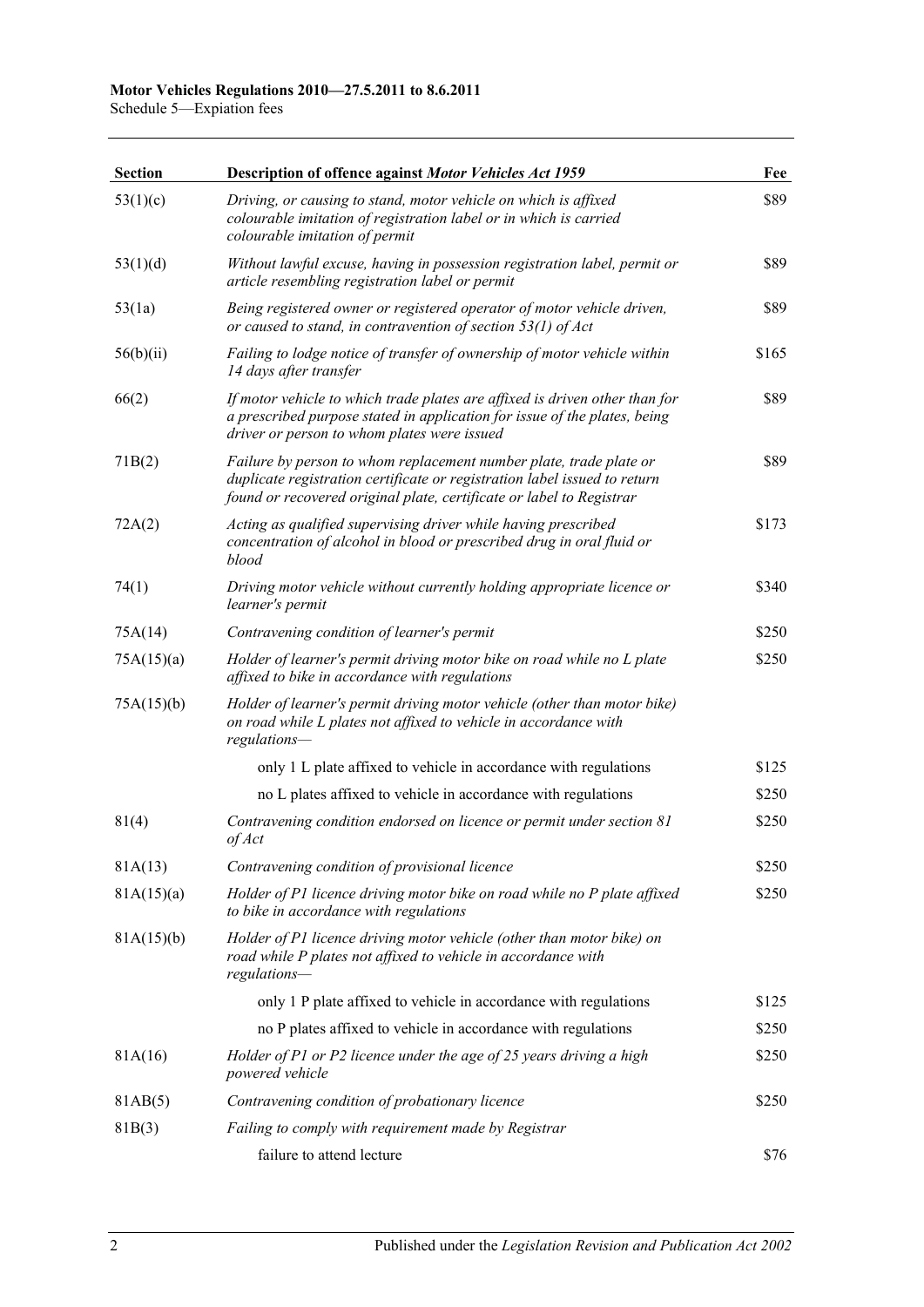| Section | Description of offence against *Motor Vehicles Act 1959* | Fee |
|---|---|---|
| 53(1)(c) | *Driving, or causing to stand, motor vehicle on which is affixed colourable imitation of registration label or in which is carried colourable imitation of permit* | $89 |
| 53(1)(d) | *Without lawful excuse, having in possession registration label, permit or article resembling registration label or permit* | $89 |
| 53(1a) | *Being registered owner or registered operator of motor vehicle driven, or caused to stand, in contravention of section 53(1) of Act* | $89 |
| 56(b)(ii) | *Failing to lodge notice of transfer of ownership of motor vehicle within 14 days after transfer* | $165 |
| 66(2) | *If motor vehicle to which trade plates are affixed is driven other than for a prescribed purpose stated in application for issue of the plates, being driver or person to whom plates were issued* | $89 |
| 71B(2) | *Failure by person to whom replacement number plate, trade plate or duplicate registration certificate or registration label issued to return found or recovered original plate, certificate or label to Registrar* | $89 |
| 72A(2) | *Acting as qualified supervising driver while having prescribed concentration of alcohol in blood or prescribed drug in oral fluid or blood* | $173 |
| 74(1) | *Driving motor vehicle without currently holding appropriate licence or learner's permit* | $340 |
| 75A(14) | *Contravening condition of learner's permit* | $250 |
| 75A(15)(a) | *Holder of learner's permit driving motor bike on road while no L plate affixed to bike in accordance with regulations* | $250 |
| 75A(15)(b) | *Holder of learner's permit driving motor vehicle (other than motor bike) on road while L plates not affixed to vehicle in accordance with regulations—* | |
| | only 1 L plate affixed to vehicle in accordance with regulations | $125 |
| | no L plates affixed to vehicle in accordance with regulations | $250 |
| 81(4) | *Contravening condition endorsed on licence or permit under section 81 of Act* | $250 |
| 81A(13) | *Contravening condition of provisional licence* | $250 |
| 81A(15)(a) | *Holder of P1 licence driving motor bike on road while no P plate affixed to bike in accordance with regulations* | $250 |
| 81A(15)(b) | *Holder of P1 licence driving motor vehicle (other than motor bike) on road while P plates not affixed to vehicle in accordance with regulations—* | |
| | only 1 P plate affixed to vehicle in accordance with regulations | $125 |
| | no P plates affixed to vehicle in accordance with regulations | $250 |
| 81A(16) | *Holder of P1 or P2 licence under the age of 25 years driving a high powered vehicle* | $250 |
| 81AB(5) | *Contravening condition of probationary licence* | $250 |
| 81B(3) | *Failing to comply with requirement made by Registrar* | |
| | failure to attend lecture | $76 |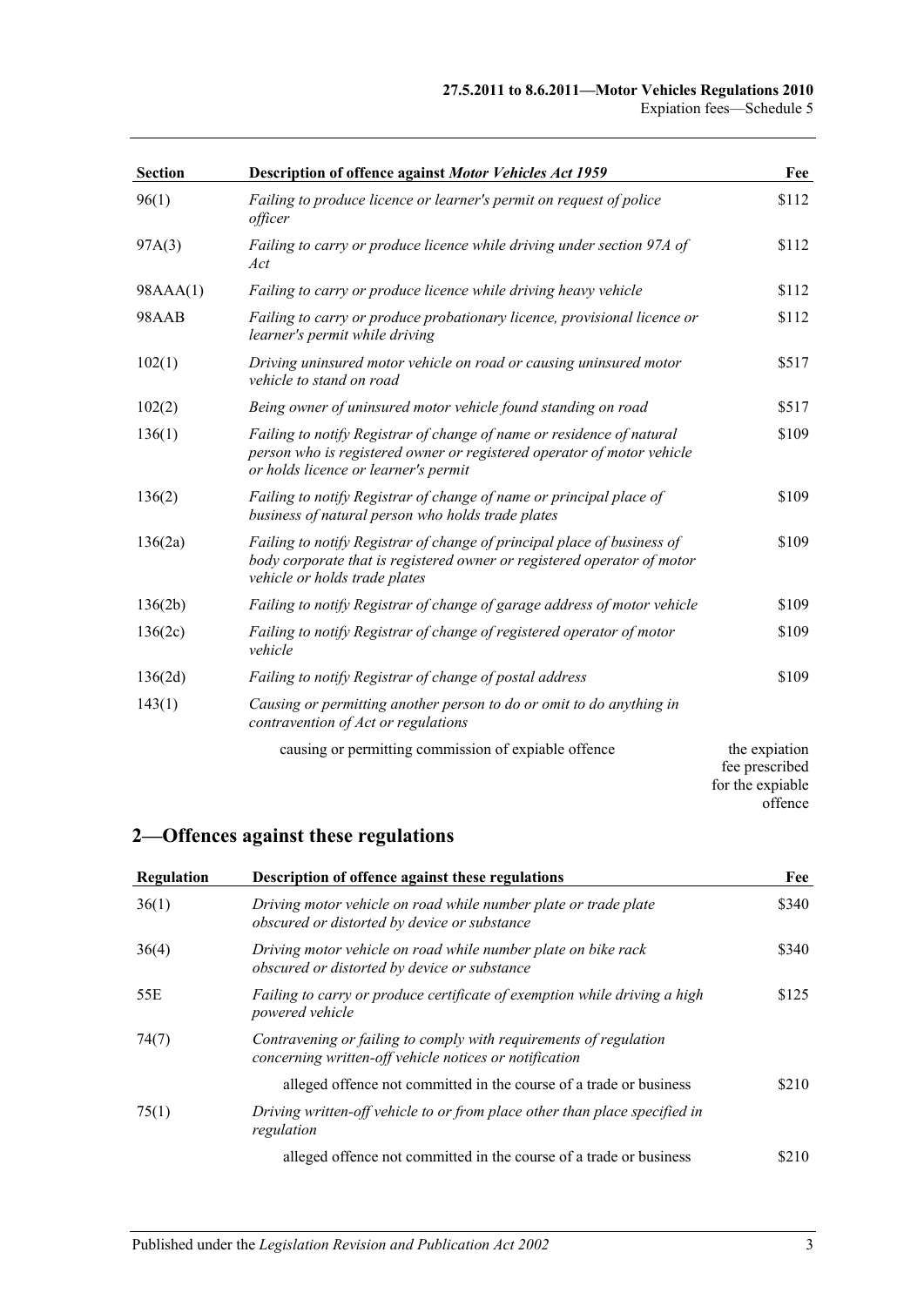| Section | Description of offence against *Motor Vehicles Act 1959* | Fee |
|---|---|---|
| 96(1) | *Failing to produce licence or learner's permit on request of police officer* | $112 |
| 97A(3) | *Failing to carry or produce licence while driving under section 97A of Act* | $112 |
| 98AAA(1) | *Failing to carry or produce licence while driving heavy vehicle* | $112 |
| 98AAB | *Failing to carry or produce probationary licence, provisional licence or learner's permit while driving* | $112 |
| 102(1) | *Driving uninsured motor vehicle on road or causing uninsured motor vehicle to stand on road* | $517 |
| 102(2) | *Being owner of uninsured motor vehicle found standing on road* | $517 |
| 136(1) | *Failing to notify Registrar of change of name or residence of natural person who is registered owner or registered operator of motor vehicle or holds licence or learner's permit* | $109 |
| 136(2) | *Failing to notify Registrar of change of name or principal place of business of natural person who holds trade plates* | $109 |
| 136(2a) | *Failing to notify Registrar of change of principal place of business of body corporate that is registered owner or registered operator of motor vehicle or holds trade plates* | $109 |
| 136(2b) | *Failing to notify Registrar of change of garage address of motor vehicle* | $109 |
| 136(2c) | *Failing to notify Registrar of change of registered operator of motor vehicle* | $109 |
| 136(2d) | *Failing to notify Registrar of change of postal address* | $109 |
| 143(1) | *Causing or permitting another person to do or omit to do anything in contravention of Act or regulations* | |
| | causing or permitting commission of expiable offence | the expiation fee prescribed for the expiable offence |

## 2—Offences against these regulations

| Regulation | Description of offence against these regulations | Fee |
|---|---|---|
| 36(1) | *Driving motor vehicle on road while number plate or trade plate obscured or distorted by device or substance* | $340 |
| 36(4) | *Driving motor vehicle on road while number plate on bike rack obscured or distorted by device or substance* | $340 |
| 55E | *Failing to carry or produce certificate of exemption while driving a high powered vehicle* | $125 |
| 74(7) | *Contravening or failing to comply with requirements of regulation concerning written-off vehicle notices or notification* | |
| | alleged offence not committed in the course of a trade or business | $210 |
| 75(1) | *Driving written-off vehicle to or from place other than place specified in regulation* | |
| | alleged offence not committed in the course of a trade or business | $210 |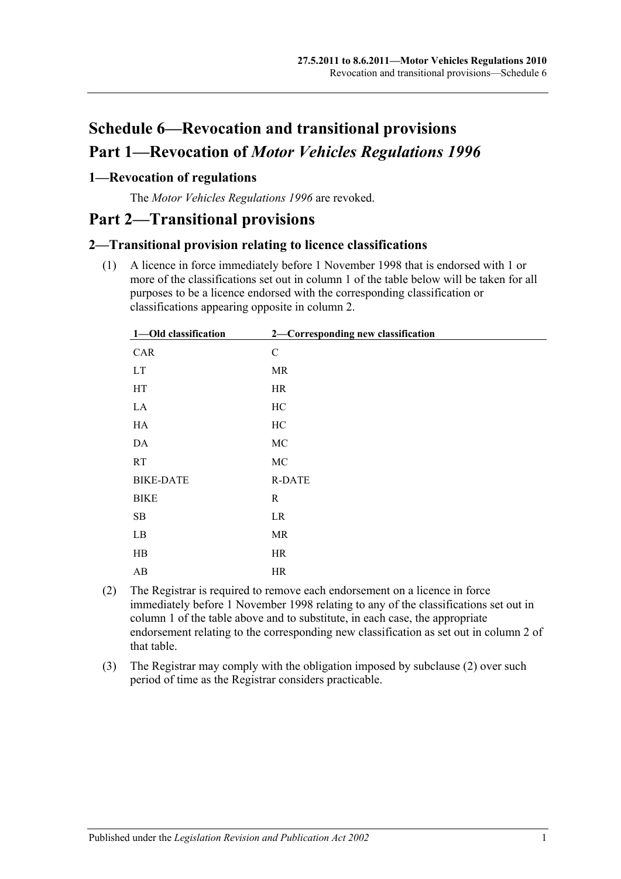# Schedule 6—Revocation and transitional provisions

# Part 1—Revocation of *Motor Vehicles Regulations 1996*

## 1—Revocation of regulations

The *Motor Vehicles Regulations 1996* are revoked.

# Part 2—Transitional provisions

## 2—Transitional provision relating to licence classifications

(1) A licence in force immediately before 1 November 1998 that is endorsed with 1 or more of the classifications set out in column 1 of the table below will be taken for all purposes to be a licence endorsed with the corresponding classification or classifications appearing opposite in column 2.

| 1—Old classification | 2—Corresponding new classification |
|---|---|
| CAR | C |
| LT | MR |
| HT | HR |
| LA | HC |
| HA | HC |
| DA | MC |
| RT | MC |
| BIKE-DATE | R-DATE |
| BIKE | R |
| SB | LR |
| LB | MR |
| HB | HR |
| AB | HR |

(2) The Registrar is required to remove each endorsement on a licence in force immediately before 1 November 1998 relating to any of the classifications set out in column 1 of the table above and to substitute, in each case, the appropriate endorsement relating to the corresponding new classification as set out in column 2 of that table.

(3) The Registrar may comply with the obligation imposed by subclause (2) over such period of time as the Registrar considers practicable.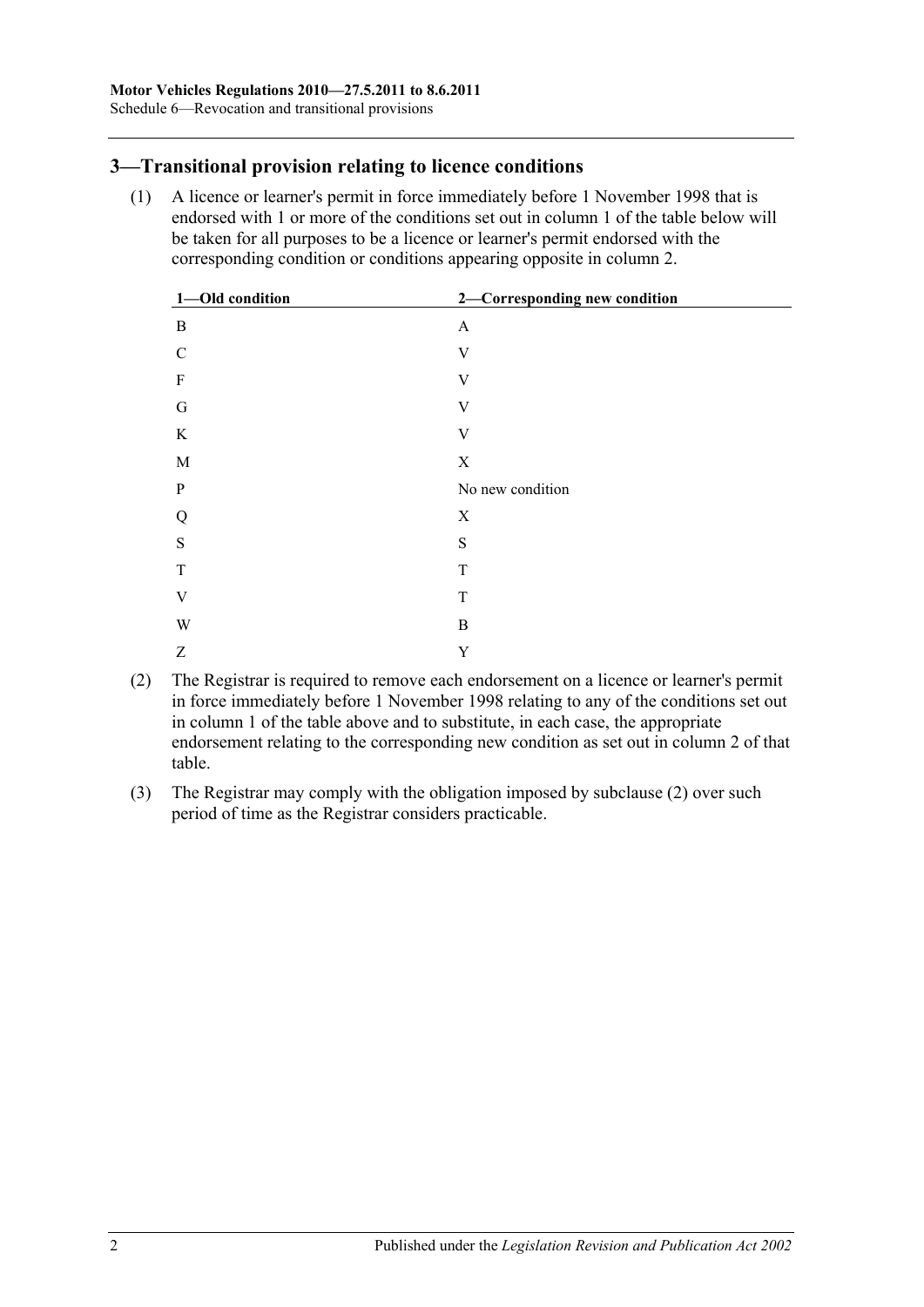## 3—Transitional provision relating to licence conditions

(1) A licence or learner's permit in force immediately before 1 November 1998 that is endorsed with 1 or more of the conditions set out in column 1 of the table below will be taken for all purposes to be a licence or learner's permit endorsed with the corresponding condition or conditions appearing opposite in column 2.

| 1—Old condition | 2—Corresponding new condition |
|---|---|
| B | A |
| C | V |
| F | V |
| G | V |
| K | V |
| M | X |
| P | No new condition |
| Q | X |
| S | S |
| T | T |
| V | T |
| W | B |
| Z | Y |

(2) The Registrar is required to remove each endorsement on a licence or learner's permit in force immediately before 1 November 1998 relating to any of the conditions set out in column 1 of the table above and to substitute, in each case, the appropriate endorsement relating to the corresponding new condition as set out in column 2 of that table.

(3) The Registrar may comply with the obligation imposed by subclause (2) over such period of time as the Registrar considers practicable.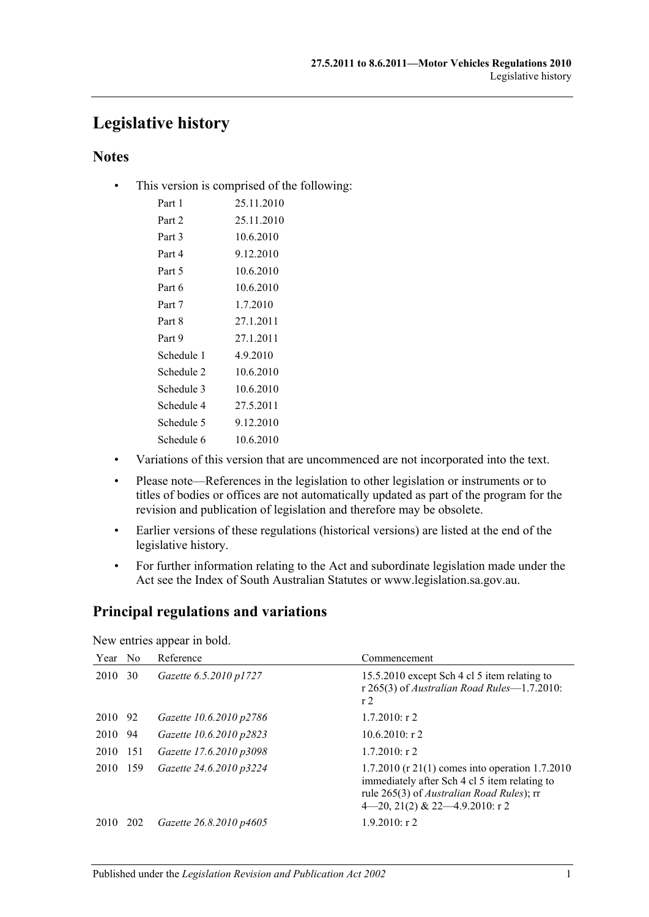# Legislative history

## Notes

- This version is comprised of the following:

| | |
|---|---|
| Part 1 | 25.11.2010 |
| Part 2 | 25.11.2010 |
| Part 3 | 10.6.2010 |
| Part 4 | 9.12.2010 |
| Part 5 | 10.6.2010 |
| Part 6 | 10.6.2010 |
| Part 7 | 1.7.2010 |
| Part 8 | 27.1.2011 |
| Part 9 | 27.1.2011 |
| Schedule 1 | 4.9.2010 |
| Schedule 2 | 10.6.2010 |
| Schedule 3 | 10.6.2010 |
| Schedule 4 | 27.5.2011 |
| Schedule 5 | 9.12.2010 |
| Schedule 6 | 10.6.2010 |

- Variations of this version that are uncommenced are not incorporated into the text.
- Please note—References in the legislation to other legislation or instruments or to titles of bodies or offices are not automatically updated as part of the program for the revision and publication of legislation and therefore may be obsolete.
- Earlier versions of these regulations (historical versions) are listed at the end of the legislative history.
- For further information relating to the Act and subordinate legislation made under the Act see the Index of South Australian Statutes or www.legislation.sa.gov.au.

## Principal regulations and variations

New entries appear in bold.

| Year | No | Reference | Commencement |
|---|---|---|---|
| 2010 | 30 | *Gazette 6.5.2010 p1727* | 15.5.2010 except Sch 4 cl 5 item relating to r 265(3) of *Australian Road Rules*—1.7.2010: r 2 |
| 2010 | 92 | *Gazette 10.6.2010 p2786* | 1.7.2010: r 2 |
| 2010 | 94 | *Gazette 10.6.2010 p2823* | 10.6.2010: r 2 |
| 2010 | 151 | *Gazette 17.6.2010 p3098* | 1.7.2010: r 2 |
| 2010 | 159 | *Gazette 24.6.2010 p3224* | 1.7.2010 (r 21(1) comes into operation 1.7.2010 immediately after Sch 4 cl 5 item relating to rule 265(3) of *Australian Road Rules*); rr 4—20, 21(2) & 22—4.9.2010: r 2 |
| 2010 | 202 | *Gazette 26.8.2010 p4605* | 1.9.2010: r 2 |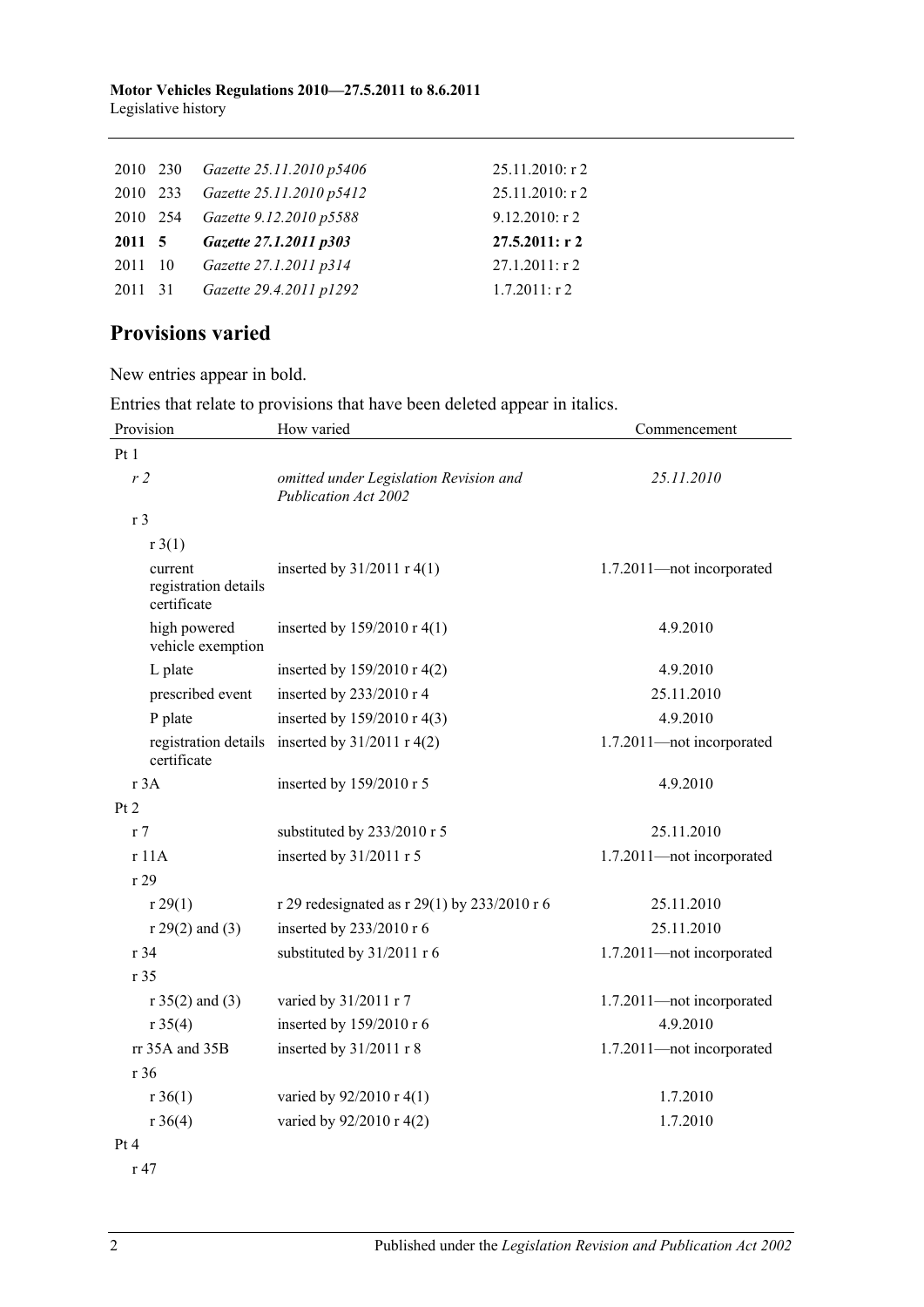| | | | |
|---|---|---|---|
| 2010 | 230 | *Gazette 25.11.2010 p5406* | 25.11.2010: r 2 |
| 2010 | 233 | *Gazette 25.11.2010 p5412* | 25.11.2010: r 2 |
| 2010 | 254 | *Gazette 9.12.2010 p5588* | 9.12.2010: r 2 |
| **2011** | **5** | ***Gazette 27.1.2011 p303*** | **27.5.2011: r 2** |
| 2011 | 10 | *Gazette 27.1.2011 p314* | 27.1.2011: r 2 |
| 2011 | 31 | *Gazette 29.4.2011 p1292* | 1.7.2011: r 2 |

## Provisions varied

New entries appear in bold.

Entries that relate to provisions that have been deleted appear in italics.

| Provision | How varied | Commencement |
|---|---|---|
| Pt 1 | | |
| *r 2* | *omitted under Legislation Revision and Publication Act 2002* | *25.11.2010* |
| r 3 | | |
| r 3(1) | | |
| current registration details certificate | inserted by 31/2011 r 4(1) | 1.7.2011—not incorporated |
| high powered vehicle exemption | inserted by 159/2010 r 4(1) | 4.9.2010 |
| L plate | inserted by 159/2010 r 4(2) | 4.9.2010 |
| prescribed event | inserted by 233/2010 r 4 | 25.11.2010 |
| P plate | inserted by 159/2010 r 4(3) | 4.9.2010 |
| registration details certificate | inserted by 31/2011 r 4(2) | 1.7.2011—not incorporated |
| r 3A | inserted by 159/2010 r 5 | 4.9.2010 |
| Pt 2 | | |
| r 7 | substituted by 233/2010 r 5 | 25.11.2010 |
| r 11A | inserted by 31/2011 r 5 | 1.7.2011—not incorporated |
| r 29 | | |
| r 29(1) | r 29 redesignated as r 29(1) by 233/2010 r 6 | 25.11.2010 |
| r 29(2) and (3) | inserted by 233/2010 r 6 | 25.11.2010 |
| r 34 | substituted by 31/2011 r 6 | 1.7.2011—not incorporated |
| r 35 | | |
| r 35(2) and (3) | varied by 31/2011 r 7 | 1.7.2011—not incorporated |
| r 35(4) | inserted by 159/2010 r 6 | 4.9.2010 |
| rr 35A and 35B | inserted by 31/2011 r 8 | 1.7.2011—not incorporated |
| r 36 | | |
| r 36(1) | varied by 92/2010 r 4(1) | 1.7.2010 |
| r 36(4) | varied by 92/2010 r 4(2) | 1.7.2010 |
| Pt 4 | | |
| r 47 | | |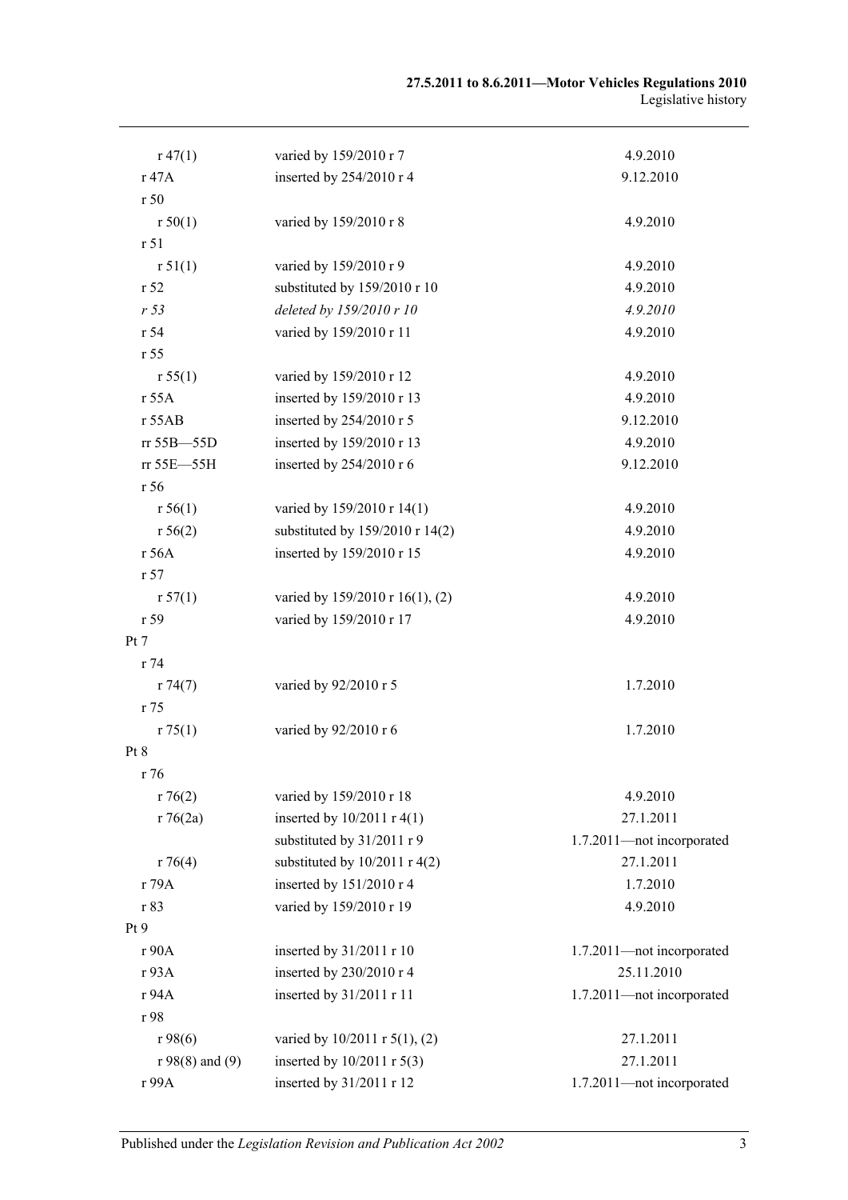| | | |
|---|---|---|
| r 47(1) | varied by 159/2010 r 7 | 4.9.2010 |
| r 47A | inserted by 254/2010 r 4 | 9.12.2010 |
| r 50 | | |
| r 50(1) | varied by 159/2010 r 8 | 4.9.2010 |
| r 51 | | |
| r 51(1) | varied by 159/2010 r 9 | 4.9.2010 |
| r 52 | substituted by 159/2010 r 10 | 4.9.2010 |
| *r 53* | *deleted by 159/2010 r 10* | *4.9.2010* |
| r 54 | varied by 159/2010 r 11 | 4.9.2010 |
| r 55 | | |
| r 55(1) | varied by 159/2010 r 12 | 4.9.2010 |
| r 55A | inserted by 159/2010 r 13 | 4.9.2010 |
| r 55AB | inserted by 254/2010 r 5 | 9.12.2010 |
| rr 55B—55D | inserted by 159/2010 r 13 | 4.9.2010 |
| rr 55E—55H | inserted by 254/2010 r 6 | 9.12.2010 |
| r 56 | | |
| r 56(1) | varied by 159/2010 r 14(1) | 4.9.2010 |
| r 56(2) | substituted by 159/2010 r 14(2) | 4.9.2010 |
| r 56A | inserted by 159/2010 r 15 | 4.9.2010 |
| r 57 | | |
| r 57(1) | varied by 159/2010 r 16(1), (2) | 4.9.2010 |
| r 59 | varied by 159/2010 r 17 | 4.9.2010 |
| Pt 7 | | |
| r 74 | | |
| r 74(7) | varied by 92/2010 r 5 | 1.7.2010 |
| r 75 | | |
| r 75(1) | varied by 92/2010 r 6 | 1.7.2010 |
| Pt 8 | | |
| r 76 | | |
| r 76(2) | varied by 159/2010 r 18 | 4.9.2010 |
| r 76(2a) | inserted by 10/2011 r 4(1) | 27.1.2011 |
| | substituted by 31/2011 r 9 | 1.7.2011—not incorporated |
| r 76(4) | substituted by 10/2011 r 4(2) | 27.1.2011 |
| r 79A | inserted by 151/2010 r 4 | 1.7.2010 |
| r 83 | varied by 159/2010 r 19 | 4.9.2010 |
| Pt 9 | | |
| r 90A | inserted by 31/2011 r 10 | 1.7.2011—not incorporated |
| r 93A | inserted by 230/2010 r 4 | 25.11.2010 |
| r 94A | inserted by 31/2011 r 11 | 1.7.2011—not incorporated |
| r 98 | | |
| r 98(6) | varied by 10/2011 r 5(1), (2) | 27.1.2011 |
| r 98(8) and (9) | inserted by 10/2011 r 5(3) | 27.1.2011 |
| r 99A | inserted by 31/2011 r 12 | 1.7.2011—not incorporated |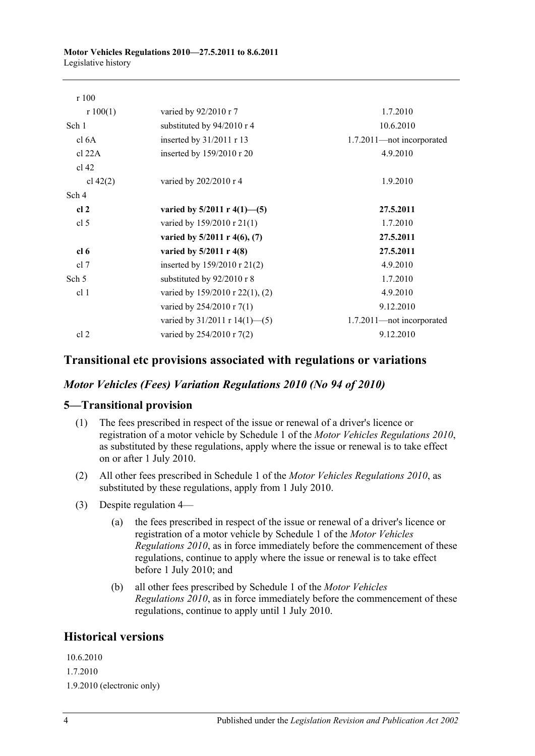| | | |
|---|---|---|
| r 100 | | |
| r 100(1) | varied by 92/2010 r 7 | 1.7.2010 |
| Sch 1 | substituted by 94/2010 r 4 | 10.6.2010 |
| cl 6A | inserted by 31/2011 r 13 | 1.7.2011—not incorporated |
| cl 22A | inserted by 159/2010 r 20 | 4.9.2010 |
| cl 42 | | |
| cl 42(2) | varied by 202/2010 r 4 | 1.9.2010 |
| Sch 4 | | |
| **cl 2** | **varied by 5/2011 r 4(1)—(5)** | **27.5.2011** |
| cl 5 | varied by 159/2010 r 21(1) | 1.7.2010 |
| | **varied by 5/2011 r 4(6), (7)** | **27.5.2011** |
| **cl 6** | **varied by 5/2011 r 4(8)** | **27.5.2011** |
| cl 7 | inserted by 159/2010 r 21(2) | 4.9.2010 |
| Sch 5 | substituted by 92/2010 r 8 | 1.7.2010 |
| cl 1 | varied by 159/2010 r 22(1), (2) | 4.9.2010 |
| | varied by 254/2010 r 7(1) | 9.12.2010 |
| | varied by 31/2011 r 14(1)—(5) | 1.7.2011—not incorporated |
| cl 2 | varied by 254/2010 r 7(2) | 9.12.2010 |

## Transitional etc provisions associated with regulations or variations

### *Motor Vehicles (Fees) Variation Regulations 2010 (No 94 of 2010)*

### 5—Transitional provision

(1) The fees prescribed in respect of the issue or renewal of a driver's licence or registration of a motor vehicle by Schedule 1 of the *Motor Vehicles Regulations 2010*, as substituted by these regulations, apply where the issue or renewal is to take effect on or after 1 July 2010.

(2) All other fees prescribed in Schedule 1 of the *Motor Vehicles Regulations 2010*, as substituted by these regulations, apply from 1 July 2010.

(3) Despite regulation 4—

(a) the fees prescribed in respect of the issue or renewal of a driver's licence or registration of a motor vehicle by Schedule 1 of the *Motor Vehicles Regulations 2010*, as in force immediately before the commencement of these regulations, continue to apply where the issue or renewal is to take effect before 1 July 2010; and

(b) all other fees prescribed by Schedule 1 of the *Motor Vehicles Regulations 2010*, as in force immediately before the commencement of these regulations, continue to apply until 1 July 2010.

## Historical versions

10.6.2010

1.7.2010

1.9.2010 (electronic only)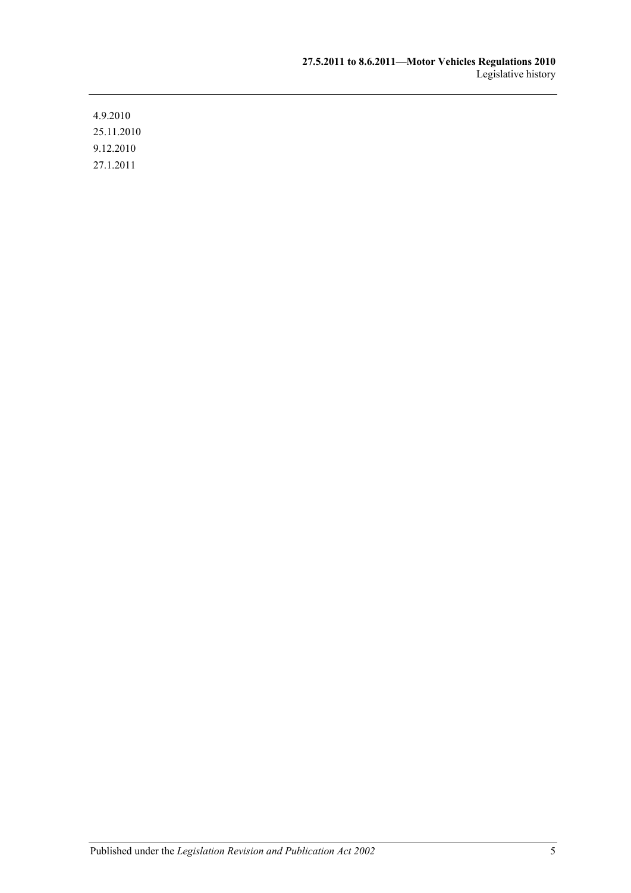4.9.2010

25.11.2010

9.12.2010

27.1.2011